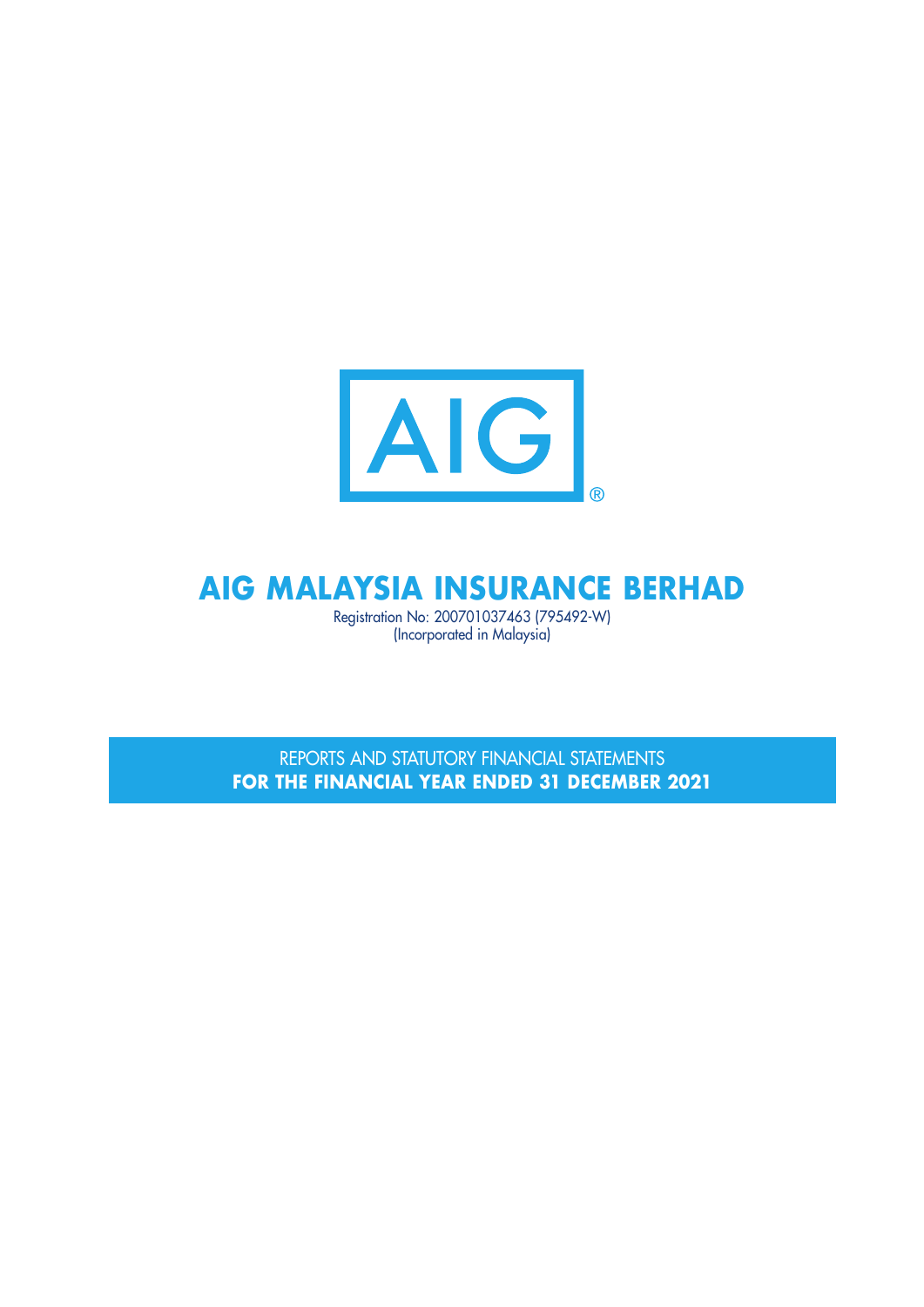AIG®

# AIG MALAYSIA INSURANCE BERHAD

Registration No: 200701037463 (795492-W)
(Incorporated in Malaysia)

REPORTS AND STATUTORY FINANCIAL STATEMENTS
**FOR THE FINANCIAL YEAR ENDED 31 DECEMBER 2021**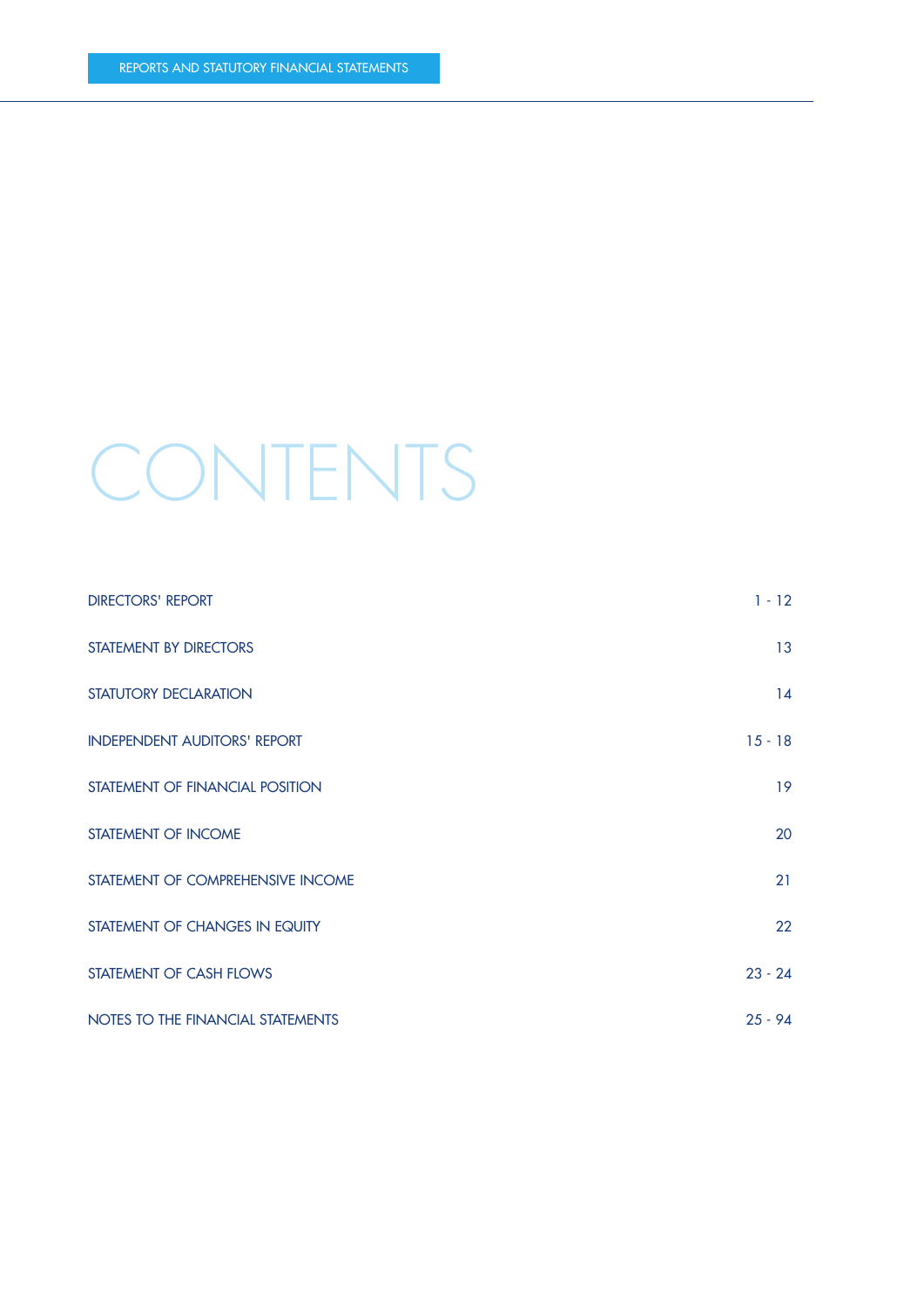# CONTENTS

| | |
|---|---|
| DIRECTORS' REPORT | 1 - 12 |
| STATEMENT BY DIRECTORS | 13 |
| STATUTORY DECLARATION | 14 |
| INDEPENDENT AUDITORS' REPORT | 15 - 18 |
| STATEMENT OF FINANCIAL POSITION | 19 |
| STATEMENT OF INCOME | 20 |
| STATEMENT OF COMPREHENSIVE INCOME | 21 |
| STATEMENT OF CHANGES IN EQUITY | 22 |
| STATEMENT OF CASH FLOWS | 23 - 24 |
| NOTES TO THE FINANCIAL STATEMENTS | 25 - 94 |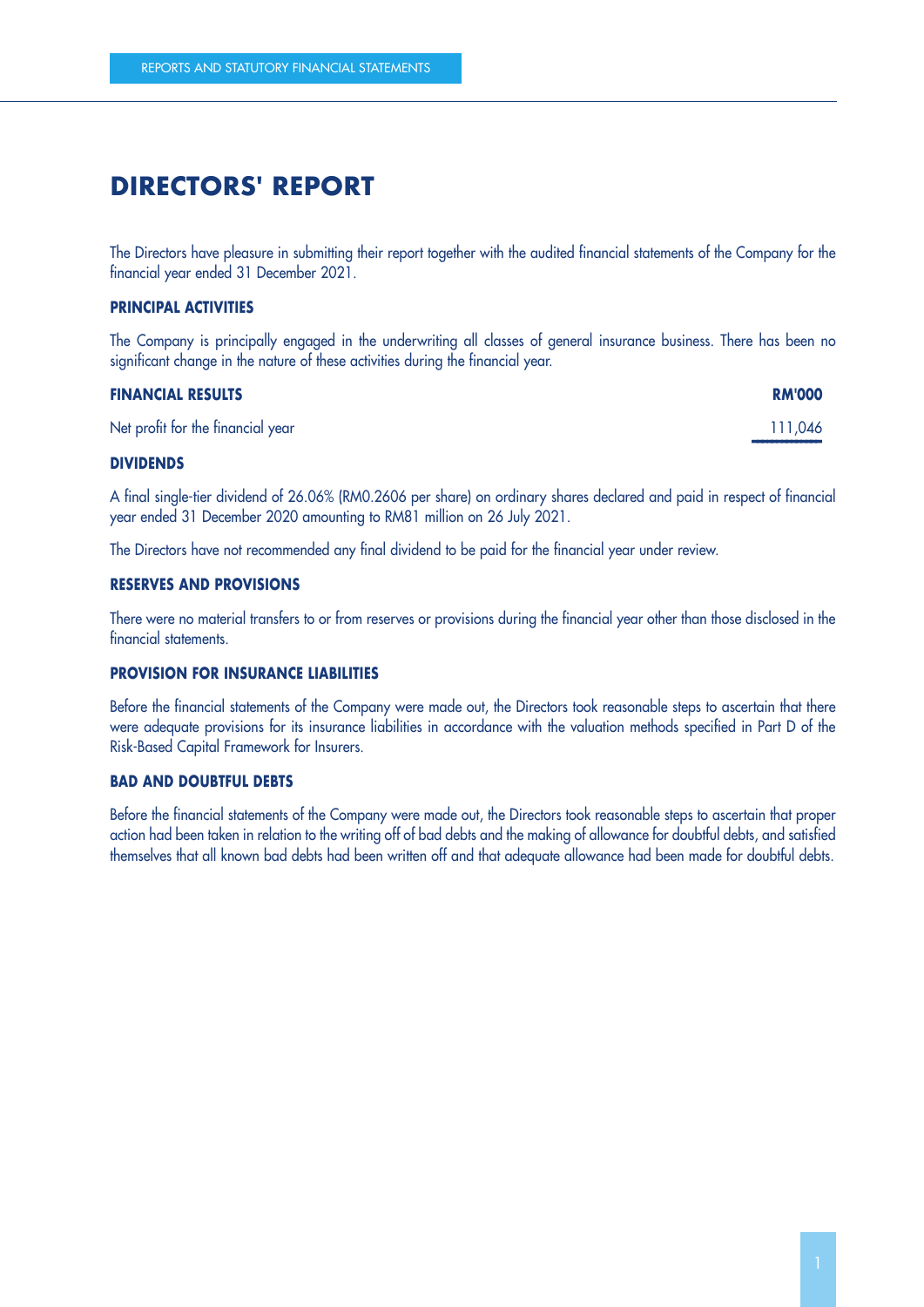# DIRECTORS' REPORT

The Directors have pleasure in submitting their report together with the audited financial statements of the Company for the financial year ended 31 December 2021.

## PRINCIPAL ACTIVITIES

The Company is principally engaged in the underwriting all classes of general insurance business. There has been no significant change in the nature of these activities during the financial year.

| FINANCIAL RESULTS | RM'000 |
|---|---|
| Net profit for the financial year | 111,046 |

## DIVIDENDS

A final single-tier dividend of 26.06% (RM0.2606 per share) on ordinary shares declared and paid in respect of financial year ended 31 December 2020 amounting to RM81 million on 26 July 2021.

The Directors have not recommended any final dividend to be paid for the financial year under review.

## RESERVES AND PROVISIONS

There were no material transfers to or from reserves or provisions during the financial year other than those disclosed in the financial statements.

## PROVISION FOR INSURANCE LIABILITIES

Before the financial statements of the Company were made out, the Directors took reasonable steps to ascertain that there were adequate provisions for its insurance liabilities in accordance with the valuation methods specified in Part D of the Risk-Based Capital Framework for Insurers.

## BAD AND DOUBTFUL DEBTS

Before the financial statements of the Company were made out, the Directors took reasonable steps to ascertain that proper action had been taken in relation to the writing off of bad debts and the making of allowance for doubtful debts, and satisfied themselves that all known bad debts had been written off and that adequate allowance had been made for doubtful debts.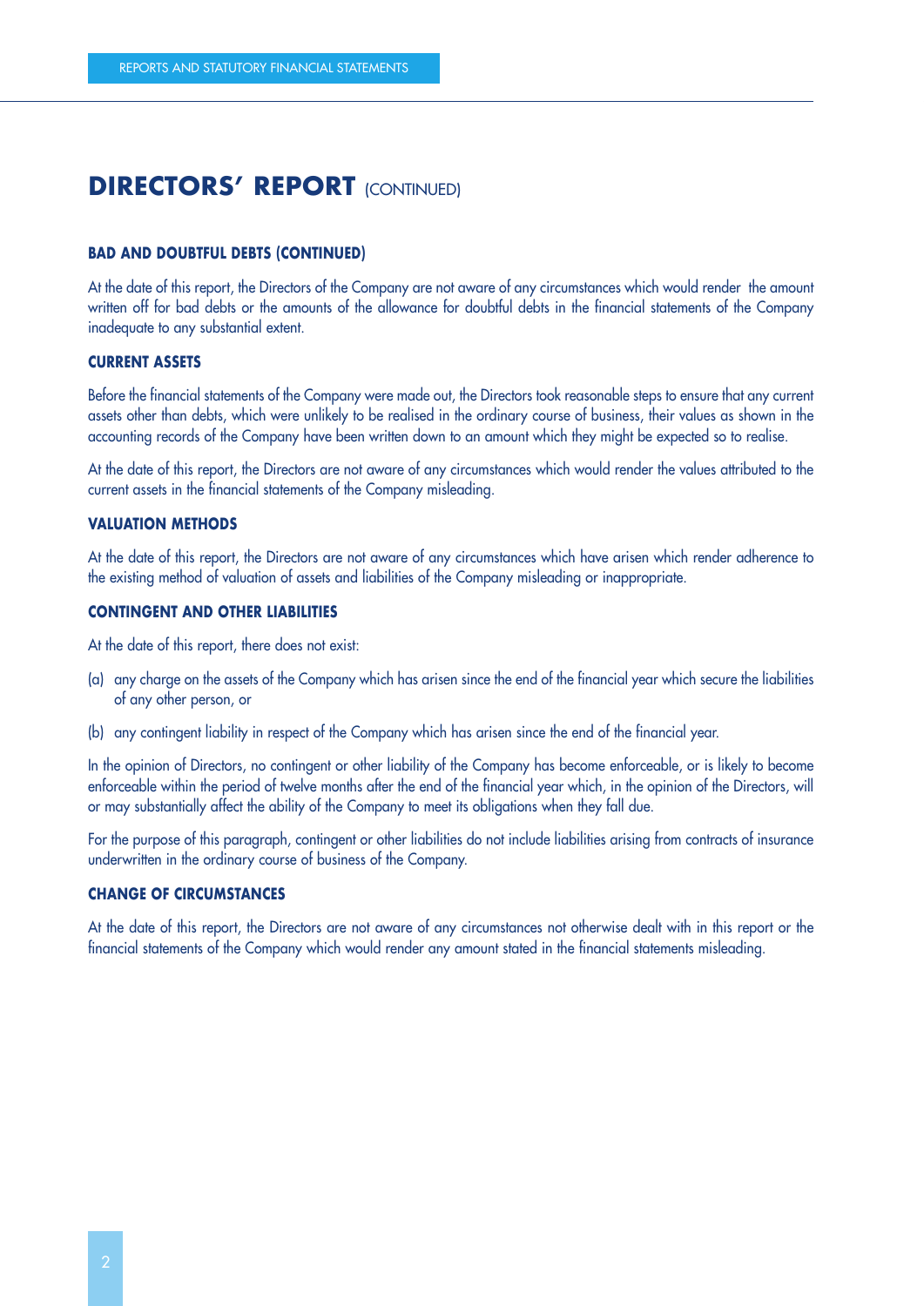# DIRECTORS' REPORT (CONTINUED)

### BAD AND DOUBTFUL DEBTS (CONTINUED)

At the date of this report, the Directors of the Company are not aware of any circumstances which would render the amount written off for bad debts or the amounts of the allowance for doubtful debts in the financial statements of the Company inadequate to any substantial extent.

### CURRENT ASSETS

Before the financial statements of the Company were made out, the Directors took reasonable steps to ensure that any current assets other than debts, which were unlikely to be realised in the ordinary course of business, their values as shown in the accounting records of the Company have been written down to an amount which they might be expected so to realise.

At the date of this report, the Directors are not aware of any circumstances which would render the values attributed to the current assets in the financial statements of the Company misleading.

### VALUATION METHODS

At the date of this report, the Directors are not aware of any circumstances which have arisen which render adherence to the existing method of valuation of assets and liabilities of the Company misleading or inappropriate.

### CONTINGENT AND OTHER LIABILITIES

At the date of this report, there does not exist:

(a) any charge on the assets of the Company which has arisen since the end of the financial year which secure the liabilities of any other person, or

(b) any contingent liability in respect of the Company which has arisen since the end of the financial year.

In the opinion of Directors, no contingent or other liability of the Company has become enforceable, or is likely to become enforceable within the period of twelve months after the end of the financial year which, in the opinion of the Directors, will or may substantially affect the ability of the Company to meet its obligations when they fall due.

For the purpose of this paragraph, contingent or other liabilities do not include liabilities arising from contracts of insurance underwritten in the ordinary course of business of the Company.

### CHANGE OF CIRCUMSTANCES

At the date of this report, the Directors are not aware of any circumstances not otherwise dealt with in this report or the financial statements of the Company which would render any amount stated in the financial statements misleading.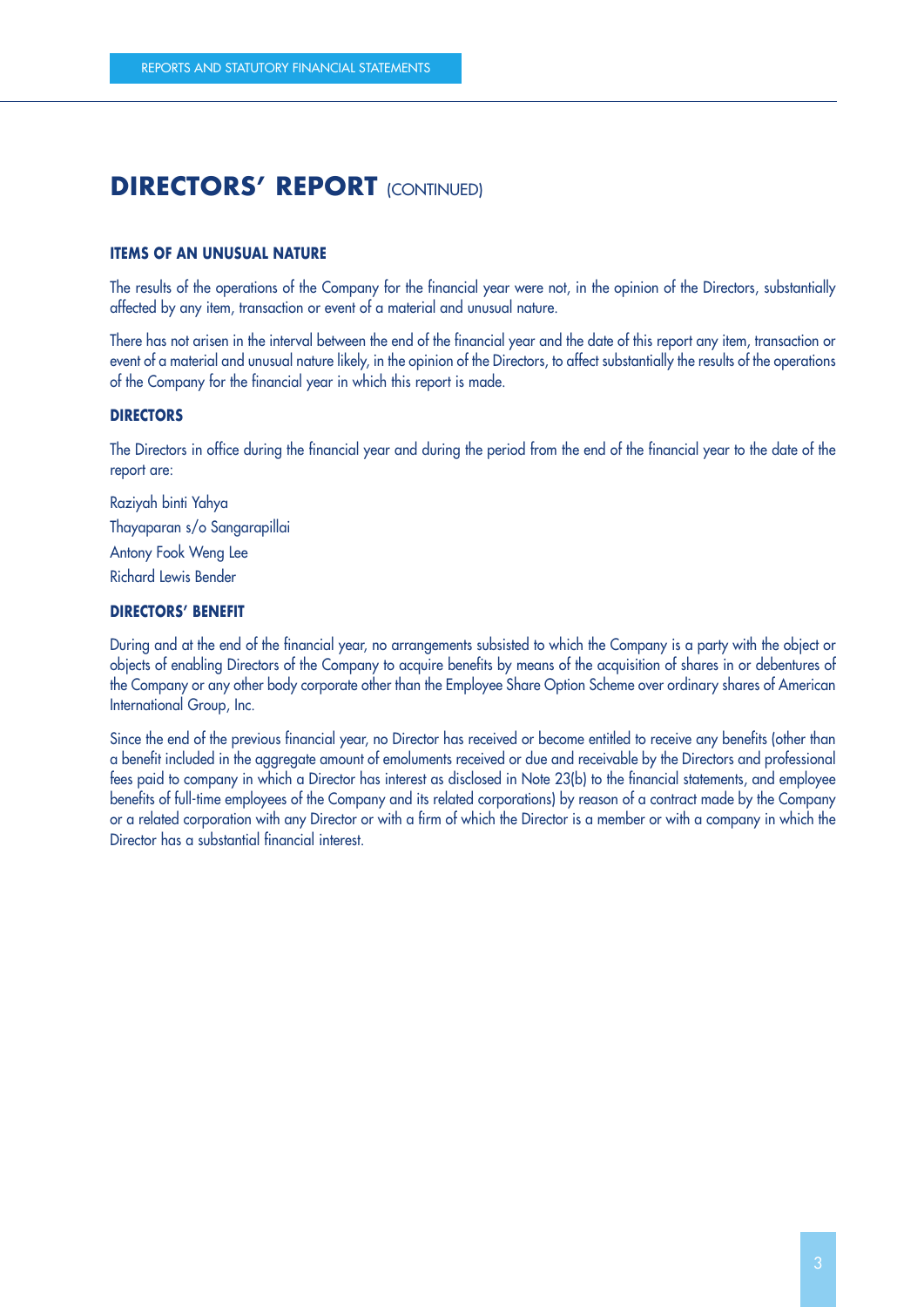# DIRECTORS' REPORT (CONTINUED)

### ITEMS OF AN UNUSUAL NATURE

The results of the operations of the Company for the financial year were not, in the opinion of the Directors, substantially affected by any item, transaction or event of a material and unusual nature.

There has not arisen in the interval between the end of the financial year and the date of this report any item, transaction or event of a material and unusual nature likely, in the opinion of the Directors, to affect substantially the results of the operations of the Company for the financial year in which this report is made.

### DIRECTORS

The Directors in office during the financial year and during the period from the end of the financial year to the date of the report are:

Raziyah binti Yahya

Thayaparan s/o Sangarapillai

Antony Fook Weng Lee

Richard Lewis Bender

### DIRECTORS' BENEFIT

During and at the end of the financial year, no arrangements subsisted to which the Company is a party with the object or objects of enabling Directors of the Company to acquire benefits by means of the acquisition of shares in or debentures of the Company or any other body corporate other than the Employee Share Option Scheme over ordinary shares of American International Group, Inc.

Since the end of the previous financial year, no Director has received or become entitled to receive any benefits (other than a benefit included in the aggregate amount of emoluments received or due and receivable by the Directors and professional fees paid to company in which a Director has interest as disclosed in Note 23(b) to the financial statements, and employee benefits of full-time employees of the Company and its related corporations) by reason of a contract made by the Company or a related corporation with any Director or with a firm of which the Director is a member or with a company in which the Director has a substantial financial interest.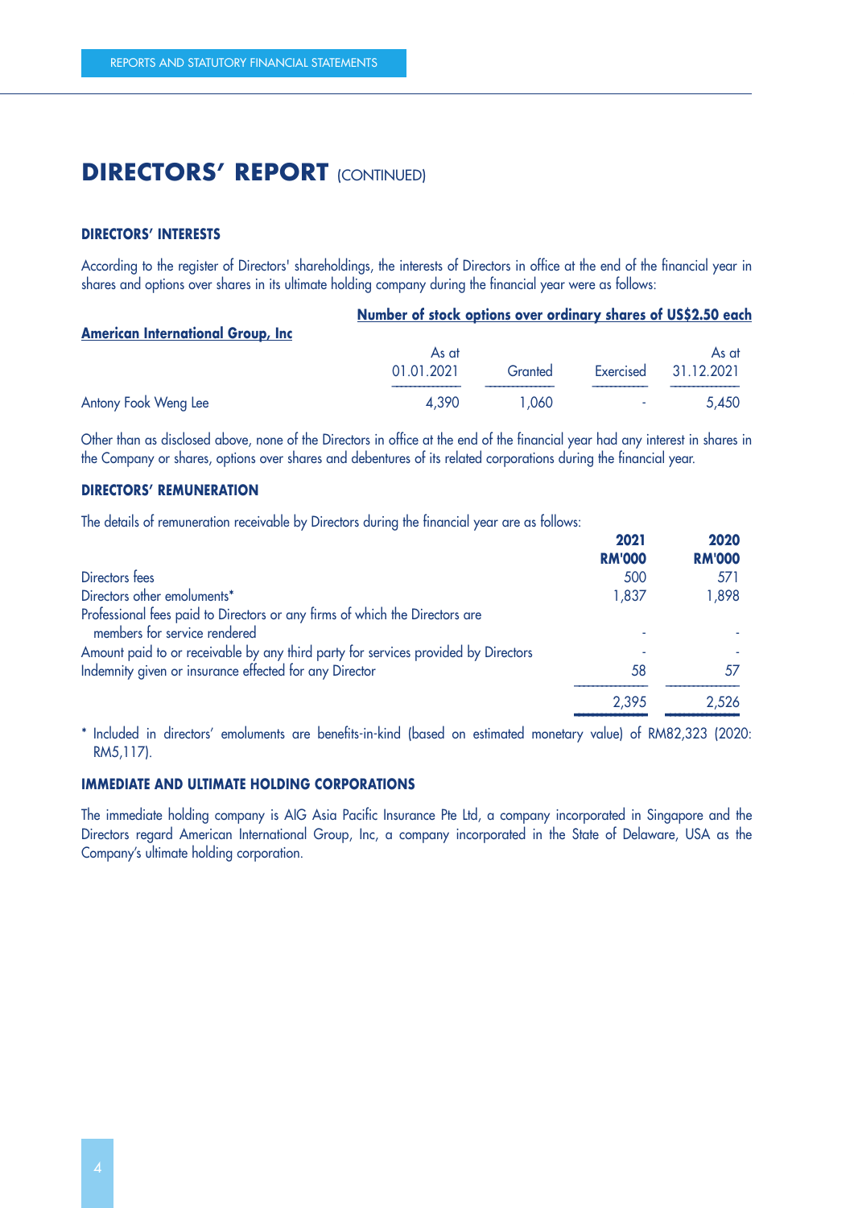# DIRECTORS' REPORT (CONTINUED)

### DIRECTORS' INTERESTS

According to the register of Directors' shareholdings, the interests of Directors in office at the end of the financial year in shares and options over shares in its ultimate holding company during the financial year were as follows:

| American International Group, Inc | Number of stock options over ordinary shares of US$2.50 each | | | |
|---|---|---|---|---|
| | As at 01.01.2021 | Granted | Exercised | As at 31.12.2021 |
| Antony Fook Weng Lee | 4,390 | 1,060 | - | 5,450 |

Other than as disclosed above, none of the Directors in office at the end of the financial year had any interest in shares in the Company or shares, options over shares and debentures of its related corporations during the financial year.

### DIRECTORS' REMUNERATION

The details of remuneration receivable by Directors during the financial year are as follows:

| | 2021<br>RM'000 | 2020<br>RM'000 |
|---|---|---|
| Directors fees | 500 | 571 |
| Directors other emoluments* | 1,837 | 1,898 |
| Professional fees paid to Directors or any firms of which the Directors are members for service rendered | - | - |
| Amount paid to or receivable by any third party for services provided by Directors | - | - |
| Indemnity given or insurance effected for any Director | 58 | 57 |
| | 2,395 | 2,526 |

\* Included in directors' emoluments are benefits-in-kind (based on estimated monetary value) of RM82,323 (2020: RM5,117).

### IMMEDIATE AND ULTIMATE HOLDING CORPORATIONS

The immediate holding company is AIG Asia Pacific Insurance Pte Ltd, a company incorporated in Singapore and the Directors regard American International Group, Inc, a company incorporated in the State of Delaware, USA as the Company's ultimate holding corporation.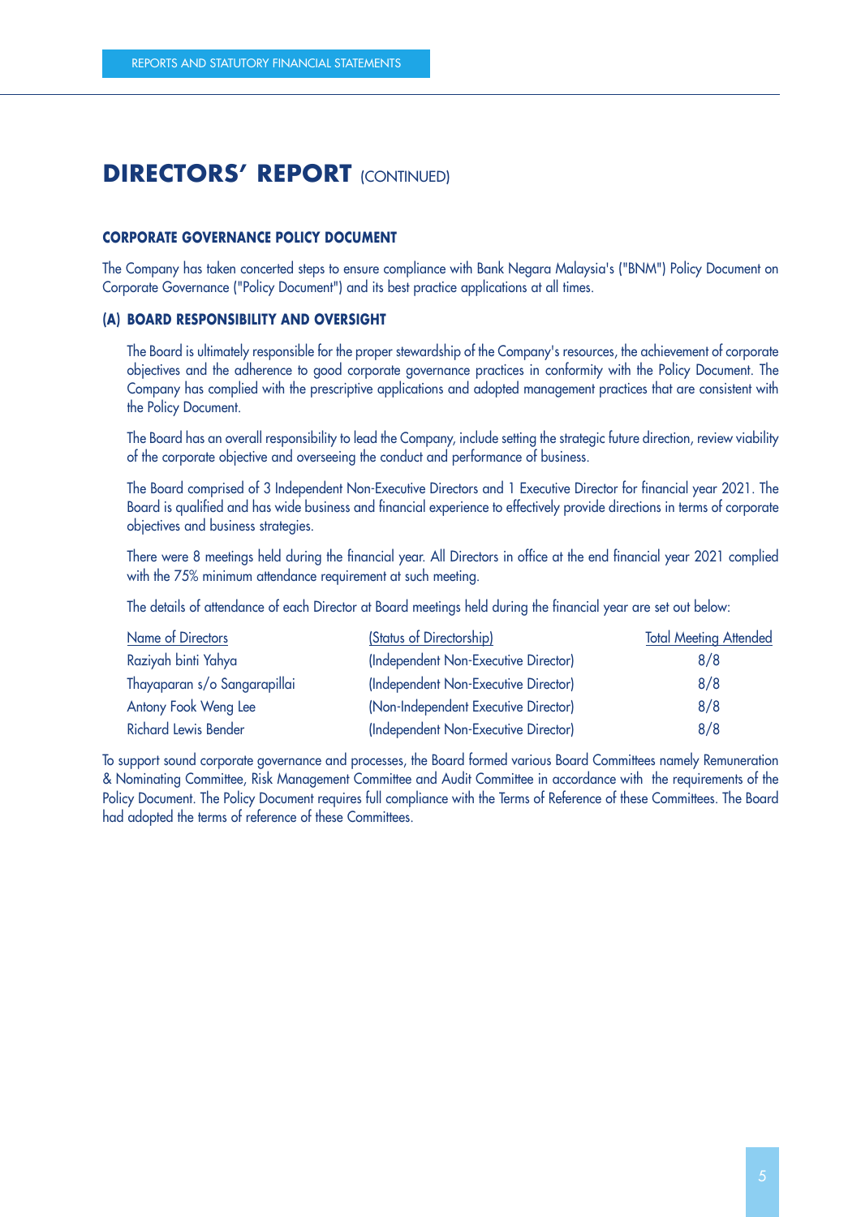# DIRECTORS' REPORT (CONTINUED)

## CORPORATE GOVERNANCE POLICY DOCUMENT

The Company has taken concerted steps to ensure compliance with Bank Negara Malaysia's ("BNM") Policy Document on Corporate Governance ("Policy Document") and its best practice applications at all times.

### (A) BOARD RESPONSIBILITY AND OVERSIGHT

The Board is ultimately responsible for the proper stewardship of the Company's resources, the achievement of corporate objectives and the adherence to good corporate governance practices in conformity with the Policy Document. The Company has complied with the prescriptive applications and adopted management practices that are consistent with the Policy Document.

The Board has an overall responsibility to lead the Company, include setting the strategic future direction, review viability of the corporate objective and overseeing the conduct and performance of business.

The Board comprised of 3 Independent Non-Executive Directors and 1 Executive Director for financial year 2021. The Board is qualified and has wide business and financial experience to effectively provide directions in terms of corporate objectives and business strategies.

There were 8 meetings held during the financial year. All Directors in office at the end financial year 2021 complied with the 75% minimum attendance requirement at such meeting.

The details of attendance of each Director at Board meetings held during the financial year are set out below:

| Name of Directors | (Status of Directorship) | Total Meeting Attended |
|---|---|---|
| Raziyah binti Yahya | (Independent Non-Executive Director) | 8/8 |
| Thayaparan s/o Sangarapillai | (Independent Non-Executive Director) | 8/8 |
| Antony Fook Weng Lee | (Non-Independent Executive Director) | 8/8 |
| Richard Lewis Bender | (Independent Non-Executive Director) | 8/8 |

To support sound corporate governance and processes, the Board formed various Board Committees namely Remuneration & Nominating Committee, Risk Management Committee and Audit Committee in accordance with the requirements of the Policy Document. The Policy Document requires full compliance with the Terms of Reference of these Committees. The Board had adopted the terms of reference of these Committees.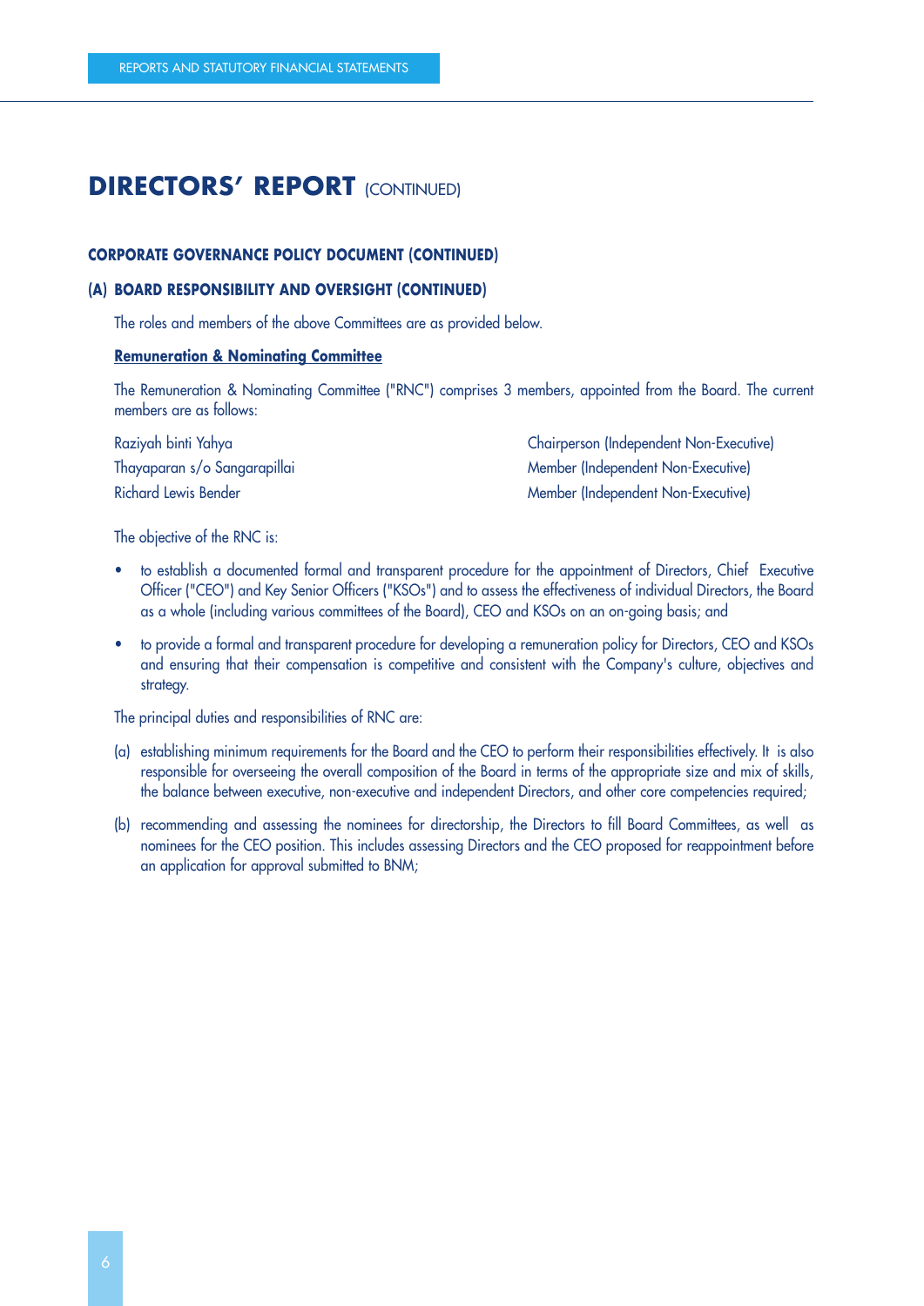# DIRECTORS' REPORT (CONTINUED)

### CORPORATE GOVERNANCE POLICY DOCUMENT (CONTINUED)

### (A) BOARD RESPONSIBILITY AND OVERSIGHT (CONTINUED)

The roles and members of the above Committees are as provided below.

**Remuneration & Nominating Committee**

The Remuneration & Nominating Committee ("RNC") comprises 3 members, appointed from the Board. The current members are as follows:

| | |
|---|---|
| Raziyah binti Yahya | Chairperson (Independent Non-Executive) |
| Thayaparan s/o Sangarapillai | Member (Independent Non-Executive) |
| Richard Lewis Bender | Member (Independent Non-Executive) |

The objective of the RNC is:

- to establish a documented formal and transparent procedure for the appointment of Directors, Chief Executive Officer ("CEO") and Key Senior Officers ("KSOs") and to assess the effectiveness of individual Directors, the Board as a whole (including various committees of the Board), CEO and KSOs on an on-going basis; and
- to provide a formal and transparent procedure for developing a remuneration policy for Directors, CEO and KSOs and ensuring that their compensation is competitive and consistent with the Company's culture, objectives and strategy.

The principal duties and responsibilities of RNC are:

(a) establishing minimum requirements for the Board and the CEO to perform their responsibilities effectively. It is also responsible for overseeing the overall composition of the Board in terms of the appropriate size and mix of skills, the balance between executive, non-executive and independent Directors, and other core competencies required;

(b) recommending and assessing the nominees for directorship, the Directors to fill Board Committees, as well as nominees for the CEO position. This includes assessing Directors and the CEO proposed for reappointment before an application for approval submitted to BNM;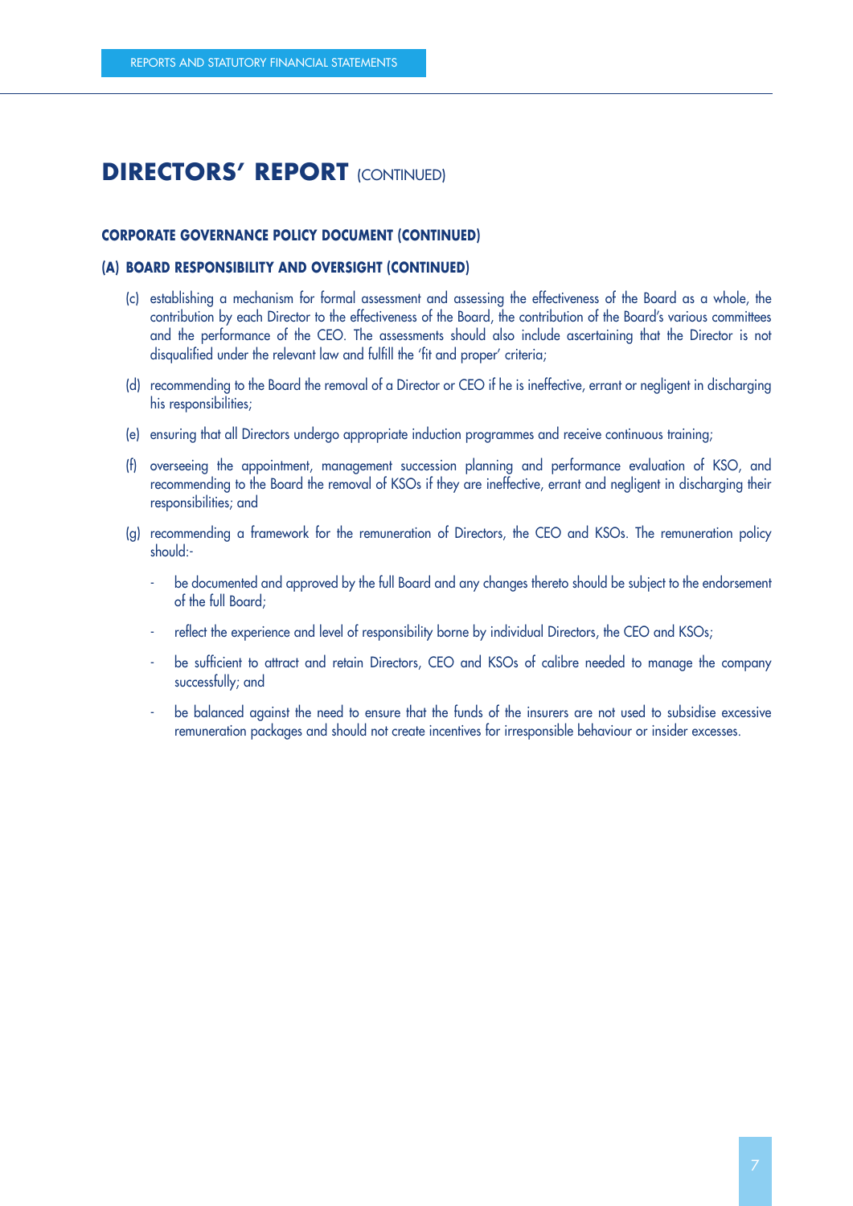# DIRECTORS' REPORT (CONTINUED)

### CORPORATE GOVERNANCE POLICY DOCUMENT (CONTINUED)

### (A) BOARD RESPONSIBILITY AND OVERSIGHT (CONTINUED)

(c) establishing a mechanism for formal assessment and assessing the effectiveness of the Board as a whole, the contribution by each Director to the effectiveness of the Board, the contribution of the Board's various committees and the performance of the CEO. The assessments should also include ascertaining that the Director is not disqualified under the relevant law and fulfill the 'fit and proper' criteria;

(d) recommending to the Board the removal of a Director or CEO if he is ineffective, errant or negligent in discharging his responsibilities;

(e) ensuring that all Directors undergo appropriate induction programmes and receive continuous training;

(f) overseeing the appointment, management succession planning and performance evaluation of KSO, and recommending to the Board the removal of KSOs if they are ineffective, errant and negligent in discharging their responsibilities; and

(g) recommending a framework for the remuneration of Directors, the CEO and KSOs. The remuneration policy should:-

- be documented and approved by the full Board and any changes thereto should be subject to the endorsement of the full Board;
- reflect the experience and level of responsibility borne by individual Directors, the CEO and KSOs;
- be sufficient to attract and retain Directors, CEO and KSOs of calibre needed to manage the company successfully; and
- be balanced against the need to ensure that the funds of the insurers are not used to subsidise excessive remuneration packages and should not create incentives for irresponsible behaviour or insider excesses.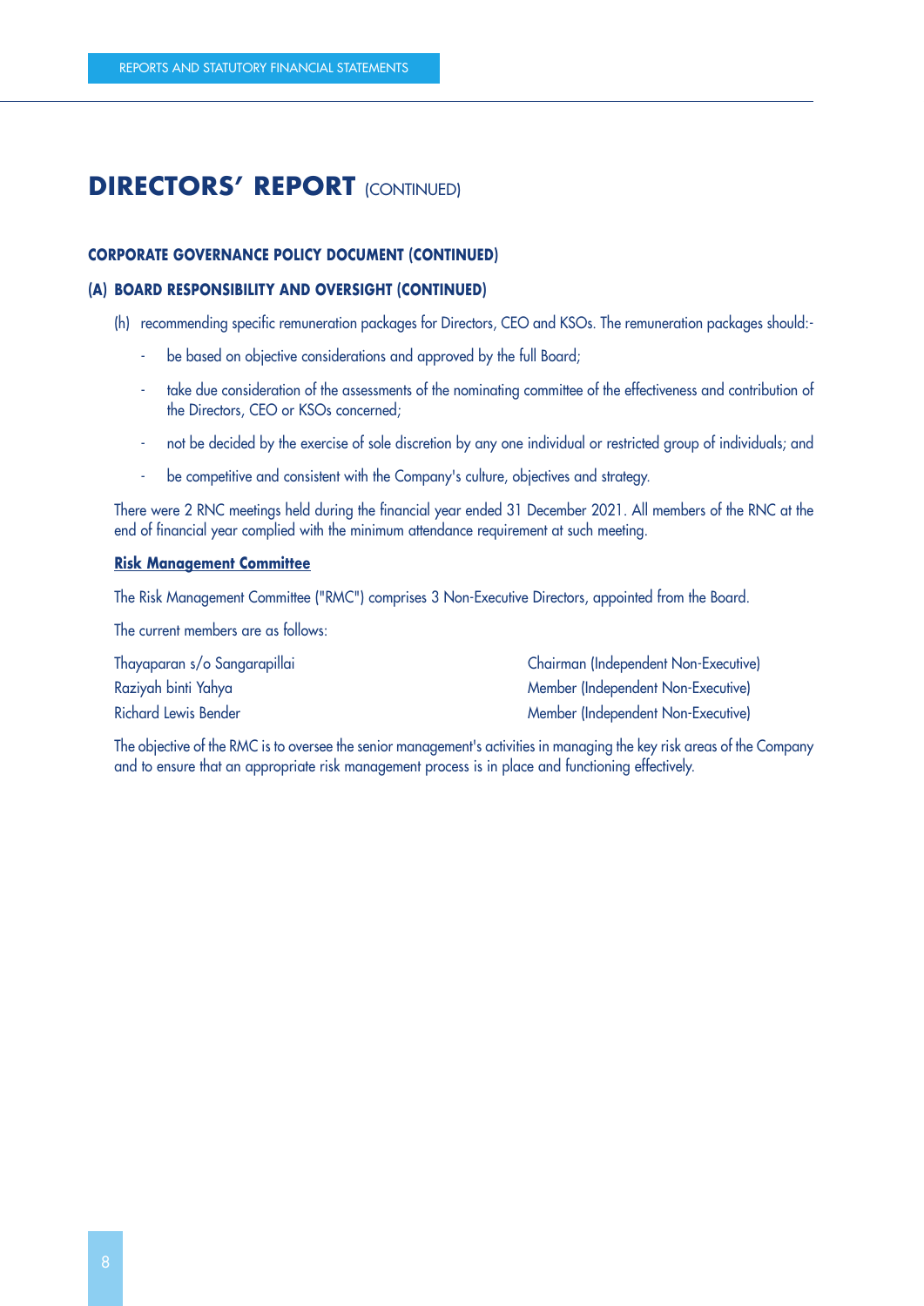# DIRECTORS' REPORT (CONTINUED)

## CORPORATE GOVERNANCE POLICY DOCUMENT (CONTINUED)

### (A) BOARD RESPONSIBILITY AND OVERSIGHT (CONTINUED)

(h) recommending specific remuneration packages for Directors, CEO and KSOs. The remuneration packages should:-

- be based on objective considerations and approved by the full Board;
- take due consideration of the assessments of the nominating committee of the effectiveness and contribution of the Directors, CEO or KSOs concerned;
- not be decided by the exercise of sole discretion by any one individual or restricted group of individuals; and
- be competitive and consistent with the Company's culture, objectives and strategy.

There were 2 RNC meetings held during the financial year ended 31 December 2021. All members of the RNC at the end of financial year complied with the minimum attendance requirement at such meeting.

**Risk Management Committee**

The Risk Management Committee ("RMC") comprises 3 Non-Executive Directors, appointed from the Board.

The current members are as follows:

| | |
|---|---|
| Thayaparan s/o Sangarapillai | Chairman (Independent Non-Executive) |
| Raziyah binti Yahya | Member (Independent Non-Executive) |
| Richard Lewis Bender | Member (Independent Non-Executive) |

The objective of the RMC is to oversee the senior management's activities in managing the key risk areas of the Company and to ensure that an appropriate risk management process is in place and functioning effectively.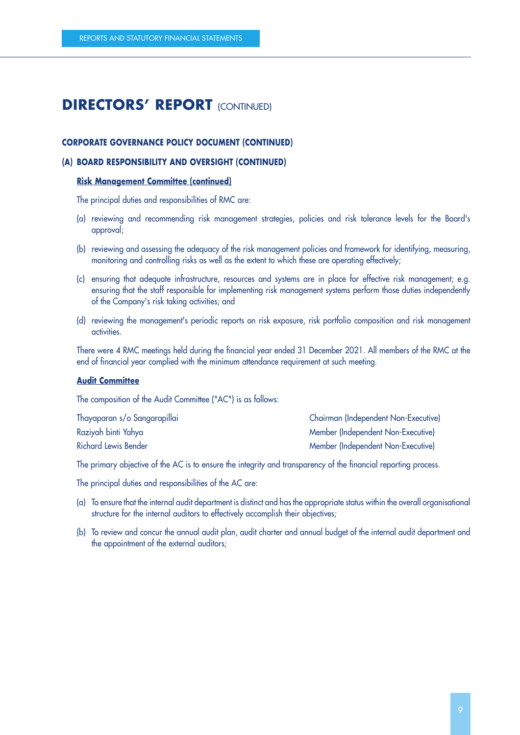# DIRECTORS' REPORT (CONTINUED)

## CORPORATE GOVERNANCE POLICY DOCUMENT (CONTINUED)

### (A) BOARD RESPONSIBILITY AND OVERSIGHT (CONTINUED)

**Risk Management Committee (continued)**

The principal duties and responsibilities of RMC are:

(a) reviewing and recommending risk management strategies, policies and risk tolerance levels for the Board's approval;

(b) reviewing and assessing the adequacy of the risk management policies and framework for identifying, measuring, monitoring and controlling risks as well as the extent to which these are operating effectively;

(c) ensuring that adequate infrastructure, resources and systems are in place for effective risk management; e.g. ensuring that the staff responsible for implementing risk management systems perform those duties independently of the Company's risk taking activities; and

(d) reviewing the management's periodic reports on risk exposure, risk portfolio composition and risk management activities.

There were 4 RMC meetings held during the financial year ended 31 December 2021. All members of the RMC at the end of financial year complied with the minimum attendance requirement at such meeting.

**Audit Committee**

The composition of the Audit Committee ("AC") is as follows:

| | |
|---|---|
| Thayaparan s/o Sangarapillai | Chairman (Independent Non-Executive) |
| Raziyah binti Yahya | Member (Independent Non-Executive) |
| Richard Lewis Bender | Member (Independent Non-Executive) |

The primary objective of the AC is to ensure the integrity and transparency of the financial reporting process.

The principal duties and responsibilities of the AC are:

(a) To ensure that the internal audit department is distinct and has the appropriate status within the overall organisational structure for the internal auditors to effectively accomplish their objectives;

(b) To review and concur the annual audit plan, audit charter and annual budget of the internal audit department and the appointment of the external auditors;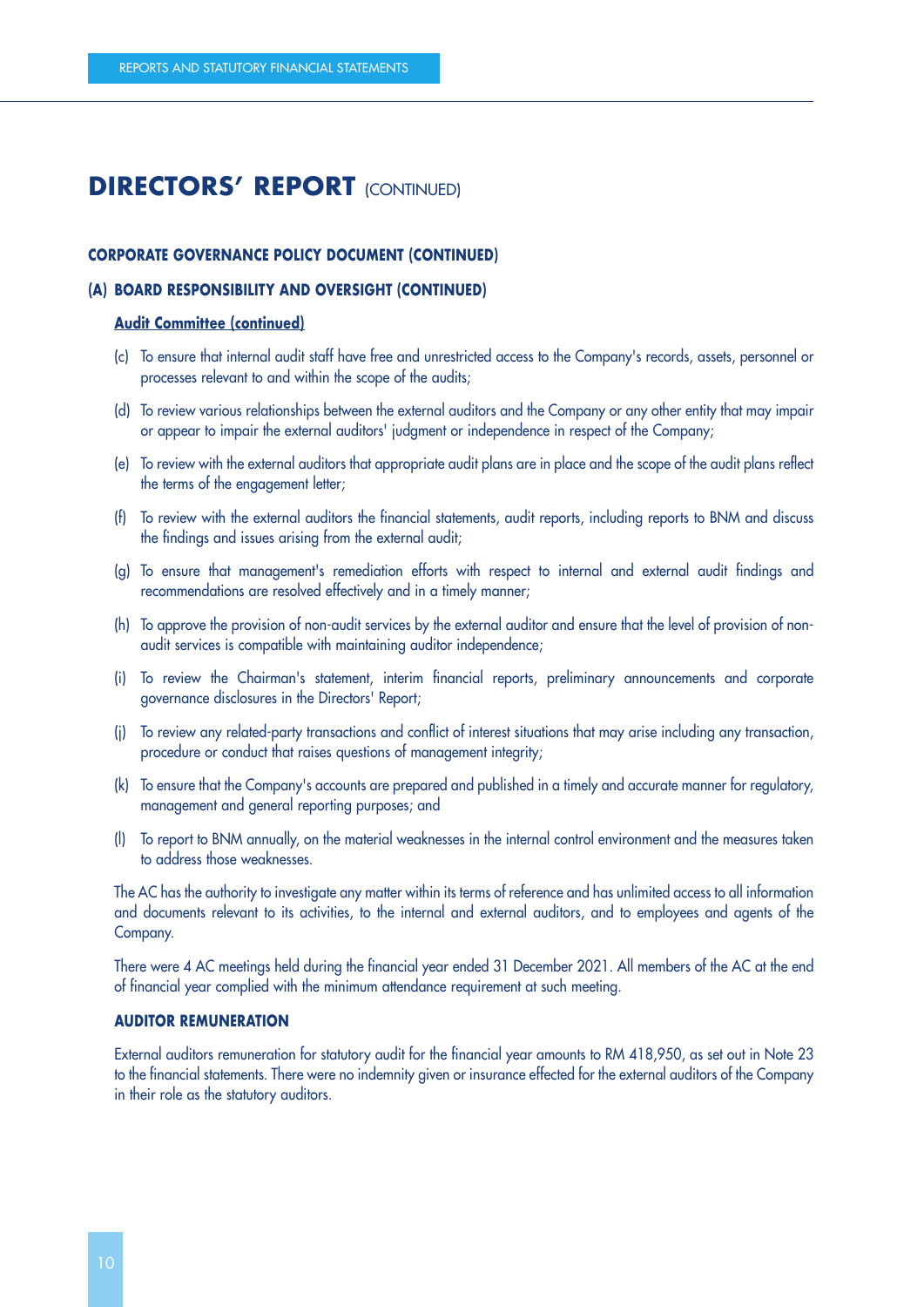# DIRECTORS' REPORT (CONTINUED)

## CORPORATE GOVERNANCE POLICY DOCUMENT (CONTINUED)

### (A) BOARD RESPONSIBILITY AND OVERSIGHT (CONTINUED)

**Audit Committee (continued)**

(c) To ensure that internal audit staff have free and unrestricted access to the Company's records, assets, personnel or processes relevant to and within the scope of the audits;

(d) To review various relationships between the external auditors and the Company or any other entity that may impair or appear to impair the external auditors' judgment or independence in respect of the Company;

(e) To review with the external auditors that appropriate audit plans are in place and the scope of the audit plans reflect the terms of the engagement letter;

(f) To review with the external auditors the financial statements, audit reports, including reports to BNM and discuss the findings and issues arising from the external audit;

(g) To ensure that management's remediation efforts with respect to internal and external audit findings and recommendations are resolved effectively and in a timely manner;

(h) To approve the provision of non-audit services by the external auditor and ensure that the level of provision of non-audit services is compatible with maintaining auditor independence;

(i) To review the Chairman's statement, interim financial reports, preliminary announcements and corporate governance disclosures in the Directors' Report;

(j) To review any related-party transactions and conflict of interest situations that may arise including any transaction, procedure or conduct that raises questions of management integrity;

(k) To ensure that the Company's accounts are prepared and published in a timely and accurate manner for regulatory, management and general reporting purposes; and

(l) To report to BNM annually, on the material weaknesses in the internal control environment and the measures taken to address those weaknesses.

The AC has the authority to investigate any matter within its terms of reference and has unlimited access to all information and documents relevant to its activities, to the internal and external auditors, and to employees and agents of the Company.

There were 4 AC meetings held during the financial year ended 31 December 2021. All members of the AC at the end of financial year complied with the minimum attendance requirement at such meeting.

### AUDITOR REMUNERATION

External auditors remuneration for statutory audit for the financial year amounts to RM 418,950, as set out in Note 23 to the financial statements. There were no indemnity given or insurance effected for the external auditors of the Company in their role as the statutory auditors.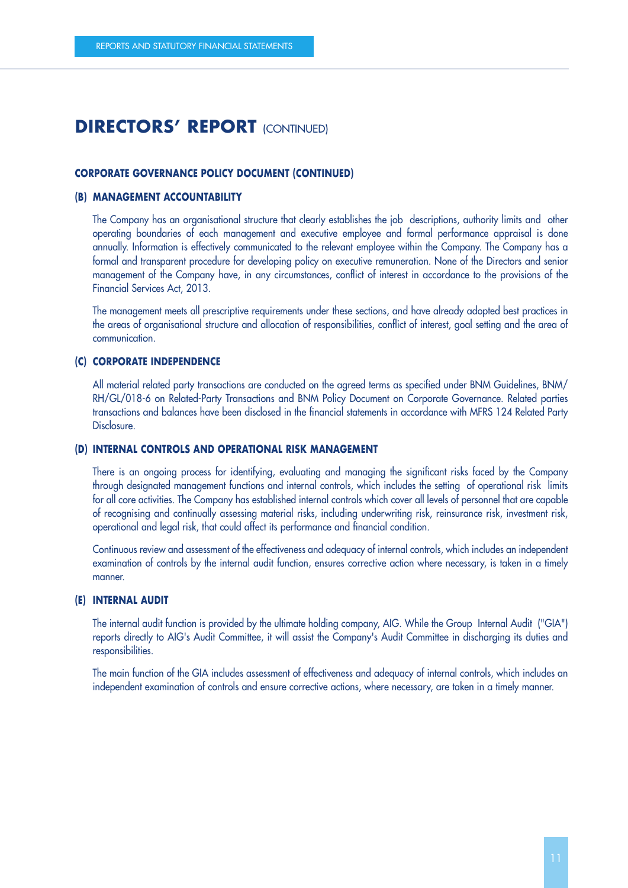# DIRECTORS' REPORT (CONTINUED)

## CORPORATE GOVERNANCE POLICY DOCUMENT (CONTINUED)

### (B) MANAGEMENT ACCOUNTABILITY

The Company has an organisational structure that clearly establishes the job descriptions, authority limits and other operating boundaries of each management and executive employee and formal performance appraisal is done annually. Information is effectively communicated to the relevant employee within the Company. The Company has a formal and transparent procedure for developing policy on executive remuneration. None of the Directors and senior management of the Company have, in any circumstances, conflict of interest in accordance to the provisions of the Financial Services Act, 2013.

The management meets all prescriptive requirements under these sections, and have already adopted best practices in the areas of organisational structure and allocation of responsibilities, conflict of interest, goal setting and the area of communication.

### (C) CORPORATE INDEPENDENCE

All material related party transactions are conducted on the agreed terms as specified under BNM Guidelines, BNM/RH/GL/018-6 on Related-Party Transactions and BNM Policy Document on Corporate Governance. Related parties transactions and balances have been disclosed in the financial statements in accordance with MFRS 124 Related Party Disclosure.

### (D) INTERNAL CONTROLS AND OPERATIONAL RISK MANAGEMENT

There is an ongoing process for identifying, evaluating and managing the significant risks faced by the Company through designated management functions and internal controls, which includes the setting of operational risk limits for all core activities. The Company has established internal controls which cover all levels of personnel that are capable of recognising and continually assessing material risks, including underwriting risk, reinsurance risk, investment risk, operational and legal risk, that could affect its performance and financial condition.

Continuous review and assessment of the effectiveness and adequacy of internal controls, which includes an independent examination of controls by the internal audit function, ensures corrective action where necessary, is taken in a timely manner.

### (E) INTERNAL AUDIT

The internal audit function is provided by the ultimate holding company, AIG. While the Group Internal Audit ("GIA") reports directly to AIG's Audit Committee, it will assist the Company's Audit Committee in discharging its duties and responsibilities.

The main function of the GIA includes assessment of effectiveness and adequacy of internal controls, which includes an independent examination of controls and ensure corrective actions, where necessary, are taken in a timely manner.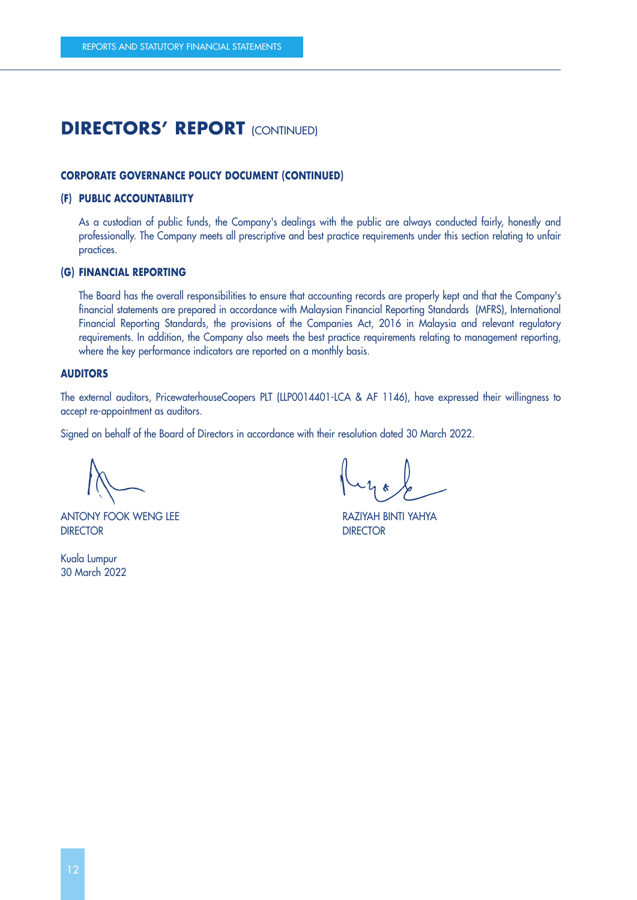# DIRECTORS' REPORT (CONTINUED)

## CORPORATE GOVERNANCE POLICY DOCUMENT (CONTINUED)

### (F) PUBLIC ACCOUNTABILITY

As a custodian of public funds, the Company's dealings with the public are always conducted fairly, honestly and professionally. The Company meets all prescriptive and best practice requirements under this section relating to unfair practices.

### (G) FINANCIAL REPORTING

The Board has the overall responsibilities to ensure that accounting records are properly kept and that the Company's financial statements are prepared in accordance with Malaysian Financial Reporting Standards (MFRS), International Financial Reporting Standards, the provisions of the Companies Act, 2016 in Malaysia and relevant regulatory requirements. In addition, the Company also meets the best practice requirements relating to management reporting, where the key performance indicators are reported on a monthly basis.

## AUDITORS

The external auditors, PricewaterhouseCoopers PLT (LLP0014401-LCA & AF 1146), have expressed their willingness to accept re-appointment as auditors.

Signed on behalf of the Board of Directors in accordance with their resolution dated 30 March 2022.

ANTONY FOOK WENG LEE
DIRECTOR

RAZIYAH BINTI YAHYA
DIRECTOR

Kuala Lumpur
30 March 2022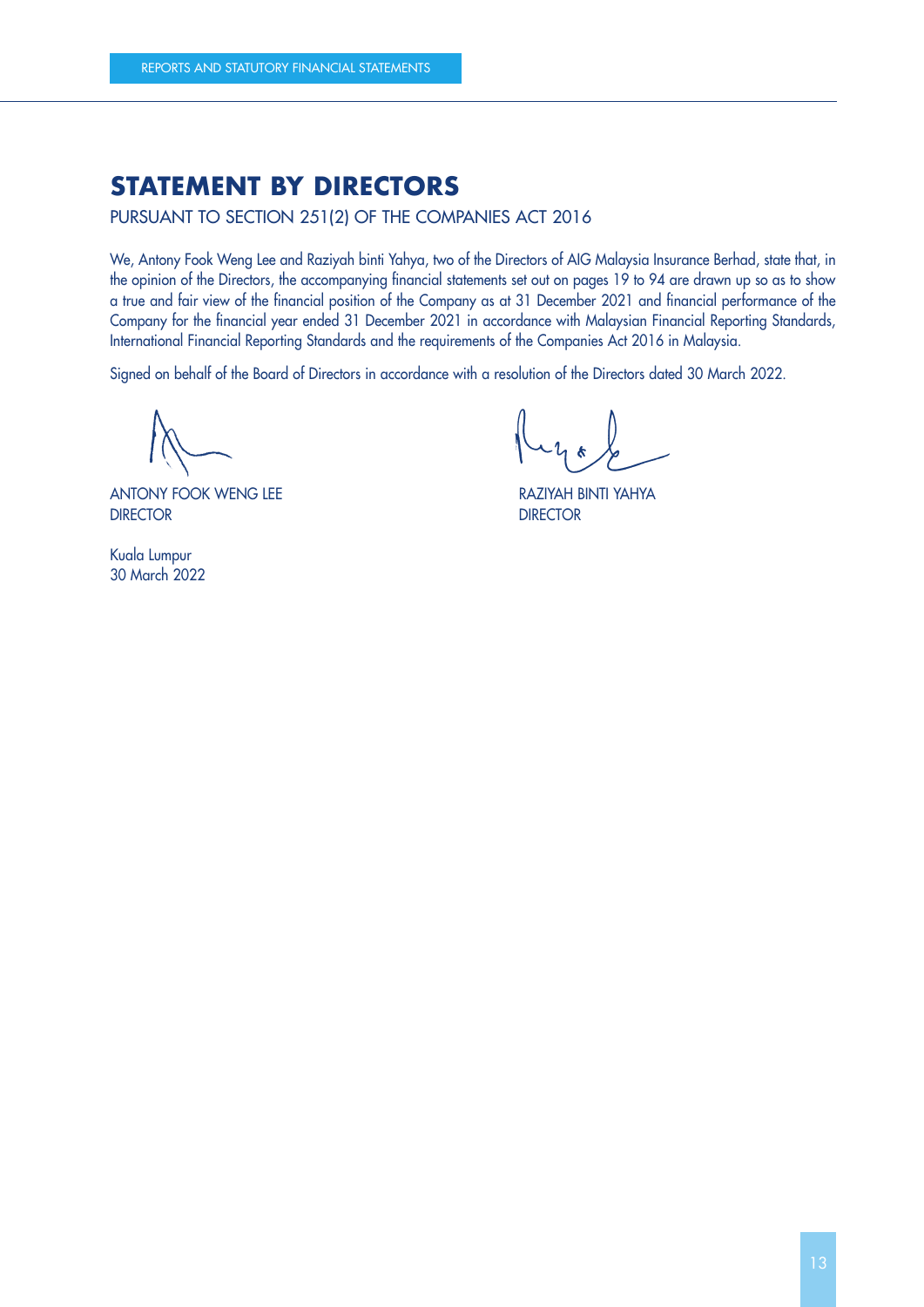# STATEMENT BY DIRECTORS

PURSUANT TO SECTION 251(2) OF THE COMPANIES ACT 2016

We, Antony Fook Weng Lee and Raziyah binti Yahya, two of the Directors of AIG Malaysia Insurance Berhad, state that, in the opinion of the Directors, the accompanying financial statements set out on pages 19 to 94 are drawn up so as to show a true and fair view of the financial position of the Company as at 31 December 2021 and financial performance of the Company for the financial year ended 31 December 2021 in accordance with Malaysian Financial Reporting Standards, International Financial Reporting Standards and the requirements of the Companies Act 2016 in Malaysia.

Signed on behalf of the Board of Directors in accordance with a resolution of the Directors dated 30 March 2022.

ANTONY FOOK WENG LEE
DIRECTOR

RAZIYAH BINTI YAHYA
DIRECTOR

Kuala Lumpur
30 March 2022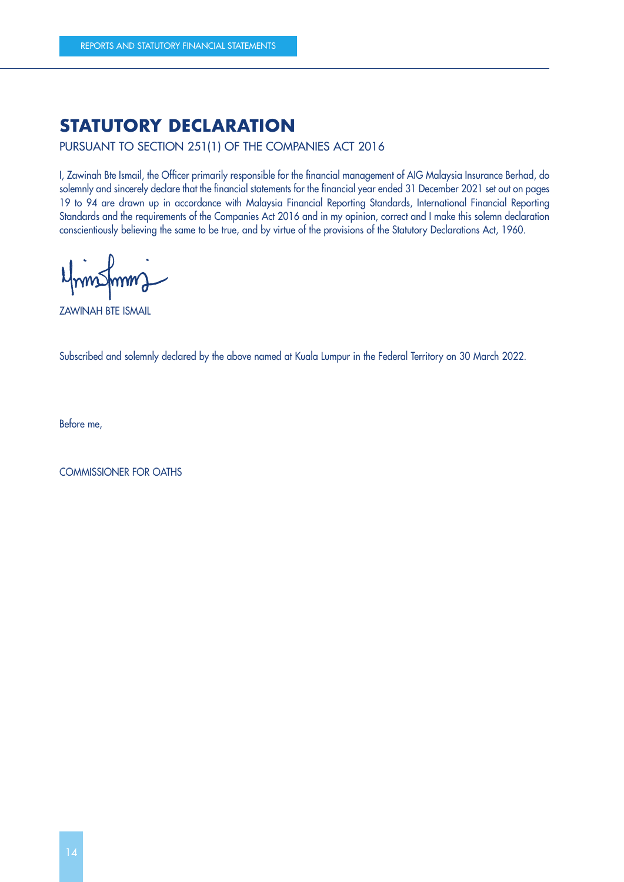# STATUTORY DECLARATION

PURSUANT TO SECTION 251(1) OF THE COMPANIES ACT 2016

I, Zawinah Bte Ismail, the Officer primarily responsible for the financial management of AIG Malaysia Insurance Berhad, do solemnly and sincerely declare that the financial statements for the financial year ended 31 December 2021 set out on pages 19 to 94 are drawn up in accordance with Malaysia Financial Reporting Standards, International Financial Reporting Standards and the requirements of the Companies Act 2016 and in my opinion, correct and I make this solemn declaration conscientiously believing the same to be true, and by virtue of the provisions of the Statutory Declarations Act, 1960.

ZAWINAH BTE ISMAIL

Subscribed and solemnly declared by the above named at Kuala Lumpur in the Federal Territory on 30 March 2022.

Before me,

COMMISSIONER FOR OATHS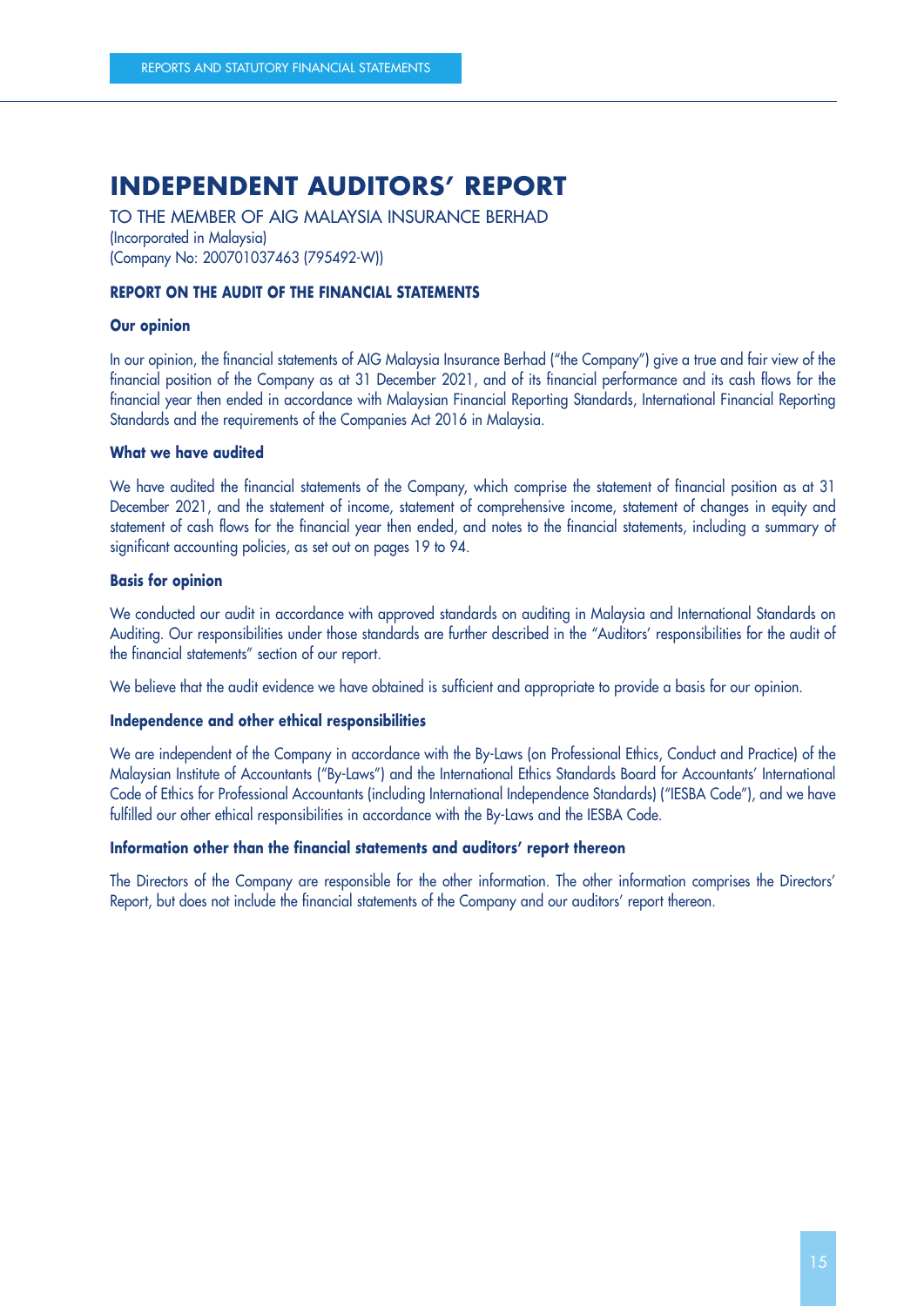# INDEPENDENT AUDITORS' REPORT

TO THE MEMBER OF AIG MALAYSIA INSURANCE BERHAD
(Incorporated in Malaysia)
(Company No: 200701037463 (795492-W))

## REPORT ON THE AUDIT OF THE FINANCIAL STATEMENTS

### Our opinion

In our opinion, the financial statements of AIG Malaysia Insurance Berhad ("the Company") give a true and fair view of the financial position of the Company as at 31 December 2021, and of its financial performance and its cash flows for the financial year then ended in accordance with Malaysian Financial Reporting Standards, International Financial Reporting Standards and the requirements of the Companies Act 2016 in Malaysia.

### What we have audited

We have audited the financial statements of the Company, which comprise the statement of financial position as at 31 December 2021, and the statement of income, statement of comprehensive income, statement of changes in equity and statement of cash flows for the financial year then ended, and notes to the financial statements, including a summary of significant accounting policies, as set out on pages 19 to 94.

### Basis for opinion

We conducted our audit in accordance with approved standards on auditing in Malaysia and International Standards on Auditing. Our responsibilities under those standards are further described in the "Auditors' responsibilities for the audit of the financial statements" section of our report.

We believe that the audit evidence we have obtained is sufficient and appropriate to provide a basis for our opinion.

### Independence and other ethical responsibilities

We are independent of the Company in accordance with the By-Laws (on Professional Ethics, Conduct and Practice) of the Malaysian Institute of Accountants ("By-Laws") and the International Ethics Standards Board for Accountants' International Code of Ethics for Professional Accountants (including International Independence Standards) ("IESBA Code"), and we have fulfilled our other ethical responsibilities in accordance with the By-Laws and the IESBA Code.

### Information other than the financial statements and auditors' report thereon

The Directors of the Company are responsible for the other information. The other information comprises the Directors' Report, but does not include the financial statements of the Company and our auditors' report thereon.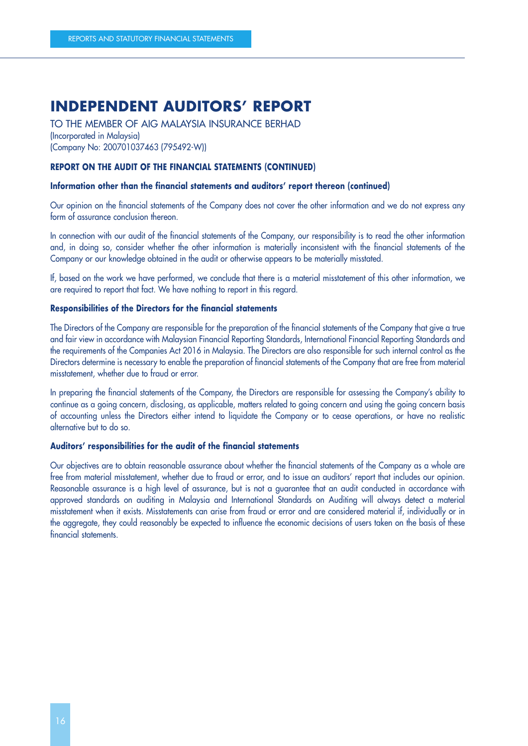# INDEPENDENT AUDITORS' REPORT

TO THE MEMBER OF AIG MALAYSIA INSURANCE BERHAD
(Incorporated in Malaysia)
(Company No: 200701037463 (795492-W))

**REPORT ON THE AUDIT OF THE FINANCIAL STATEMENTS (CONTINUED)**

**Information other than the financial statements and auditors' report thereon (continued)**

Our opinion on the financial statements of the Company does not cover the other information and we do not express any form of assurance conclusion thereon.

In connection with our audit of the financial statements of the Company, our responsibility is to read the other information and, in doing so, consider whether the other information is materially inconsistent with the financial statements of the Company or our knowledge obtained in the audit or otherwise appears to be materially misstated.

If, based on the work we have performed, we conclude that there is a material misstatement of this other information, we are required to report that fact. We have nothing to report in this regard.

**Responsibilities of the Directors for the financial statements**

The Directors of the Company are responsible for the preparation of the financial statements of the Company that give a true and fair view in accordance with Malaysian Financial Reporting Standards, International Financial Reporting Standards and the requirements of the Companies Act 2016 in Malaysia. The Directors are also responsible for such internal control as the Directors determine is necessary to enable the preparation of financial statements of the Company that are free from material misstatement, whether due to fraud or error.

In preparing the financial statements of the Company, the Directors are responsible for assessing the Company's ability to continue as a going concern, disclosing, as applicable, matters related to going concern and using the going concern basis of accounting unless the Directors either intend to liquidate the Company or to cease operations, or have no realistic alternative but to do so.

**Auditors' responsibilities for the audit of the financial statements**

Our objectives are to obtain reasonable assurance about whether the financial statements of the Company as a whole are free from material misstatement, whether due to fraud or error, and to issue an auditors' report that includes our opinion. Reasonable assurance is a high level of assurance, but is not a guarantee that an audit conducted in accordance with approved standards on auditing in Malaysia and International Standards on Auditing will always detect a material misstatement when it exists. Misstatements can arise from fraud or error and are considered material if, individually or in the aggregate, they could reasonably be expected to influence the economic decisions of users taken on the basis of these financial statements.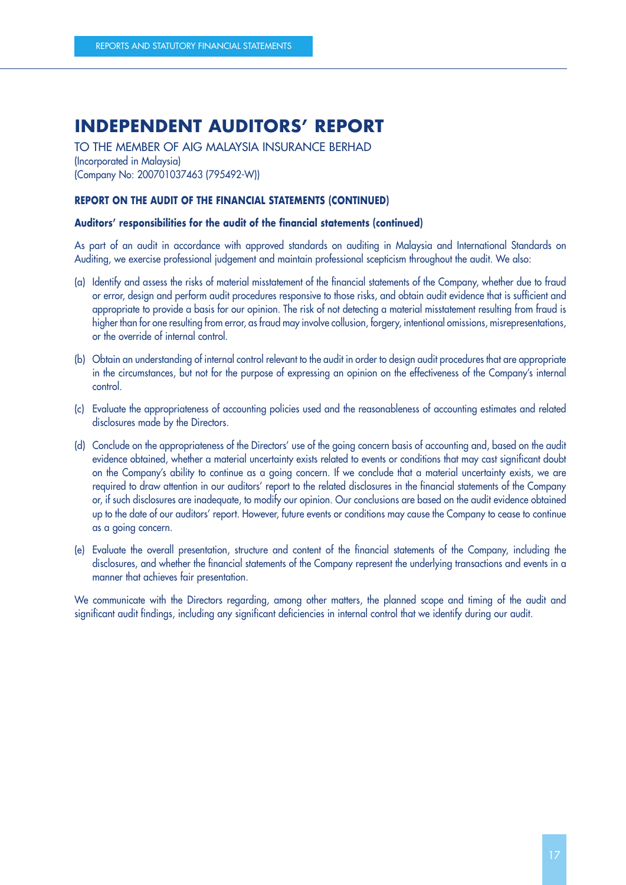# INDEPENDENT AUDITORS' REPORT

TO THE MEMBER OF AIG MALAYSIA INSURANCE BERHAD
(Incorporated in Malaysia)
(Company No: 200701037463 (795492-W))

**REPORT ON THE AUDIT OF THE FINANCIAL STATEMENTS (CONTINUED)**

**Auditors' responsibilities for the audit of the financial statements (continued)**

As part of an audit in accordance with approved standards on auditing in Malaysia and International Standards on Auditing, we exercise professional judgement and maintain professional scepticism throughout the audit. We also:

(a) Identify and assess the risks of material misstatement of the financial statements of the Company, whether due to fraud or error, design and perform audit procedures responsive to those risks, and obtain audit evidence that is sufficient and appropriate to provide a basis for our opinion. The risk of not detecting a material misstatement resulting from fraud is higher than for one resulting from error, as fraud may involve collusion, forgery, intentional omissions, misrepresentations, or the override of internal control.

(b) Obtain an understanding of internal control relevant to the audit in order to design audit procedures that are appropriate in the circumstances, but not for the purpose of expressing an opinion on the effectiveness of the Company's internal control.

(c) Evaluate the appropriateness of accounting policies used and the reasonableness of accounting estimates and related disclosures made by the Directors.

(d) Conclude on the appropriateness of the Directors' use of the going concern basis of accounting and, based on the audit evidence obtained, whether a material uncertainty exists related to events or conditions that may cast significant doubt on the Company's ability to continue as a going concern. If we conclude that a material uncertainty exists, we are required to draw attention in our auditors' report to the related disclosures in the financial statements of the Company or, if such disclosures are inadequate, to modify our opinion. Our conclusions are based on the audit evidence obtained up to the date of our auditors' report. However, future events or conditions may cause the Company to cease to continue as a going concern.

(e) Evaluate the overall presentation, structure and content of the financial statements of the Company, including the disclosures, and whether the financial statements of the Company represent the underlying transactions and events in a manner that achieves fair presentation.

We communicate with the Directors regarding, among other matters, the planned scope and timing of the audit and significant audit findings, including any significant deficiencies in internal control that we identify during our audit.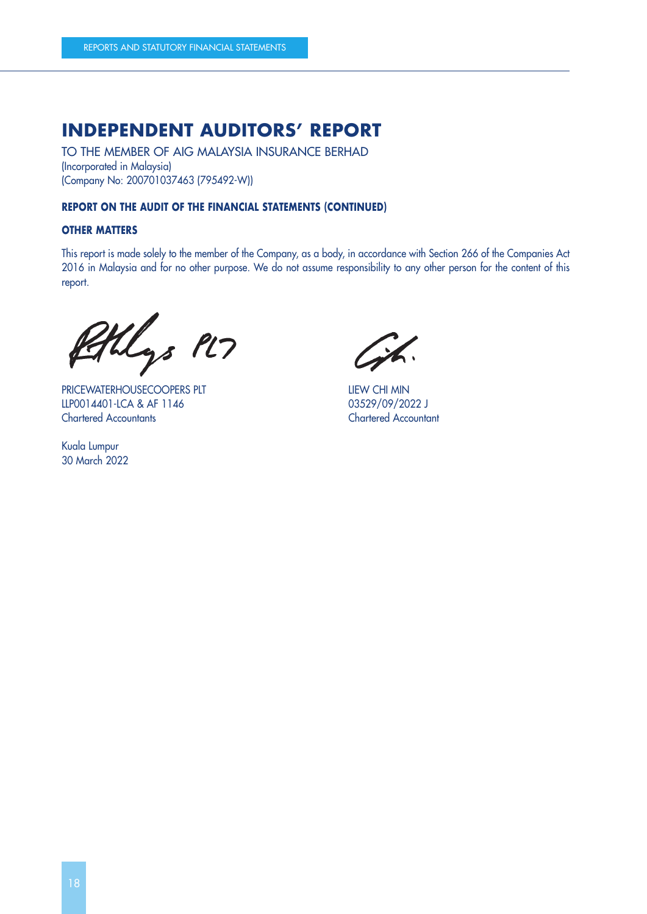# INDEPENDENT AUDITORS' REPORT

TO THE MEMBER OF AIG MALAYSIA INSURANCE BERHAD
(Incorporated in Malaysia)
(Company No: 200701037463 (795492-W))

**REPORT ON THE AUDIT OF THE FINANCIAL STATEMENTS (CONTINUED)**

**OTHER MATTERS**

This report is made solely to the member of the Company, as a body, in accordance with Section 266 of the Companies Act 2016 in Malaysia and for no other purpose. We do not assume responsibility to any other person for the content of this report.

PRICEWATERHOUSECOOPERS PLT
LLP0014401-LCA & AF 1146
Chartered Accountants

LIEW CHI MIN
03529/09/2022 J
Chartered Accountant

Kuala Lumpur
30 March 2022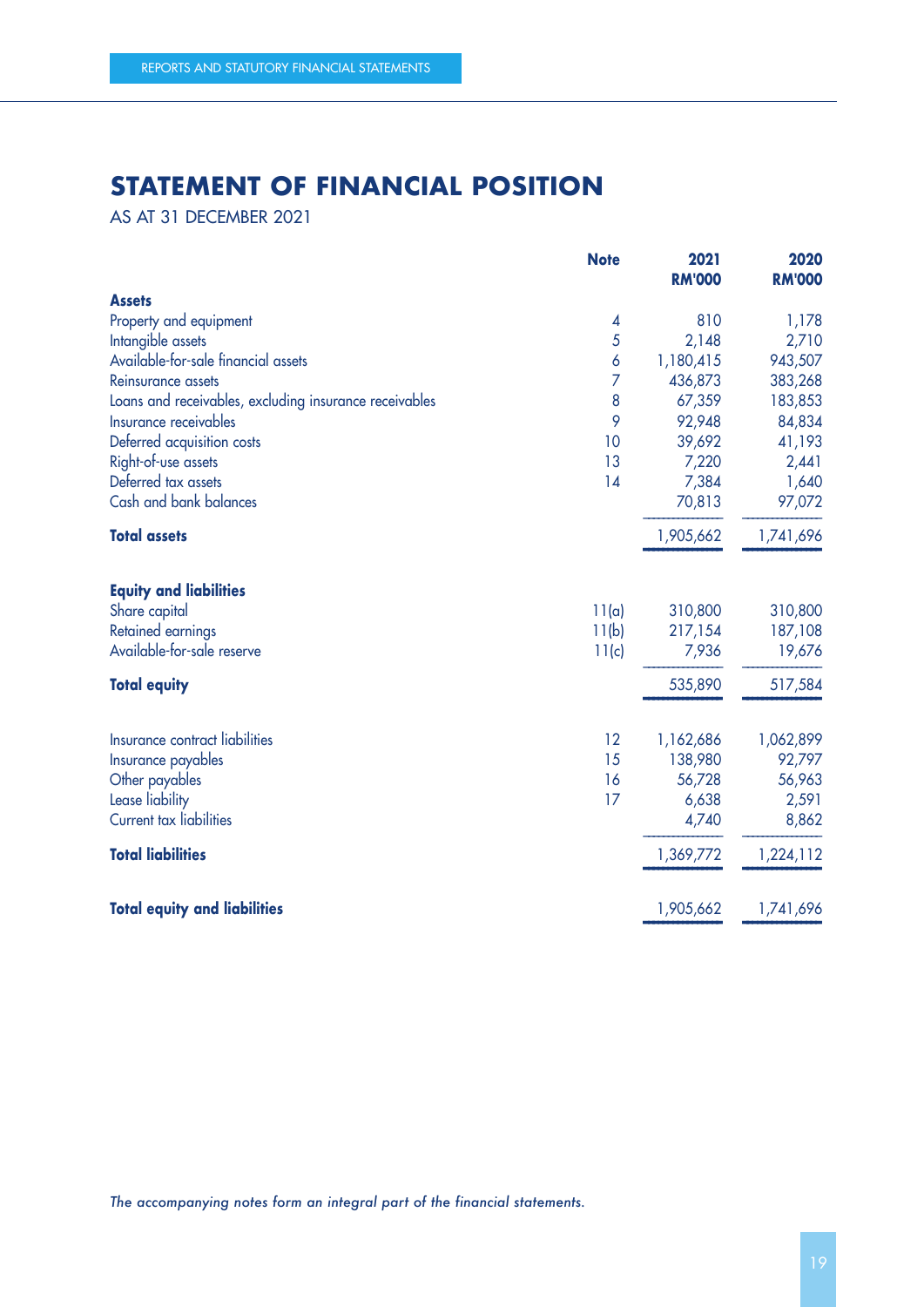# STATEMENT OF FINANCIAL POSITION

AS AT 31 DECEMBER 2021

| | Note | 2021 RM'000 | 2020 RM'000 |
|---|---|---|---|
| **Assets** | | | |
| Property and equipment | 4 | 810 | 1,178 |
| Intangible assets | 5 | 2,148 | 2,710 |
| Available-for-sale financial assets | 6 | 1,180,415 | 943,507 |
| Reinsurance assets | 7 | 436,873 | 383,268 |
| Loans and receivables, excluding insurance receivables | 8 | 67,359 | 183,853 |
| Insurance receivables | 9 | 92,948 | 84,834 |
| Deferred acquisition costs | 10 | 39,692 | 41,193 |
| Right-of-use assets | 13 | 7,220 | 2,441 |
| Deferred tax assets | 14 | 7,384 | 1,640 |
| Cash and bank balances | | 70,813 | 97,072 |
| **Total assets** | | 1,905,662 | 1,741,696 |
| | | | |
| **Equity and liabilities** | | | |
| Share capital | 11(a) | 310,800 | 310,800 |
| Retained earnings | 11(b) | 217,154 | 187,108 |
| Available-for-sale reserve | 11(c) | 7,936 | 19,676 |
| **Total equity** | | 535,890 | 517,584 |
| | | | |
| Insurance contract liabilities | 12 | 1,162,686 | 1,062,899 |
| Insurance payables | 15 | 138,980 | 92,797 |
| Other payables | 16 | 56,728 | 56,963 |
| Lease liability | 17 | 6,638 | 2,591 |
| Current tax liabilities | | 4,740 | 8,862 |
| **Total liabilities** | | 1,369,772 | 1,224,112 |
| | | | |
| **Total equity and liabilities** | | 1,905,662 | 1,741,696 |

*The accompanying notes form an integral part of the financial statements.*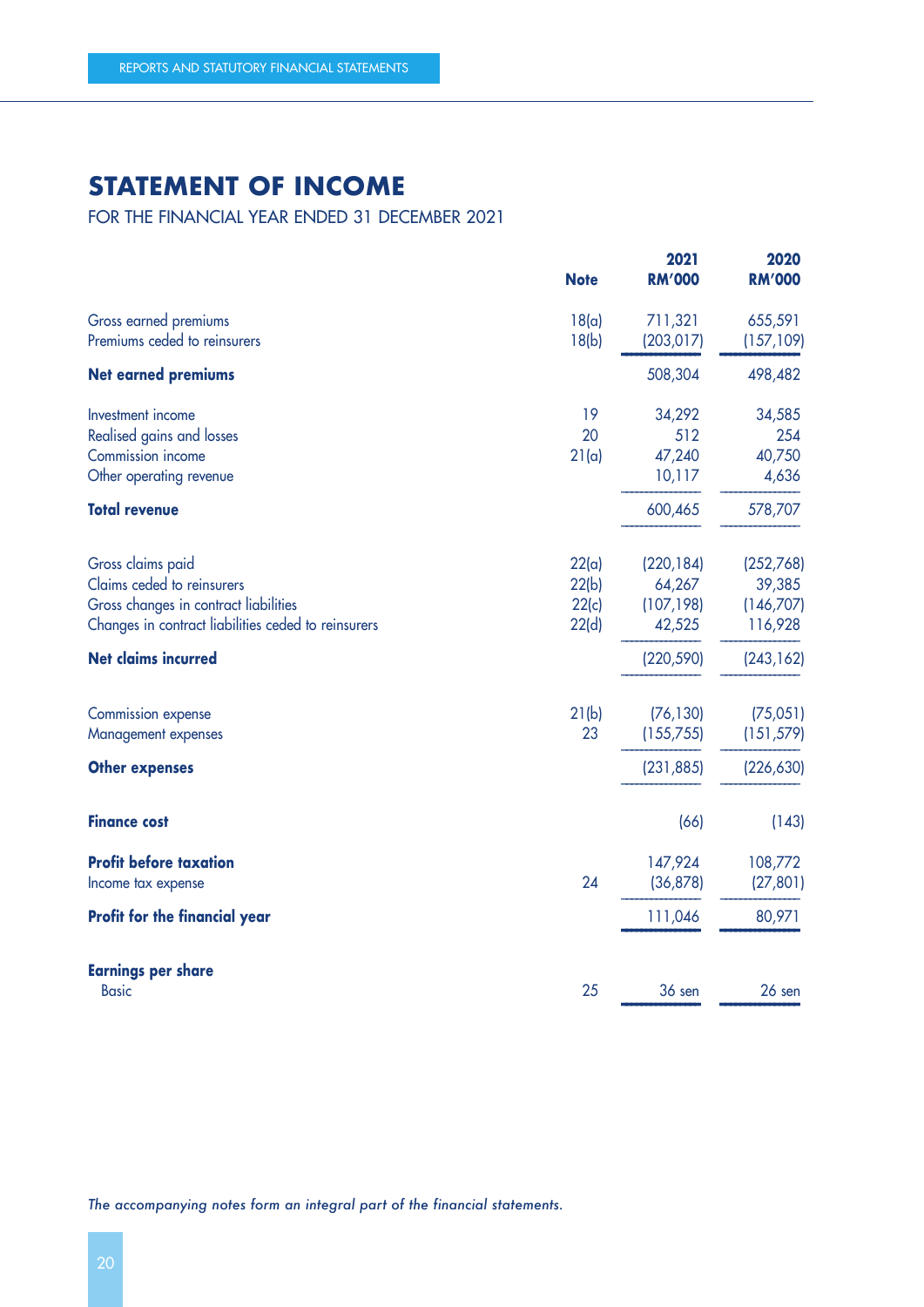# STATEMENT OF INCOME

FOR THE FINANCIAL YEAR ENDED 31 DECEMBER 2021

| | Note | 2021 RM'000 | 2020 RM'000 |
|---|---|---|---|
| Gross earned premiums | 18(a) | 711,321 | 655,591 |
| Premiums ceded to reinsurers | 18(b) | (203,017) | (157,109) |
| **Net earned premiums** | | 508,304 | 498,482 |
| Investment income | 19 | 34,292 | 34,585 |
| Realised gains and losses | 20 | 512 | 254 |
| Commission income | 21(a) | 47,240 | 40,750 |
| Other operating revenue | | 10,117 | 4,636 |
| **Total revenue** | | 600,465 | 578,707 |
| Gross claims paid | 22(a) | (220,184) | (252,768) |
| Claims ceded to reinsurers | 22(b) | 64,267 | 39,385 |
| Gross changes in contract liabilities | 22(c) | (107,198) | (146,707) |
| Changes in contract liabilities ceded to reinsurers | 22(d) | 42,525 | 116,928 |
| **Net claims incurred** | | (220,590) | (243,162) |
| Commission expense | 21(b) | (76,130) | (75,051) |
| Management expenses | 23 | (155,755) | (151,579) |
| **Other expenses** | | (231,885) | (226,630) |
| **Finance cost** | | (66) | (143) |
| **Profit before taxation** | | 147,924 | 108,772 |
| Income tax expense | 24 | (36,878) | (27,801) |
| **Profit for the financial year** | | 111,046 | 80,971 |
| **Earnings per share** | | | |
| Basic | 25 | 36 sen | 26 sen |

*The accompanying notes form an integral part of the financial statements.*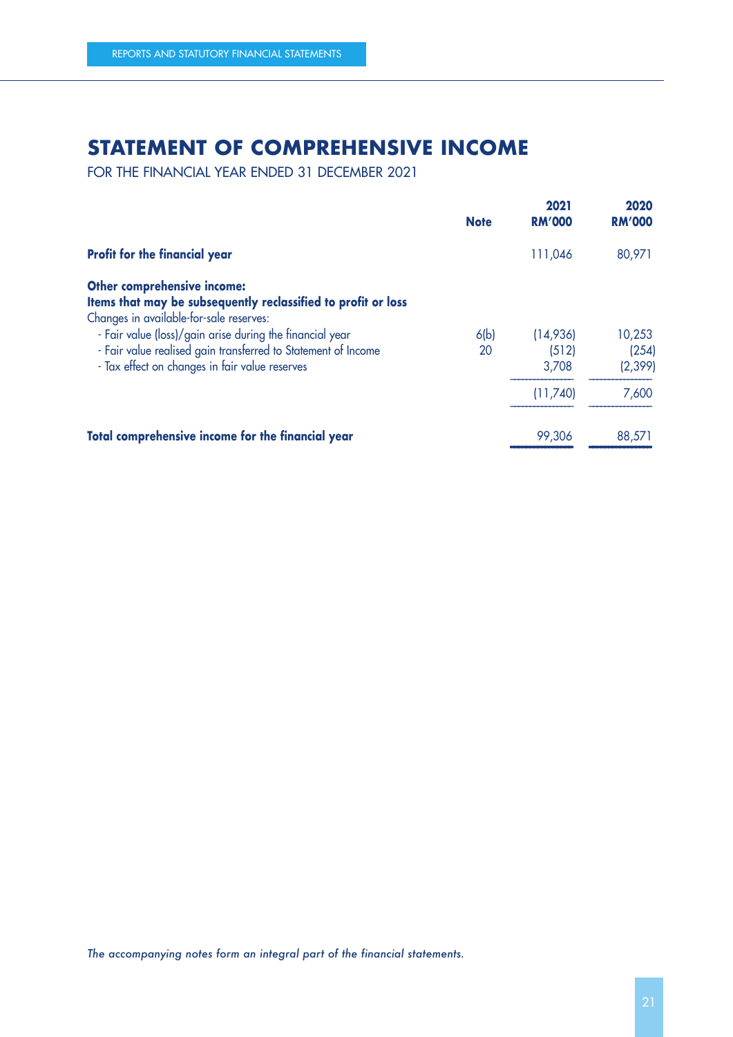# STATEMENT OF COMPREHENSIVE INCOME

FOR THE FINANCIAL YEAR ENDED 31 DECEMBER 2021

| | Note | 2021 RM'000 | 2020 RM'000 |
|---|---|---|---|
| **Profit for the financial year** | | 111,046 | 80,971 |
| **Other comprehensive income:** | | | |
| **Items that may be subsequently reclassified to profit or loss** | | | |
| Changes in available-for-sale reserves: | | | |
| - Fair value (loss)/gain arise during the financial year | 6(b) | (14,936) | 10,253 |
| - Fair value realised gain transferred to Statement of Income | 20 | (512) | (254) |
| - Tax effect on changes in fair value reserves | | 3,708 | (2,399) |
| | | (11,740) | 7,600 |
| **Total comprehensive income for the financial year** | | 99,306 | 88,571 |

*The accompanying notes form an integral part of the financial statements.*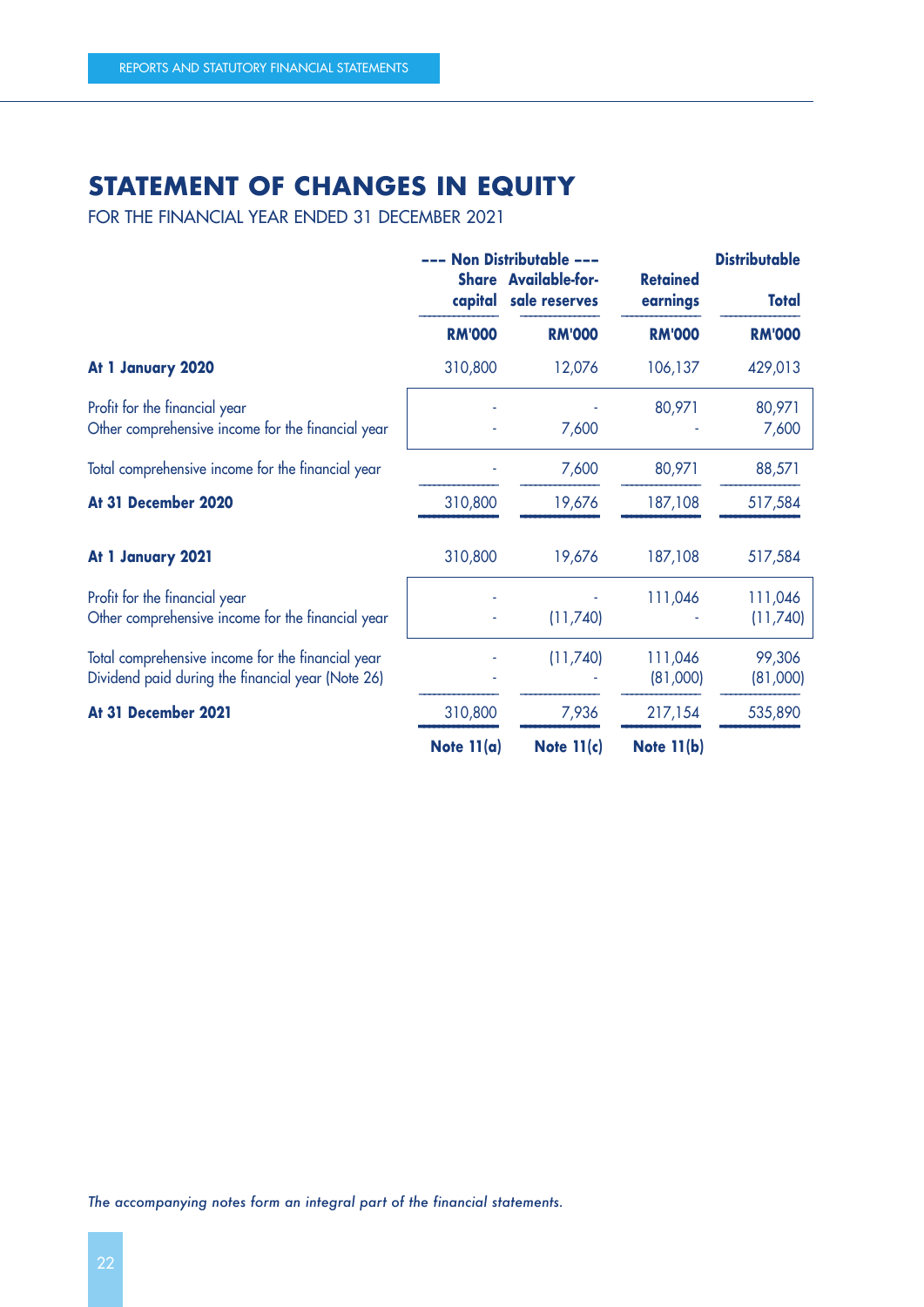# STATEMENT OF CHANGES IN EQUITY

FOR THE FINANCIAL YEAR ENDED 31 DECEMBER 2021

| | --- Non Distributable --- | | Distributable | |
|---|---|---|---|---|
| | Share capital | Available-for-sale reserves | Retained earnings | Total |
| | RM'000 | RM'000 | RM'000 | RM'000 |
| **At 1 January 2020** | 310,800 | 12,076 | 106,137 | 429,013 |
| Profit for the financial year | - | - | 80,971 | 80,971 |
| Other comprehensive income for the financial year | - | 7,600 | - | 7,600 |
| Total comprehensive income for the financial year | - | 7,600 | 80,971 | 88,571 |
| **At 31 December 2020** | 310,800 | 19,676 | 187,108 | 517,584 |
| **At 1 January 2021** | 310,800 | 19,676 | 187,108 | 517,584 |
| Profit for the financial year | - | - | 111,046 | 111,046 |
| Other comprehensive income for the financial year | - | (11,740) | - | (11,740) |
| Total comprehensive income for the financial year | - | (11,740) | 111,046 | 99,306 |
| Dividend paid during the financial year (Note 26) | - | - | (81,000) | (81,000) |
| **At 31 December 2021** | 310,800 | 7,936 | 217,154 | 535,890 |
| | **Note 11(a)** | **Note 11(c)** | **Note 11(b)** | |

*The accompanying notes form an integral part of the financial statements.*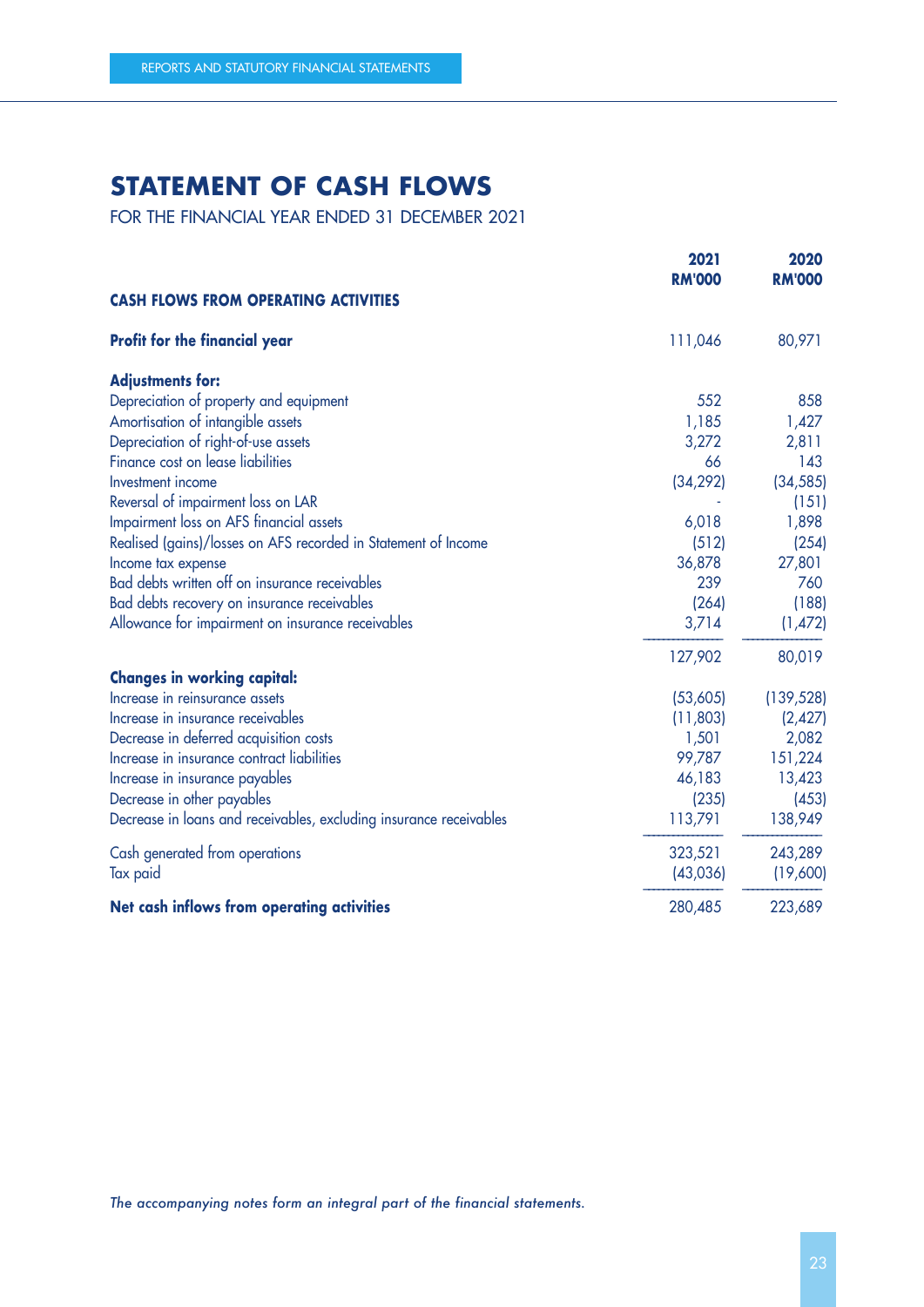# STATEMENT OF CASH FLOWS

FOR THE FINANCIAL YEAR ENDED 31 DECEMBER 2021

| | 2021 RM'000 | 2020 RM'000 |
|---|---|---|
| **CASH FLOWS FROM OPERATING ACTIVITIES** | | |
| **Profit for the financial year** | 111,046 | 80,971 |
| **Adjustments for:** | | |
| Depreciation of property and equipment | 552 | 858 |
| Amortisation of intangible assets | 1,185 | 1,427 |
| Depreciation of right-of-use assets | 3,272 | 2,811 |
| Finance cost on lease liabilities | 66 | 143 |
| Investment income | (34,292) | (34,585) |
| Reversal of impairment loss on LAR | - | (151) |
| Impairment loss on AFS financial assets | 6,018 | 1,898 |
| Realised (gains)/losses on AFS recorded in Statement of Income | (512) | (254) |
| Income tax expense | 36,878 | 27,801 |
| Bad debts written off on insurance receivables | 239 | 760 |
| Bad debts recovery on insurance receivables | (264) | (188) |
| Allowance for impairment on insurance receivables | 3,714 | (1,472) |
| | 127,902 | 80,019 |
| **Changes in working capital:** | | |
| Increase in reinsurance assets | (53,605) | (139,528) |
| Increase in insurance receivables | (11,803) | (2,427) |
| Decrease in deferred acquisition costs | 1,501 | 2,082 |
| Increase in insurance contract liabilities | 99,787 | 151,224 |
| Increase in insurance payables | 46,183 | 13,423 |
| Decrease in other payables | (235) | (453) |
| Decrease in loans and receivables, excluding insurance receivables | 113,791 | 138,949 |
| Cash generated from operations | 323,521 | 243,289 |
| Tax paid | (43,036) | (19,600) |
| **Net cash inflows from operating activities** | 280,485 | 223,689 |

*The accompanying notes form an integral part of the financial statements.*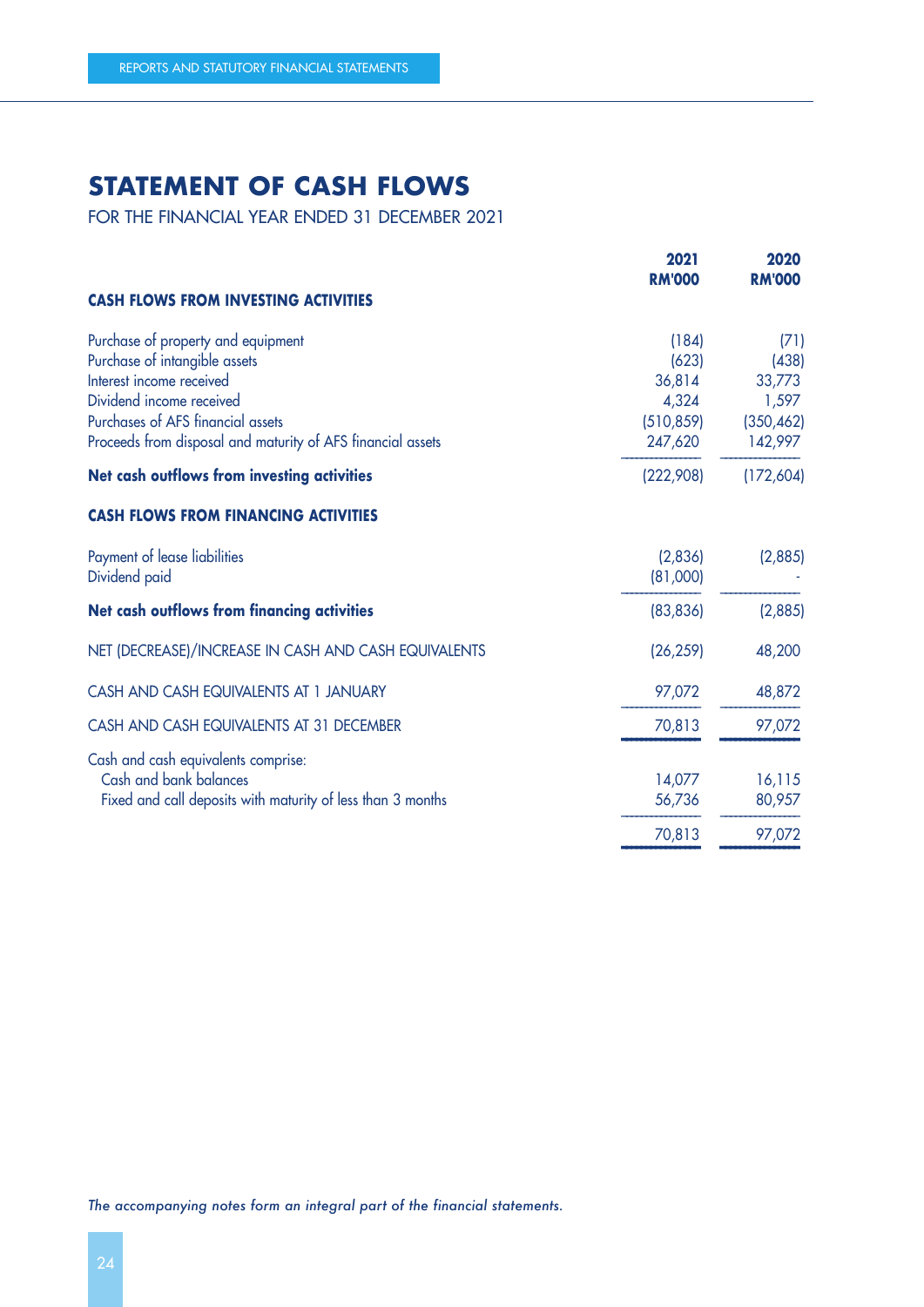# STATEMENT OF CASH FLOWS

FOR THE FINANCIAL YEAR ENDED 31 DECEMBER 2021

| | 2021 RM'000 | 2020 RM'000 |
|---|---|---|
| **CASH FLOWS FROM INVESTING ACTIVITIES** | | |
| Purchase of property and equipment | (184) | (71) |
| Purchase of intangible assets | (623) | (438) |
| Interest income received | 36,814 | 33,773 |
| Dividend income received | 4,324 | 1,597 |
| Purchases of AFS financial assets | (510,859) | (350,462) |
| Proceeds from disposal and maturity of AFS financial assets | 247,620 | 142,997 |
| **Net cash outflows from investing activities** | (222,908) | (172,604) |
| **CASH FLOWS FROM FINANCING ACTIVITIES** | | |
| Payment of lease liabilities | (2,836) | (2,885) |
| Dividend paid | (81,000) | - |
| **Net cash outflows from financing activities** | (83,836) | (2,885) |
| NET (DECREASE)/INCREASE IN CASH AND CASH EQUIVALENTS | (26,259) | 48,200 |
| CASH AND CASH EQUIVALENTS AT 1 JANUARY | 97,072 | 48,872 |
| CASH AND CASH EQUIVALENTS AT 31 DECEMBER | 70,813 | 97,072 |
| Cash and cash equivalents comprise: | | |
| Cash and bank balances | 14,077 | 16,115 |
| Fixed and call deposits with maturity of less than 3 months | 56,736 | 80,957 |
| | 70,813 | 97,072 |

*The accompanying notes form an integral part of the financial statements.*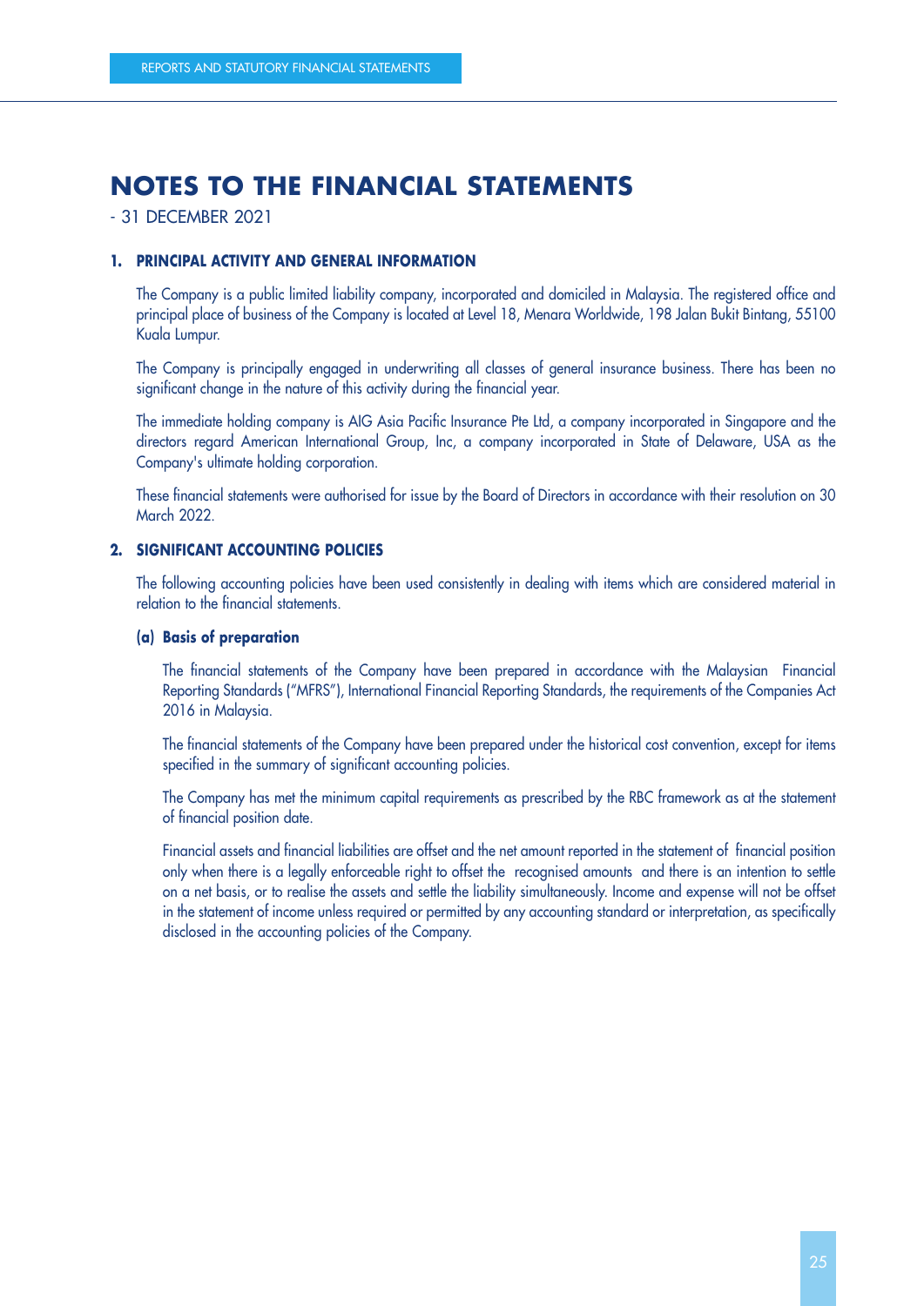# NOTES TO THE FINANCIAL STATEMENTS

- 31 DECEMBER 2021

## 1. PRINCIPAL ACTIVITY AND GENERAL INFORMATION

The Company is a public limited liability company, incorporated and domiciled in Malaysia. The registered office and principal place of business of the Company is located at Level 18, Menara Worldwide, 198 Jalan Bukit Bintang, 55100 Kuala Lumpur.

The Company is principally engaged in underwriting all classes of general insurance business. There has been no significant change in the nature of this activity during the financial year.

The immediate holding company is AIG Asia Pacific Insurance Pte Ltd, a company incorporated in Singapore and the directors regard American International Group, Inc, a company incorporated in State of Delaware, USA as the Company's ultimate holding corporation.

These financial statements were authorised for issue by the Board of Directors in accordance with their resolution on 30 March 2022.

## 2. SIGNIFICANT ACCOUNTING POLICIES

The following accounting policies have been used consistently in dealing with items which are considered material in relation to the financial statements.

### (a) Basis of preparation

The financial statements of the Company have been prepared in accordance with the Malaysian Financial Reporting Standards ("MFRS"), International Financial Reporting Standards, the requirements of the Companies Act 2016 in Malaysia.

The financial statements of the Company have been prepared under the historical cost convention, except for items specified in the summary of significant accounting policies.

The Company has met the minimum capital requirements as prescribed by the RBC framework as at the statement of financial position date.

Financial assets and financial liabilities are offset and the net amount reported in the statement of financial position only when there is a legally enforceable right to offset the recognised amounts and there is an intention to settle on a net basis, or to realise the assets and settle the liability simultaneously. Income and expense will not be offset in the statement of income unless required or permitted by any accounting standard or interpretation, as specifically disclosed in the accounting policies of the Company.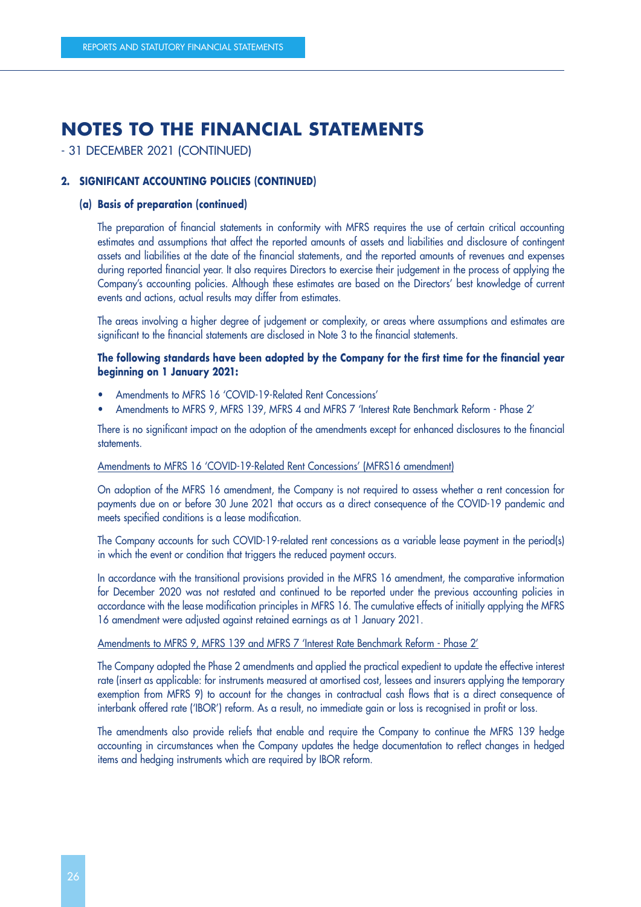# NOTES TO THE FINANCIAL STATEMENTS

- 31 DECEMBER 2021 (CONTINUED)

## 2. SIGNIFICANT ACCOUNTING POLICIES (CONTINUED)

### (a) Basis of preparation (continued)

The preparation of financial statements in conformity with MFRS requires the use of certain critical accounting estimates and assumptions that affect the reported amounts of assets and liabilities and disclosure of contingent assets and liabilities at the date of the financial statements, and the reported amounts of revenues and expenses during reported financial year. It also requires Directors to exercise their judgement in the process of applying the Company's accounting policies. Although these estimates are based on the Directors' best knowledge of current events and actions, actual results may differ from estimates.

The areas involving a higher degree of judgement or complexity, or areas where assumptions and estimates are significant to the financial statements are disclosed in Note 3 to the financial statements.

**The following standards have been adopted by the Company for the first time for the financial year beginning on 1 January 2021:**

- Amendments to MFRS 16 'COVID-19-Related Rent Concessions'
- Amendments to MFRS 9, MFRS 139, MFRS 4 and MFRS 7 'Interest Rate Benchmark Reform - Phase 2'

There is no significant impact on the adoption of the amendments except for enhanced disclosures to the financial statements.

<u>Amendments to MFRS 16 'COVID-19-Related Rent Concessions' (MFRS16 amendment)</u>

On adoption of the MFRS 16 amendment, the Company is not required to assess whether a rent concession for payments due on or before 30 June 2021 that occurs as a direct consequence of the COVID-19 pandemic and meets specified conditions is a lease modification.

The Company accounts for such COVID-19-related rent concessions as a variable lease payment in the period(s) in which the event or condition that triggers the reduced payment occurs.

In accordance with the transitional provisions provided in the MFRS 16 amendment, the comparative information for December 2020 was not restated and continued to be reported under the previous accounting policies in accordance with the lease modification principles in MFRS 16. The cumulative effects of initially applying the MFRS 16 amendment were adjusted against retained earnings as at 1 January 2021.

<u>Amendments to MFRS 9, MFRS 139 and MFRS 7 'Interest Rate Benchmark Reform - Phase 2'</u>

The Company adopted the Phase 2 amendments and applied the practical expedient to update the effective interest rate (insert as applicable: for instruments measured at amortised cost, lessees and insurers applying the temporary exemption from MFRS 9) to account for the changes in contractual cash flows that is a direct consequence of interbank offered rate ('IBOR') reform. As a result, no immediate gain or loss is recognised in profit or loss.

The amendments also provide reliefs that enable and require the Company to continue the MFRS 139 hedge accounting in circumstances when the Company updates the hedge documentation to reflect changes in hedged items and hedging instruments which are required by IBOR reform.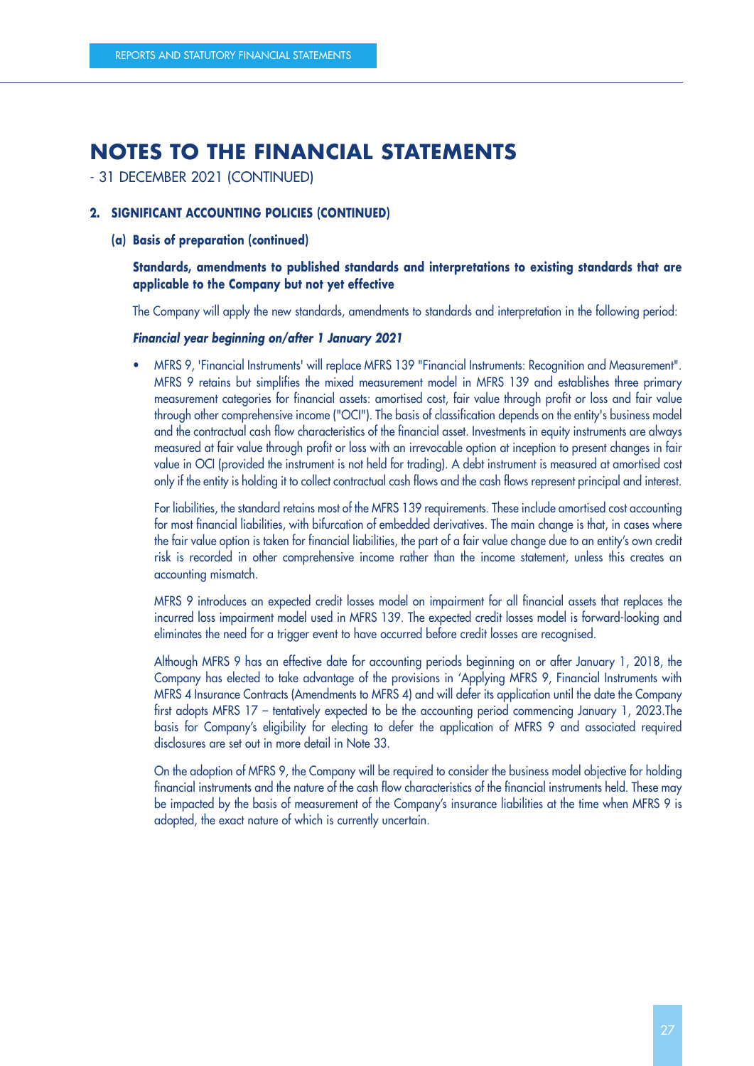# NOTES TO THE FINANCIAL STATEMENTS

- 31 DECEMBER 2021 (CONTINUED)

## 2. SIGNIFICANT ACCOUNTING POLICIES (CONTINUED)

### (a) Basis of preparation (continued)

**Standards, amendments to published standards and interpretations to existing standards that are applicable to the Company but not yet effective**

The Company will apply the new standards, amendments to standards and interpretation in the following period:

***Financial year beginning on/after 1 January 2021***

- MFRS 9, 'Financial Instruments' will replace MFRS 139 "Financial Instruments: Recognition and Measurement". MFRS 9 retains but simplifies the mixed measurement model in MFRS 139 and establishes three primary measurement categories for financial assets: amortised cost, fair value through profit or loss and fair value through other comprehensive income ("OCI"). The basis of classification depends on the entity's business model and the contractual cash flow characteristics of the financial asset. Investments in equity instruments are always measured at fair value through profit or loss with an irrevocable option at inception to present changes in fair value in OCI (provided the instrument is not held for trading). A debt instrument is measured at amortised cost only if the entity is holding it to collect contractual cash flows and the cash flows represent principal and interest.

  For liabilities, the standard retains most of the MFRS 139 requirements. These include amortised cost accounting for most financial liabilities, with bifurcation of embedded derivatives. The main change is that, in cases where the fair value option is taken for financial liabilities, the part of a fair value change due to an entity's own credit risk is recorded in other comprehensive income rather than the income statement, unless this creates an accounting mismatch.

  MFRS 9 introduces an expected credit losses model on impairment for all financial assets that replaces the incurred loss impairment model used in MFRS 139. The expected credit losses model is forward-looking and eliminates the need for a trigger event to have occurred before credit losses are recognised.

  Although MFRS 9 has an effective date for accounting periods beginning on or after January 1, 2018, the Company has elected to take advantage of the provisions in 'Applying MFRS 9, Financial Instruments with MFRS 4 Insurance Contracts (Amendments to MFRS 4) and will defer its application until the date the Company first adopts MFRS 17 – tentatively expected to be the accounting period commencing January 1, 2023.The basis for Company's eligibility for electing to defer the application of MFRS 9 and associated required disclosures are set out in more detail in Note 33.

  On the adoption of MFRS 9, the Company will be required to consider the business model objective for holding financial instruments and the nature of the cash flow characteristics of the financial instruments held. These may be impacted by the basis of measurement of the Company's insurance liabilities at the time when MFRS 9 is adopted, the exact nature of which is currently uncertain.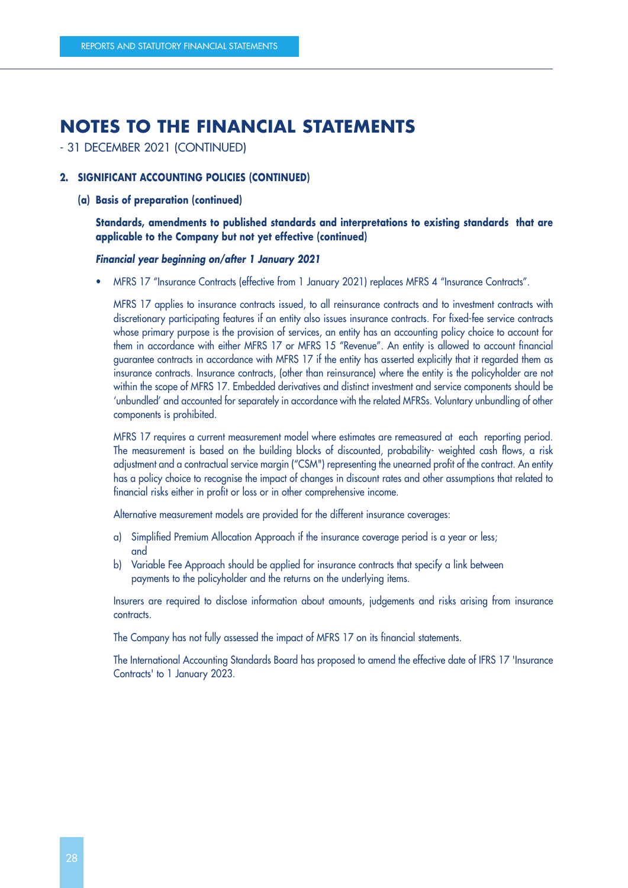# NOTES TO THE FINANCIAL STATEMENTS

- 31 DECEMBER 2021 (CONTINUED)

## 2. SIGNIFICANT ACCOUNTING POLICIES (CONTINUED)

### (a) Basis of preparation (continued)

**Standards, amendments to published standards and interpretations to existing standards that are applicable to the Company but not yet effective (continued)**

***Financial year beginning on/after 1 January 2021***

- MFRS 17 "Insurance Contracts (effective from 1 January 2021) replaces MFRS 4 "Insurance Contracts".

  MFRS 17 applies to insurance contracts issued, to all reinsurance contracts and to investment contracts with discretionary participating features if an entity also issues insurance contracts. For fixed-fee service contracts whose primary purpose is the provision of services, an entity has an accounting policy choice to account for them in accordance with either MFRS 17 or MFRS 15 "Revenue". An entity is allowed to account financial guarantee contracts in accordance with MFRS 17 if the entity has asserted explicitly that it regarded them as insurance contracts. Insurance contracts, (other than reinsurance) where the entity is the policyholder are not within the scope of MFRS 17. Embedded derivatives and distinct investment and service components should be 'unbundled' and accounted for separately in accordance with the related MFRSs. Voluntary unbundling of other components is prohibited.

  MFRS 17 requires a current measurement model where estimates are remeasured at each reporting period. The measurement is based on the building blocks of discounted, probability- weighted cash flows, a risk adjustment and a contractual service margin ("CSM") representing the unearned profit of the contract. An entity has a policy choice to recognise the impact of changes in discount rates and other assumptions that related to financial risks either in profit or loss or in other comprehensive income.

  Alternative measurement models are provided for the different insurance coverages:

  a) Simplified Premium Allocation Approach if the insurance coverage period is a year or less; and
  b) Variable Fee Approach should be applied for insurance contracts that specify a link between payments to the policyholder and the returns on the underlying items.

  Insurers are required to disclose information about amounts, judgements and risks arising from insurance contracts.

  The Company has not fully assessed the impact of MFRS 17 on its financial statements.

  The International Accounting Standards Board has proposed to amend the effective date of IFRS 17 'Insurance Contracts' to 1 January 2023.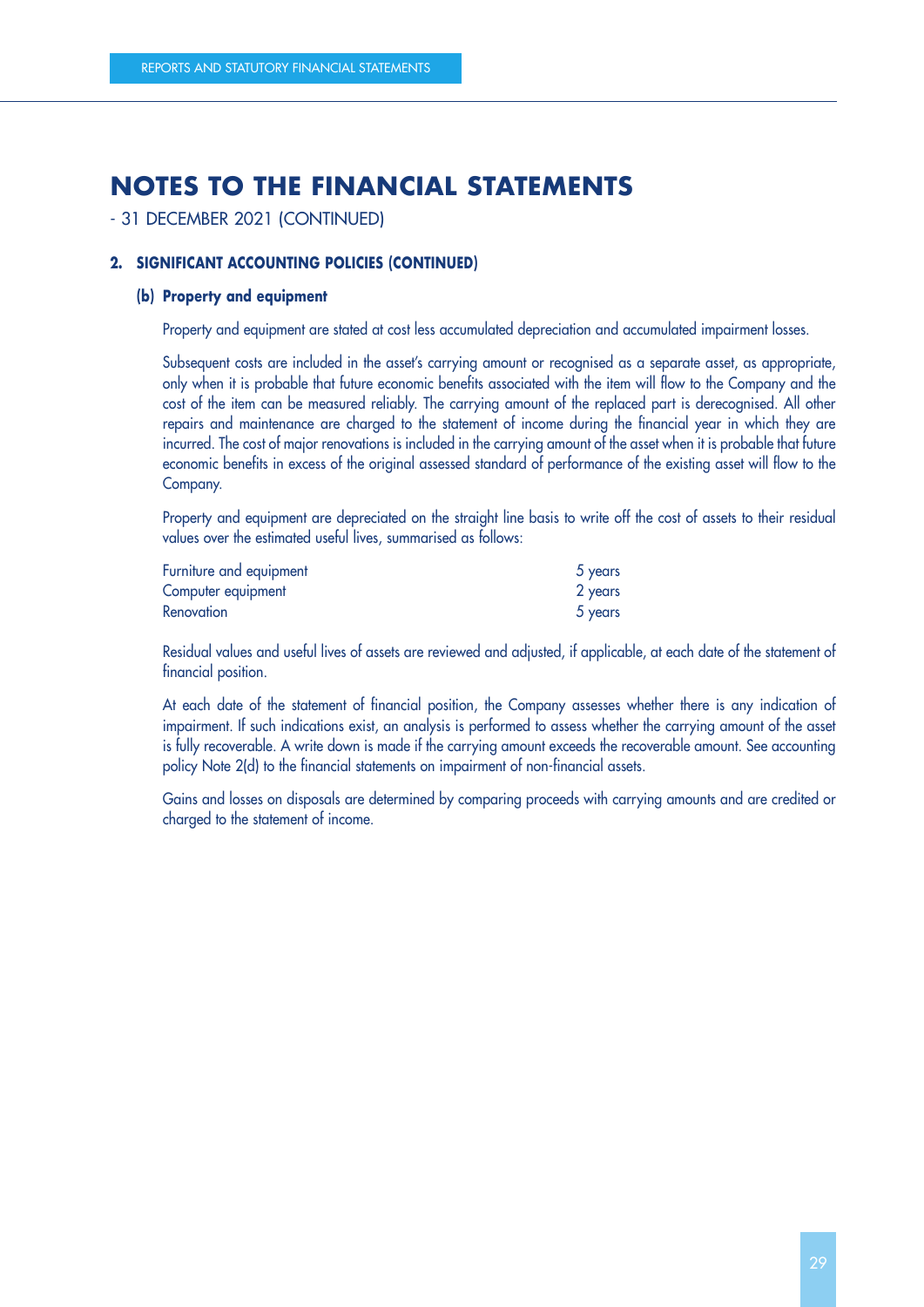# NOTES TO THE FINANCIAL STATEMENTS

- 31 DECEMBER 2021 (CONTINUED)

### 2. SIGNIFICANT ACCOUNTING POLICIES (CONTINUED)

#### (b) Property and equipment

Property and equipment are stated at cost less accumulated depreciation and accumulated impairment losses.

Subsequent costs are included in the asset's carrying amount or recognised as a separate asset, as appropriate, only when it is probable that future economic benefits associated with the item will flow to the Company and the cost of the item can be measured reliably. The carrying amount of the replaced part is derecognised. All other repairs and maintenance are charged to the statement of income during the financial year in which they are incurred. The cost of major renovations is included in the carrying amount of the asset when it is probable that future economic benefits in excess of the original assessed standard of performance of the existing asset will flow to the Company.

Property and equipment are depreciated on the straight line basis to write off the cost of assets to their residual values over the estimated useful lives, summarised as follows:

| | |
|---|---|
| Furniture and equipment | 5 years |
| Computer equipment | 2 years |
| Renovation | 5 years |

Residual values and useful lives of assets are reviewed and adjusted, if applicable, at each date of the statement of financial position.

At each date of the statement of financial position, the Company assesses whether there is any indication of impairment. If such indications exist, an analysis is performed to assess whether the carrying amount of the asset is fully recoverable. A write down is made if the carrying amount exceeds the recoverable amount. See accounting policy Note 2(d) to the financial statements on impairment of non-financial assets.

Gains and losses on disposals are determined by comparing proceeds with carrying amounts and are credited or charged to the statement of income.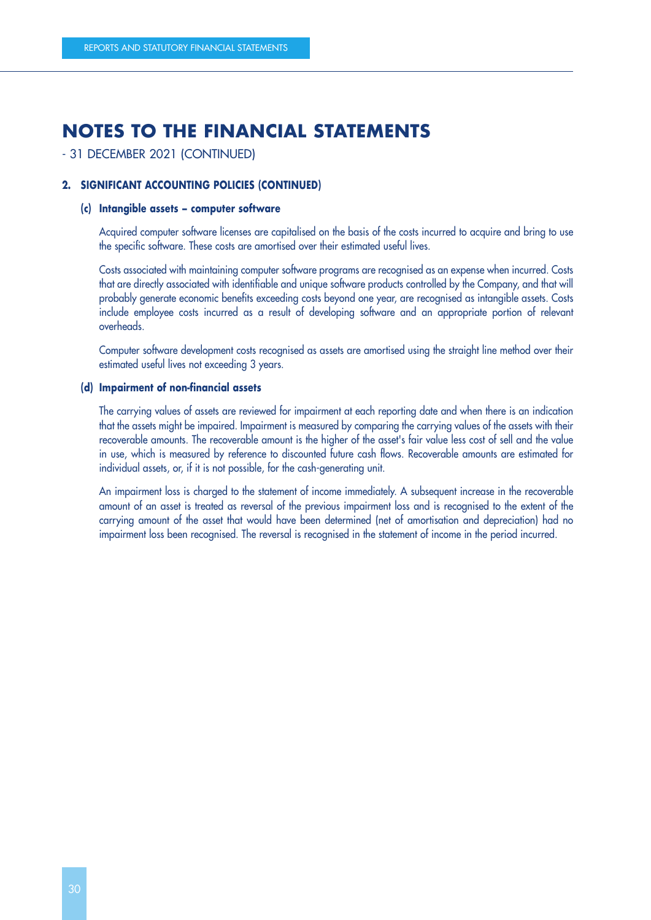# NOTES TO THE FINANCIAL STATEMENTS

- 31 DECEMBER 2021 (CONTINUED)

## 2. SIGNIFICANT ACCOUNTING POLICIES (CONTINUED)

### (c) Intangible assets – computer software

Acquired computer software licenses are capitalised on the basis of the costs incurred to acquire and bring to use the specific software. These costs are amortised over their estimated useful lives.

Costs associated with maintaining computer software programs are recognised as an expense when incurred. Costs that are directly associated with identifiable and unique software products controlled by the Company, and that will probably generate economic benefits exceeding costs beyond one year, are recognised as intangible assets. Costs include employee costs incurred as a result of developing software and an appropriate portion of relevant overheads.

Computer software development costs recognised as assets are amortised using the straight line method over their estimated useful lives not exceeding 3 years.

### (d) Impairment of non-financial assets

The carrying values of assets are reviewed for impairment at each reporting date and when there is an indication that the assets might be impaired. Impairment is measured by comparing the carrying values of the assets with their recoverable amounts. The recoverable amount is the higher of the asset's fair value less cost of sell and the value in use, which is measured by reference to discounted future cash flows. Recoverable amounts are estimated for individual assets, or, if it is not possible, for the cash-generating unit.

An impairment loss is charged to the statement of income immediately. A subsequent increase in the recoverable amount of an asset is treated as reversal of the previous impairment loss and is recognised to the extent of the carrying amount of the asset that would have been determined (net of amortisation and depreciation) had no impairment loss been recognised. The reversal is recognised in the statement of income in the period incurred.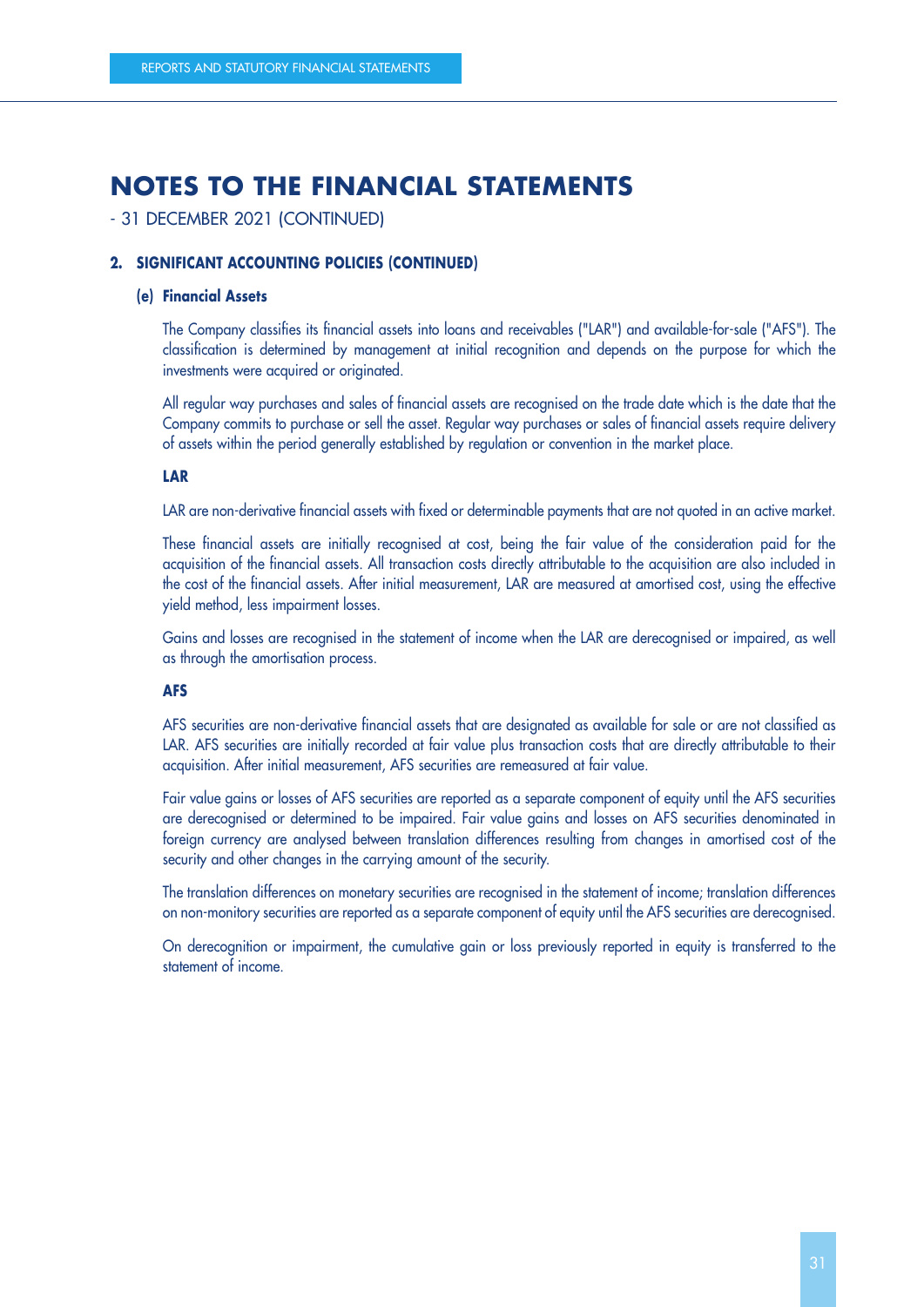# NOTES TO THE FINANCIAL STATEMENTS

- 31 DECEMBER 2021 (CONTINUED)

## 2. SIGNIFICANT ACCOUNTING POLICIES (CONTINUED)

### (e) Financial Assets

The Company classifies its financial assets into loans and receivables ("LAR") and available-for-sale ("AFS"). The classification is determined by management at initial recognition and depends on the purpose for which the investments were acquired or originated.

All regular way purchases and sales of financial assets are recognised on the trade date which is the date that the Company commits to purchase or sell the asset. Regular way purchases or sales of financial assets require delivery of assets within the period generally established by regulation or convention in the market place.

**LAR**

LAR are non-derivative financial assets with fixed or determinable payments that are not quoted in an active market.

These financial assets are initially recognised at cost, being the fair value of the consideration paid for the acquisition of the financial assets. All transaction costs directly attributable to the acquisition are also included in the cost of the financial assets. After initial measurement, LAR are measured at amortised cost, using the effective yield method, less impairment losses.

Gains and losses are recognised in the statement of income when the LAR are derecognised or impaired, as well as through the amortisation process.

**AFS**

AFS securities are non-derivative financial assets that are designated as available for sale or are not classified as LAR. AFS securities are initially recorded at fair value plus transaction costs that are directly attributable to their acquisition. After initial measurement, AFS securities are remeasured at fair value.

Fair value gains or losses of AFS securities are reported as a separate component of equity until the AFS securities are derecognised or determined to be impaired. Fair value gains and losses on AFS securities denominated in foreign currency are analysed between translation differences resulting from changes in amortised cost of the security and other changes in the carrying amount of the security.

The translation differences on monetary securities are recognised in the statement of income; translation differences on non-monitory securities are reported as a separate component of equity until the AFS securities are derecognised.

On derecognition or impairment, the cumulative gain or loss previously reported in equity is transferred to the statement of income.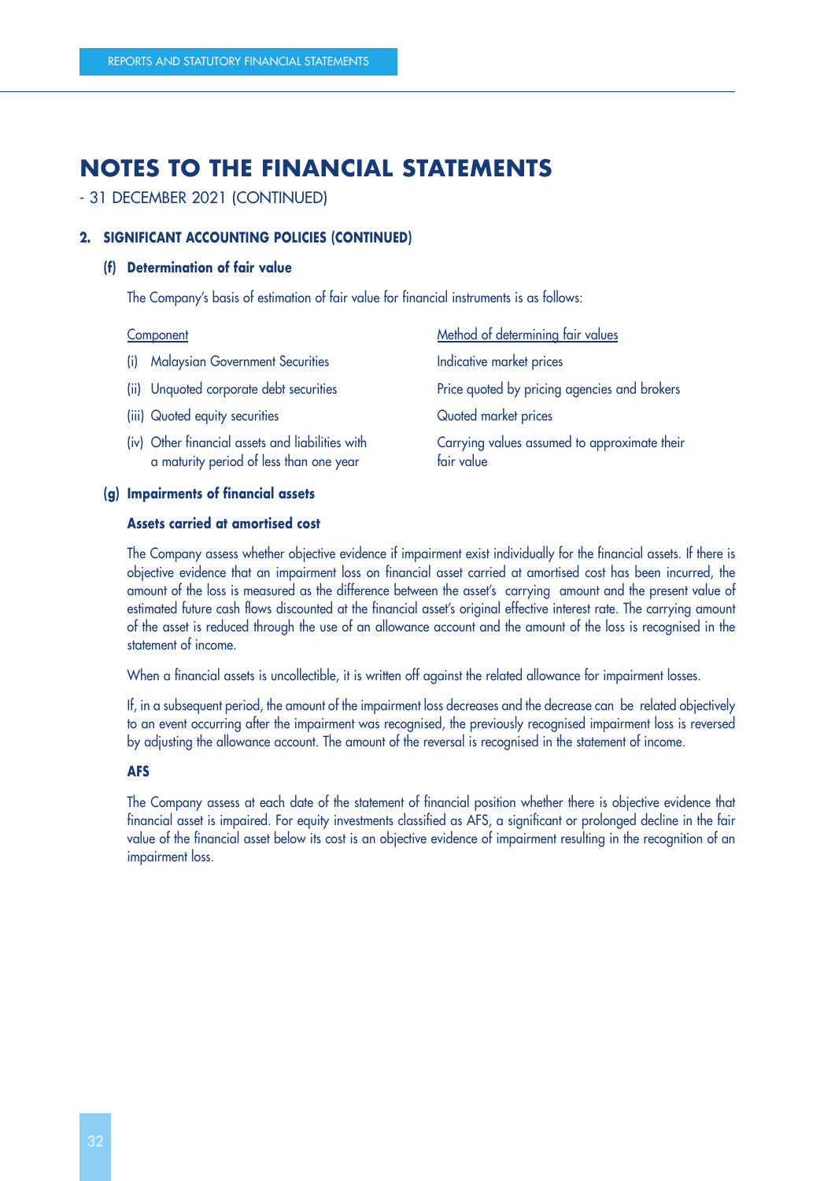# NOTES TO THE FINANCIAL STATEMENTS

- 31 DECEMBER 2021 (CONTINUED)

## 2. SIGNIFICANT ACCOUNTING POLICIES (CONTINUED)

### (f) Determination of fair value

The Company's basis of estimation of fair value for financial instruments is as follows:

| Component | Method of determining fair values |
|---|---|
| (i) Malaysian Government Securities | Indicative market prices |
| (ii) Unquoted corporate debt securities | Price quoted by pricing agencies and brokers |
| (iii) Quoted equity securities | Quoted market prices |
| (iv) Other financial assets and liabilities with a maturity period of less than one year | Carrying values assumed to approximate their fair value |

### (g) Impairments of financial assets

**Assets carried at amortised cost**

The Company assess whether objective evidence if impairment exist individually for the financial assets. If there is objective evidence that an impairment loss on financial asset carried at amortised cost has been incurred, the amount of the loss is measured as the difference between the asset's carrying amount and the present value of estimated future cash flows discounted at the financial asset's original effective interest rate. The carrying amount of the asset is reduced through the use of an allowance account and the amount of the loss is recognised in the statement of income.

When a financial assets is uncollectible, it is written off against the related allowance for impairment losses.

If, in a subsequent period, the amount of the impairment loss decreases and the decrease can be related objectively to an event occurring after the impairment was recognised, the previously recognised impairment loss is reversed by adjusting the allowance account. The amount of the reversal is recognised in the statement of income.

**AFS**

The Company assess at each date of the statement of financial position whether there is objective evidence that financial asset is impaired. For equity investments classified as AFS, a significant or prolonged decline in the fair value of the financial asset below its cost is an objective evidence of impairment resulting in the recognition of an impairment loss.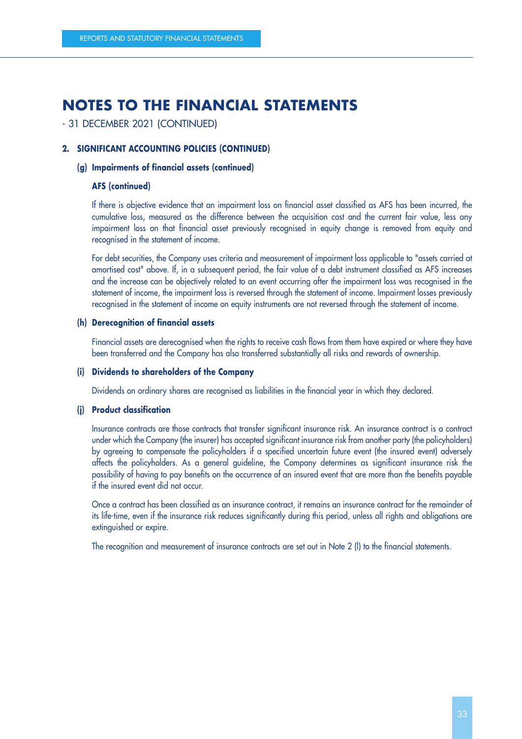# NOTES TO THE FINANCIAL STATEMENTS

- 31 DECEMBER 2021 (CONTINUED)

## 2. SIGNIFICANT ACCOUNTING POLICIES (CONTINUED)

### (g) Impairments of financial assets (continued)

#### AFS (continued)

If there is objective evidence that an impairment loss on financial asset classified as AFS has been incurred, the cumulative loss, measured as the difference between the acquisition cost and the current fair value, less any impairment loss on that financial asset previously recognised in equity change is removed from equity and recognised in the statement of income.

For debt securities, the Company uses criteria and measurement of impairment loss applicable to "assets carried at amortised cost" above. If, in a subsequent period, the fair value of a debt instrument classified as AFS increases and the increase can be objectively related to an event occurring after the impairment loss was recognised in the statement of income, the impairment loss is reversed through the statement of income. Impairment losses previously recognised in the statement of income on equity instruments are not reversed through the statement of income.

### (h) Derecognition of financial assets

Financial assets are derecognised when the rights to receive cash flows from them have expired or where they have been transferred and the Company has also transferred substantially all risks and rewards of ownership.

### (i) Dividends to shareholders of the Company

Dividends on ordinary shares are recognised as liabilities in the financial year in which they declared.

### (j) Product classification

Insurance contracts are those contracts that transfer significant insurance risk. An insurance contract is a contract under which the Company (the insurer) has accepted significant insurance risk from another party (the policyholders) by agreeing to compensate the policyholders if a specified uncertain future event (the insured event) adversely affects the policyholders. As a general guideline, the Company determines as significant insurance risk the possibility of having to pay benefits on the occurrence of an insured event that are more than the benefits payable if the insured event did not occur.

Once a contract has been classified as an insurance contract, it remains an insurance contract for the remainder of its life-time, even if the insurance risk reduces significantly during this period, unless all rights and obligations are extinguished or expire.

The recognition and measurement of insurance contracts are set out in Note 2 (l) to the financial statements.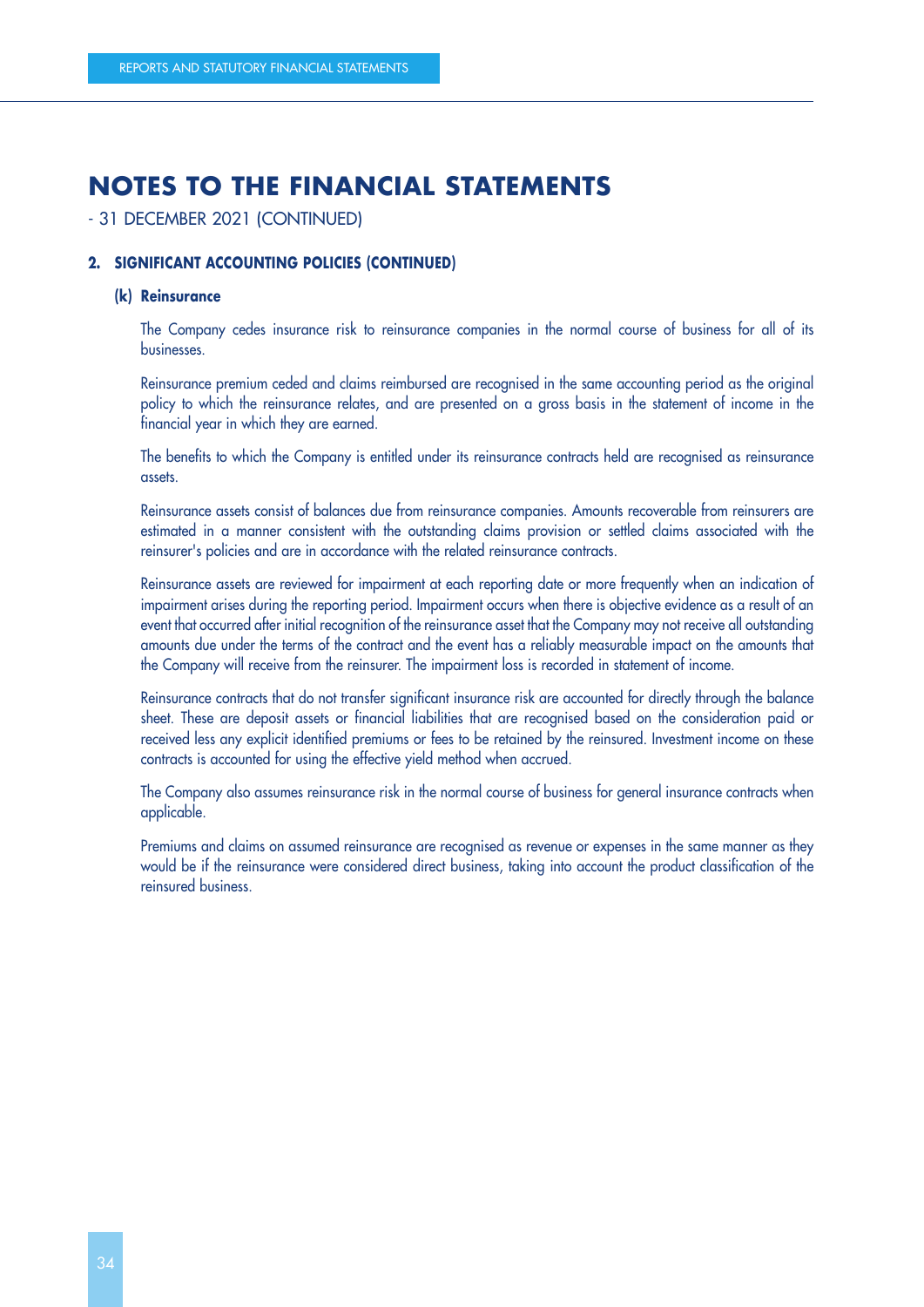# NOTES TO THE FINANCIAL STATEMENTS

- 31 DECEMBER 2021 (CONTINUED)

## 2. SIGNIFICANT ACCOUNTING POLICIES (CONTINUED)

### (k) Reinsurance

The Company cedes insurance risk to reinsurance companies in the normal course of business for all of its businesses.

Reinsurance premium ceded and claims reimbursed are recognised in the same accounting period as the original policy to which the reinsurance relates, and are presented on a gross basis in the statement of income in the financial year in which they are earned.

The benefits to which the Company is entitled under its reinsurance contracts held are recognised as reinsurance assets.

Reinsurance assets consist of balances due from reinsurance companies. Amounts recoverable from reinsurers are estimated in a manner consistent with the outstanding claims provision or settled claims associated with the reinsurer's policies and are in accordance with the related reinsurance contracts.

Reinsurance assets are reviewed for impairment at each reporting date or more frequently when an indication of impairment arises during the reporting period. Impairment occurs when there is objective evidence as a result of an event that occurred after initial recognition of the reinsurance asset that the Company may not receive all outstanding amounts due under the terms of the contract and the event has a reliably measurable impact on the amounts that the Company will receive from the reinsurer. The impairment loss is recorded in statement of income.

Reinsurance contracts that do not transfer significant insurance risk are accounted for directly through the balance sheet. These are deposit assets or financial liabilities that are recognised based on the consideration paid or received less any explicit identified premiums or fees to be retained by the reinsured. Investment income on these contracts is accounted for using the effective yield method when accrued.

The Company also assumes reinsurance risk in the normal course of business for general insurance contracts when applicable.

Premiums and claims on assumed reinsurance are recognised as revenue or expenses in the same manner as they would be if the reinsurance were considered direct business, taking into account the product classification of the reinsured business.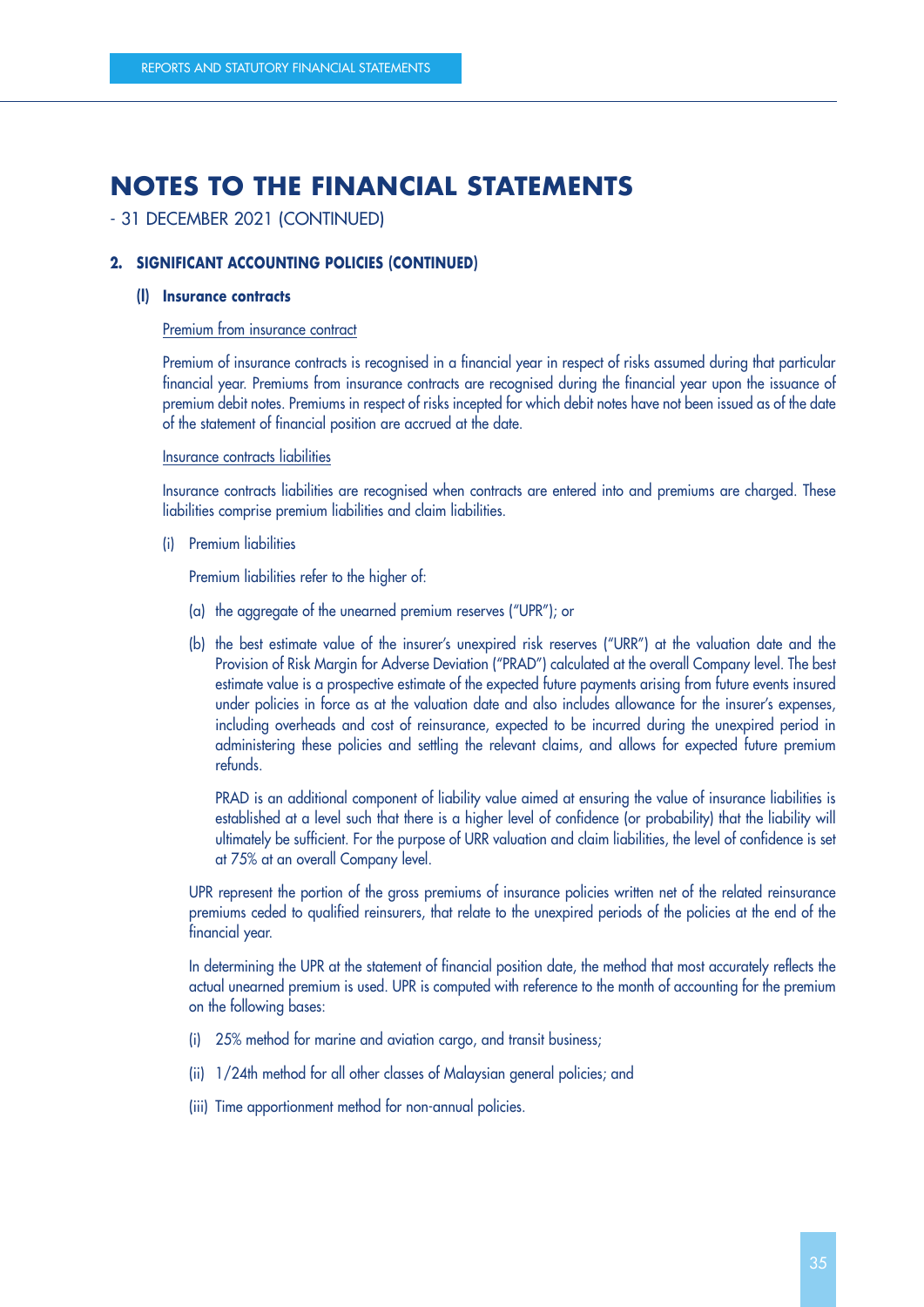# NOTES TO THE FINANCIAL STATEMENTS

- 31 DECEMBER 2021 (CONTINUED)

## 2. SIGNIFICANT ACCOUNTING POLICIES (CONTINUED)

### (l) Insurance contracts

Premium from insurance contract

Premium of insurance contracts is recognised in a financial year in respect of risks assumed during that particular financial year. Premiums from insurance contracts are recognised during the financial year upon the issuance of premium debit notes. Premiums in respect of risks incepted for which debit notes have not been issued as of the date of the statement of financial position are accrued at the date.

Insurance contracts liabilities

Insurance contracts liabilities are recognised when contracts are entered into and premiums are charged. These liabilities comprise premium liabilities and claim liabilities.

(i) Premium liabilities

Premium liabilities refer to the higher of:

(a) the aggregate of the unearned premium reserves ("UPR"); or

(b) the best estimate value of the insurer's unexpired risk reserves ("URR") at the valuation date and the Provision of Risk Margin for Adverse Deviation ("PRAD") calculated at the overall Company level. The best estimate value is a prospective estimate of the expected future payments arising from future events insured under policies in force as at the valuation date and also includes allowance for the insurer's expenses, including overheads and cost of reinsurance, expected to be incurred during the unexpired period in administering these policies and settling the relevant claims, and allows for expected future premium refunds.

PRAD is an additional component of liability value aimed at ensuring the value of insurance liabilities is established at a level such that there is a higher level of confidence (or probability) that the liability will ultimately be sufficient. For the purpose of URR valuation and claim liabilities, the level of confidence is set at 75% at an overall Company level.

UPR represent the portion of the gross premiums of insurance policies written net of the related reinsurance premiums ceded to qualified reinsurers, that relate to the unexpired periods of the policies at the end of the financial year.

In determining the UPR at the statement of financial position date, the method that most accurately reflects the actual unearned premium is used. UPR is computed with reference to the month of accounting for the premium on the following bases:

(i) 25% method for marine and aviation cargo, and transit business;

(ii) 1/24th method for all other classes of Malaysian general policies; and

(iii) Time apportionment method for non-annual policies.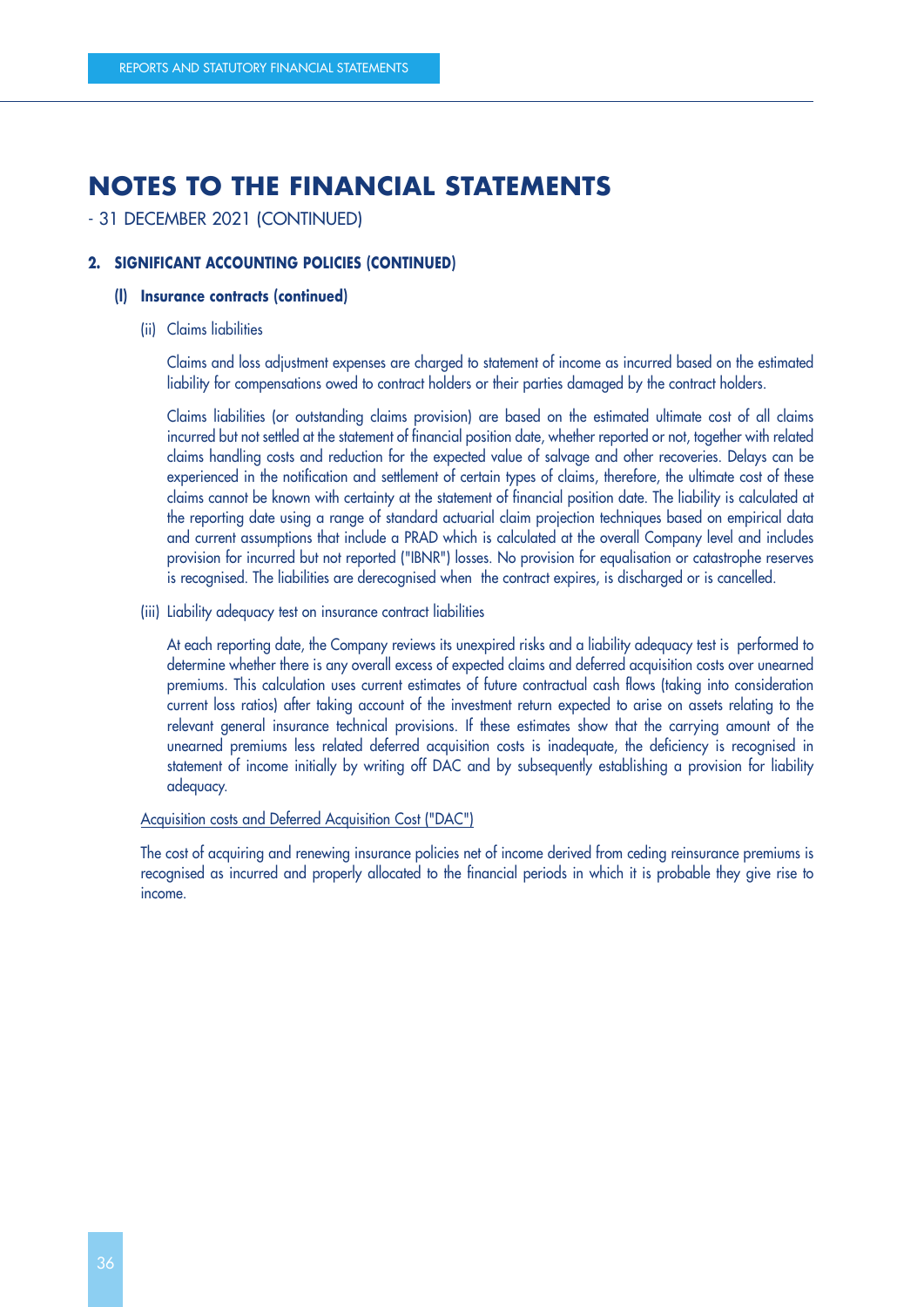# NOTES TO THE FINANCIAL STATEMENTS

- 31 DECEMBER 2021 (CONTINUED)

## 2. SIGNIFICANT ACCOUNTING POLICIES (CONTINUED)

### (l) Insurance contracts (continued)

(ii) Claims liabilities

Claims and loss adjustment expenses are charged to statement of income as incurred based on the estimated liability for compensations owed to contract holders or their parties damaged by the contract holders.

Claims liabilities (or outstanding claims provision) are based on the estimated ultimate cost of all claims incurred but not settled at the statement of financial position date, whether reported or not, together with related claims handling costs and reduction for the expected value of salvage and other recoveries. Delays can be experienced in the notification and settlement of certain types of claims, therefore, the ultimate cost of these claims cannot be known with certainty at the statement of financial position date. The liability is calculated at the reporting date using a range of standard actuarial claim projection techniques based on empirical data and current assumptions that include a PRAD which is calculated at the overall Company level and includes provision for incurred but not reported ("IBNR") losses. No provision for equalisation or catastrophe reserves is recognised. The liabilities are derecognised when the contract expires, is discharged or is cancelled.

(iii) Liability adequacy test on insurance contract liabilities

At each reporting date, the Company reviews its unexpired risks and a liability adequacy test is performed to determine whether there is any overall excess of expected claims and deferred acquisition costs over unearned premiums. This calculation uses current estimates of future contractual cash flows (taking into consideration current loss ratios) after taking account of the investment return expected to arise on assets relating to the relevant general insurance technical provisions. If these estimates show that the carrying amount of the unearned premiums less related deferred acquisition costs is inadequate, the deficiency is recognised in statement of income initially by writing off DAC and by subsequently establishing a provision for liability adequacy.

Acquisition costs and Deferred Acquisition Cost ("DAC")

The cost of acquiring and renewing insurance policies net of income derived from ceding reinsurance premiums is recognised as incurred and properly allocated to the financial periods in which it is probable they give rise to income.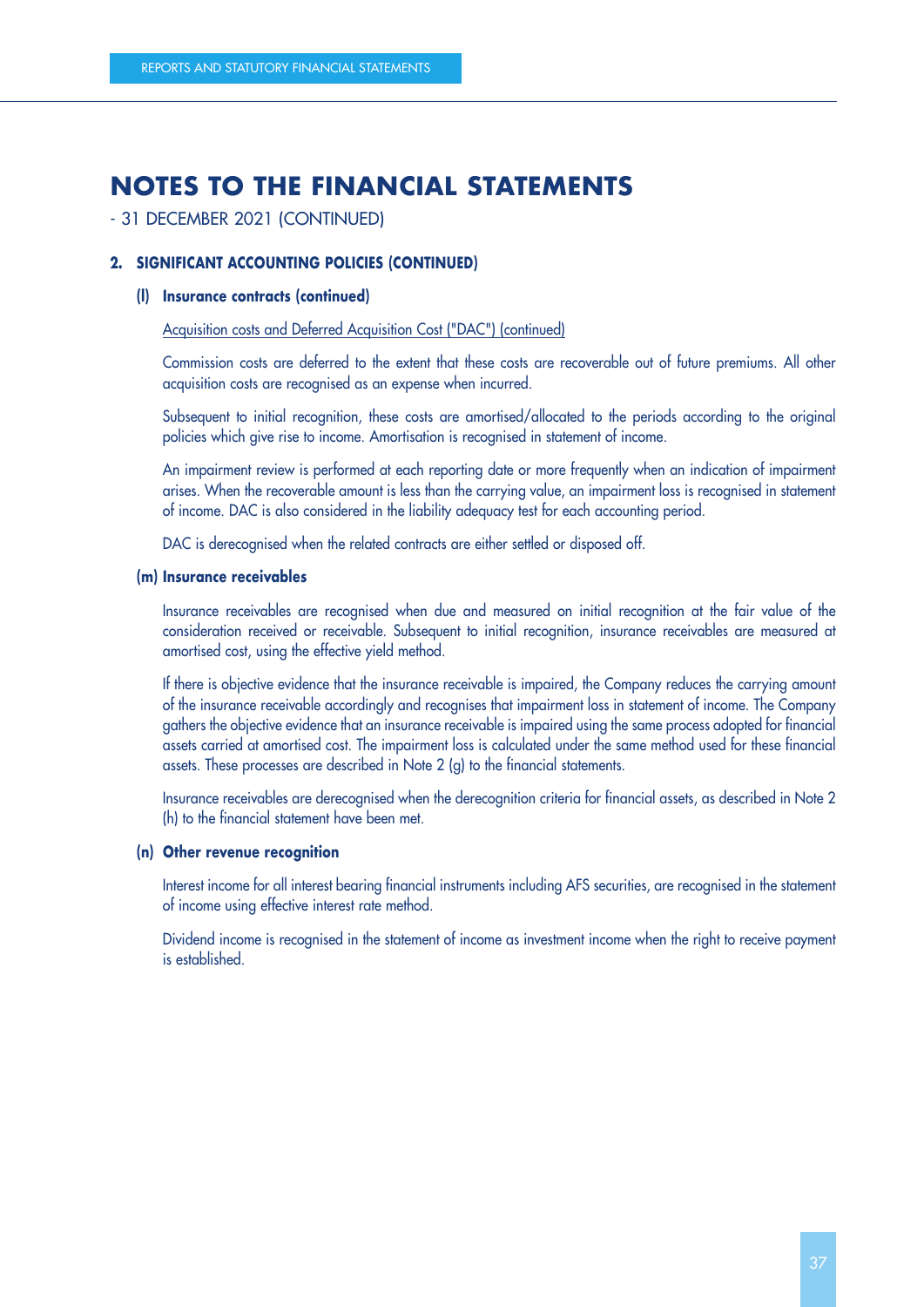# NOTES TO THE FINANCIAL STATEMENTS

- 31 DECEMBER 2021 (CONTINUED)

## 2. SIGNIFICANT ACCOUNTING POLICIES (CONTINUED)

### (l) Insurance contracts (continued)

Acquisition costs and Deferred Acquisition Cost ("DAC") (continued)

Commission costs are deferred to the extent that these costs are recoverable out of future premiums. All other acquisition costs are recognised as an expense when incurred.

Subsequent to initial recognition, these costs are amortised/allocated to the periods according to the original policies which give rise to income. Amortisation is recognised in statement of income.

An impairment review is performed at each reporting date or more frequently when an indication of impairment arises. When the recoverable amount is less than the carrying value, an impairment loss is recognised in statement of income. DAC is also considered in the liability adequacy test for each accounting period.

DAC is derecognised when the related contracts are either settled or disposed off.

### (m) Insurance receivables

Insurance receivables are recognised when due and measured on initial recognition at the fair value of the consideration received or receivable. Subsequent to initial recognition, insurance receivables are measured at amortised cost, using the effective yield method.

If there is objective evidence that the insurance receivable is impaired, the Company reduces the carrying amount of the insurance receivable accordingly and recognises that impairment loss in statement of income. The Company gathers the objective evidence that an insurance receivable is impaired using the same process adopted for financial assets carried at amortised cost. The impairment loss is calculated under the same method used for these financial assets. These processes are described in Note 2 (g) to the financial statements.

Insurance receivables are derecognised when the derecognition criteria for financial assets, as described in Note 2 (h) to the financial statement have been met.

### (n) Other revenue recognition

Interest income for all interest bearing financial instruments including AFS securities, are recognised in the statement of income using effective interest rate method.

Dividend income is recognised in the statement of income as investment income when the right to receive payment is established.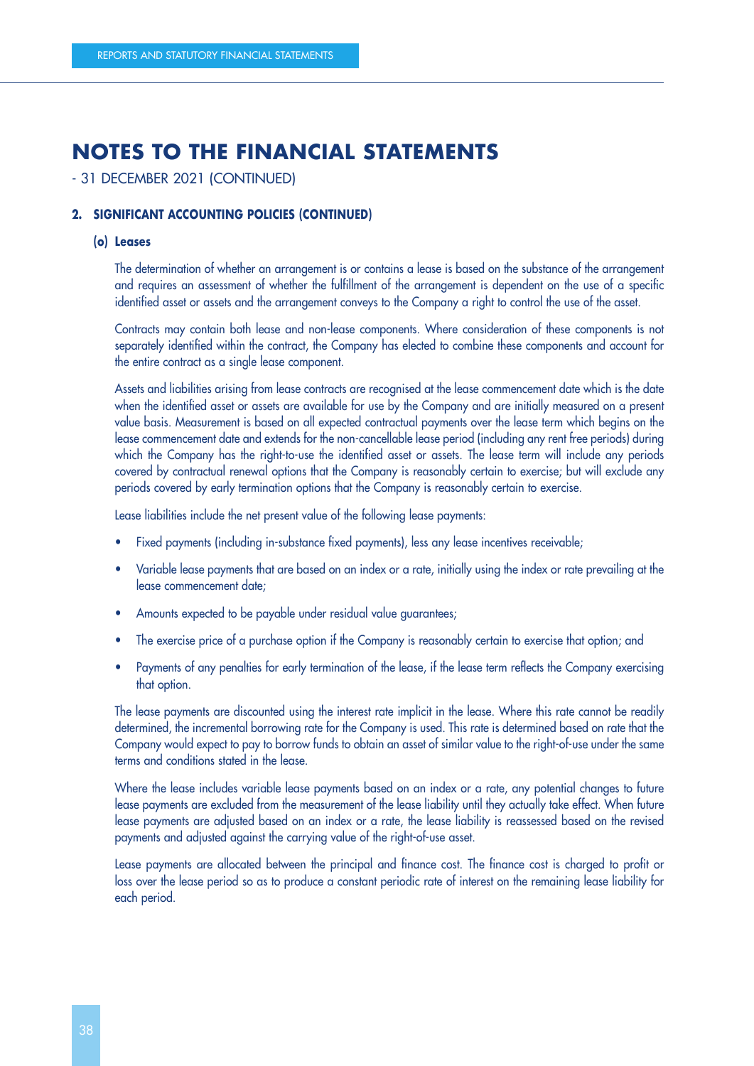# NOTES TO THE FINANCIAL STATEMENTS

- 31 DECEMBER 2021 (CONTINUED)

## 2. SIGNIFICANT ACCOUNTING POLICIES (CONTINUED)

### (o) Leases

The determination of whether an arrangement is or contains a lease is based on the substance of the arrangement and requires an assessment of whether the fulfillment of the arrangement is dependent on the use of a specific identified asset or assets and the arrangement conveys to the Company a right to control the use of the asset.

Contracts may contain both lease and non-lease components. Where consideration of these components is not separately identified within the contract, the Company has elected to combine these components and account for the entire contract as a single lease component.

Assets and liabilities arising from lease contracts are recognised at the lease commencement date which is the date when the identified asset or assets are available for use by the Company and are initially measured on a present value basis. Measurement is based on all expected contractual payments over the lease term which begins on the lease commencement date and extends for the non-cancellable lease period (including any rent free periods) during which the Company has the right-to-use the identified asset or assets. The lease term will include any periods covered by contractual renewal options that the Company is reasonably certain to exercise; but will exclude any periods covered by early termination options that the Company is reasonably certain to exercise.

Lease liabilities include the net present value of the following lease payments:

- Fixed payments (including in-substance fixed payments), less any lease incentives receivable;
- Variable lease payments that are based on an index or a rate, initially using the index or rate prevailing at the lease commencement date;
- Amounts expected to be payable under residual value guarantees;
- The exercise price of a purchase option if the Company is reasonably certain to exercise that option; and
- Payments of any penalties for early termination of the lease, if the lease term reflects the Company exercising that option.

The lease payments are discounted using the interest rate implicit in the lease. Where this rate cannot be readily determined, the incremental borrowing rate for the Company is used. This rate is determined based on rate that the Company would expect to pay to borrow funds to obtain an asset of similar value to the right-of-use under the same terms and conditions stated in the lease.

Where the lease includes variable lease payments based on an index or a rate, any potential changes to future lease payments are excluded from the measurement of the lease liability until they actually take effect. When future lease payments are adjusted based on an index or a rate, the lease liability is reassessed based on the revised payments and adjusted against the carrying value of the right-of-use asset.

Lease payments are allocated between the principal and finance cost. The finance cost is charged to profit or loss over the lease period so as to produce a constant periodic rate of interest on the remaining lease liability for each period.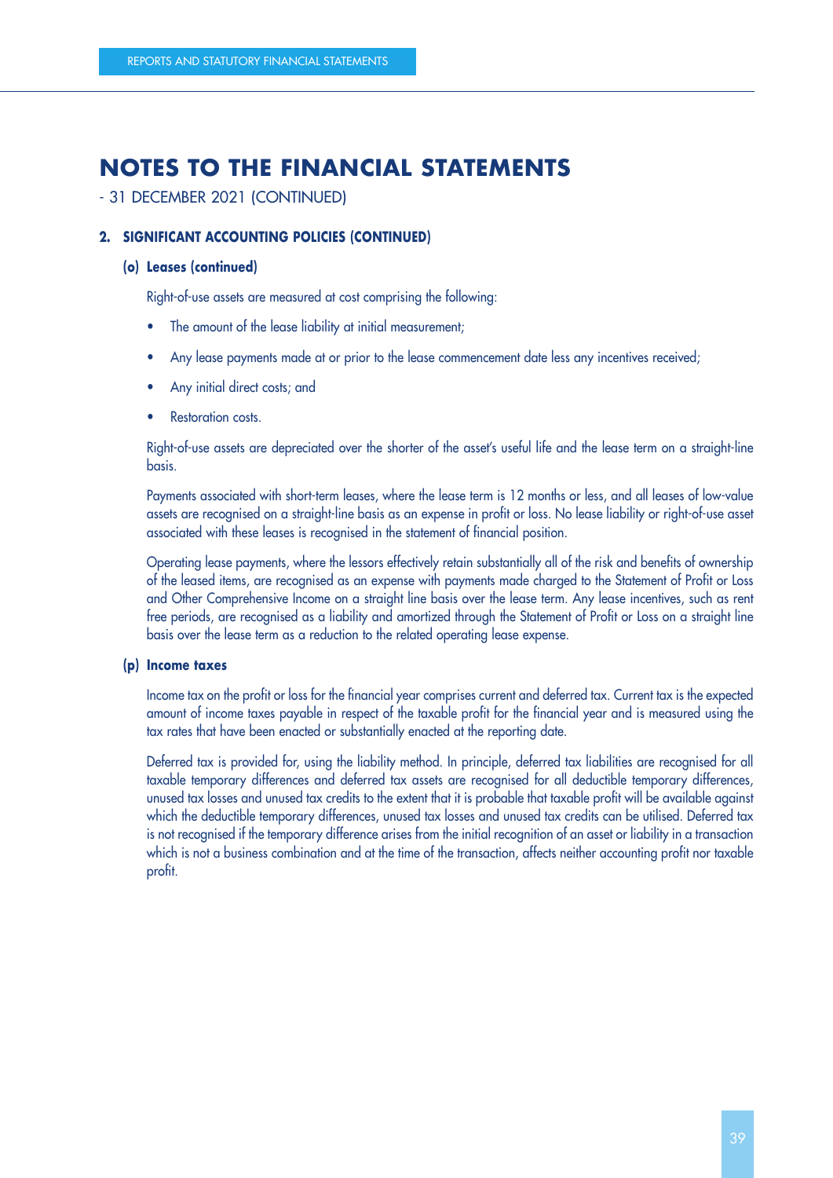# NOTES TO THE FINANCIAL STATEMENTS

- 31 DECEMBER 2021 (CONTINUED)

## 2. SIGNIFICANT ACCOUNTING POLICIES (CONTINUED)

### (o) Leases (continued)

Right-of-use assets are measured at cost comprising the following:

- The amount of the lease liability at initial measurement;
- Any lease payments made at or prior to the lease commencement date less any incentives received;
- Any initial direct costs; and
- Restoration costs.

Right-of-use assets are depreciated over the shorter of the asset's useful life and the lease term on a straight-line basis.

Payments associated with short-term leases, where the lease term is 12 months or less, and all leases of low-value assets are recognised on a straight-line basis as an expense in profit or loss. No lease liability or right-of-use asset associated with these leases is recognised in the statement of financial position.

Operating lease payments, where the lessors effectively retain substantially all of the risk and benefits of ownership of the leased items, are recognised as an expense with payments made charged to the Statement of Profit or Loss and Other Comprehensive Income on a straight line basis over the lease term. Any lease incentives, such as rent free periods, are recognised as a liability and amortized through the Statement of Profit or Loss on a straight line basis over the lease term as a reduction to the related operating lease expense.

### (p) Income taxes

Income tax on the profit or loss for the financial year comprises current and deferred tax. Current tax is the expected amount of income taxes payable in respect of the taxable profit for the financial year and is measured using the tax rates that have been enacted or substantially enacted at the reporting date.

Deferred tax is provided for, using the liability method. In principle, deferred tax liabilities are recognised for all taxable temporary differences and deferred tax assets are recognised for all deductible temporary differences, unused tax losses and unused tax credits to the extent that it is probable that taxable profit will be available against which the deductible temporary differences, unused tax losses and unused tax credits can be utilised. Deferred tax is not recognised if the temporary difference arises from the initial recognition of an asset or liability in a transaction which is not a business combination and at the time of the transaction, affects neither accounting profit nor taxable profit.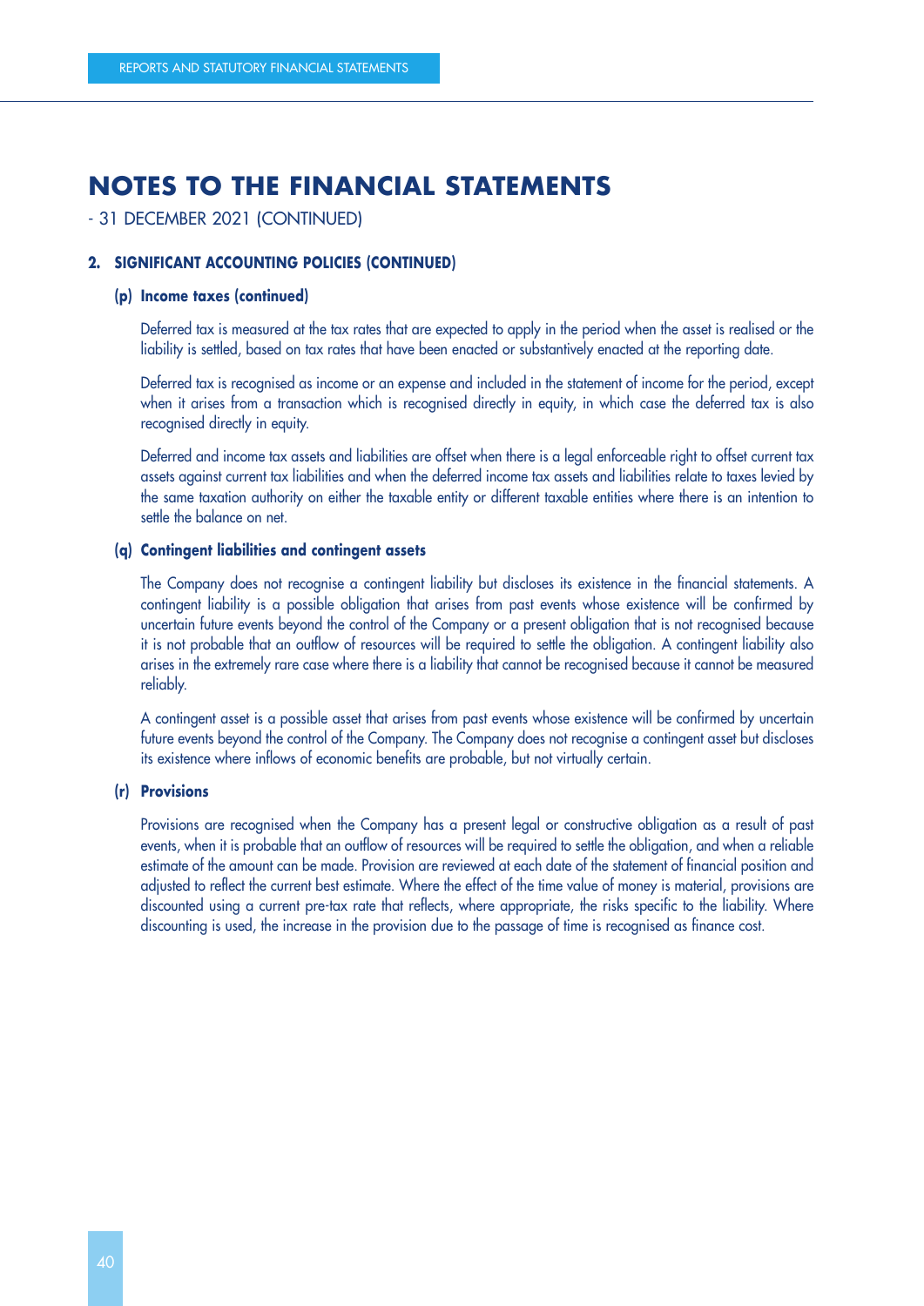# NOTES TO THE FINANCIAL STATEMENTS

- 31 DECEMBER 2021 (CONTINUED)

## 2. SIGNIFICANT ACCOUNTING POLICIES (CONTINUED)

### (p) Income taxes (continued)

Deferred tax is measured at the tax rates that are expected to apply in the period when the asset is realised or the liability is settled, based on tax rates that have been enacted or substantively enacted at the reporting date.

Deferred tax is recognised as income or an expense and included in the statement of income for the period, except when it arises from a transaction which is recognised directly in equity, in which case the deferred tax is also recognised directly in equity.

Deferred and income tax assets and liabilities are offset when there is a legal enforceable right to offset current tax assets against current tax liabilities and when the deferred income tax assets and liabilities relate to taxes levied by the same taxation authority on either the taxable entity or different taxable entities where there is an intention to settle the balance on net.

### (q) Contingent liabilities and contingent assets

The Company does not recognise a contingent liability but discloses its existence in the financial statements. A contingent liability is a possible obligation that arises from past events whose existence will be confirmed by uncertain future events beyond the control of the Company or a present obligation that is not recognised because it is not probable that an outflow of resources will be required to settle the obligation. A contingent liability also arises in the extremely rare case where there is a liability that cannot be recognised because it cannot be measured reliably.

A contingent asset is a possible asset that arises from past events whose existence will be confirmed by uncertain future events beyond the control of the Company. The Company does not recognise a contingent asset but discloses its existence where inflows of economic benefits are probable, but not virtually certain.

### (r) Provisions

Provisions are recognised when the Company has a present legal or constructive obligation as a result of past events, when it is probable that an outflow of resources will be required to settle the obligation, and when a reliable estimate of the amount can be made. Provision are reviewed at each date of the statement of financial position and adjusted to reflect the current best estimate. Where the effect of the time value of money is material, provisions are discounted using a current pre-tax rate that reflects, where appropriate, the risks specific to the liability. Where discounting is used, the increase in the provision due to the passage of time is recognised as finance cost.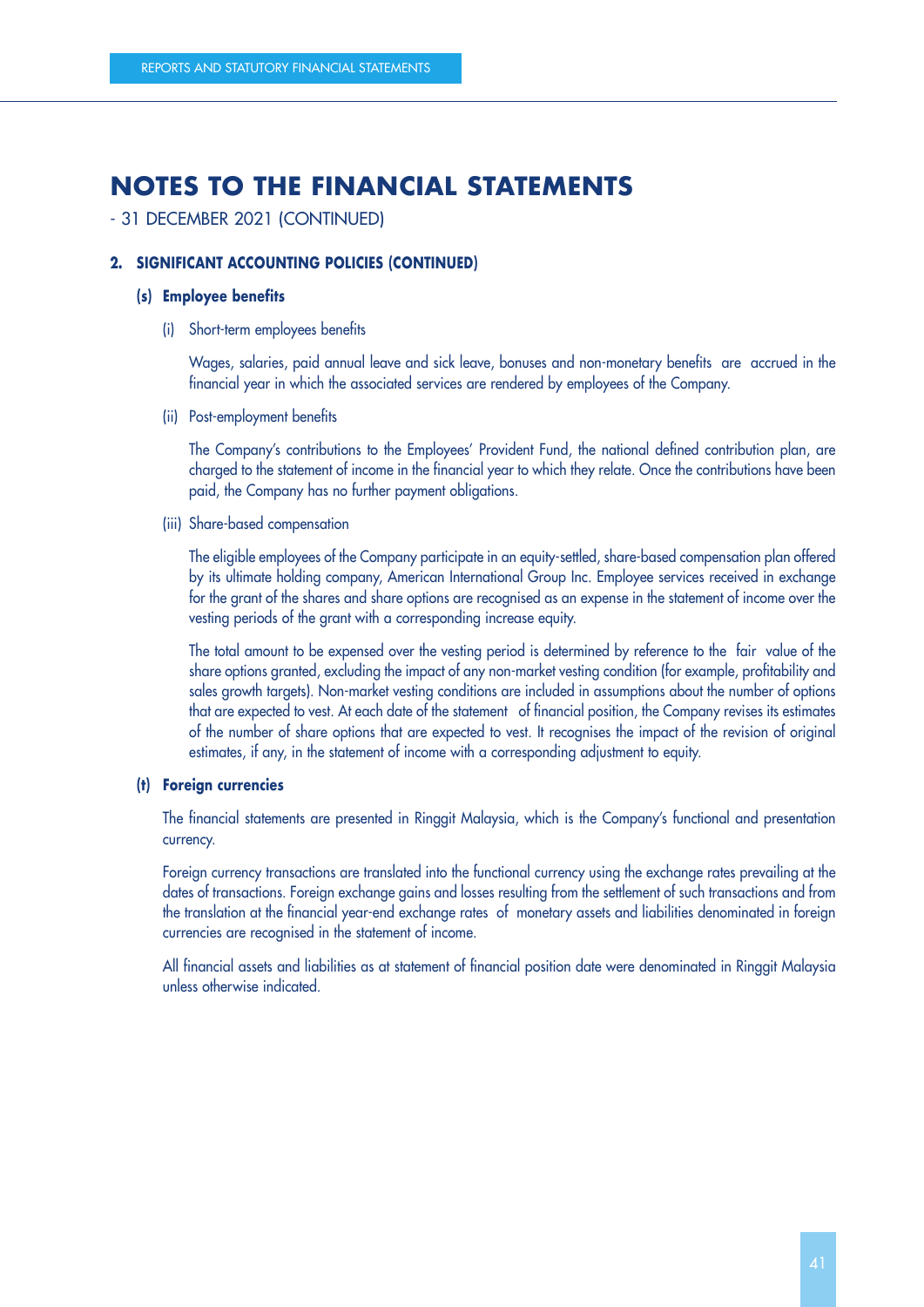# NOTES TO THE FINANCIAL STATEMENTS

- 31 DECEMBER 2021 (CONTINUED)

## 2. SIGNIFICANT ACCOUNTING POLICIES (CONTINUED)

### (s) Employee benefits

(i) Short-term employees benefits

Wages, salaries, paid annual leave and sick leave, bonuses and non-monetary benefits are accrued in the financial year in which the associated services are rendered by employees of the Company.

(ii) Post-employment benefits

The Company's contributions to the Employees' Provident Fund, the national defined contribution plan, are charged to the statement of income in the financial year to which they relate. Once the contributions have been paid, the Company has no further payment obligations.

(iii) Share-based compensation

The eligible employees of the Company participate in an equity-settled, share-based compensation plan offered by its ultimate holding company, American International Group Inc. Employee services received in exchange for the grant of the shares and share options are recognised as an expense in the statement of income over the vesting periods of the grant with a corresponding increase equity.

The total amount to be expensed over the vesting period is determined by reference to the fair value of the share options granted, excluding the impact of any non-market vesting condition (for example, profitability and sales growth targets). Non-market vesting conditions are included in assumptions about the number of options that are expected to vest. At each date of the statement of financial position, the Company revises its estimates of the number of share options that are expected to vest. It recognises the impact of the revision of original estimates, if any, in the statement of income with a corresponding adjustment to equity.

### (t) Foreign currencies

The financial statements are presented in Ringgit Malaysia, which is the Company's functional and presentation currency.

Foreign currency transactions are translated into the functional currency using the exchange rates prevailing at the dates of transactions. Foreign exchange gains and losses resulting from the settlement of such transactions and from the translation at the financial year-end exchange rates of monetary assets and liabilities denominated in foreign currencies are recognised in the statement of income.

All financial assets and liabilities as at statement of financial position date were denominated in Ringgit Malaysia unless otherwise indicated.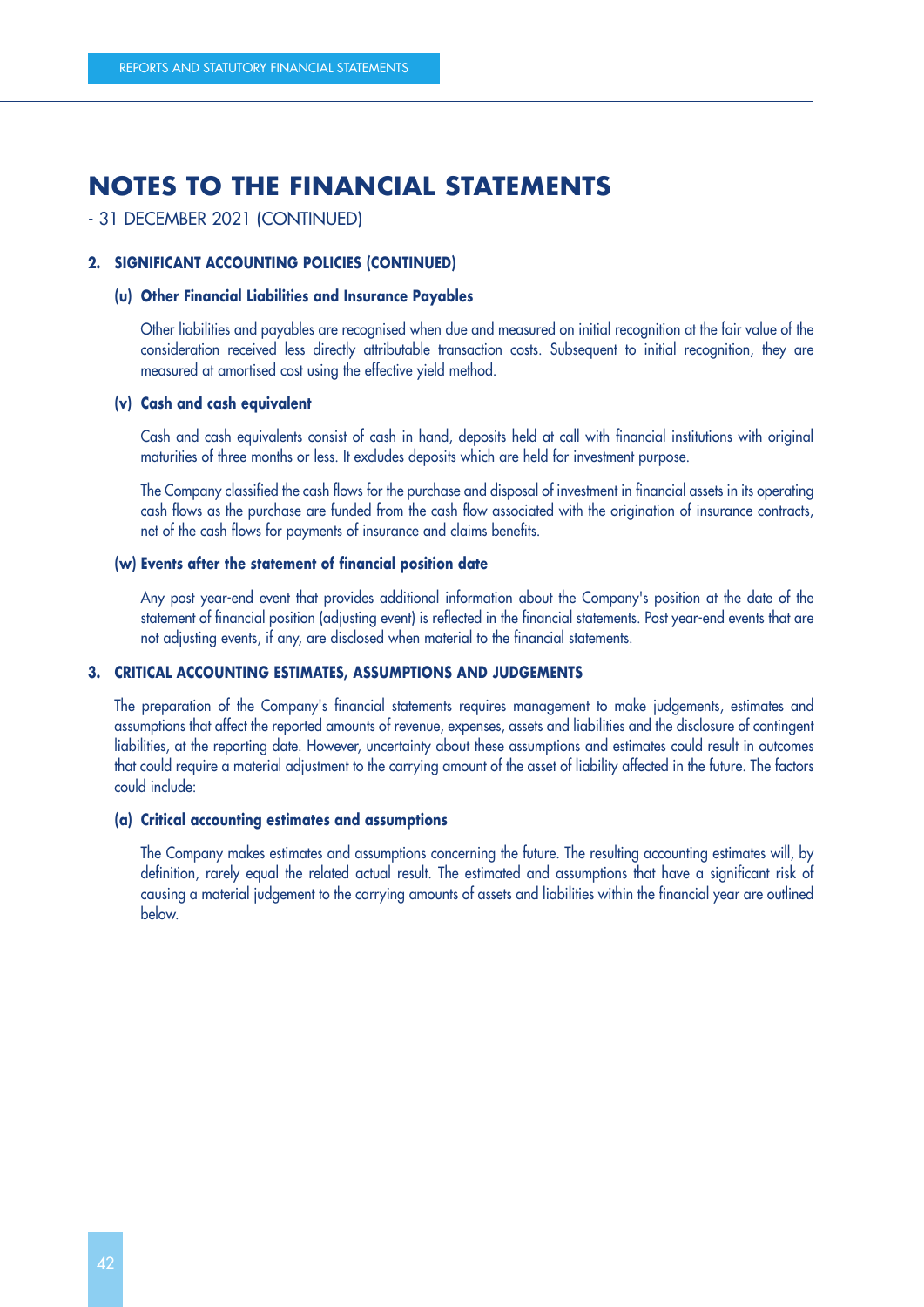# NOTES TO THE FINANCIAL STATEMENTS

- 31 DECEMBER 2021 (CONTINUED)

## 2. SIGNIFICANT ACCOUNTING POLICIES (CONTINUED)

### (u) Other Financial Liabilities and Insurance Payables

Other liabilities and payables are recognised when due and measured on initial recognition at the fair value of the consideration received less directly attributable transaction costs. Subsequent to initial recognition, they are measured at amortised cost using the effective yield method.

### (v) Cash and cash equivalent

Cash and cash equivalents consist of cash in hand, deposits held at call with financial institutions with original maturities of three months or less. It excludes deposits which are held for investment purpose.

The Company classified the cash flows for the purchase and disposal of investment in financial assets in its operating cash flows as the purchase are funded from the cash flow associated with the origination of insurance contracts, net of the cash flows for payments of insurance and claims benefits.

### (w) Events after the statement of financial position date

Any post year-end event that provides additional information about the Company's position at the date of the statement of financial position (adjusting event) is reflected in the financial statements. Post year-end events that are not adjusting events, if any, are disclosed when material to the financial statements.

## 3. CRITICAL ACCOUNTING ESTIMATES, ASSUMPTIONS AND JUDGEMENTS

The preparation of the Company's financial statements requires management to make judgements, estimates and assumptions that affect the reported amounts of revenue, expenses, assets and liabilities and the disclosure of contingent liabilities, at the reporting date. However, uncertainty about these assumptions and estimates could result in outcomes that could require a material adjustment to the carrying amount of the asset of liability affected in the future. The factors could include:

### (a) Critical accounting estimates and assumptions

The Company makes estimates and assumptions concerning the future. The resulting accounting estimates will, by definition, rarely equal the related actual result. The estimated and assumptions that have a significant risk of causing a material judgement to the carrying amounts of assets and liabilities within the financial year are outlined below.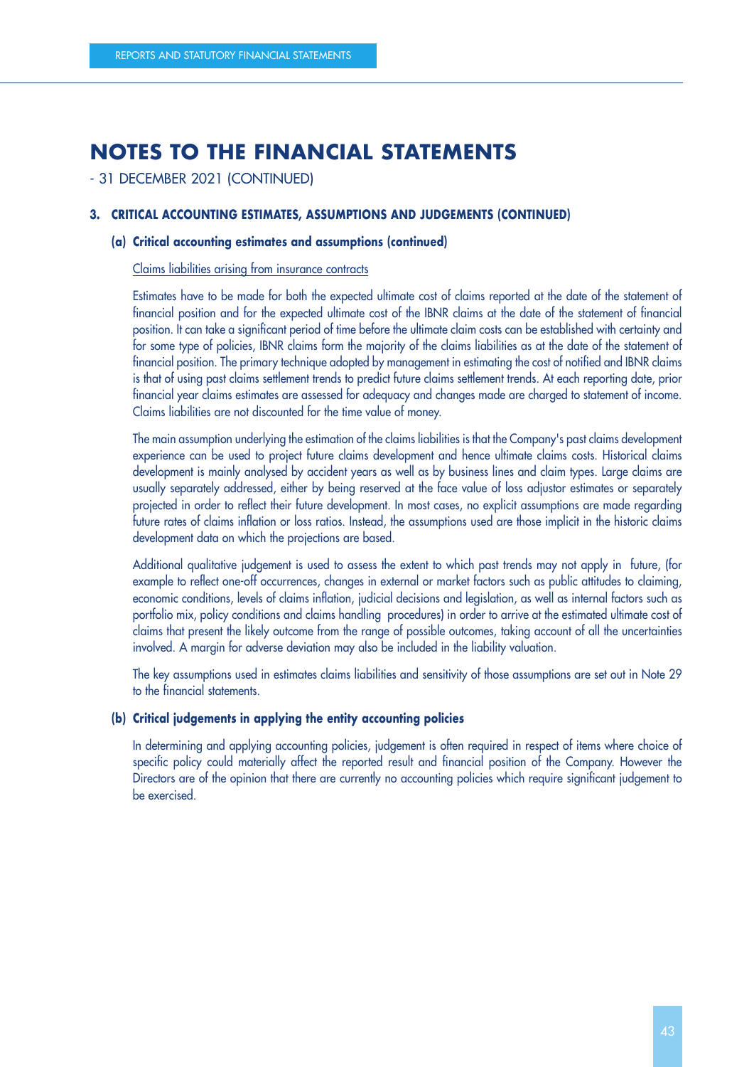# NOTES TO THE FINANCIAL STATEMENTS

- 31 DECEMBER 2021 (CONTINUED)

### 3. CRITICAL ACCOUNTING ESTIMATES, ASSUMPTIONS AND JUDGEMENTS (CONTINUED)

#### (a) Critical accounting estimates and assumptions (continued)

Claims liabilities arising from insurance contracts

Estimates have to be made for both the expected ultimate cost of claims reported at the date of the statement of financial position and for the expected ultimate cost of the IBNR claims at the date of the statement of financial position. It can take a significant period of time before the ultimate claim costs can be established with certainty and for some type of policies, IBNR claims form the majority of the claims liabilities as at the date of the statement of financial position. The primary technique adopted by management in estimating the cost of notified and IBNR claims is that of using past claims settlement trends to predict future claims settlement trends. At each reporting date, prior financial year claims estimates are assessed for adequacy and changes made are charged to statement of income. Claims liabilities are not discounted for the time value of money.

The main assumption underlying the estimation of the claims liabilities is that the Company's past claims development experience can be used to project future claims development and hence ultimate claims costs. Historical claims development is mainly analysed by accident years as well as by business lines and claim types. Large claims are usually separately addressed, either by being reserved at the face value of loss adjustor estimates or separately projected in order to reflect their future development. In most cases, no explicit assumptions are made regarding future rates of claims inflation or loss ratios. Instead, the assumptions used are those implicit in the historic claims development data on which the projections are based.

Additional qualitative judgement is used to assess the extent to which past trends may not apply in future, (for example to reflect one-off occurrences, changes in external or market factors such as public attitudes to claiming, economic conditions, levels of claims inflation, judicial decisions and legislation, as well as internal factors such as portfolio mix, policy conditions and claims handling procedures) in order to arrive at the estimated ultimate cost of claims that present the likely outcome from the range of possible outcomes, taking account of all the uncertainties involved. A margin for adverse deviation may also be included in the liability valuation.

The key assumptions used in estimates claims liabilities and sensitivity of those assumptions are set out in Note 29 to the financial statements.

#### (b) Critical judgements in applying the entity accounting policies

In determining and applying accounting policies, judgement is often required in respect of items where choice of specific policy could materially affect the reported result and financial position of the Company. However the Directors are of the opinion that there are currently no accounting policies which require significant judgement to be exercised.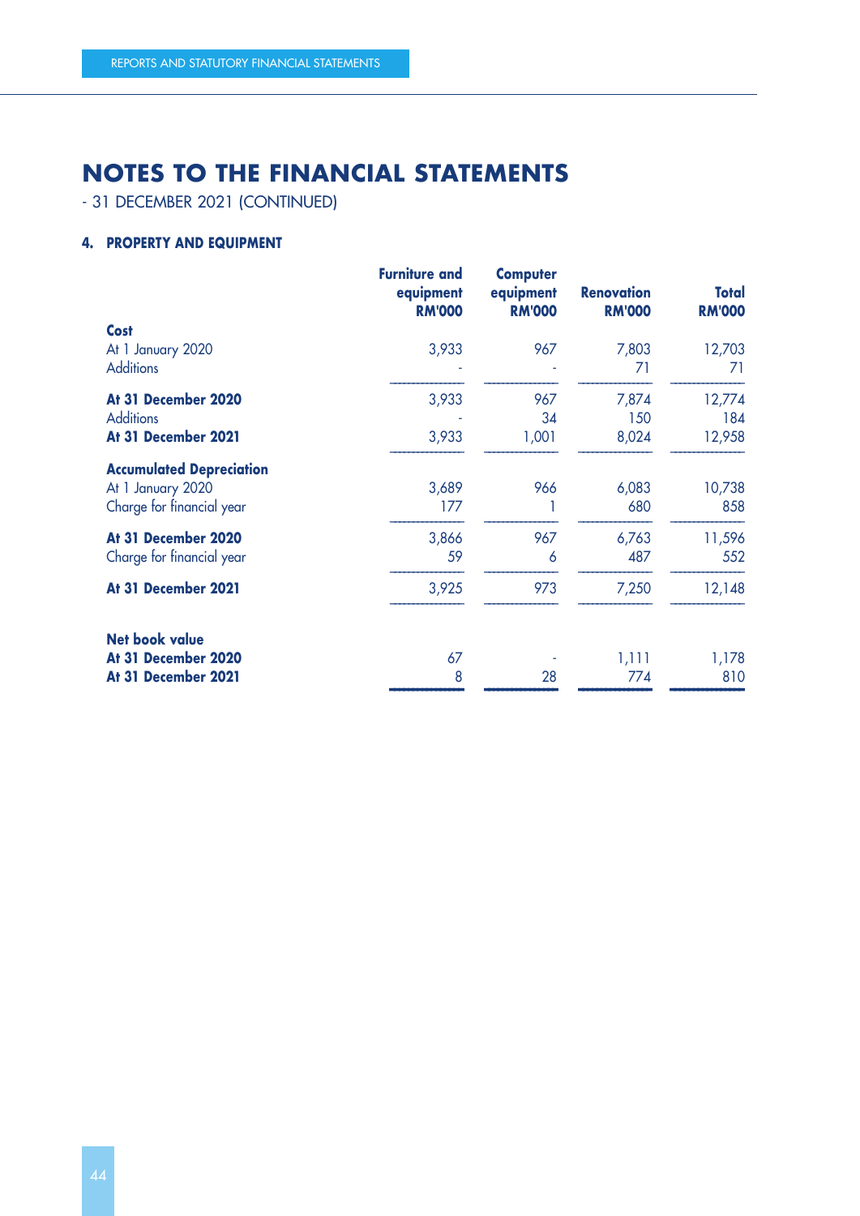# NOTES TO THE FINANCIAL STATEMENTS

- 31 DECEMBER 2021 (CONTINUED)

### 4. PROPERTY AND EQUIPMENT

| | Furniture and equipment RM'000 | Computer equipment RM'000 | Renovation RM'000 | Total RM'000 |
|---|---|---|---|---|
| **Cost** | | | | |
| At 1 January 2020 | 3,933 | 967 | 7,803 | 12,703 |
| Additions | - | - | 71 | 71 |
| **At 31 December 2020** | 3,933 | 967 | 7,874 | 12,774 |
| Additions | - | 34 | 150 | 184 |
| **At 31 December 2021** | 3,933 | 1,001 | 8,024 | 12,958 |
| **Accumulated Depreciation** | | | | |
| At 1 January 2020 | 3,689 | 966 | 6,083 | 10,738 |
| Charge for financial year | 177 | 1 | 680 | 858 |
| **At 31 December 2020** | 3,866 | 967 | 6,763 | 11,596 |
| Charge for financial year | 59 | 6 | 487 | 552 |
| **At 31 December 2021** | 3,925 | 973 | 7,250 | 12,148 |
| **Net book value** | | | | |
| **At 31 December 2020** | 67 | - | 1,111 | 1,178 |
| **At 31 December 2021** | 8 | 28 | 774 | 810 |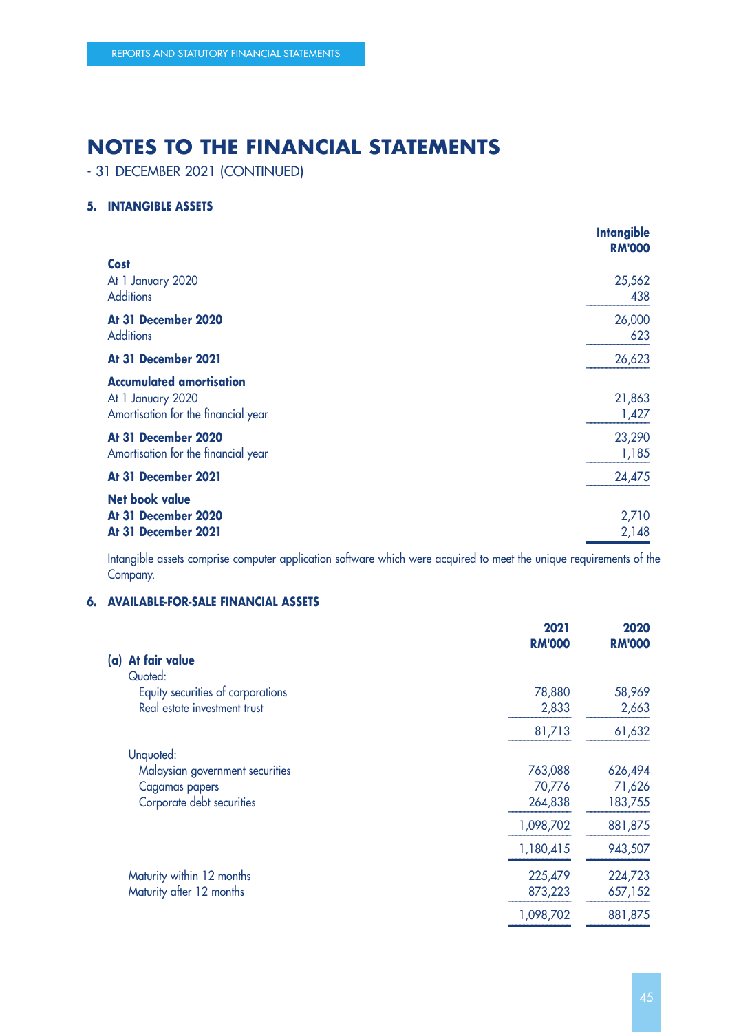# NOTES TO THE FINANCIAL STATEMENTS

- 31 DECEMBER 2021 (CONTINUED)

## 5. INTANGIBLE ASSETS

| | Intangible RM'000 |
|---|---|
| **Cost** | |
| At 1 January 2020 | 25,562 |
| Additions | 438 |
| **At 31 December 2020** | 26,000 |
| Additions | 623 |
| **At 31 December 2021** | 26,623 |
| **Accumulated amortisation** | |
| At 1 January 2020 | 21,863 |
| Amortisation for the financial year | 1,427 |
| **At 31 December 2020** | 23,290 |
| Amortisation for the financial year | 1,185 |
| **At 31 December 2021** | 24,475 |
| **Net book value** | |
| **At 31 December 2020** | 2,710 |
| **At 31 December 2021** | 2,148 |

Intangible assets comprise computer application software which were acquired to meet the unique requirements of the Company.

## 6. AVAILABLE-FOR-SALE FINANCIAL ASSETS

| | 2021 RM'000 | 2020 RM'000 |
|---|---|---|
| **(a) At fair value** | | |
| Quoted: | | |
| Equity securities of corporations | 78,880 | 58,969 |
| Real estate investment trust | 2,833 | 2,663 |
| | 81,713 | 61,632 |
| Unquoted: | | |
| Malaysian government securities | 763,088 | 626,494 |
| Cagamas papers | 70,776 | 71,626 |
| Corporate debt securities | 264,838 | 183,755 |
| | 1,098,702 | 881,875 |
| | 1,180,415 | 943,507 |
| Maturity within 12 months | 225,479 | 224,723 |
| Maturity after 12 months | 873,223 | 657,152 |
| | 1,098,702 | 881,875 |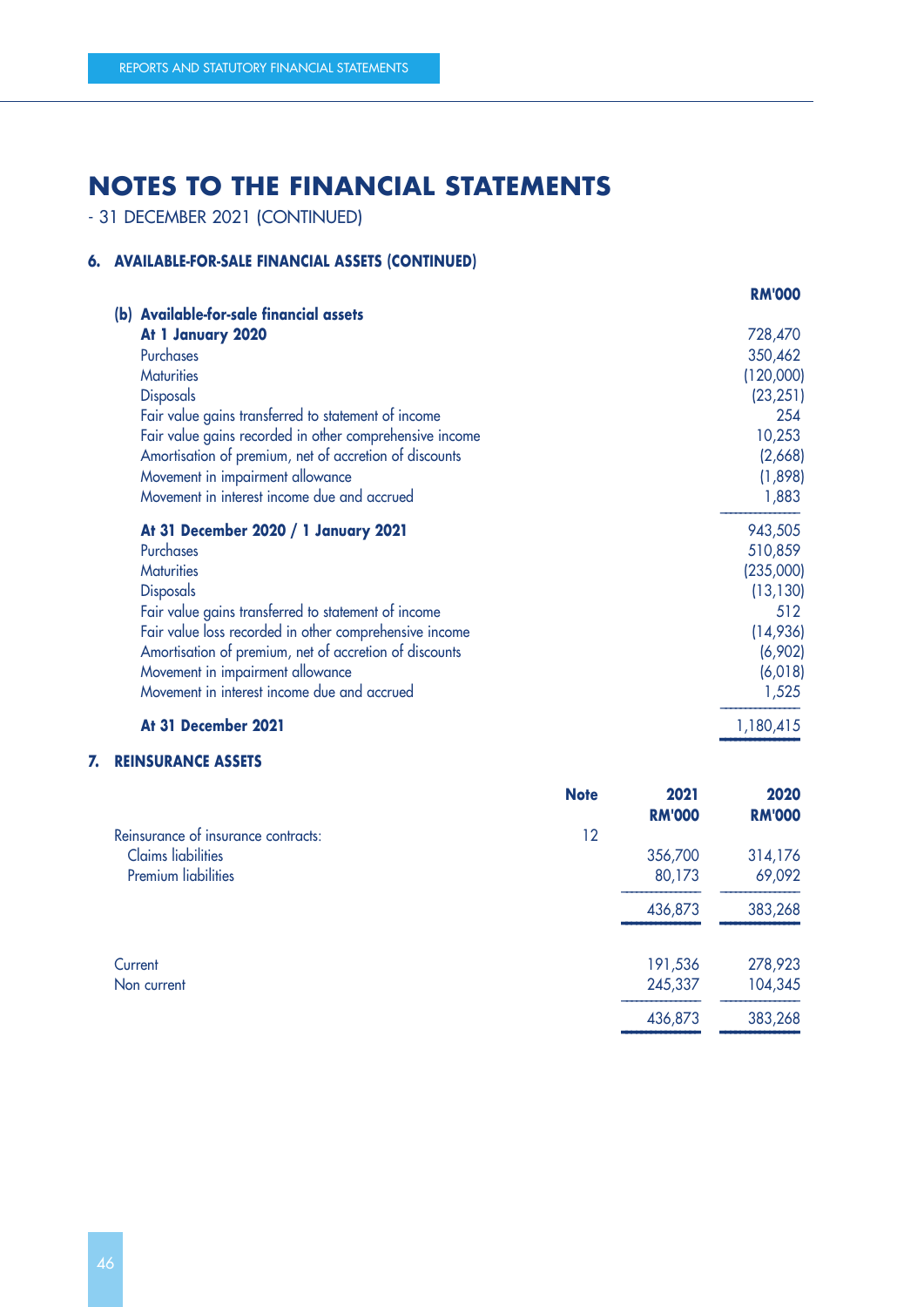# NOTES TO THE FINANCIAL STATEMENTS

- 31 DECEMBER 2021 (CONTINUED)

## 6. AVAILABLE-FOR-SALE FINANCIAL ASSETS (CONTINUED)

| | RM'000 |
|---|---|
| **(b) Available-for-sale financial assets** | |
| **At 1 January 2020** | 728,470 |
| Purchases | 350,462 |
| Maturities | (120,000) |
| Disposals | (23,251) |
| Fair value gains transferred to statement of income | 254 |
| Fair value gains recorded in other comprehensive income | 10,253 |
| Amortisation of premium, net of accretion of discounts | (2,668) |
| Movement in impairment allowance | (1,898) |
| Movement in interest income due and accrued | 1,883 |
| **At 31 December 2020 / 1 January 2021** | 943,505 |
| Purchases | 510,859 |
| Maturities | (235,000) |
| Disposals | (13,130) |
| Fair value gains transferred to statement of income | 512 |
| Fair value loss recorded in other comprehensive income | (14,936) |
| Amortisation of premium, net of accretion of discounts | (6,902) |
| Movement in impairment allowance | (6,018) |
| Movement in interest income due and accrued | 1,525 |
| **At 31 December 2021** | 1,180,415 |

## 7. REINSURANCE ASSETS

| | Note | 2021 RM'000 | 2020 RM'000 |
|---|---|---|---|
| Reinsurance of insurance contracts: | 12 | | |
| Claims liabilities | | 356,700 | 314,176 |
| Premium liabilities | | 80,173 | 69,092 |
| | | 436,873 | 383,268 |
| Current | | 191,536 | 278,923 |
| Non current | | 245,337 | 104,345 |
| | | 436,873 | 383,268 |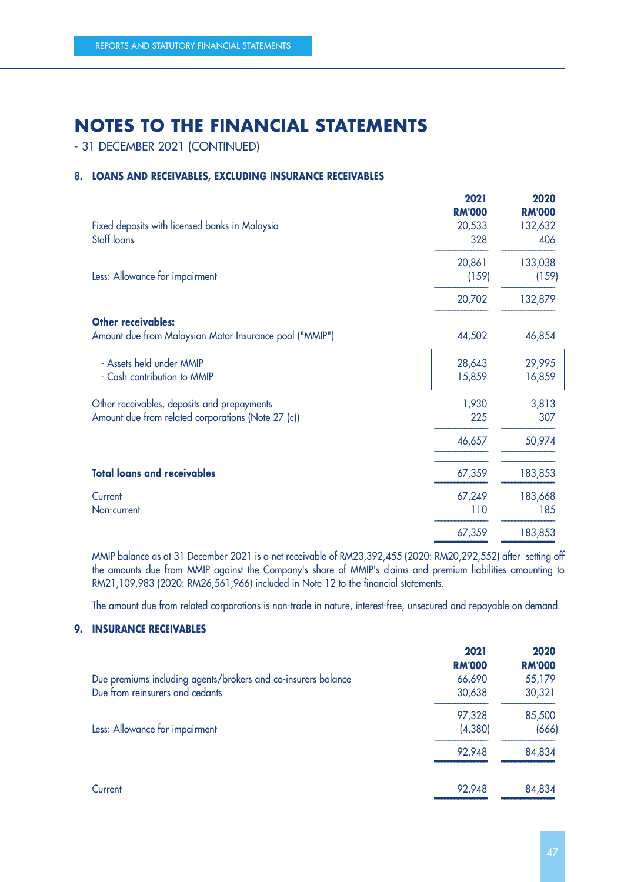# NOTES TO THE FINANCIAL STATEMENTS

- 31 DECEMBER 2021 (CONTINUED)

### 8. LOANS AND RECEIVABLES, EXCLUDING INSURANCE RECEIVABLES

| | 2021 RM'000 | 2020 RM'000 |
|---|---|---|
| Fixed deposits with licensed banks in Malaysia | 20,533 | 132,632 |
| Staff loans | 328 | 406 |
| | 20,861 | 133,038 |
| Less: Allowance for impairment | (159) | (159) |
| | 20,702 | 132,879 |
| **Other receivables:** | | |
| Amount due from Malaysian Motor Insurance pool ("MMIP") | 44,502 | 46,854 |
| - Assets held under MMIP | 28,643 | 29,995 |
| - Cash contribution to MMIP | 15,859 | 16,859 |
| Other receivables, deposits and prepayments | 1,930 | 3,813 |
| Amount due from related corporations (Note 27 (c)) | 225 | 307 |
| | 46,657 | 50,974 |
| **Total loans and receivables** | 67,359 | 183,853 |
| Current | 67,249 | 183,668 |
| Non-current | 110 | 185 |
| | 67,359 | 183,853 |

MMIP balance as at 31 December 2021 is a net receivable of RM23,392,455 (2020: RM20,292,552) after setting off the amounts due from MMIP against the Company's share of MMIP's claims and premium liabilities amounting to RM21,109,983 (2020: RM26,561,966) included in Note 12 to the financial statements.

The amount due from related corporations is non-trade in nature, interest-free, unsecured and repayable on demand.

### 9. INSURANCE RECEIVABLES

| | 2021 RM'000 | 2020 RM'000 |
|---|---|---|
| Due premiums including agents/brokers and co-insurers balance | 66,690 | 55,179 |
| Due from reinsurers and cedants | 30,638 | 30,321 |
| | 97,328 | 85,500 |
| Less: Allowance for impairment | (4,380) | (666) |
| | 92,948 | 84,834 |
| Current | 92,948 | 84,834 |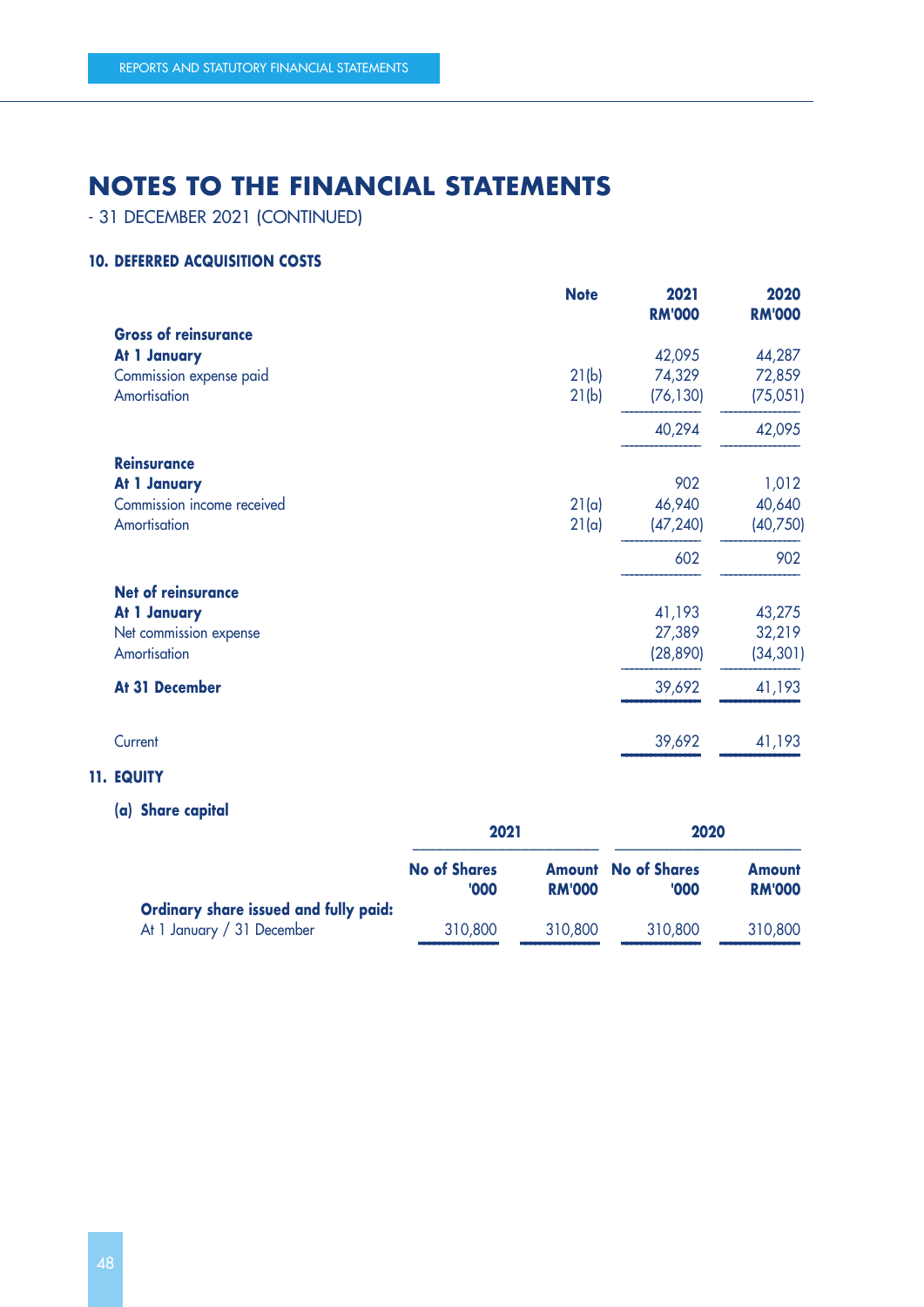# NOTES TO THE FINANCIAL STATEMENTS

- 31 DECEMBER 2021 (CONTINUED)

### 10. DEFERRED ACQUISITION COSTS

| | Note | 2021<br>RM'000 | 2020<br>RM'000 |
|---|---|---|---|
| **Gross of reinsurance** | | | |
| **At 1 January** | | 42,095 | 44,287 |
| Commission expense paid | 21(b) | 74,329 | 72,859 |
| Amortisation | 21(b) | (76,130) | (75,051) |
| | | 40,294 | 42,095 |
| **Reinsurance** | | | |
| **At 1 January** | | 902 | 1,012 |
| Commission income received | 21(a) | 46,940 | 40,640 |
| Amortisation | 21(a) | (47,240) | (40,750) |
| | | 602 | 902 |
| **Net of reinsurance** | | | |
| **At 1 January** | | 41,193 | 43,275 |
| Net commission expense | | 27,389 | 32,219 |
| Amortisation | | (28,890) | (34,301) |
| **At 31 December** | | 39,692 | 41,193 |
| Current | | 39,692 | 41,193 |

### 11. EQUITY

#### (a) Share capital

| | 2021 | | 2020 | |
|---|---|---|---|---|
| | No of Shares<br>'000 | Amount<br>RM'000 | No of Shares<br>'000 | Amount<br>RM'000 |
| **Ordinary share issued and fully paid:** | | | | |
| At 1 January / 31 December | 310,800 | 310,800 | 310,800 | 310,800 |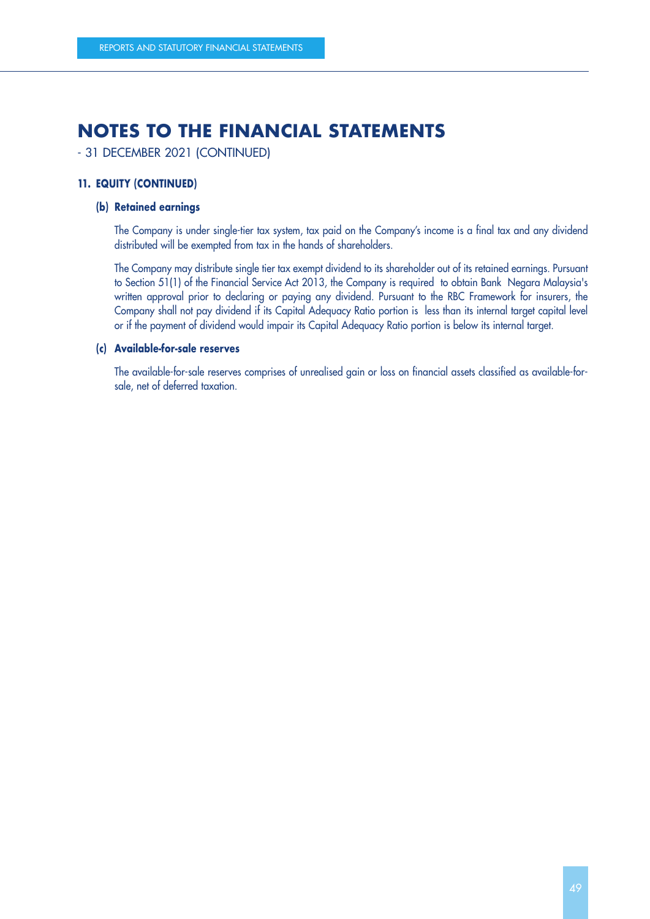# NOTES TO THE FINANCIAL STATEMENTS

- 31 DECEMBER 2021 (CONTINUED)

## 11. EQUITY (CONTINUED)

### (b) Retained earnings

The Company is under single-tier tax system, tax paid on the Company's income is a final tax and any dividend distributed will be exempted from tax in the hands of shareholders.

The Company may distribute single tier tax exempt dividend to its shareholder out of its retained earnings. Pursuant to Section 51(1) of the Financial Service Act 2013, the Company is required to obtain Bank Negara Malaysia's written approval prior to declaring or paying any dividend. Pursuant to the RBC Framework for insurers, the Company shall not pay dividend if its Capital Adequacy Ratio portion is less than its internal target capital level or if the payment of dividend would impair its Capital Adequacy Ratio portion is below its internal target.

### (c) Available-for-sale reserves

The available-for-sale reserves comprises of unrealised gain or loss on financial assets classified as available-for-sale, net of deferred taxation.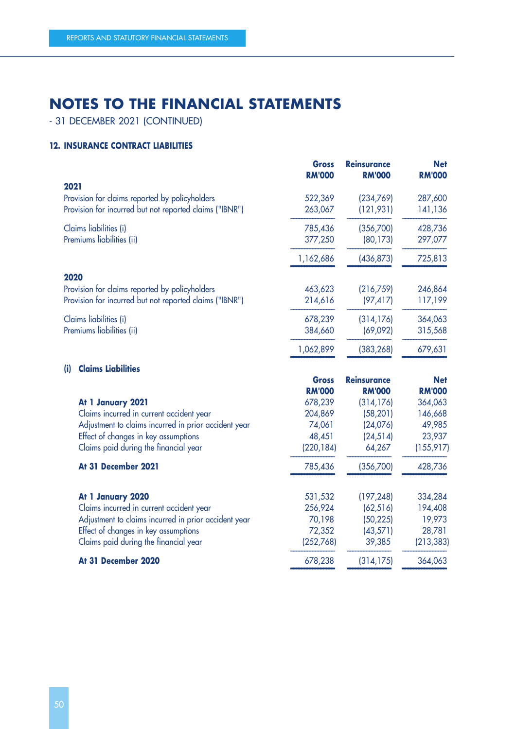# NOTES TO THE FINANCIAL STATEMENTS

- 31 DECEMBER 2021 (CONTINUED)

### 12. INSURANCE CONTRACT LIABILITIES

| | Gross RM'000 | Reinsurance RM'000 | Net RM'000 |
|---|---|---|---|
| **2021** | | | |
| Provision for claims reported by policyholders | 522,369 | (234,769) | 287,600 |
| Provision for incurred but not reported claims ("IBNR") | 263,067 | (121,931) | 141,136 |
| Claims liabilities (i) | 785,436 | (356,700) | 428,736 |
| Premiums liabilities (ii) | 377,250 | (80,173) | 297,077 |
| | 1,162,686 | (436,873) | 725,813 |
| **2020** | | | |
| Provision for claims reported by policyholders | 463,623 | (216,759) | 246,864 |
| Provision for incurred but not reported claims ("IBNR") | 214,616 | (97,417) | 117,199 |
| Claims liabilities (i) | 678,239 | (314,176) | 364,063 |
| Premiums liabilities (ii) | 384,660 | (69,092) | 315,568 |
| | 1,062,899 | (383,268) | 679,631 |

#### (i) Claims Liabilities

| | Gross RM'000 | Reinsurance RM'000 | Net RM'000 |
|---|---|---|---|
| **At 1 January 2021** | 678,239 | (314,176) | 364,063 |
| Claims incurred in current accident year | 204,869 | (58,201) | 146,668 |
| Adjustment to claims incurred in prior accident year | 74,061 | (24,076) | 49,985 |
| Effect of changes in key assumptions | 48,451 | (24,514) | 23,937 |
| Claims paid during the financial year | (220,184) | 64,267 | (155,917) |
| **At 31 December 2021** | 785,436 | (356,700) | 428,736 |
| | | | |
| **At 1 January 2020** | 531,532 | (197,248) | 334,284 |
| Claims incurred in current accident year | 256,924 | (62,516) | 194,408 |
| Adjustment to claims incurred in prior accident year | 70,198 | (50,225) | 19,973 |
| Effect of changes in key assumptions | 72,352 | (43,571) | 28,781 |
| Claims paid during the financial year | (252,768) | 39,385 | (213,383) |
| **At 31 December 2020** | 678,238 | (314,175) | 364,063 |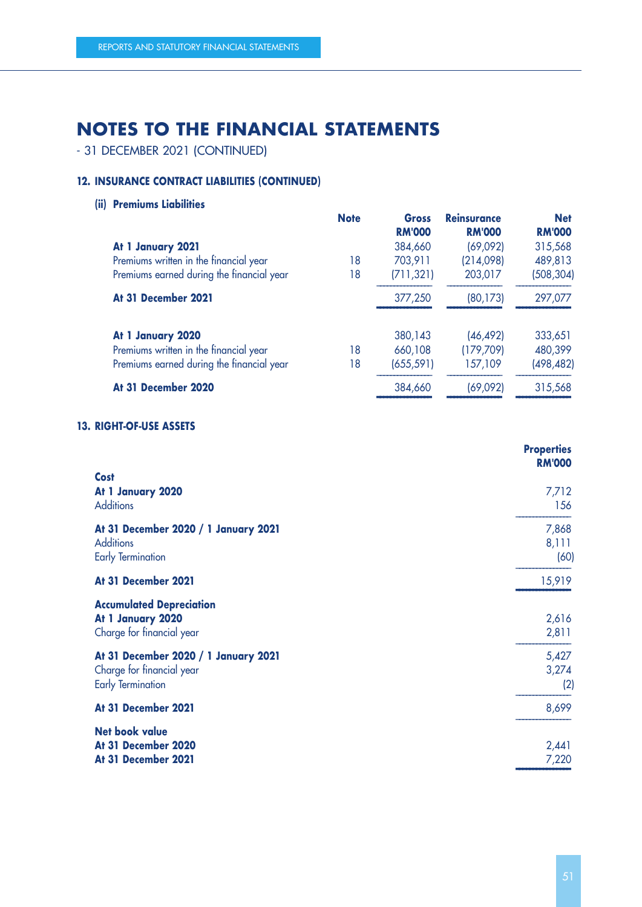# NOTES TO THE FINANCIAL STATEMENTS

- 31 DECEMBER 2021 (CONTINUED)

## 12. INSURANCE CONTRACT LIABILITIES (CONTINUED)

### (ii) Premiums Liabilities

| | Note | Gross RM'000 | Reinsurance RM'000 | Net RM'000 |
|---|---|---|---|---|
| **At 1 January 2021** | | 384,660 | (69,092) | 315,568 |
| Premiums written in the financial year | 18 | 703,911 | (214,098) | 489,813 |
| Premiums earned during the financial year | 18 | (711,321) | 203,017 | (508,304) |
| **At 31 December 2021** | | 377,250 | (80,173) | 297,077 |
| | | | | |
| **At 1 January 2020** | | 380,143 | (46,492) | 333,651 |
| Premiums written in the financial year | 18 | 660,108 | (179,709) | 480,399 |
| Premiums earned during the financial year | 18 | (655,591) | 157,109 | (498,482) |
| **At 31 December 2020** | | 384,660 | (69,092) | 315,568 |

## 13. RIGHT-OF-USE ASSETS

| | Properties RM'000 |
|---|---|
| **Cost** | |
| **At 1 January 2020** | 7,712 |
| Additions | 156 |
| **At 31 December 2020 / 1 January 2021** | 7,868 |
| Additions | 8,111 |
| Early Termination | (60) |
| **At 31 December 2021** | 15,919 |
| **Accumulated Depreciation** | |
| **At 1 January 2020** | 2,616 |
| Charge for financial year | 2,811 |
| **At 31 December 2020 / 1 January 2021** | 5,427 |
| Charge for financial year | 3,274 |
| Early Termination | (2) |
| **At 31 December 2021** | 8,699 |
| **Net book value** | |
| **At 31 December 2020** | 2,441 |
| **At 31 December 2021** | 7,220 |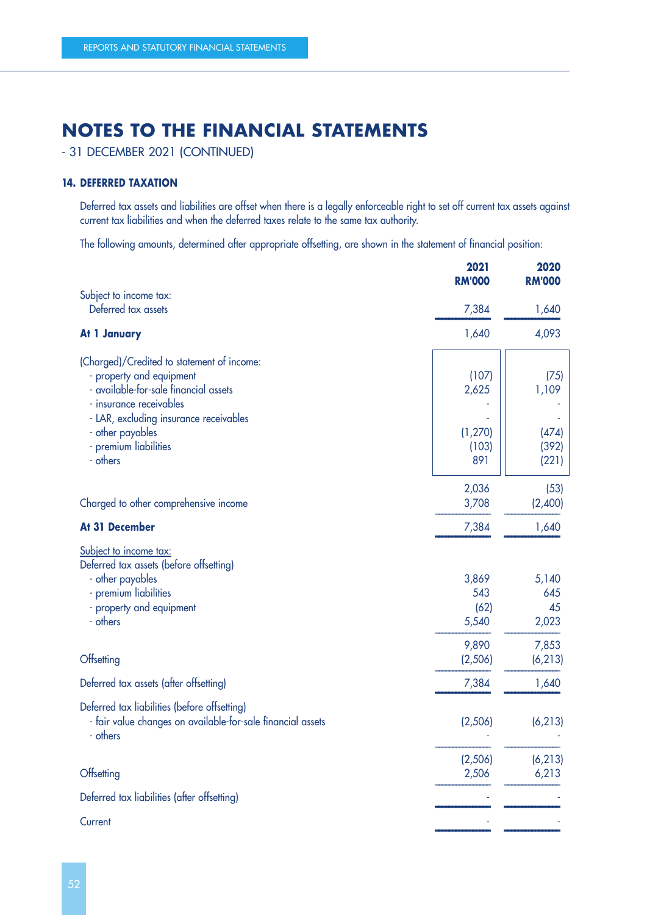# NOTES TO THE FINANCIAL STATEMENTS

- 31 DECEMBER 2021 (CONTINUED)

## 14. DEFERRED TAXATION

Deferred tax assets and liabilities are offset when there is a legally enforceable right to set off current tax assets against current tax liabilities and when the deferred taxes relate to the same tax authority.

The following amounts, determined after appropriate offsetting, are shown in the statement of financial position:

| | 2021 RM'000 | 2020 RM'000 |
|---|---|---|
| Subject to income tax: | | |
| Deferred tax assets | 7,384 | 1,640 |
| **At 1 January** | 1,640 | 4,093 |
| (Charged)/Credited to statement of income: | | |
| - property and equipment | (107) | (75) |
| - available-for-sale financial assets | 2,625 | 1,109 |
| - insurance receivables | - | - |
| - LAR, excluding insurance receivables | - | - |
| - other payables | (1,270) | (474) |
| - premium liabilities | (103) | (392) |
| - others | 891 | (221) |
| | 2,036 | (53) |
| Charged to other comprehensive income | 3,708 | (2,400) |
| **At 31 December** | 7,384 | 1,640 |
| Subject to income tax: | | |
| Deferred tax assets (before offsetting) | | |
| - other payables | 3,869 | 5,140 |
| - premium liabilities | 543 | 645 |
| - property and equipment | (62) | 45 |
| - others | 5,540 | 2,023 |
| | 9,890 | 7,853 |
| Offsetting | (2,506) | (6,213) |
| Deferred tax assets (after offsetting) | 7,384 | 1,640 |
| Deferred tax liabilities (before offsetting) | | |
| - fair value changes on available-for-sale financial assets | (2,506) | (6,213) |
| - others | - | - |
| | (2,506) | (6,213) |
| Offsetting | 2,506 | 6,213 |
| Deferred tax liabilities (after offsetting) | - | - |
| Current | - | - |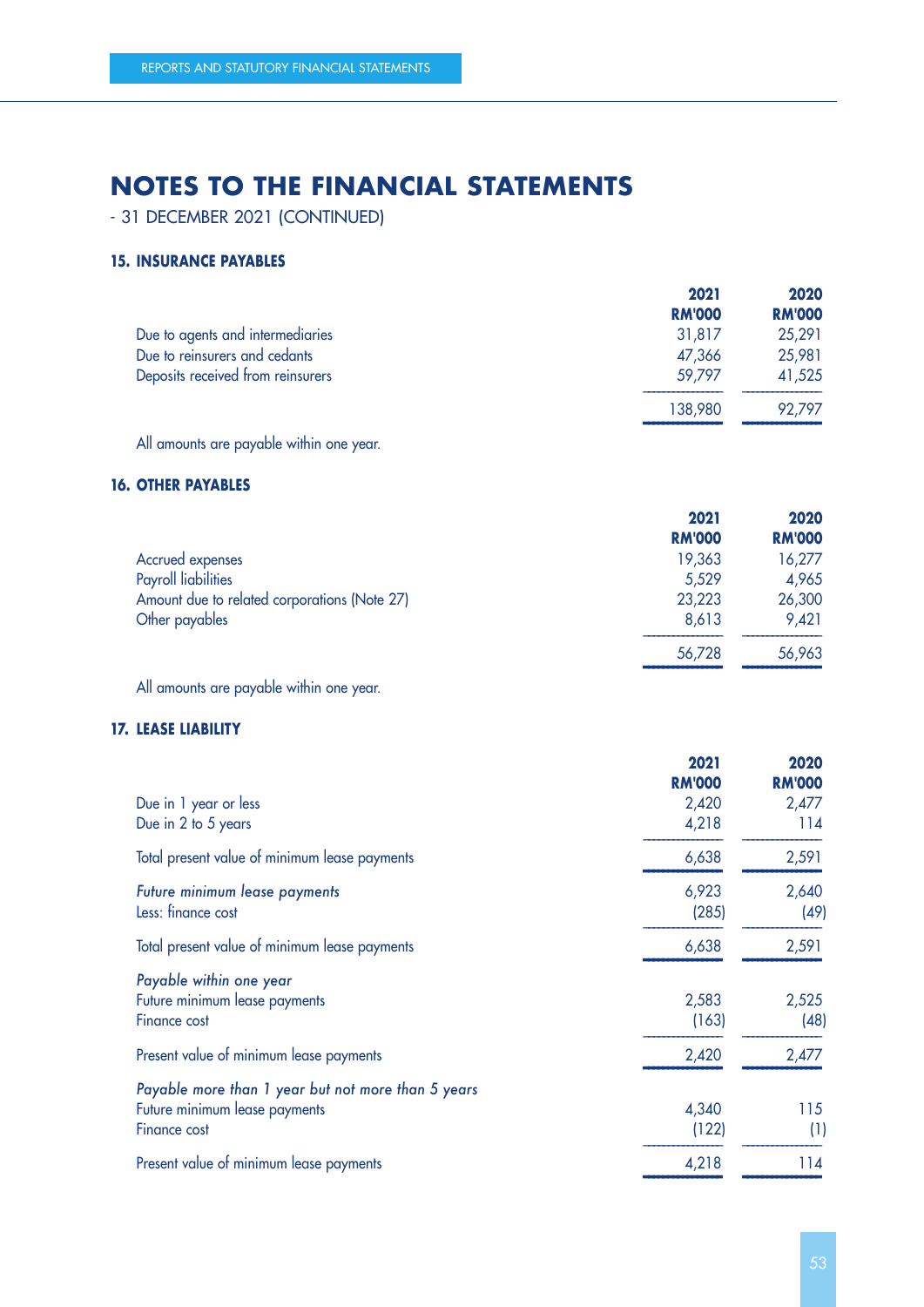# NOTES TO THE FINANCIAL STATEMENTS

- 31 DECEMBER 2021 (CONTINUED)

### 15. INSURANCE PAYABLES

| | 2021 RM'000 | 2020 RM'000 |
|---|---|---|
| Due to agents and intermediaries | 31,817 | 25,291 |
| Due to reinsurers and cedants | 47,366 | 25,981 |
| Deposits received from reinsurers | 59,797 | 41,525 |
| | 138,980 | 92,797 |

All amounts are payable within one year.

### 16. OTHER PAYABLES

| | 2021 RM'000 | 2020 RM'000 |
|---|---|---|
| Accrued expenses | 19,363 | 16,277 |
| Payroll liabilities | 5,529 | 4,965 |
| Amount due to related corporations (Note 27) | 23,223 | 26,300 |
| Other payables | 8,613 | 9,421 |
| | 56,728 | 56,963 |

All amounts are payable within one year.

### 17. LEASE LIABILITY

| | 2021 RM'000 | 2020 RM'000 |
|---|---|---|
| Due in 1 year or less | 2,420 | 2,477 |
| Due in 2 to 5 years | 4,218 | 114 |
| Total present value of minimum lease payments | 6,638 | 2,591 |
| *Future minimum lease payments* | 6,923 | 2,640 |
| Less: finance cost | (285) | (49) |
| Total present value of minimum lease payments | 6,638 | 2,591 |
| *Payable within one year* | | |
| Future minimum lease payments | 2,583 | 2,525 |
| Finance cost | (163) | (48) |
| Present value of minimum lease payments | 2,420 | 2,477 |
| *Payable more than 1 year but not more than 5 years* | | |
| Future minimum lease payments | 4,340 | 115 |
| Finance cost | (122) | (1) |
| Present value of minimum lease payments | 4,218 | 114 |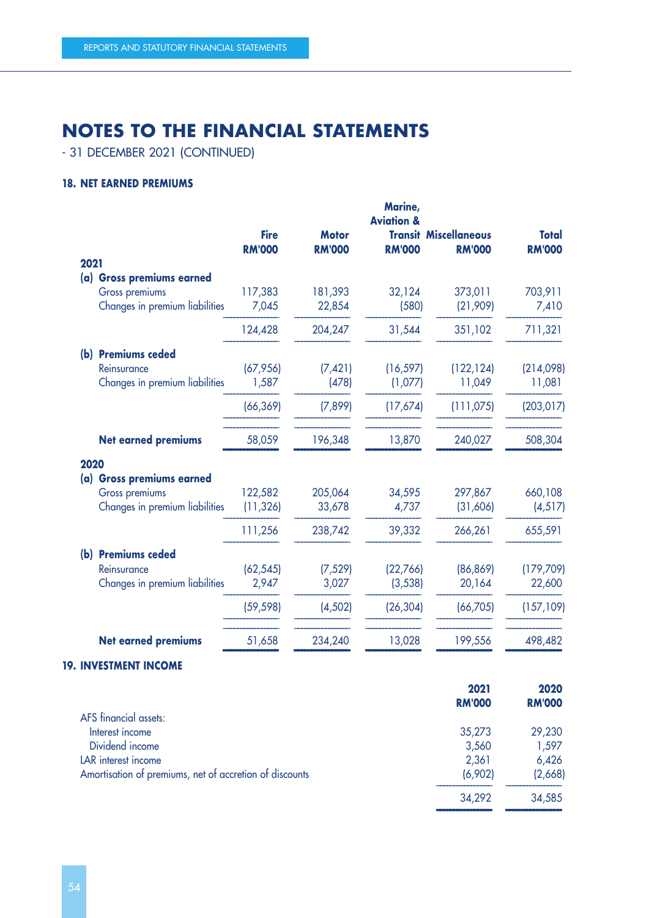# NOTES TO THE FINANCIAL STATEMENTS

- 31 DECEMBER 2021 (CONTINUED)

### 18. NET EARNED PREMIUMS

| | Fire RM'000 | Motor RM'000 | Marine, Aviation & Transit RM'000 | Miscellaneous RM'000 | Total RM'000 |
|---|---|---|---|---|---|
| **2021** | | | | | |
| **(a) Gross premiums earned** | | | | | |
| Gross premiums | 117,383 | 181,393 | 32,124 | 373,011 | 703,911 |
| Changes in premium liabilities | 7,045 | 22,854 | (580) | (21,909) | 7,410 |
| | 124,428 | 204,247 | 31,544 | 351,102 | 711,321 |
| **(b) Premiums ceded** | | | | | |
| Reinsurance | (67,956) | (7,421) | (16,597) | (122,124) | (214,098) |
| Changes in premium liabilities | 1,587 | (478) | (1,077) | 11,049 | 11,081 |
| | (66,369) | (7,899) | (17,674) | (111,075) | (203,017) |
| **Net earned premiums** | 58,059 | 196,348 | 13,870 | 240,027 | 508,304 |
| **2020** | | | | | |
| **(a) Gross premiums earned** | | | | | |
| Gross premiums | 122,582 | 205,064 | 34,595 | 297,867 | 660,108 |
| Changes in premium liabilities | (11,326) | 33,678 | 4,737 | (31,606) | (4,517) |
| | 111,256 | 238,742 | 39,332 | 266,261 | 655,591 |
| **(b) Premiums ceded** | | | | | |
| Reinsurance | (62,545) | (7,529) | (22,766) | (86,869) | (179,709) |
| Changes in premium liabilities | 2,947 | 3,027 | (3,538) | 20,164 | 22,600 |
| | (59,598) | (4,502) | (26,304) | (66,705) | (157,109) |
| **Net earned premiums** | 51,658 | 234,240 | 13,028 | 199,556 | 498,482 |

### 19. INVESTMENT INCOME

| | 2021 RM'000 | 2020 RM'000 |
|---|---|---|
| AFS financial assets: | | |
| Interest income | 35,273 | 29,230 |
| Dividend income | 3,560 | 1,597 |
| LAR interest income | 2,361 | 6,426 |
| Amortisation of premiums, net of accretion of discounts | (6,902) | (2,668) |
| | 34,292 | 34,585 |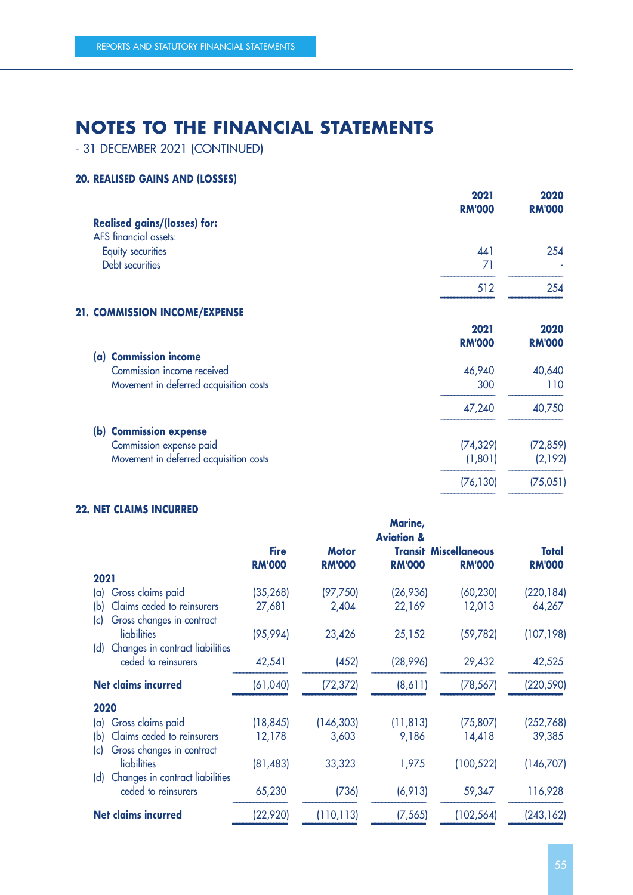# NOTES TO THE FINANCIAL STATEMENTS

- 31 DECEMBER 2021 (CONTINUED)

## 20. REALISED GAINS AND (LOSSES)

| | 2021 RM'000 | 2020 RM'000 |
|---|---|---|
| **Realised gains/(losses) for:** | | |
| AFS financial assets: | | |
| Equity securities | 441 | 254 |
| Debt securities | 71 | - |
| | 512 | 254 |

## 21. COMMISSION INCOME/EXPENSE

| | 2021 RM'000 | 2020 RM'000 |
|---|---|---|
| **(a) Commission income** | | |
| Commission income received | 46,940 | 40,640 |
| Movement in deferred acquisition costs | 300 | 110 |
| | 47,240 | 40,750 |
| **(b) Commission expense** | | |
| Commission expense paid | (74,329) | (72,859) |
| Movement in deferred acquisition costs | (1,801) | (2,192) |
| | (76,130) | (75,051) |

## 22. NET CLAIMS INCURRED

| | Fire RM'000 | Motor RM'000 | Marine, Aviation & Transit RM'000 | Miscellaneous RM'000 | Total RM'000 |
|---|---|---|---|---|---|
| **2021** | | | | | |
| (a) Gross claims paid | (35,268) | (97,750) | (26,936) | (60,230) | (220,184) |
| (b) Claims ceded to reinsurers | 27,681 | 2,404 | 22,169 | 12,013 | 64,267 |
| (c) Gross changes in contract liabilities | (95,994) | 23,426 | 25,152 | (59,782) | (107,198) |
| (d) Changes in contract liabilities ceded to reinsurers | 42,541 | (452) | (28,996) | 29,432 | 42,525 |
| **Net claims incurred** | (61,040) | (72,372) | (8,611) | (78,567) | (220,590) |
| **2020** | | | | | |
| (a) Gross claims paid | (18,845) | (146,303) | (11,813) | (75,807) | (252,768) |
| (b) Claims ceded to reinsurers | 12,178 | 3,603 | 9,186 | 14,418 | 39,385 |
| (c) Gross changes in contract liabilities | (81,483) | 33,323 | 1,975 | (100,522) | (146,707) |
| (d) Changes in contract liabilities ceded to reinsurers | 65,230 | (736) | (6,913) | 59,347 | 116,928 |
| **Net claims incurred** | (22,920) | (110,113) | (7,565) | (102,564) | (243,162) |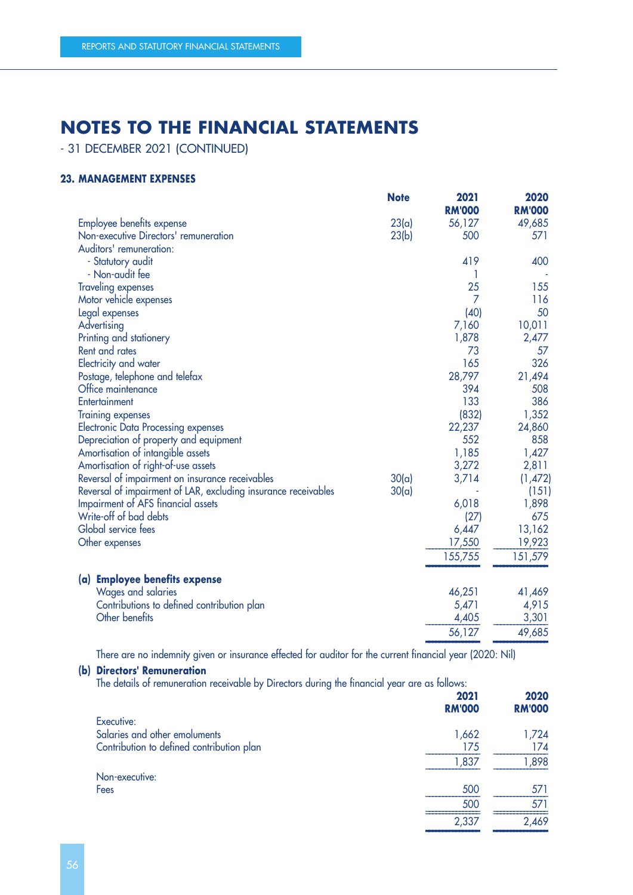# NOTES TO THE FINANCIAL STATEMENTS

- 31 DECEMBER 2021 (CONTINUED)

### 23. MANAGEMENT EXPENSES

| | Note | 2021 RM'000 | 2020 RM'000 |
|---|---|---|---|
| Employee benefits expense | 23(a) | 56,127 | 49,685 |
| Non-executive Directors' remuneration | 23(b) | 500 | 571 |
| Auditors' remuneration: | | | |
| - Statutory audit | | 419 | 400 |
| - Non-audit fee | | 1 | - |
| Traveling expenses | | 25 | 155 |
| Motor vehicle expenses | | 7 | 116 |
| Legal expenses | | (40) | 50 |
| Advertising | | 7,160 | 10,011 |
| Printing and stationery | | 1,878 | 2,477 |
| Rent and rates | | 73 | 57 |
| Electricity and water | | 165 | 326 |
| Postage, telephone and telefax | | 28,797 | 21,494 |
| Office maintenance | | 394 | 508 |
| Entertainment | | 133 | 386 |
| Training expenses | | (832) | 1,352 |
| Electronic Data Processing expenses | | 22,237 | 24,860 |
| Depreciation of property and equipment | | 552 | 858 |
| Amortisation of intangible assets | | 1,185 | 1,427 |
| Amortisation of right-of-use assets | | 3,272 | 2,811 |
| Reversal of impairment on insurance receivables | 30(a) | 3,714 | (1,472) |
| Reversal of impairment of LAR, excluding insurance receivables | 30(a) | - | (151) |
| Impairment of AFS financial assets | | 6,018 | 1,898 |
| Write-off of bad debts | | (27) | 675 |
| Global service fees | | 6,447 | 13,162 |
| Other expenses | | 17,550 | 19,923 |
| | | 155,755 | 151,579 |

**(a) Employee benefits expense**

| | 2021 RM'000 | 2020 RM'000 |
|---|---|---|
| Wages and salaries | 46,251 | 41,469 |
| Contributions to defined contribution plan | 5,471 | 4,915 |
| Other benefits | 4,405 | 3,301 |
| | 56,127 | 49,685 |

There are no indemnity given or insurance effected for auditor for the current financial year (2020: Nil)

**(b) Directors' Remuneration**

The details of remuneration receivable by Directors during the financial year are as follows:

| | 2021 RM'000 | 2020 RM'000 |
|---|---|---|
| Executive: | | |
| Salaries and other emoluments | 1,662 | 1,724 |
| Contribution to defined contribution plan | 175 | 174 |
| | 1,837 | 1,898 |
| Non-executive: | | |
| Fees | 500 | 571 |
| | 500 | 571 |
| | 2,337 | 2,469 |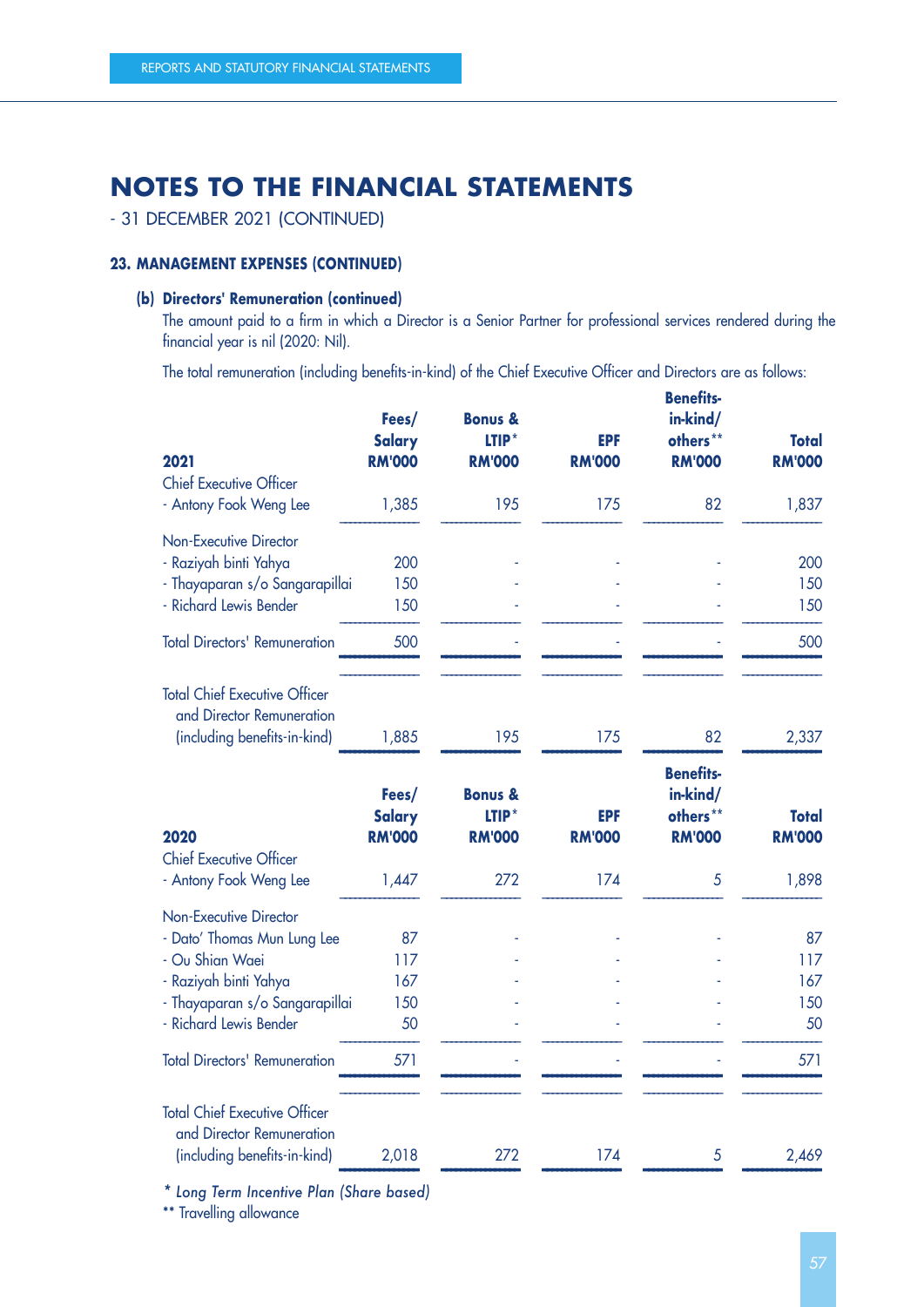# NOTES TO THE FINANCIAL STATEMENTS

- 31 DECEMBER 2021 (CONTINUED)

### 23. MANAGEMENT EXPENSES (CONTINUED)

**(b) Directors' Remuneration (continued)**

The amount paid to a firm in which a Director is a Senior Partner for professional services rendered during the financial year is nil (2020: Nil).

The total remuneration (including benefits-in-kind) of the Chief Executive Officer and Directors are as follows:

| 2021 | Fees/ Salary RM'000 | Bonus & LTIP* RM'000 | EPF RM'000 | Benefits-in-kind/ others** RM'000 | Total RM'000 |
|---|---|---|---|---|---|
| Chief Executive Officer | | | | | |
| - Antony Fook Weng Lee | 1,385 | 195 | 175 | 82 | 1,837 |
| Non-Executive Director | | | | | |
| - Raziyah binti Yahya | 200 | - | - | - | 200 |
| - Thayaparan s/o Sangarapillai | 150 | - | - | - | 150 |
| - Richard Lewis Bender | 150 | - | - | - | 150 |
| Total Directors' Remuneration | 500 | - | - | - | 500 |
| Total Chief Executive Officer and Director Remuneration (including benefits-in-kind) | 1,885 | 195 | 175 | 82 | 2,337 |

| 2020 | Fees/ Salary RM'000 | Bonus & LTIP* RM'000 | EPF RM'000 | Benefits-in-kind/ others** RM'000 | Total RM'000 |
|---|---|---|---|---|---|
| Chief Executive Officer | | | | | |
| - Antony Fook Weng Lee | 1,447 | 272 | 174 | 5 | 1,898 |
| Non-Executive Director | | | | | |
| - Dato' Thomas Mun Lung Lee | 87 | - | - | - | 87 |
| - Ou Shian Waei | 117 | - | - | - | 117 |
| - Raziyah binti Yahya | 167 | - | - | - | 167 |
| - Thayaparan s/o Sangarapillai | 150 | - | - | - | 150 |
| - Richard Lewis Bender | 50 | - | - | - | 50 |
| Total Directors' Remuneration | 571 | - | - | - | 571 |
| Total Chief Executive Officer and Director Remuneration (including benefits-in-kind) | 2,018 | 272 | 174 | 5 | 2,469 |

*\* Long Term Incentive Plan (Share based)*

** Travelling allowance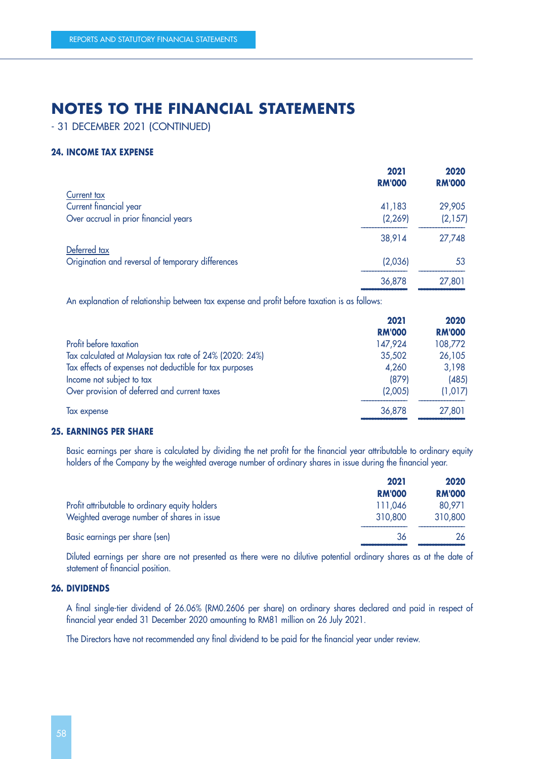# NOTES TO THE FINANCIAL STATEMENTS

- 31 DECEMBER 2021 (CONTINUED)

### 24. INCOME TAX EXPENSE

| | 2021 RM'000 | 2020 RM'000 |
|---|---|---|
| Current tax | | |
| Current financial year | 41,183 | 29,905 |
| Over accrual in prior financial years | (2,269) | (2,157) |
| | 38,914 | 27,748 |
| Deferred tax | | |
| Origination and reversal of temporary differences | (2,036) | 53 |
| | 36,878 | 27,801 |

An explanation of relationship between tax expense and profit before taxation is as follows:

| | 2021 RM'000 | 2020 RM'000 |
|---|---|---|
| Profit before taxation | 147,924 | 108,772 |
| Tax calculated at Malaysian tax rate of 24% (2020: 24%) | 35,502 | 26,105 |
| Tax effects of expenses not deductible for tax purposes | 4,260 | 3,198 |
| Income not subject to tax | (879) | (485) |
| Over provision of deferred and current taxes | (2,005) | (1,017) |
| Tax expense | 36,878 | 27,801 |

### 25. EARNINGS PER SHARE

Basic earnings per share is calculated by dividing the net profit for the financial year attributable to ordinary equity holders of the Company by the weighted average number of ordinary shares in issue during the financial year.

| | 2021 RM'000 | 2020 RM'000 |
|---|---|---|
| Profit attributable to ordinary equity holders | 111,046 | 80,971 |
| Weighted average number of shares in issue | 310,800 | 310,800 |
| Basic earnings per share (sen) | 36 | 26 |

Diluted earnings per share are not presented as there were no dilutive potential ordinary shares as at the date of statement of financial position.

### 26. DIVIDENDS

A final single-tier dividend of 26.06% (RM0.2606 per share) on ordinary shares declared and paid in respect of financial year ended 31 December 2020 amounting to RM81 million on 26 July 2021.

The Directors have not recommended any final dividend to be paid for the financial year under review.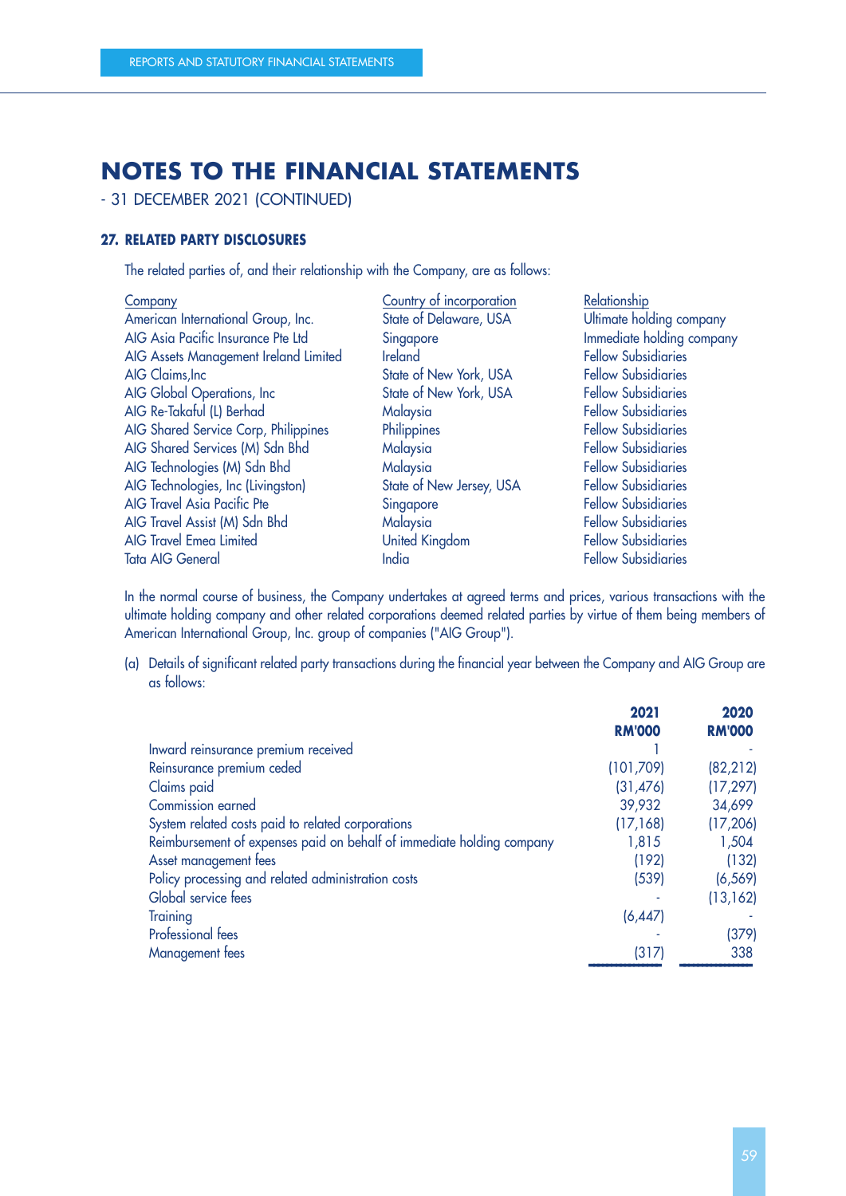# NOTES TO THE FINANCIAL STATEMENTS

- 31 DECEMBER 2021 (CONTINUED)

### 27. RELATED PARTY DISCLOSURES

The related parties of, and their relationship with the Company, are as follows:

| Company | Country of incorporation | Relationship |
|---|---|---|
| American International Group, Inc. | State of Delaware, USA | Ultimate holding company |
| AIG Asia Pacific Insurance Pte Ltd | Singapore | Immediate holding company |
| AIG Assets Management Ireland Limited | Ireland | Fellow Subsidiaries |
| AIG Claims,Inc | State of New York, USA | Fellow Subsidiaries |
| AIG Global Operations, Inc | State of New York, USA | Fellow Subsidiaries |
| AIG Re-Takaful (L) Berhad | Malaysia | Fellow Subsidiaries |
| AIG Shared Service Corp, Philippines | Philippines | Fellow Subsidiaries |
| AIG Shared Services (M) Sdn Bhd | Malaysia | Fellow Subsidiaries |
| AIG Technologies (M) Sdn Bhd | Malaysia | Fellow Subsidiaries |
| AIG Technologies, Inc (Livingston) | State of New Jersey, USA | Fellow Subsidiaries |
| AIG Travel Asia Pacific Pte | Singapore | Fellow Subsidiaries |
| AIG Travel Assist (M) Sdn Bhd | Malaysia | Fellow Subsidiaries |
| AIG Travel Emea Limited | United Kingdom | Fellow Subsidiaries |
| Tata AIG General | India | Fellow Subsidiaries |

In the normal course of business, the Company undertakes at agreed terms and prices, various transactions with the ultimate holding company and other related corporations deemed related parties by virtue of them being members of American International Group, Inc. group of companies ("AIG Group").

(a) Details of significant related party transactions during the financial year between the Company and AIG Group are as follows:

| | 2021 RM'000 | 2020 RM'000 |
|---|---|---|
| Inward reinsurance premium received | 1 | - |
| Reinsurance premium ceded | (101,709) | (82,212) |
| Claims paid | (31,476) | (17,297) |
| Commission earned | 39,932 | 34,699 |
| System related costs paid to related corporations | (17,168) | (17,206) |
| Reimbursement of expenses paid on behalf of immediate holding company | 1,815 | 1,504 |
| Asset management fees | (192) | (132) |
| Policy processing and related administration costs | (539) | (6,569) |
| Global service fees | - | (13,162) |
| Training | (6,447) | - |
| Professional fees | - | (379) |
| Management fees | (317) | 338 |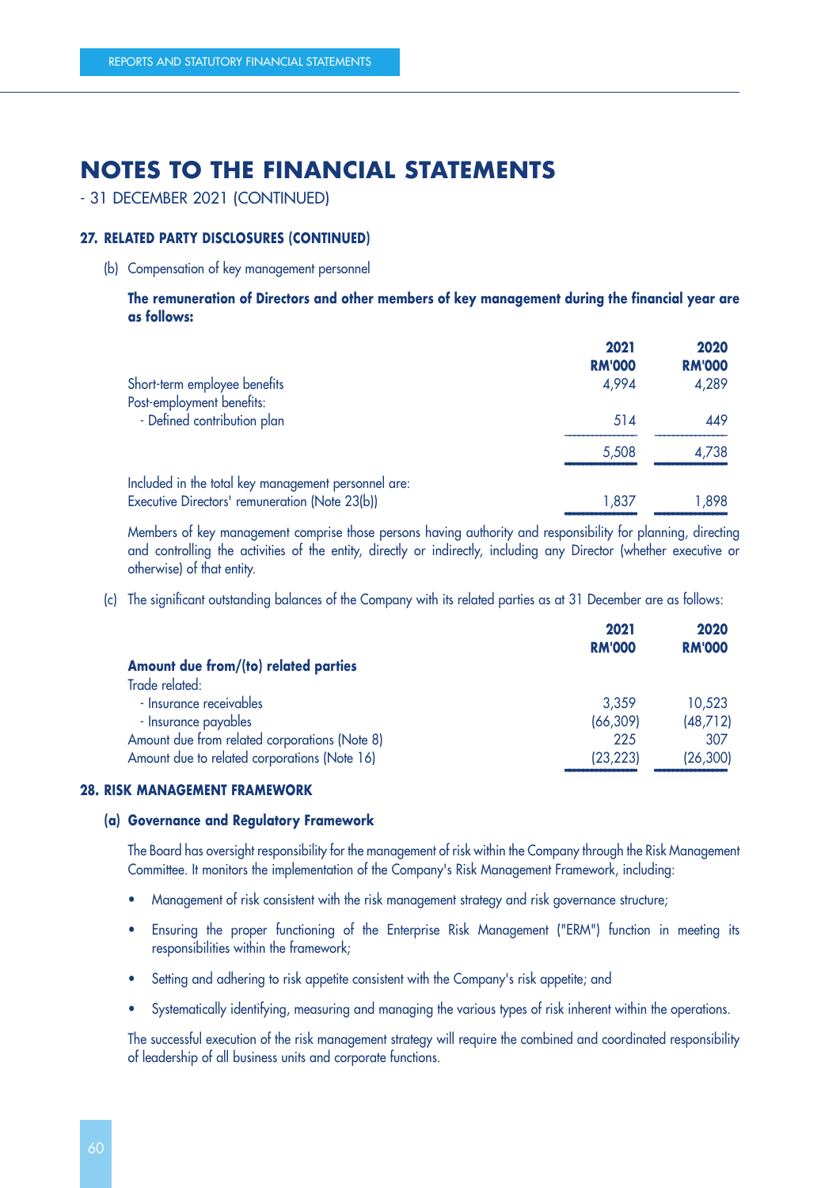# NOTES TO THE FINANCIAL STATEMENTS

- 31 DECEMBER 2021 (CONTINUED)

### 27. RELATED PARTY DISCLOSURES (CONTINUED)

(b) Compensation of key management personnel

**The remuneration of Directors and other members of key management during the financial year are as follows:**

| | 2021 RM'000 | 2020 RM'000 |
|---|---|---|
| Short-term employee benefits | 4,994 | 4,289 |
| Post-employment benefits: | | |
| - Defined contribution plan | 514 | 449 |
| | 5,508 | 4,738 |
| Included in the total key management personnel are: | | |
| Executive Directors' remuneration (Note 23(b)) | 1,837 | 1,898 |

Members of key management comprise those persons having authority and responsibility for planning, directing and controlling the activities of the entity, directly or indirectly, including any Director (whether executive or otherwise) of that entity.

(c) The significant outstanding balances of the Company with its related parties as at 31 December are as follows:

| | 2021 RM'000 | 2020 RM'000 |
|---|---|---|
| **Amount due from/(to) related parties** | | |
| Trade related: | | |
| - Insurance receivables | 3,359 | 10,523 |
| - Insurance payables | (66,309) | (48,712) |
| Amount due from related corporations (Note 8) | 225 | 307 |
| Amount due to related corporations (Note 16) | (23,223) | (26,300) |

### 28. RISK MANAGEMENT FRAMEWORK

#### (a) Governance and Regulatory Framework

The Board has oversight responsibility for the management of risk within the Company through the Risk Management Committee. It monitors the implementation of the Company's Risk Management Framework, including:

- Management of risk consistent with the risk management strategy and risk governance structure;
- Ensuring the proper functioning of the Enterprise Risk Management ("ERM") function in meeting its responsibilities within the framework;
- Setting and adhering to risk appetite consistent with the Company's risk appetite; and
- Systematically identifying, measuring and managing the various types of risk inherent within the operations.

The successful execution of the risk management strategy will require the combined and coordinated responsibility of leadership of all business units and corporate functions.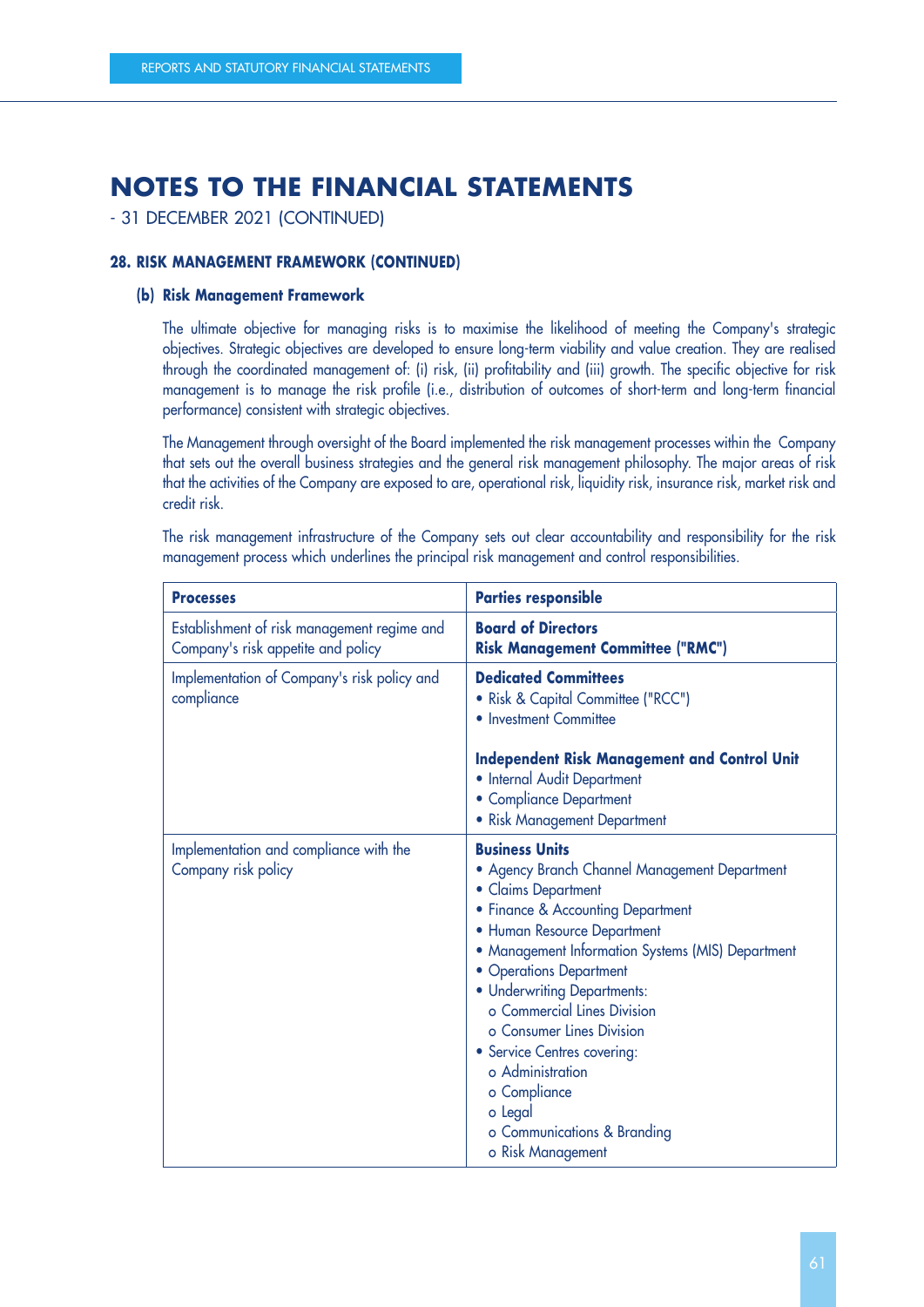# NOTES TO THE FINANCIAL STATEMENTS

- 31 DECEMBER 2021 (CONTINUED)

### 28. RISK MANAGEMENT FRAMEWORK (CONTINUED)

#### (b) Risk Management Framework

The ultimate objective for managing risks is to maximise the likelihood of meeting the Company's strategic objectives. Strategic objectives are developed to ensure long-term viability and value creation. They are realised through the coordinated management of: (i) risk, (ii) profitability and (iii) growth. The specific objective for risk management is to manage the risk profile (i.e., distribution of outcomes of short-term and long-term financial performance) consistent with strategic objectives.

The Management through oversight of the Board implemented the risk management processes within the Company that sets out the overall business strategies and the general risk management philosophy. The major areas of risk that the activities of the Company are exposed to are, operational risk, liquidity risk, insurance risk, market risk and credit risk.

The risk management infrastructure of the Company sets out clear accountability and responsibility for the risk management process which underlines the principal risk management and control responsibilities.

| Processes | Parties responsible |
|---|---|
| Establishment of risk management regime and Company's risk appetite and policy | **Board of Directors**<br>**Risk Management Committee ("RMC")** |
| Implementation of Company's risk policy and compliance | **Dedicated Committees**<br>• Risk & Capital Committee ("RCC")<br>• Investment Committee<br><br>**Independent Risk Management and Control Unit**<br>• Internal Audit Department<br>• Compliance Department<br>• Risk Management Department |
| Implementation and compliance with the Company risk policy | **Business Units**<br>• Agency Branch Channel Management Department<br>• Claims Department<br>• Finance & Accounting Department<br>• Human Resource Department<br>• Management Information Systems (MIS) Department<br>• Operations Department<br>• Underwriting Departments:<br>o Commercial Lines Division<br>o Consumer Lines Division<br>• Service Centres covering:<br>o Administration<br>o Compliance<br>o Legal<br>o Communications & Branding<br>o Risk Management |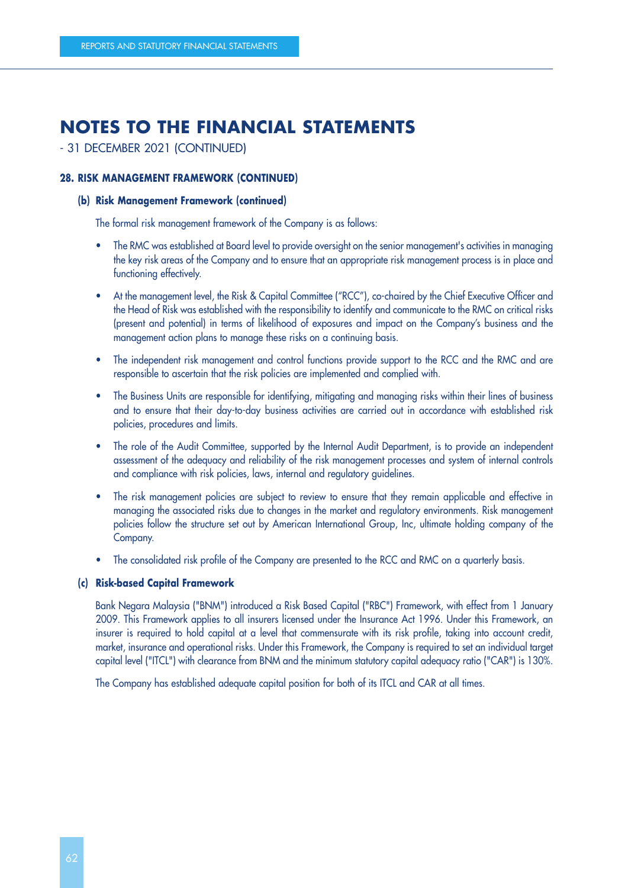# NOTES TO THE FINANCIAL STATEMENTS

- 31 DECEMBER 2021 (CONTINUED)

### 28. RISK MANAGEMENT FRAMEWORK (CONTINUED)

#### (b) Risk Management Framework (continued)

The formal risk management framework of the Company is as follows:

- The RMC was established at Board level to provide oversight on the senior management's activities in managing the key risk areas of the Company and to ensure that an appropriate risk management process is in place and functioning effectively.

- At the management level, the Risk & Capital Committee ("RCC"), co-chaired by the Chief Executive Officer and the Head of Risk was established with the responsibility to identify and communicate to the RMC on critical risks (present and potential) in terms of likelihood of exposures and impact on the Company's business and the management action plans to manage these risks on a continuing basis.

- The independent risk management and control functions provide support to the RCC and the RMC and are responsible to ascertain that the risk policies are implemented and complied with.

- The Business Units are responsible for identifying, mitigating and managing risks within their lines of business and to ensure that their day-to-day business activities are carried out in accordance with established risk policies, procedures and limits.

- The role of the Audit Committee, supported by the Internal Audit Department, is to provide an independent assessment of the adequacy and reliability of the risk management processes and system of internal controls and compliance with risk policies, laws, internal and regulatory guidelines.

- The risk management policies are subject to review to ensure that they remain applicable and effective in managing the associated risks due to changes in the market and regulatory environments. Risk management policies follow the structure set out by American International Group, Inc, ultimate holding company of the Company.

- The consolidated risk profile of the Company are presented to the RCC and RMC on a quarterly basis.

#### (c) Risk-based Capital Framework

Bank Negara Malaysia ("BNM") introduced a Risk Based Capital ("RBC") Framework, with effect from 1 January 2009. This Framework applies to all insurers licensed under the Insurance Act 1996. Under this Framework, an insurer is required to hold capital at a level that commensurate with its risk profile, taking into account credit, market, insurance and operational risks. Under this Framework, the Company is required to set an individual target capital level ("ITCL") with clearance from BNM and the minimum statutory capital adequacy ratio ("CAR") is 130%.

The Company has established adequate capital position for both of its ITCL and CAR at all times.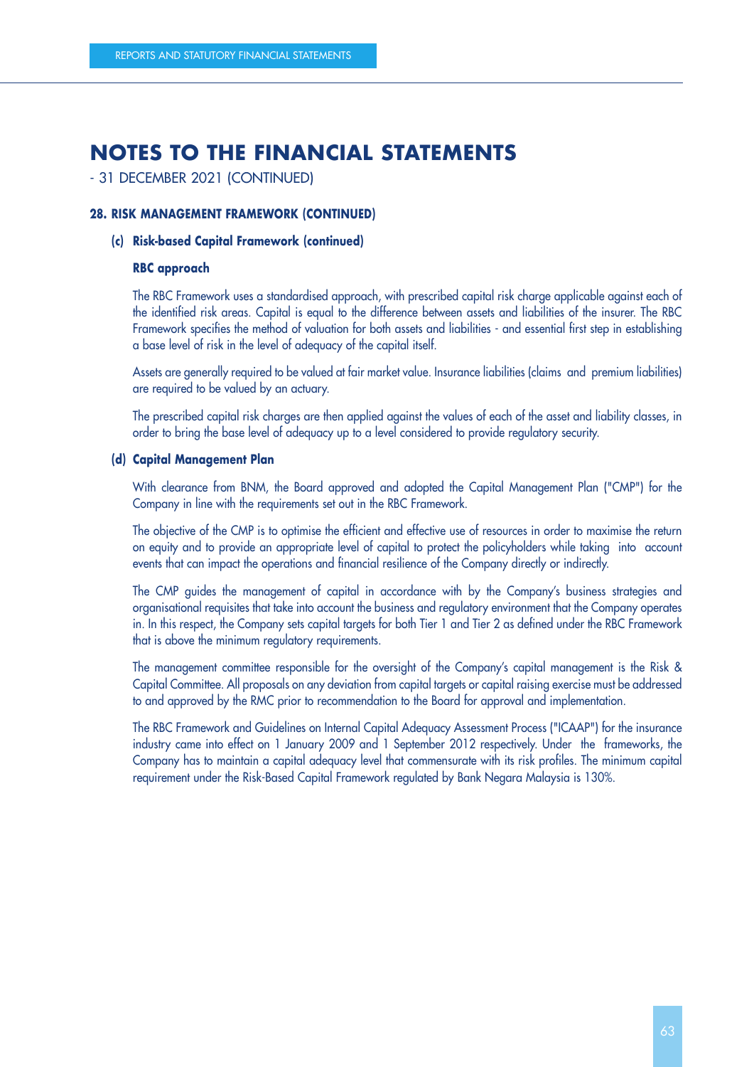# NOTES TO THE FINANCIAL STATEMENTS

- 31 DECEMBER 2021 (CONTINUED)

### 28. RISK MANAGEMENT FRAMEWORK (CONTINUED)

#### (c) Risk-based Capital Framework (continued)

**RBC approach**

The RBC Framework uses a standardised approach, with prescribed capital risk charge applicable against each of the identified risk areas. Capital is equal to the difference between assets and liabilities of the insurer. The RBC Framework specifies the method of valuation for both assets and liabilities - and essential first step in establishing a base level of risk in the level of adequacy of the capital itself.

Assets are generally required to be valued at fair market value. Insurance liabilities (claims and premium liabilities) are required to be valued by an actuary.

The prescribed capital risk charges are then applied against the values of each of the asset and liability classes, in order to bring the base level of adequacy up to a level considered to provide regulatory security.

#### (d) Capital Management Plan

With clearance from BNM, the Board approved and adopted the Capital Management Plan ("CMP") for the Company in line with the requirements set out in the RBC Framework.

The objective of the CMP is to optimise the efficient and effective use of resources in order to maximise the return on equity and to provide an appropriate level of capital to protect the policyholders while taking into account events that can impact the operations and financial resilience of the Company directly or indirectly.

The CMP guides the management of capital in accordance with by the Company's business strategies and organisational requisites that take into account the business and regulatory environment that the Company operates in. In this respect, the Company sets capital targets for both Tier 1 and Tier 2 as defined under the RBC Framework that is above the minimum regulatory requirements.

The management committee responsible for the oversight of the Company's capital management is the Risk & Capital Committee. All proposals on any deviation from capital targets or capital raising exercise must be addressed to and approved by the RMC prior to recommendation to the Board for approval and implementation.

The RBC Framework and Guidelines on Internal Capital Adequacy Assessment Process ("ICAAP") for the insurance industry came into effect on 1 January 2009 and 1 September 2012 respectively. Under the frameworks, the Company has to maintain a capital adequacy level that commensurate with its risk profiles. The minimum capital requirement under the Risk-Based Capital Framework regulated by Bank Negara Malaysia is 130%.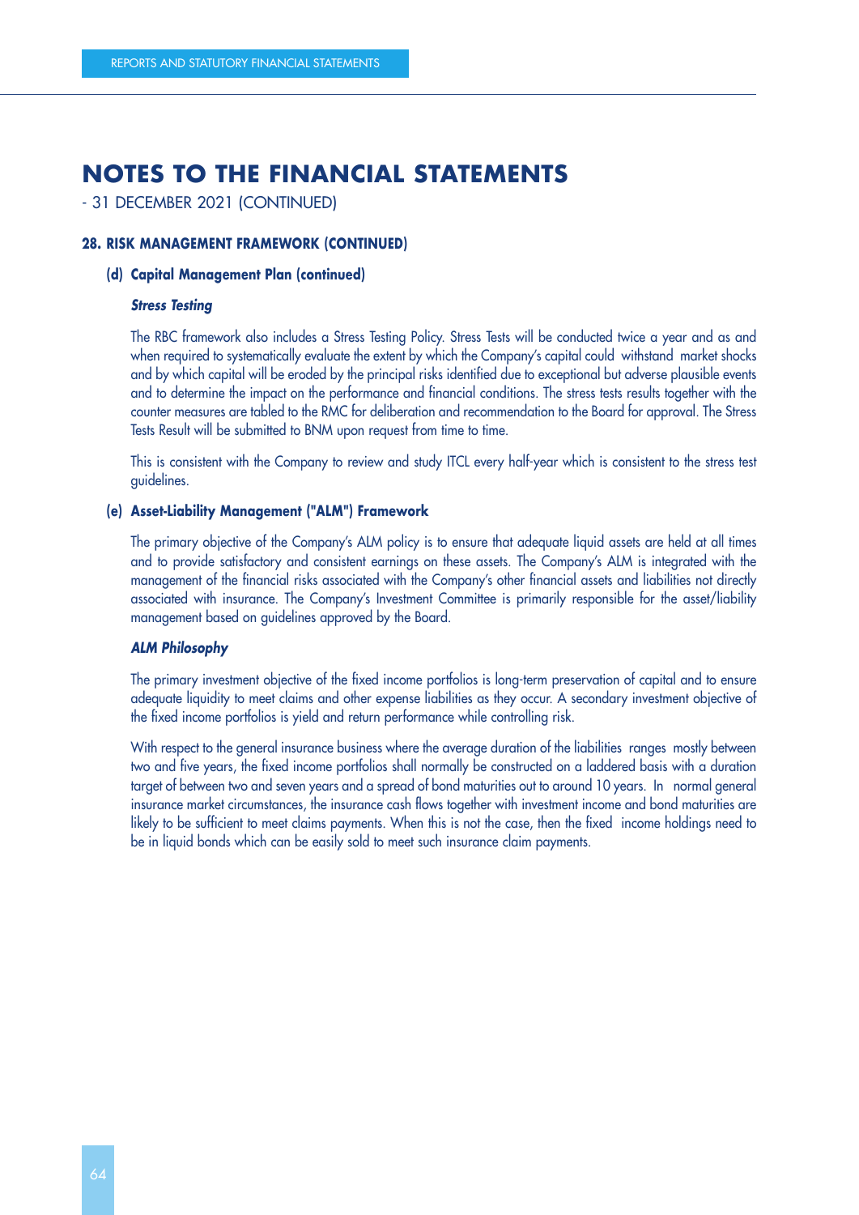# NOTES TO THE FINANCIAL STATEMENTS

- 31 DECEMBER 2021 (CONTINUED)

## 28. RISK MANAGEMENT FRAMEWORK (CONTINUED)

### (d) Capital Management Plan (continued)

***Stress Testing***

The RBC framework also includes a Stress Testing Policy. Stress Tests will be conducted twice a year and as and when required to systematically evaluate the extent by which the Company's capital could withstand market shocks and by which capital will be eroded by the principal risks identified due to exceptional but adverse plausible events and to determine the impact on the performance and financial conditions. The stress tests results together with the counter measures are tabled to the RMC for deliberation and recommendation to the Board for approval. The Stress Tests Result will be submitted to BNM upon request from time to time.

This is consistent with the Company to review and study ITCL every half-year which is consistent to the stress test guidelines.

### (e) Asset-Liability Management ("ALM") Framework

The primary objective of the Company's ALM policy is to ensure that adequate liquid assets are held at all times and to provide satisfactory and consistent earnings on these assets. The Company's ALM is integrated with the management of the financial risks associated with the Company's other financial assets and liabilities not directly associated with insurance. The Company's Investment Committee is primarily responsible for the asset/liability management based on guidelines approved by the Board.

***ALM Philosophy***

The primary investment objective of the fixed income portfolios is long-term preservation of capital and to ensure adequate liquidity to meet claims and other expense liabilities as they occur. A secondary investment objective of the fixed income portfolios is yield and return performance while controlling risk.

With respect to the general insurance business where the average duration of the liabilities ranges mostly between two and five years, the fixed income portfolios shall normally be constructed on a laddered basis with a duration target of between two and seven years and a spread of bond maturities out to around 10 years. In normal general insurance market circumstances, the insurance cash flows together with investment income and bond maturities are likely to be sufficient to meet claims payments. When this is not the case, then the fixed income holdings need to be in liquid bonds which can be easily sold to meet such insurance claim payments.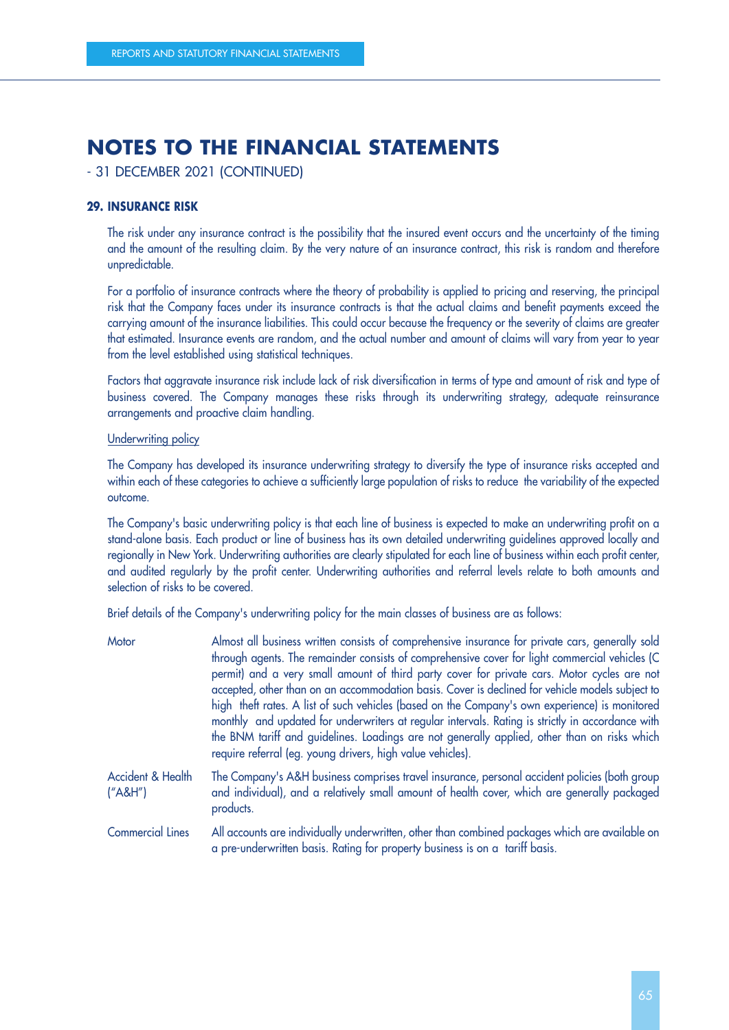# NOTES TO THE FINANCIAL STATEMENTS

- 31 DECEMBER 2021 (CONTINUED)

### 29. INSURANCE RISK

The risk under any insurance contract is the possibility that the insured event occurs and the uncertainty of the timing and the amount of the resulting claim. By the very nature of an insurance contract, this risk is random and therefore unpredictable.

For a portfolio of insurance contracts where the theory of probability is applied to pricing and reserving, the principal risk that the Company faces under its insurance contracts is that the actual claims and benefit payments exceed the carrying amount of the insurance liabilities. This could occur because the frequency or the severity of claims are greater that estimated. Insurance events are random, and the actual number and amount of claims will vary from year to year from the level established using statistical techniques.

Factors that aggravate insurance risk include lack of risk diversification in terms of type and amount of risk and type of business covered. The Company manages these risks through its underwriting strategy, adequate reinsurance arrangements and proactive claim handling.

Underwriting policy

The Company has developed its insurance underwriting strategy to diversify the type of insurance risks accepted and within each of these categories to achieve a sufficiently large population of risks to reduce the variability of the expected outcome.

The Company's basic underwriting policy is that each line of business is expected to make an underwriting profit on a stand-alone basis. Each product or line of business has its own detailed underwriting guidelines approved locally and regionally in New York. Underwriting authorities are clearly stipulated for each line of business within each profit center, and audited regularly by the profit center. Underwriting authorities and referral levels relate to both amounts and selection of risks to be covered.

Brief details of the Company's underwriting policy for the main classes of business are as follows:

| | |
|---|---|
| Motor | Almost all business written consists of comprehensive insurance for private cars, generally sold through agents. The remainder consists of comprehensive cover for light commercial vehicles (C permit) and a very small amount of third party cover for private cars. Motor cycles are not accepted, other than on an accommodation basis. Cover is declined for vehicle models subject to high theft rates. A list of such vehicles (based on the Company's own experience) is monitored monthly and updated for underwriters at regular intervals. Rating is strictly in accordance with the BNM tariff and guidelines. Loadings are not generally applied, other than on risks which require referral (eg. young drivers, high value vehicles). |
| Accident & Health ("A&H") | The Company's A&H business comprises travel insurance, personal accident policies (both group and individual), and a relatively small amount of health cover, which are generally packaged products. |
| Commercial Lines | All accounts are individually underwritten, other than combined packages which are available on a pre-underwritten basis. Rating for property business is on a tariff basis. |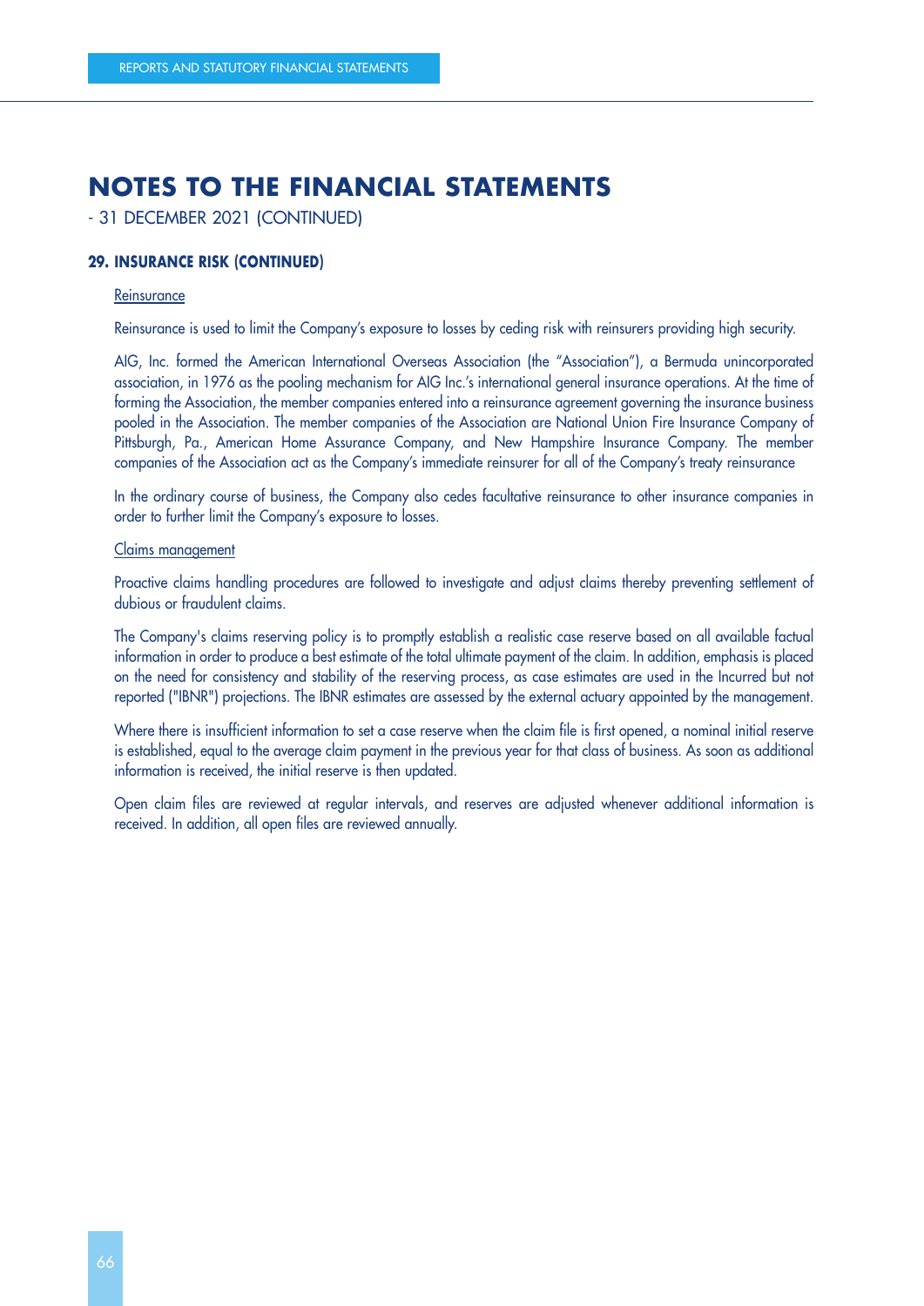# NOTES TO THE FINANCIAL STATEMENTS

- 31 DECEMBER 2021 (CONTINUED)

### 29. INSURANCE RISK (CONTINUED)

Reinsurance

Reinsurance is used to limit the Company's exposure to losses by ceding risk with reinsurers providing high security.

AIG, Inc. formed the American International Overseas Association (the "Association"), a Bermuda unincorporated association, in 1976 as the pooling mechanism for AIG Inc.'s international general insurance operations. At the time of forming the Association, the member companies entered into a reinsurance agreement governing the insurance business pooled in the Association. The member companies of the Association are National Union Fire Insurance Company of Pittsburgh, Pa., American Home Assurance Company, and New Hampshire Insurance Company. The member companies of the Association act as the Company's immediate reinsurer for all of the Company's treaty reinsurance

In the ordinary course of business, the Company also cedes facultative reinsurance to other insurance companies in order to further limit the Company's exposure to losses.

Claims management

Proactive claims handling procedures are followed to investigate and adjust claims thereby preventing settlement of dubious or fraudulent claims.

The Company's claims reserving policy is to promptly establish a realistic case reserve based on all available factual information in order to produce a best estimate of the total ultimate payment of the claim. In addition, emphasis is placed on the need for consistency and stability of the reserving process, as case estimates are used in the Incurred but not reported ("IBNR") projections. The IBNR estimates are assessed by the external actuary appointed by the management.

Where there is insufficient information to set a case reserve when the claim file is first opened, a nominal initial reserve is established, equal to the average claim payment in the previous year for that class of business. As soon as additional information is received, the initial reserve is then updated.

Open claim files are reviewed at regular intervals, and reserves are adjusted whenever additional information is received. In addition, all open files are reviewed annually.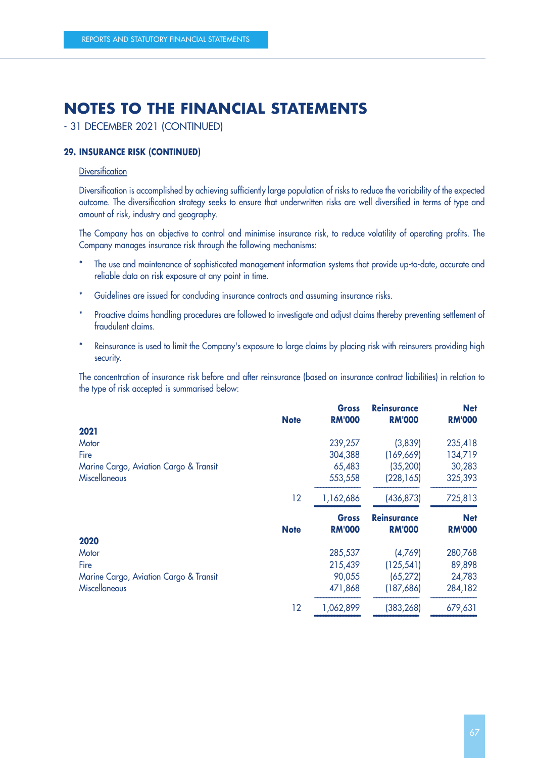# NOTES TO THE FINANCIAL STATEMENTS

- 31 DECEMBER 2021 (CONTINUED)

### 29. INSURANCE RISK (CONTINUED)

Diversification

Diversification is accomplished by achieving sufficiently large population of risks to reduce the variability of the expected outcome. The diversification strategy seeks to ensure that underwritten risks are well diversified in terms of type and amount of risk, industry and geography.

The Company has an objective to control and minimise insurance risk, to reduce volatility of operating profits. The Company manages insurance risk through the following mechanisms:

* The use and maintenance of sophisticated management information systems that provide up-to-date, accurate and reliable data on risk exposure at any point in time.
* Guidelines are issued for concluding insurance contracts and assuming insurance risks.
* Proactive claims handling procedures are followed to investigate and adjust claims thereby preventing settlement of fraudulent claims.
* Reinsurance is used to limit the Company's exposure to large claims by placing risk with reinsurers providing high security.

The concentration of insurance risk before and after reinsurance (based on insurance contract liabilities) in relation to the type of risk accepted is summarised below:

| | Note | Gross RM'000 | Reinsurance RM'000 | Net RM'000 |
|---|---|---|---|---|
| **2021** | | | | |
| Motor | | 239,257 | (3,839) | 235,418 |
| Fire | | 304,388 | (169,669) | 134,719 |
| Marine Cargo, Aviation Cargo & Transit | | 65,483 | (35,200) | 30,283 |
| Miscellaneous | | 553,558 | (228,165) | 325,393 |
| | 12 | 1,162,686 | (436,873) | 725,813 |

| | Note | Gross RM'000 | Reinsurance RM'000 | Net RM'000 |
|---|---|---|---|---|
| **2020** | | | | |
| Motor | | 285,537 | (4,769) | 280,768 |
| Fire | | 215,439 | (125,541) | 89,898 |
| Marine Cargo, Aviation Cargo & Transit | | 90,055 | (65,272) | 24,783 |
| Miscellaneous | | 471,868 | (187,686) | 284,182 |
| | 12 | 1,062,899 | (383,268) | 679,631 |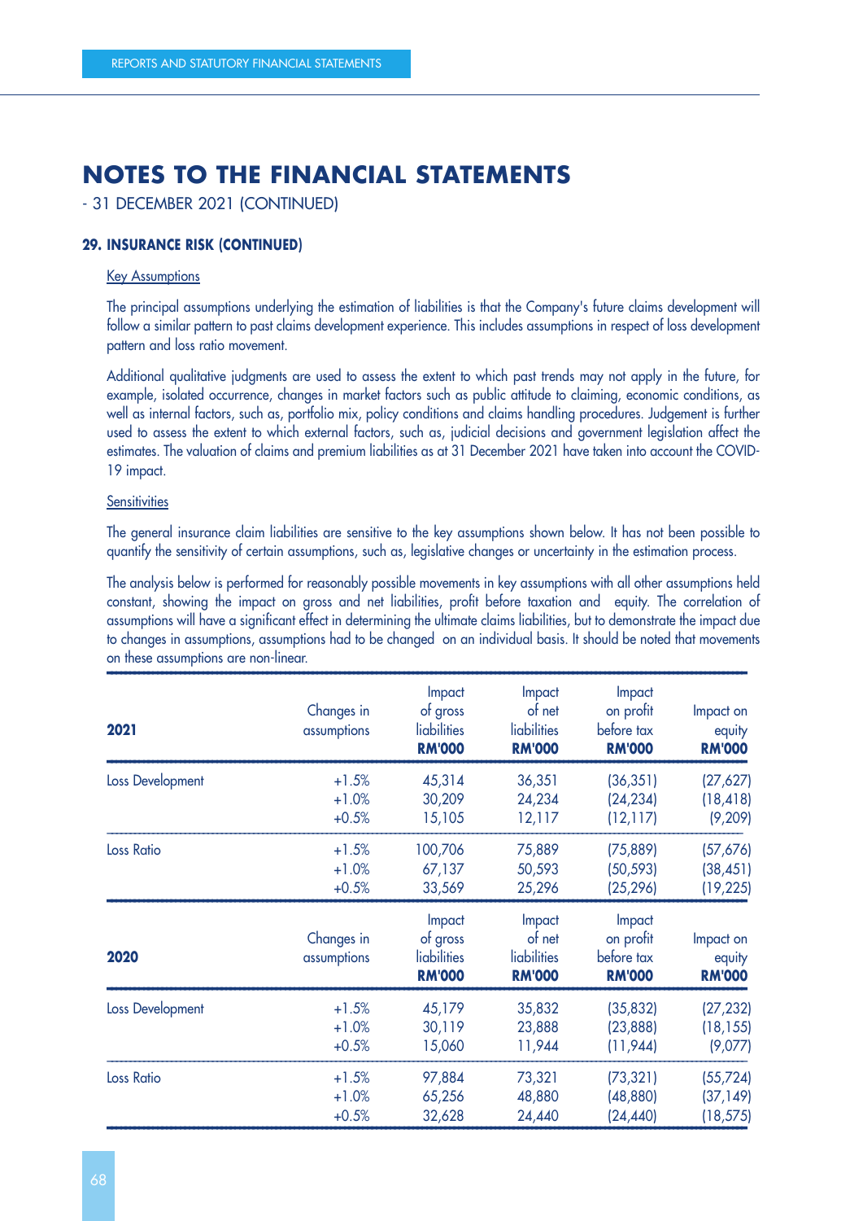# NOTES TO THE FINANCIAL STATEMENTS

- 31 DECEMBER 2021 (CONTINUED)

### 29. INSURANCE RISK (CONTINUED)

Key Assumptions

The principal assumptions underlying the estimation of liabilities is that the Company's future claims development will follow a similar pattern to past claims development experience. This includes assumptions in respect of loss development pattern and loss ratio movement.

Additional qualitative judgments are used to assess the extent to which past trends may not apply in the future, for example, isolated occurrence, changes in market factors such as public attitude to claiming, economic conditions, as well as internal factors, such as, portfolio mix, policy conditions and claims handling procedures. Judgement is further used to assess the extent to which external factors, such as, judicial decisions and government legislation affect the estimates. The valuation of claims and premium liabilities as at 31 December 2021 have taken into account the COVID-19 impact.

Sensitivities

The general insurance claim liabilities are sensitive to the key assumptions shown below. It has not been possible to quantify the sensitivity of certain assumptions, such as, legislative changes or uncertainty in the estimation process.

The analysis below is performed for reasonably possible movements in key assumptions with all other assumptions held constant, showing the impact on gross and net liabilities, profit before taxation and equity. The correlation of assumptions will have a significant effect in determining the ultimate claims liabilities, but to demonstrate the impact due to changes in assumptions, assumptions had to be changed on an individual basis. It should be noted that movements on these assumptions are non-linear.

| **2021** | Changes in assumptions | Impact of gross liabilities **RM'000** | Impact of net liabilities **RM'000** | Impact on profit before tax **RM'000** | Impact on equity **RM'000** |
|---|---|---|---|---|---|
| Loss Development | +1.5% | 45,314 | 36,351 | (36,351) | (27,627) |
| | +1.0% | 30,209 | 24,234 | (24,234) | (18,418) |
| | +0.5% | 15,105 | 12,117 | (12,117) | (9,209) |
| Loss Ratio | +1.5% | 100,706 | 75,889 | (75,889) | (57,676) |
| | +1.0% | 67,137 | 50,593 | (50,593) | (38,451) |
| | +0.5% | 33,569 | 25,296 | (25,296) | (19,225) |

| **2020** | Changes in assumptions | Impact of gross liabilities **RM'000** | Impact of net liabilities **RM'000** | Impact on profit before tax **RM'000** | Impact on equity **RM'000** |
|---|---|---|---|---|---|
| Loss Development | +1.5% | 45,179 | 35,832 | (35,832) | (27,232) |
| | +1.0% | 30,119 | 23,888 | (23,888) | (18,155) |
| | +0.5% | 15,060 | 11,944 | (11,944) | (9,077) |
| Loss Ratio | +1.5% | 97,884 | 73,321 | (73,321) | (55,724) |
| | +1.0% | 65,256 | 48,880 | (48,880) | (37,149) |
| | +0.5% | 32,628 | 24,440 | (24,440) | (18,575) |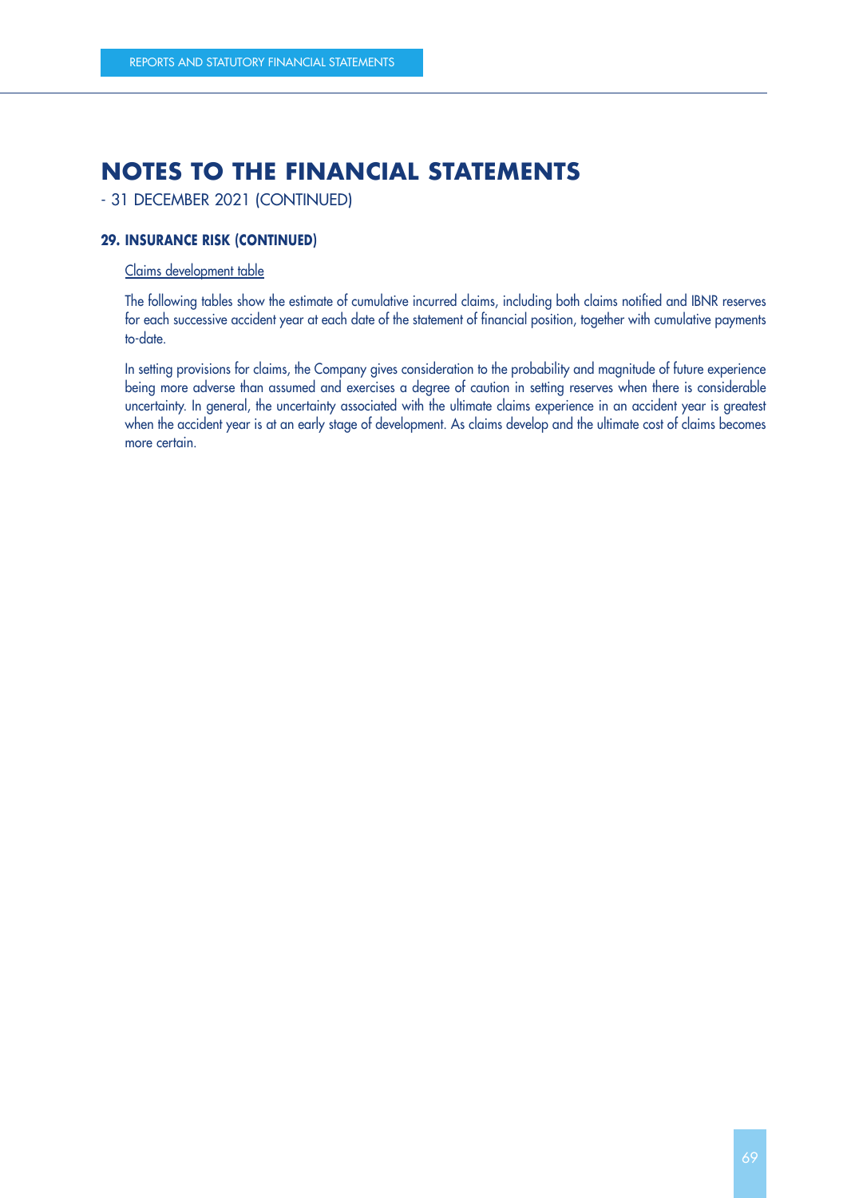# NOTES TO THE FINANCIAL STATEMENTS

- 31 DECEMBER 2021 (CONTINUED)

### 29. INSURANCE RISK (CONTINUED)

Claims development table

The following tables show the estimate of cumulative incurred claims, including both claims notified and IBNR reserves for each successive accident year at each date of the statement of financial position, together with cumulative payments to-date.

In setting provisions for claims, the Company gives consideration to the probability and magnitude of future experience being more adverse than assumed and exercises a degree of caution in setting reserves when there is considerable uncertainty. In general, the uncertainty associated with the ultimate claims experience in an accident year is greatest when the accident year is at an early stage of development. As claims develop and the ultimate cost of claims becomes more certain.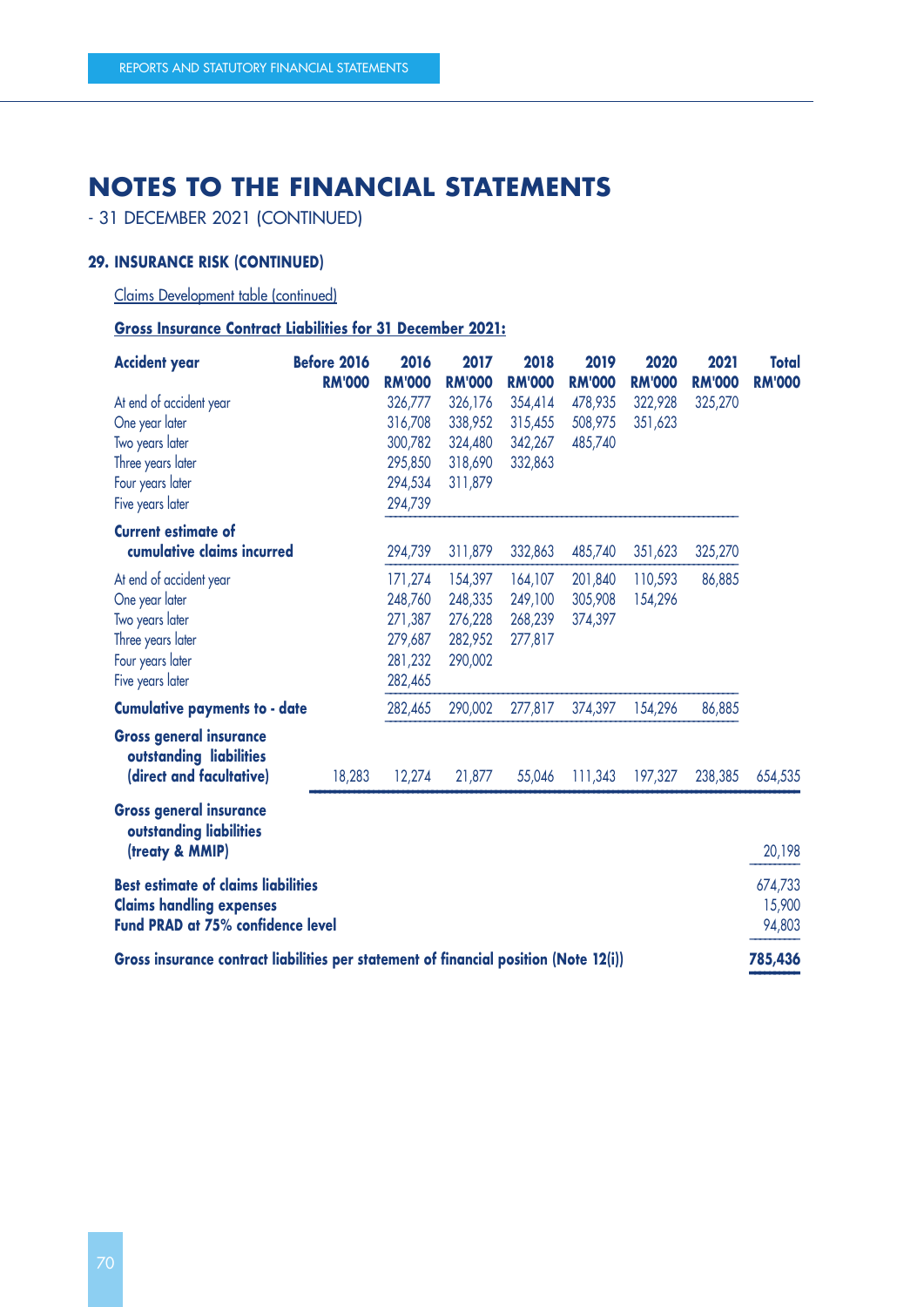# NOTES TO THE FINANCIAL STATEMENTS

- 31 DECEMBER 2021 (CONTINUED)

### 29. INSURANCE RISK (CONTINUED)

Claims Development table (continued)

**Gross Insurance Contract Liabilities for 31 December 2021:**

| Accident year | Before 2016 RM'000 | 2016 RM'000 | 2017 RM'000 | 2018 RM'000 | 2019 RM'000 | 2020 RM'000 | 2021 RM'000 | Total RM'000 |
|---|---|---|---|---|---|---|---|---|
| At end of accident year | | 326,777 | 326,176 | 354,414 | 478,935 | 322,928 | 325,270 | |
| One year later | | 316,708 | 338,952 | 315,455 | 508,975 | 351,623 | | |
| Two years later | | 300,782 | 324,480 | 342,267 | 485,740 | | | |
| Three years later | | 295,850 | 318,690 | 332,863 | | | | |
| Four years later | | 294,534 | 311,879 | | | | | |
| Five years later | | 294,739 | | | | | | |
| **Current estimate of cumulative claims incurred** | | 294,739 | 311,879 | 332,863 | 485,740 | 351,623 | 325,270 | |
| At end of accident year | | 171,274 | 154,397 | 164,107 | 201,840 | 110,593 | 86,885 | |
| One year later | | 248,760 | 248,335 | 249,100 | 305,908 | 154,296 | | |
| Two years later | | 271,387 | 276,228 | 268,239 | 374,397 | | | |
| Three years later | | 279,687 | 282,952 | 277,817 | | | | |
| Four years later | | 281,232 | 290,002 | | | | | |
| Five years later | | 282,465 | | | | | | |
| **Cumulative payments to - date** | | 282,465 | 290,002 | 277,817 | 374,397 | 154,296 | 86,885 | |
| **Gross general insurance outstanding liabilities (direct and facultative)** | 18,283 | 12,274 | 21,877 | 55,046 | 111,343 | 197,327 | 238,385 | 654,535 |
| **Gross general insurance outstanding liabilities (treaty & MMIP)** | | | | | | | | 20,198 |
| **Best estimate of claims liabilities** | | | | | | | | 674,733 |
| **Claims handling expenses** | | | | | | | | 15,900 |
| **Fund PRAD at 75% confidence level** | | | | | | | | 94,803 |
| **Gross insurance contract liabilities per statement of financial position (Note 12(i))** | | | | | | | | **785,436** |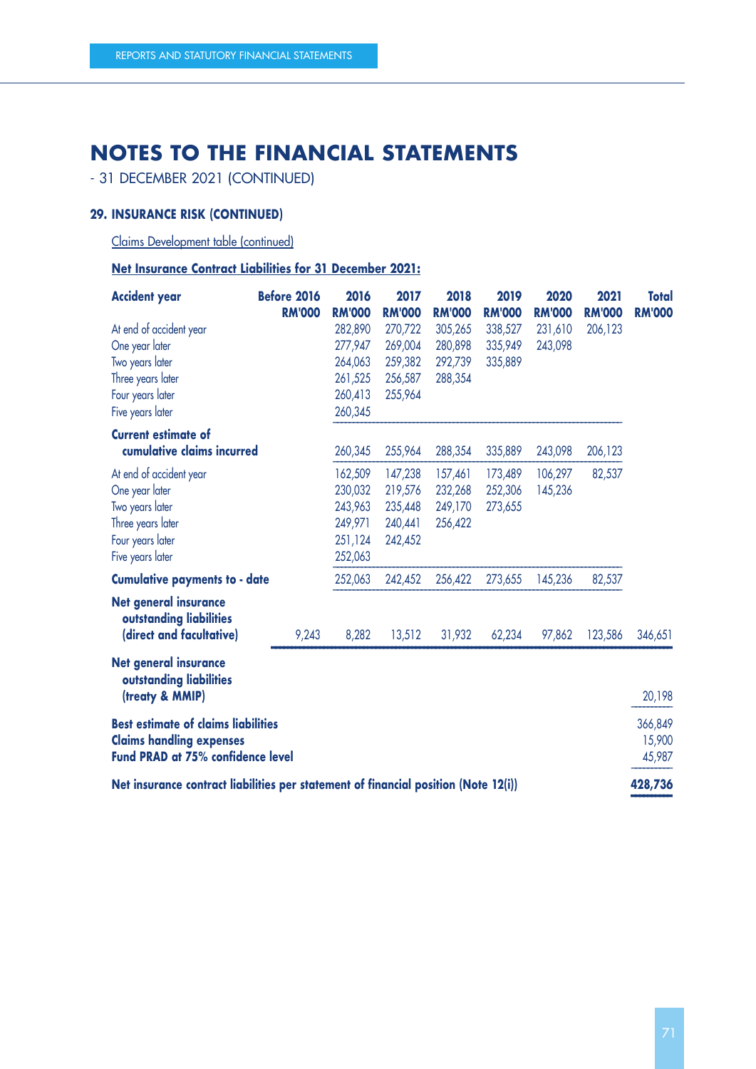# NOTES TO THE FINANCIAL STATEMENTS

- 31 DECEMBER 2021 (CONTINUED)

### 29. INSURANCE RISK (CONTINUED)

Claims Development table (continued)

**Net Insurance Contract Liabilities for 31 December 2021:**

| Accident year | Before 2016 RM'000 | 2016 RM'000 | 2017 RM'000 | 2018 RM'000 | 2019 RM'000 | 2020 RM'000 | 2021 RM'000 | Total RM'000 |
|---|---|---|---|---|---|---|---|---|
| At end of accident year | | 282,890 | 270,722 | 305,265 | 338,527 | 231,610 | 206,123 | |
| One year later | | 277,947 | 269,004 | 280,898 | 335,949 | 243,098 | | |
| Two years later | | 264,063 | 259,382 | 292,739 | 335,889 | | | |
| Three years later | | 261,525 | 256,587 | 288,354 | | | | |
| Four years later | | 260,413 | 255,964 | | | | | |
| Five years later | | 260,345 | | | | | | |
| **Current estimate of cumulative claims incurred** | | 260,345 | 255,964 | 288,354 | 335,889 | 243,098 | 206,123 | |
| At end of accident year | | 162,509 | 147,238 | 157,461 | 173,489 | 106,297 | 82,537 | |
| One year later | | 230,032 | 219,576 | 232,268 | 252,306 | 145,236 | | |
| Two years later | | 243,963 | 235,448 | 249,170 | 273,655 | | | |
| Three years later | | 249,971 | 240,441 | 256,422 | | | | |
| Four years later | | 251,124 | 242,452 | | | | | |
| Five years later | | 252,063 | | | | | | |
| **Cumulative payments to - date** | | 252,063 | 242,452 | 256,422 | 273,655 | 145,236 | 82,537 | |
| **Net general insurance outstanding liabilities (direct and facultative)** | 9,243 | 8,282 | 13,512 | 31,932 | 62,234 | 97,862 | 123,586 | 346,651 |
| **Net general insurance outstanding liabilities (treaty & MMIP)** | | | | | | | | 20,198 |
| **Best estimate of claims liabilities** | | | | | | | | 366,849 |
| **Claims handling expenses** | | | | | | | | 15,900 |
| **Fund PRAD at 75% confidence level** | | | | | | | | 45,987 |
| **Net insurance contract liabilities per statement of financial position (Note 12(i))** | | | | | | | | **428,736** |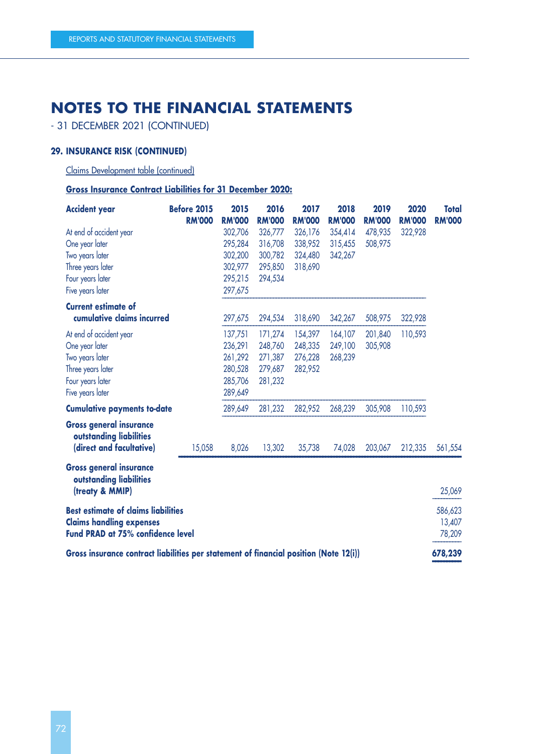# NOTES TO THE FINANCIAL STATEMENTS

- 31 DECEMBER 2021 (CONTINUED)

### 29. INSURANCE RISK (CONTINUED)

Claims Development table (continued)

**Gross Insurance Contract Liabilities for 31 December 2020:**

| Accident year | Before 2015 RM'000 | 2015 RM'000 | 2016 RM'000 | 2017 RM'000 | 2018 RM'000 | 2019 RM'000 | 2020 RM'000 | Total RM'000 |
|---|---|---|---|---|---|---|---|---|
| At end of accident year | | 302,706 | 326,777 | 326,176 | 354,414 | 478,935 | 322,928 | |
| One year later | | 295,284 | 316,708 | 338,952 | 315,455 | 508,975 | | |
| Two years later | | 302,200 | 300,782 | 324,480 | 342,267 | | | |
| Three years later | | 302,977 | 295,850 | 318,690 | | | | |
| Four years later | | 295,215 | 294,534 | | | | | |
| Five years later | | 297,675 | | | | | | |
| **Current estimate of cumulative claims incurred** | | 297,675 | 294,534 | 318,690 | 342,267 | 508,975 | 322,928 | |
| At end of accident year | | 137,751 | 171,274 | 154,397 | 164,107 | 201,840 | 110,593 | |
| One year later | | 236,291 | 248,760 | 248,335 | 249,100 | 305,908 | | |
| Two years later | | 261,292 | 271,387 | 276,228 | 268,239 | | | |
| Three years later | | 280,528 | 279,687 | 282,952 | | | | |
| Four years later | | 285,706 | 281,232 | | | | | |
| Five years later | | 289,649 | | | | | | |
| **Cumulative payments to-date** | | 289,649 | 281,232 | 282,952 | 268,239 | 305,908 | 110,593 | |
| **Gross general insurance outstanding liabilities (direct and facultative)** | 15,058 | 8,026 | 13,302 | 35,738 | 74,028 | 203,067 | 212,335 | 561,554 |
| **Gross general insurance outstanding liabilities (treaty & MMIP)** | | | | | | | | 25,069 |
| **Best estimate of claims liabilities** | | | | | | | | 586,623 |
| **Claims handling expenses** | | | | | | | | 13,407 |
| **Fund PRAD at 75% confidence level** | | | | | | | | 78,209 |
| **Gross insurance contract liabilities per statement of financial position (Note 12(i))** | | | | | | | | **678,239** |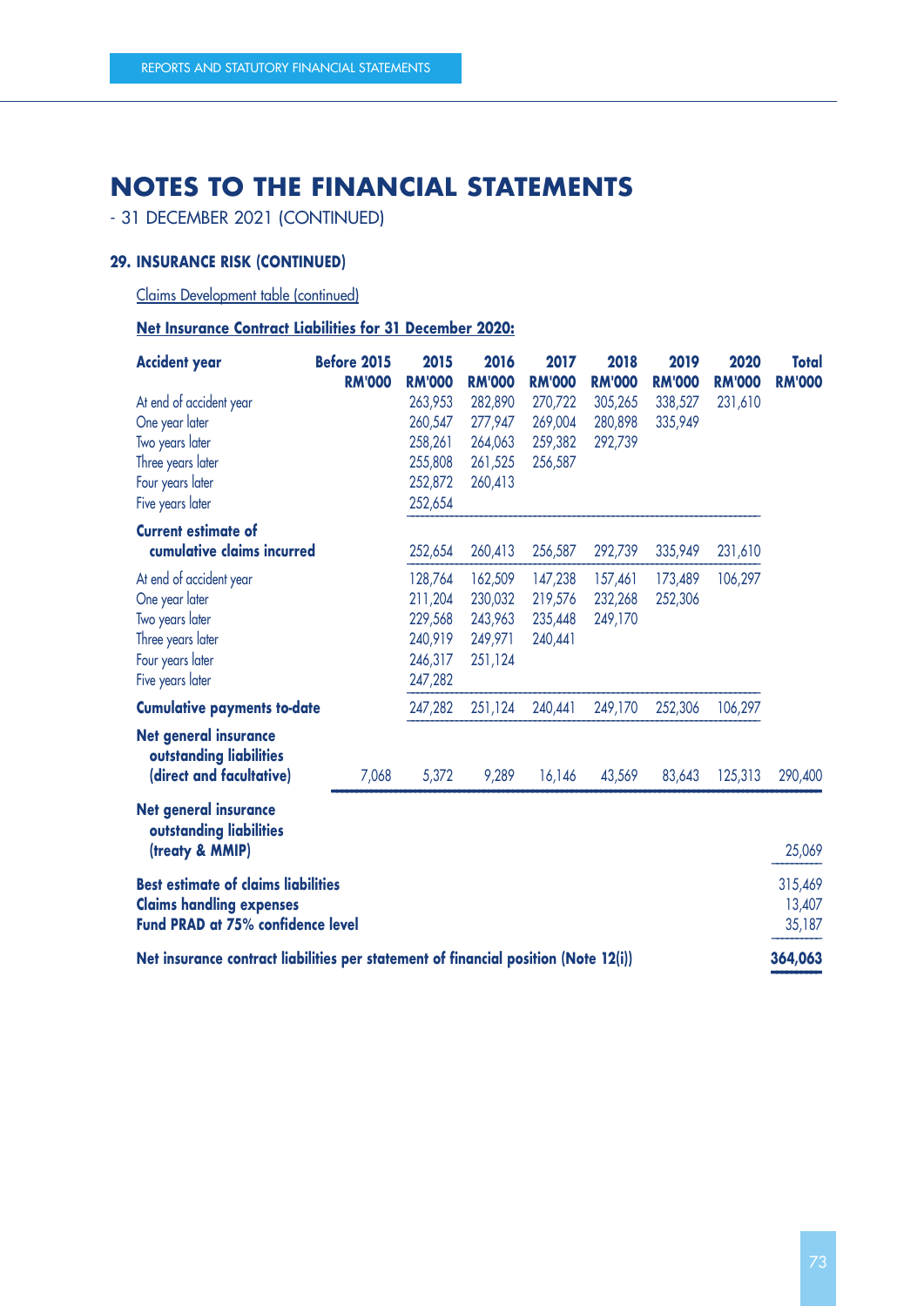# NOTES TO THE FINANCIAL STATEMENTS

- 31 DECEMBER 2021 (CONTINUED)

### 29. INSURANCE RISK (CONTINUED)

Claims Development table (continued)

**Net Insurance Contract Liabilities for 31 December 2020:**

| Accident year | Before 2015 RM'000 | 2015 RM'000 | 2016 RM'000 | 2017 RM'000 | 2018 RM'000 | 2019 RM'000 | 2020 RM'000 | Total RM'000 |
|---|---|---|---|---|---|---|---|---|
| At end of accident year | | 263,953 | 282,890 | 270,722 | 305,265 | 338,527 | 231,610 | |
| One year later | | 260,547 | 277,947 | 269,004 | 280,898 | 335,949 | | |
| Two years later | | 258,261 | 264,063 | 259,382 | 292,739 | | | |
| Three years later | | 255,808 | 261,525 | 256,587 | | | | |
| Four years later | | 252,872 | 260,413 | | | | | |
| Five years later | | 252,654 | | | | | | |
| **Current estimate of cumulative claims incurred** | | 252,654 | 260,413 | 256,587 | 292,739 | 335,949 | 231,610 | |
| At end of accident year | | 128,764 | 162,509 | 147,238 | 157,461 | 173,489 | 106,297 | |
| One year later | | 211,204 | 230,032 | 219,576 | 232,268 | 252,306 | | |
| Two years later | | 229,568 | 243,963 | 235,448 | 249,170 | | | |
| Three years later | | 240,919 | 249,971 | 240,441 | | | | |
| Four years later | | 246,317 | 251,124 | | | | | |
| Five years later | | 247,282 | | | | | | |
| **Cumulative payments to-date** | | 247,282 | 251,124 | 240,441 | 249,170 | 252,306 | 106,297 | |
| **Net general insurance outstanding liabilities (direct and facultative)** | 7,068 | 5,372 | 9,289 | 16,146 | 43,569 | 83,643 | 125,313 | 290,400 |
| **Net general insurance outstanding liabilities (treaty & MMIP)** | | | | | | | | 25,069 |
| **Best estimate of claims liabilities** | | | | | | | | 315,469 |
| **Claims handling expenses** | | | | | | | | 13,407 |
| **Fund PRAD at 75% confidence level** | | | | | | | | 35,187 |
| **Net insurance contract liabilities per statement of financial position (Note 12(i))** | | | | | | | | **364,063** |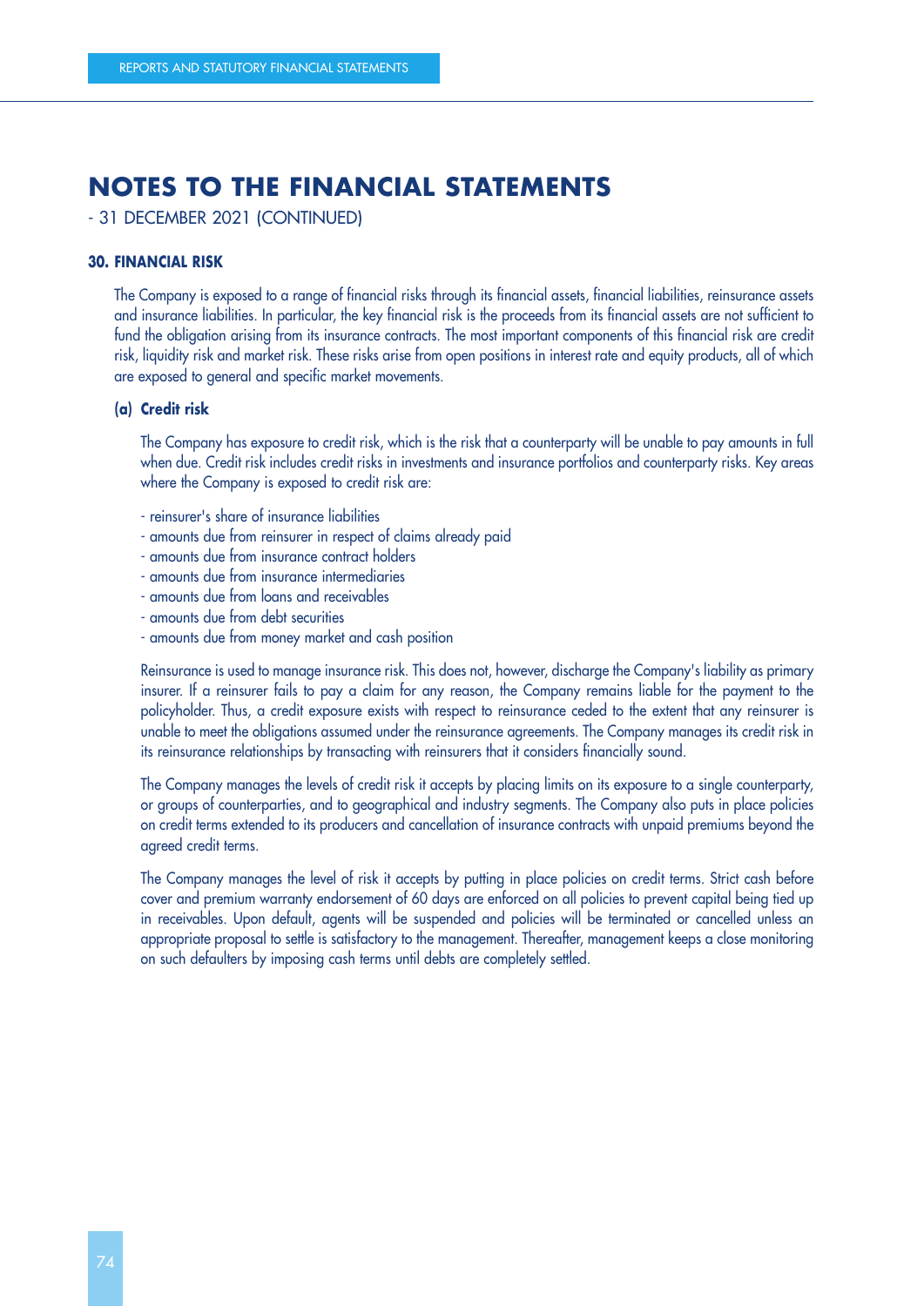# NOTES TO THE FINANCIAL STATEMENTS

- 31 DECEMBER 2021 (CONTINUED)

## 30. FINANCIAL RISK

The Company is exposed to a range of financial risks through its financial assets, financial liabilities, reinsurance assets and insurance liabilities. In particular, the key financial risk is the proceeds from its financial assets are not sufficient to fund the obligation arising from its insurance contracts. The most important components of this financial risk are credit risk, liquidity risk and market risk. These risks arise from open positions in interest rate and equity products, all of which are exposed to general and specific market movements.

### (a) Credit risk

The Company has exposure to credit risk, which is the risk that a counterparty will be unable to pay amounts in full when due. Credit risk includes credit risks in investments and insurance portfolios and counterparty risks. Key areas where the Company is exposed to credit risk are:

- reinsurer's share of insurance liabilities
- amounts due from reinsurer in respect of claims already paid
- amounts due from insurance contract holders
- amounts due from insurance intermediaries
- amounts due from loans and receivables
- amounts due from debt securities
- amounts due from money market and cash position

Reinsurance is used to manage insurance risk. This does not, however, discharge the Company's liability as primary insurer. If a reinsurer fails to pay a claim for any reason, the Company remains liable for the payment to the policyholder. Thus, a credit exposure exists with respect to reinsurance ceded to the extent that any reinsurer is unable to meet the obligations assumed under the reinsurance agreements. The Company manages its credit risk in its reinsurance relationships by transacting with reinsurers that it considers financially sound.

The Company manages the levels of credit risk it accepts by placing limits on its exposure to a single counterparty, or groups of counterparties, and to geographical and industry segments. The Company also puts in place policies on credit terms extended to its producers and cancellation of insurance contracts with unpaid premiums beyond the agreed credit terms.

The Company manages the level of risk it accepts by putting in place policies on credit terms. Strict cash before cover and premium warranty endorsement of 60 days are enforced on all policies to prevent capital being tied up in receivables. Upon default, agents will be suspended and policies will be terminated or cancelled unless an appropriate proposal to settle is satisfactory to the management. Thereafter, management keeps a close monitoring on such defaulters by imposing cash terms until debts are completely settled.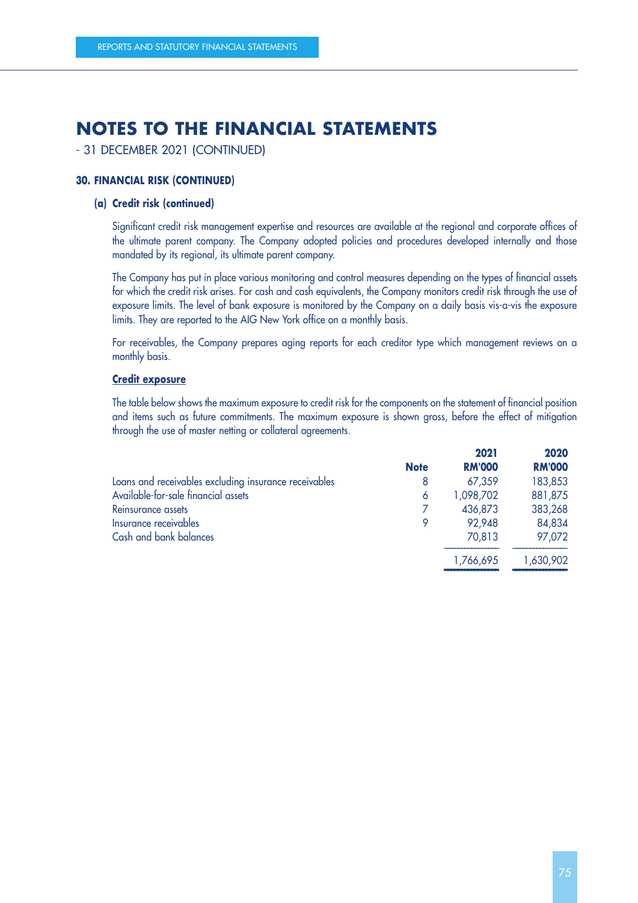# NOTES TO THE FINANCIAL STATEMENTS

- 31 DECEMBER 2021 (CONTINUED)

### 30. FINANCIAL RISK (CONTINUED)

#### (a) Credit risk (continued)

Significant credit risk management expertise and resources are available at the regional and corporate offices of the ultimate parent company. The Company adopted policies and procedures developed internally and those mandated by its regional, its ultimate parent company.

The Company has put in place various monitoring and control measures depending on the types of financial assets for which the credit risk arises. For cash and cash equivalents, the Company monitors credit risk through the use of exposure limits. The level of bank exposure is monitored by the Company on a daily basis vis-a-vis the exposure limits. They are reported to the AIG New York office on a monthly basis.

For receivables, the Company prepares aging reports for each creditor type which management reviews on a monthly basis.

**Credit exposure**

The table below shows the maximum exposure to credit risk for the components on the statement of financial position and items such as future commitments. The maximum exposure is shown gross, before the effect of mitigation through the use of master netting or collateral agreements.

| | Note | 2021 RM'000 | 2020 RM'000 |
|---|---|---|---|
| Loans and receivables excluding insurance receivables | 8 | 67,359 | 183,853 |
| Available-for-sale financial assets | 6 | 1,098,702 | 881,875 |
| Reinsurance assets | 7 | 436,873 | 383,268 |
| Insurance receivables | 9 | 92,948 | 84,834 |
| Cash and bank balances | | 70,813 | 97,072 |
| | | 1,766,695 | 1,630,902 |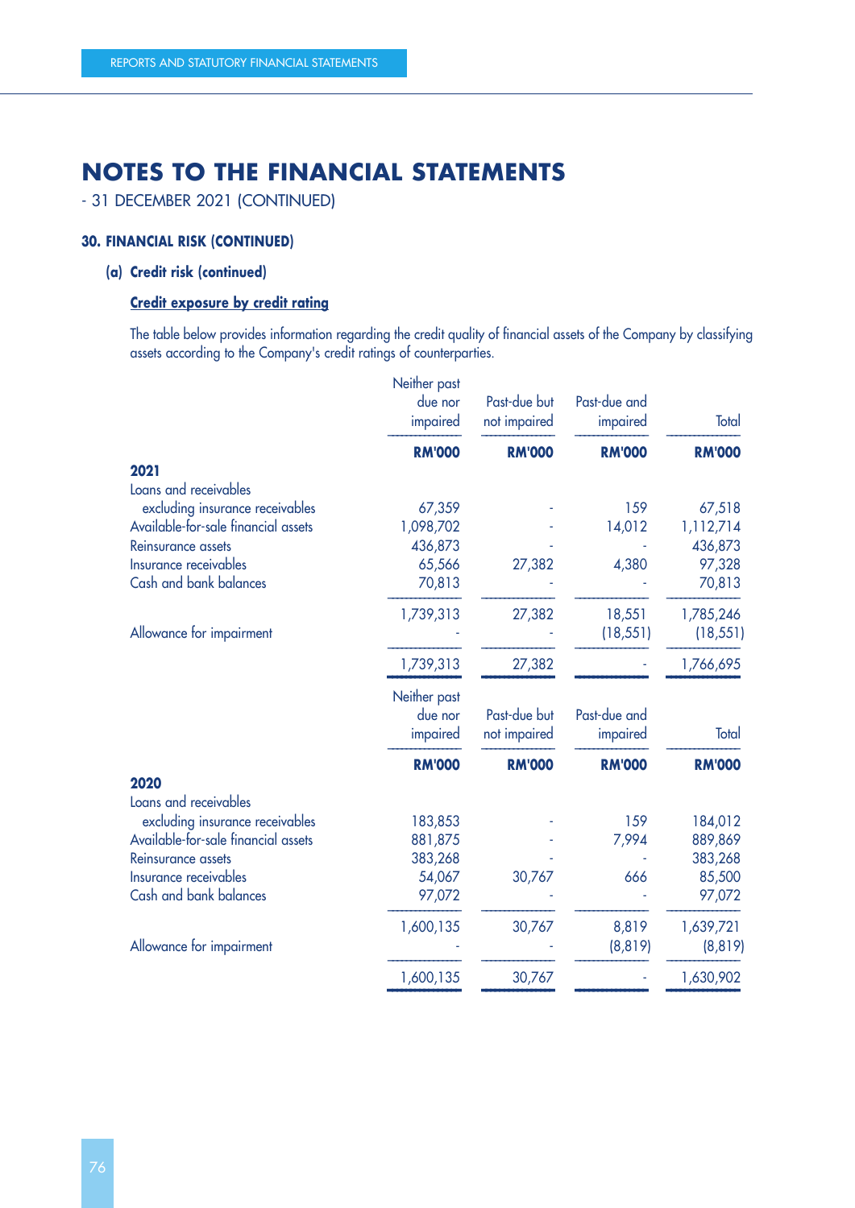# NOTES TO THE FINANCIAL STATEMENTS

- 31 DECEMBER 2021 (CONTINUED)

### 30. FINANCIAL RISK (CONTINUED)

#### (a) Credit risk (continued)

**Credit exposure by credit rating**

The table below provides information regarding the credit quality of financial assets of the Company by classifying assets according to the Company's credit ratings of counterparties.

| | Neither past due nor impaired | Past-due but not impaired | Past-due and impaired | Total |
|---|---|---|---|---|
| | **RM'000** | **RM'000** | **RM'000** | **RM'000** |
| **2021** | | | | |
| Loans and receivables excluding insurance receivables | 67,359 | - | 159 | 67,518 |
| Available-for-sale financial assets | 1,098,702 | - | 14,012 | 1,112,714 |
| Reinsurance assets | 436,873 | - | - | 436,873 |
| Insurance receivables | 65,566 | 27,382 | 4,380 | 97,328 |
| Cash and bank balances | 70,813 | - | - | 70,813 |
| | 1,739,313 | 27,382 | 18,551 | 1,785,246 |
| Allowance for impairment | - | - | (18,551) | (18,551) |
| | 1,739,313 | 27,382 | - | 1,766,695 |

| | Neither past due nor impaired | Past-due but not impaired | Past-due and impaired | Total |
|---|---|---|---|---|
| | **RM'000** | **RM'000** | **RM'000** | **RM'000** |
| **2020** | | | | |
| Loans and receivables excluding insurance receivables | 183,853 | - | 159 | 184,012 |
| Available-for-sale financial assets | 881,875 | - | 7,994 | 889,869 |
| Reinsurance assets | 383,268 | - | - | 383,268 |
| Insurance receivables | 54,067 | 30,767 | 666 | 85,500 |
| Cash and bank balances | 97,072 | - | - | 97,072 |
| | 1,600,135 | 30,767 | 8,819 | 1,639,721 |
| Allowance for impairment | - | - | (8,819) | (8,819) |
| | 1,600,135 | 30,767 | - | 1,630,902 |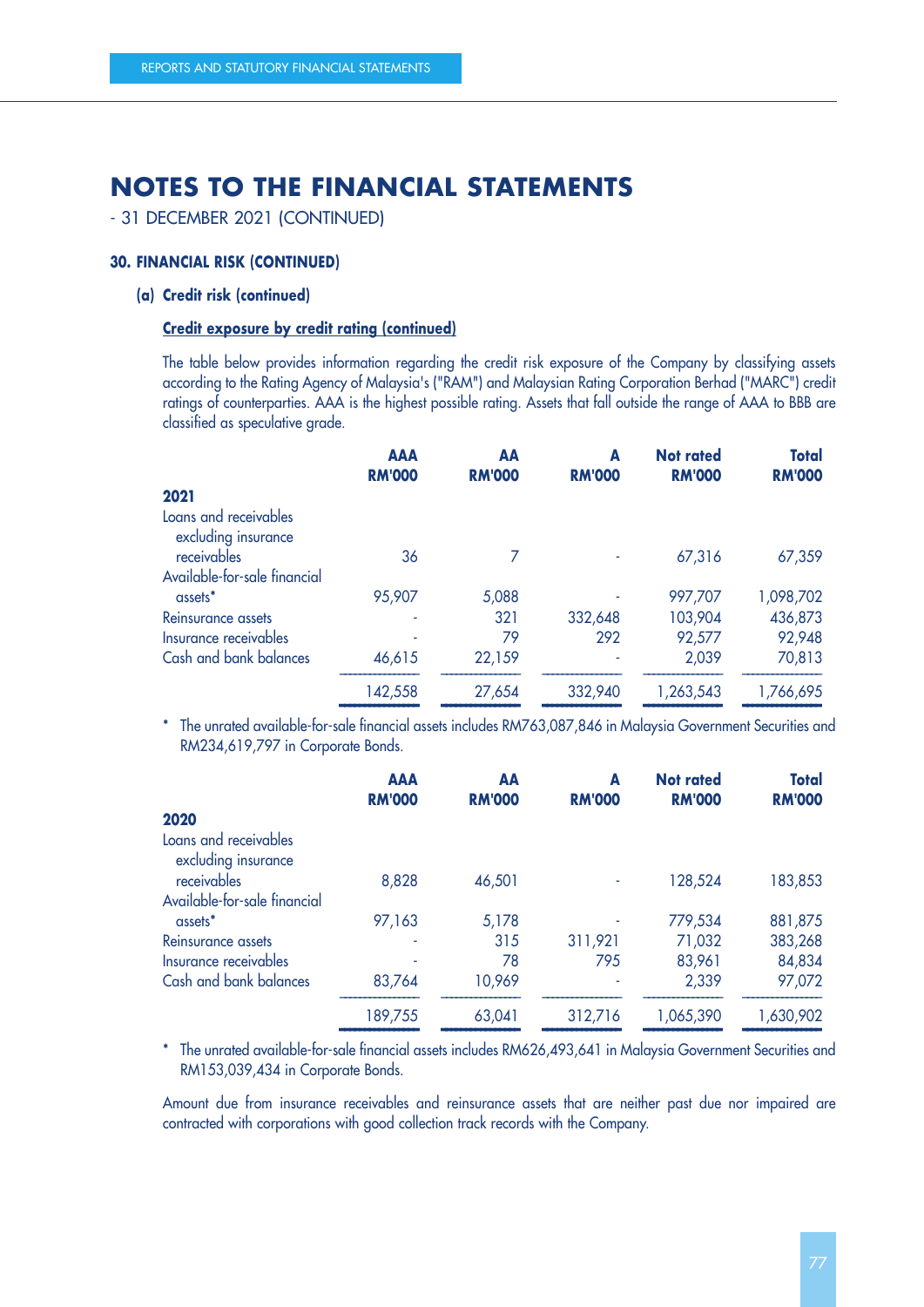# NOTES TO THE FINANCIAL STATEMENTS

- 31 DECEMBER 2021 (CONTINUED)

### 30. FINANCIAL RISK (CONTINUED)

#### (a) Credit risk (continued)

**Credit exposure by credit rating (continued)**

The table below provides information regarding the credit risk exposure of the Company by classifying assets according to the Rating Agency of Malaysia's ("RAM") and Malaysian Rating Corporation Berhad ("MARC") credit ratings of counterparties. AAA is the highest possible rating. Assets that fall outside the range of AAA to BBB are classified as speculative grade.

| | AAA RM'000 | AA RM'000 | A RM'000 | Not rated RM'000 | Total RM'000 |
|---|---|---|---|---|---|
| **2021** | | | | | |
| Loans and receivables excluding insurance receivables | 36 | 7 | - | 67,316 | 67,359 |
| Available-for-sale financial assets* | 95,907 | 5,088 | - | 997,707 | 1,098,702 |
| Reinsurance assets | - | 321 | 332,648 | 103,904 | 436,873 |
| Insurance receivables | - | 79 | 292 | 92,577 | 92,948 |
| Cash and bank balances | 46,615 | 22,159 | - | 2,039 | 70,813 |
| | 142,558 | 27,654 | 332,940 | 1,263,543 | 1,766,695 |

\* The unrated available-for-sale financial assets includes RM763,087,846 in Malaysia Government Securities and RM234,619,797 in Corporate Bonds.

| | AAA RM'000 | AA RM'000 | A RM'000 | Not rated RM'000 | Total RM'000 |
|---|---|---|---|---|---|
| **2020** | | | | | |
| Loans and receivables excluding insurance receivables | 8,828 | 46,501 | - | 128,524 | 183,853 |
| Available-for-sale financial assets* | 97,163 | 5,178 | - | 779,534 | 881,875 |
| Reinsurance assets | - | 315 | 311,921 | 71,032 | 383,268 |
| Insurance receivables | - | 78 | 795 | 83,961 | 84,834 |
| Cash and bank balances | 83,764 | 10,969 | - | 2,339 | 97,072 |
| | 189,755 | 63,041 | 312,716 | 1,065,390 | 1,630,902 |

\* The unrated available-for-sale financial assets includes RM626,493,641 in Malaysia Government Securities and RM153,039,434 in Corporate Bonds.

Amount due from insurance receivables and reinsurance assets that are neither past due nor impaired are contracted with corporations with good collection track records with the Company.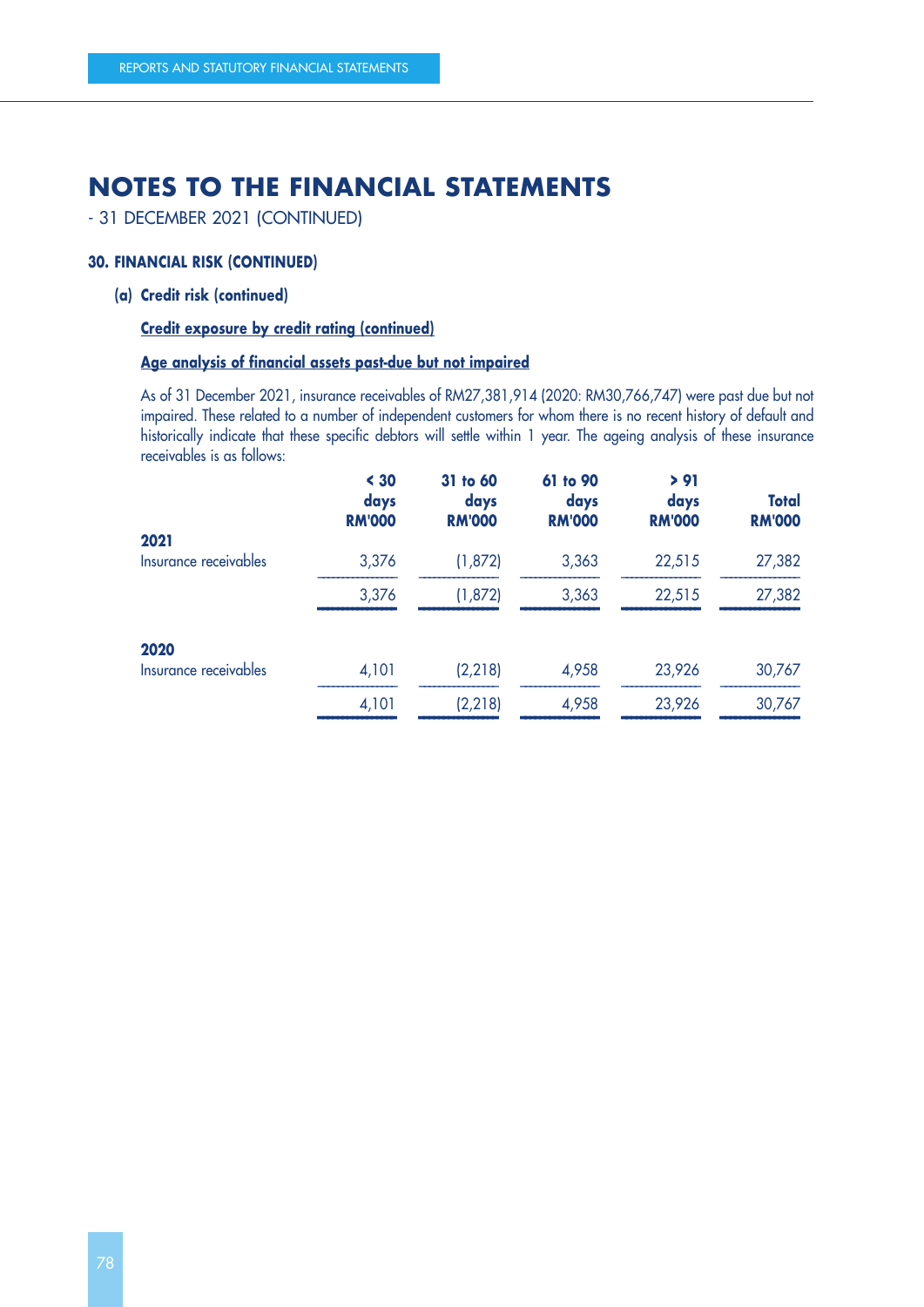# NOTES TO THE FINANCIAL STATEMENTS

- 31 DECEMBER 2021 (CONTINUED)

### 30. FINANCIAL RISK (CONTINUED)

#### (a) Credit risk (continued)

**Credit exposure by credit rating (continued)**

**Age analysis of financial assets past-due but not impaired**

As of 31 December 2021, insurance receivables of RM27,381,914 (2020: RM30,766,747) were past due but not impaired. These related to a number of independent customers for whom there is no recent history of default and historically indicate that these specific debtors will settle within 1 year. The ageing analysis of these insurance receivables is as follows:

| | < 30 days RM'000 | 31 to 60 days RM'000 | 61 to 90 days RM'000 | > 91 days RM'000 | Total RM'000 |
|---|---|---|---|---|---|
| **2021** | | | | | |
| Insurance receivables | 3,376 | (1,872) | 3,363 | 22,515 | 27,382 |
| | 3,376 | (1,872) | 3,363 | 22,515 | 27,382 |
| **2020** | | | | | |
| Insurance receivables | 4,101 | (2,218) | 4,958 | 23,926 | 30,767 |
| | 4,101 | (2,218) | 4,958 | 23,926 | 30,767 |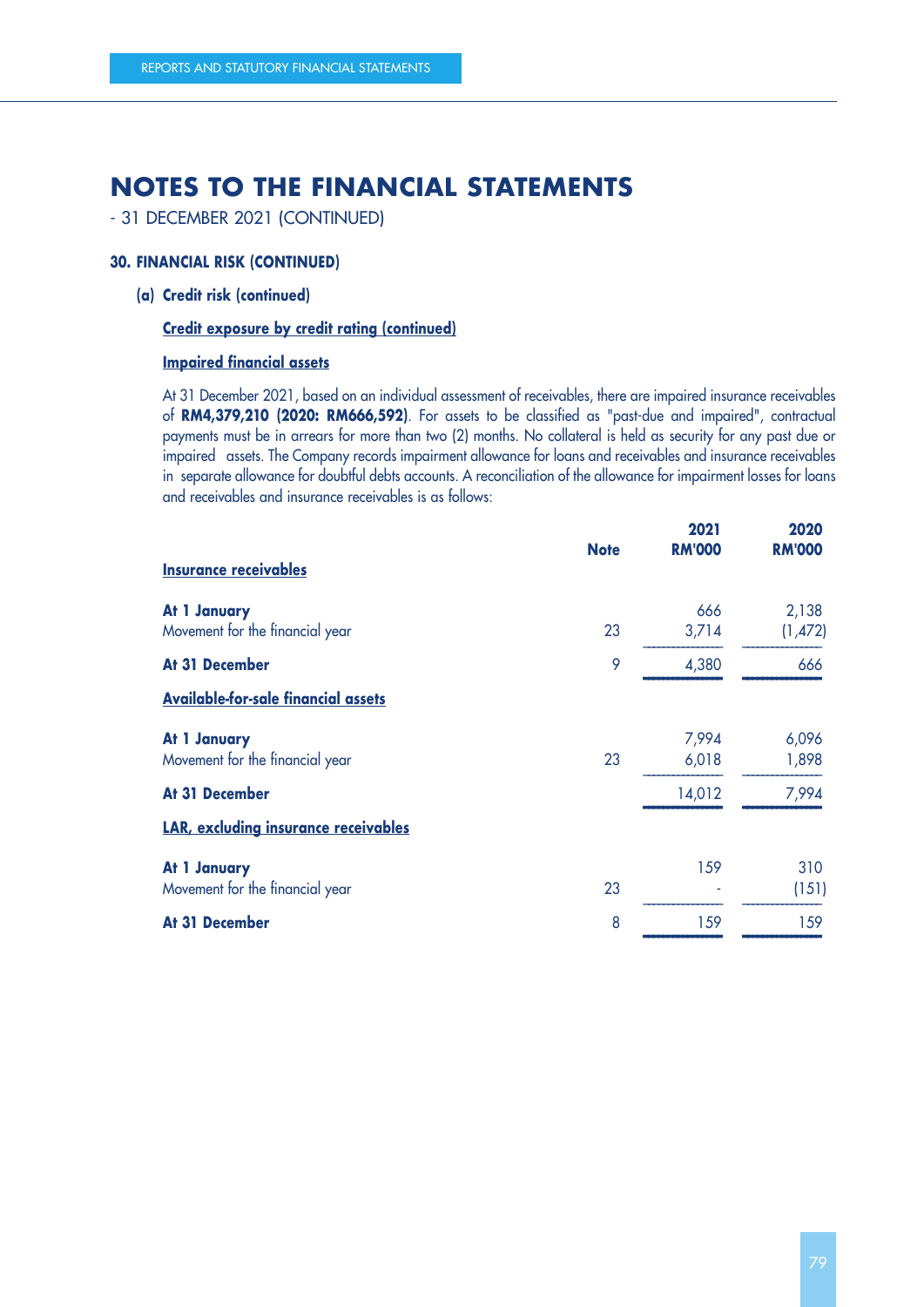# NOTES TO THE FINANCIAL STATEMENTS

- 31 DECEMBER 2021 (CONTINUED)

**30. FINANCIAL RISK (CONTINUED)**

**(a) Credit risk (continued)**

**Credit exposure by credit rating (continued)**

**Impaired financial assets**

At 31 December 2021, based on an individual assessment of receivables, there are impaired insurance receivables of **RM4,379,210 (2020: RM666,592)**. For assets to be classified as "past-due and impaired", contractual payments must be in arrears for more than two (2) months. No collateral is held as security for any past due or impaired assets. The Company records impairment allowance for loans and receivables and insurance receivables in separate allowance for doubtful debts accounts. A reconciliation of the allowance for impairment losses for loans and receivables and insurance receivables is as follows:

| | Note | 2021 RM'000 | 2020 RM'000 |
|---|---|---|---|
| **Insurance receivables** | | | |
| **At 1 January** | | 666 | 2,138 |
| Movement for the financial year | 23 | 3,714 | (1,472) |
| **At 31 December** | 9 | 4,380 | 666 |
| **Available-for-sale financial assets** | | | |
| **At 1 January** | | 7,994 | 6,096 |
| Movement for the financial year | 23 | 6,018 | 1,898 |
| **At 31 December** | | 14,012 | 7,994 |
| **LAR, excluding insurance receivables** | | | |
| **At 1 January** | | 159 | 310 |
| Movement for the financial year | 23 | - | (151) |
| **At 31 December** | 8 | 159 | 159 |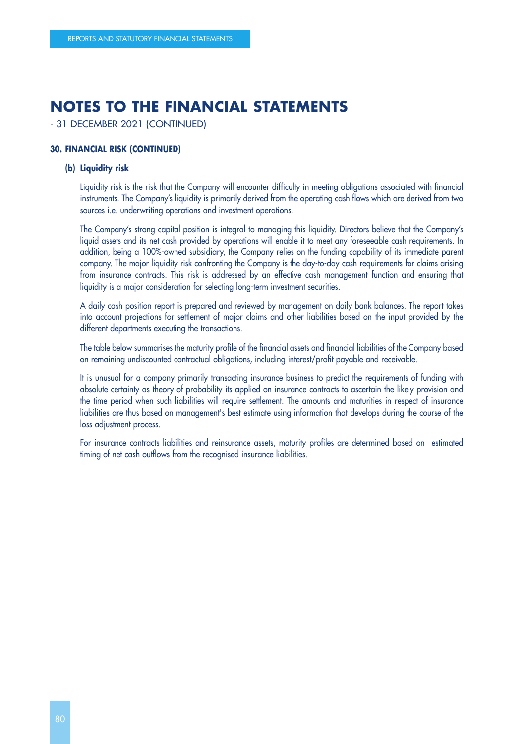# NOTES TO THE FINANCIAL STATEMENTS

- 31 DECEMBER 2021 (CONTINUED)

## 30. FINANCIAL RISK (CONTINUED)

### (b) Liquidity risk

Liquidity risk is the risk that the Company will encounter difficulty in meeting obligations associated with financial instruments. The Company's liquidity is primarily derived from the operating cash flows which are derived from two sources i.e. underwriting operations and investment operations.

The Company's strong capital position is integral to managing this liquidity. Directors believe that the Company's liquid assets and its net cash provided by operations will enable it to meet any foreseeable cash requirements. In addition, being a 100%-owned subsidiary, the Company relies on the funding capability of its immediate parent company. The major liquidity risk confronting the Company is the day-to-day cash requirements for claims arising from insurance contracts. This risk is addressed by an effective cash management function and ensuring that liquidity is a major consideration for selecting long-term investment securities.

A daily cash position report is prepared and reviewed by management on daily bank balances. The report takes into account projections for settlement of major claims and other liabilities based on the input provided by the different departments executing the transactions.

The table below summarises the maturity profile of the financial assets and financial liabilities of the Company based on remaining undiscounted contractual obligations, including interest/profit payable and receivable.

It is unusual for a company primarily transacting insurance business to predict the requirements of funding with absolute certainty as theory of probability its applied on insurance contracts to ascertain the likely provision and the time period when such liabilities will require settlement. The amounts and maturities in respect of insurance liabilities are thus based on management's best estimate using information that develops during the course of the loss adjustment process.

For insurance contracts liabilities and reinsurance assets, maturity profiles are determined based on estimated timing of net cash outflows from the recognised insurance liabilities.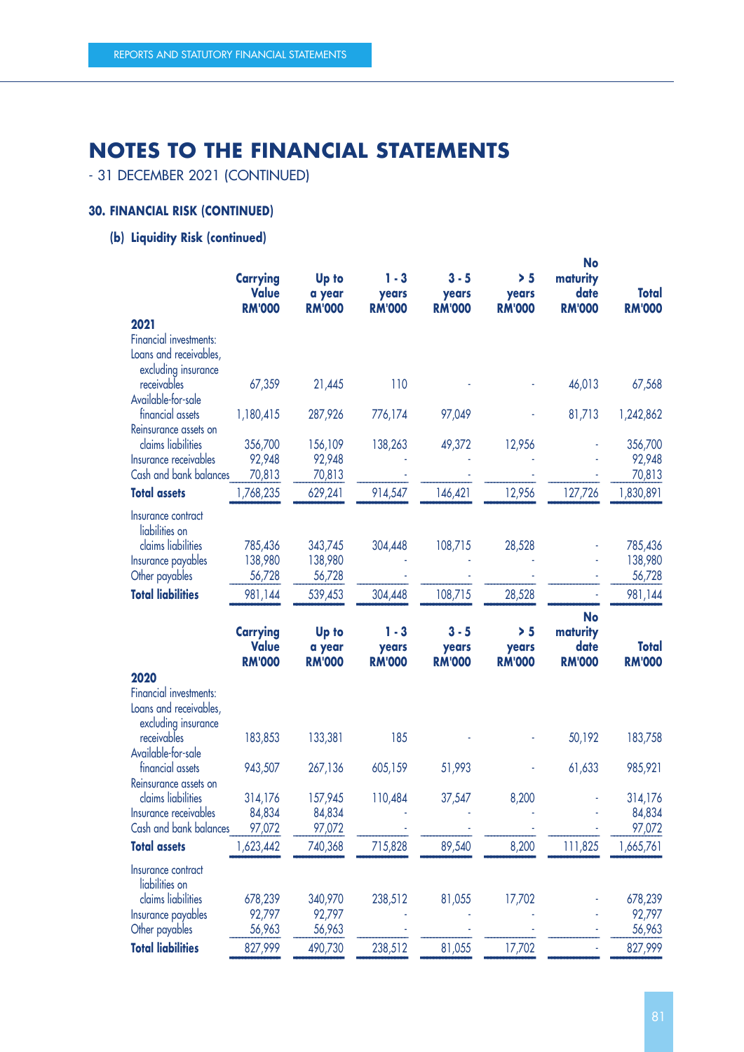# NOTES TO THE FINANCIAL STATEMENTS

- 31 DECEMBER 2021 (CONTINUED)

### 30. FINANCIAL RISK (CONTINUED)

#### (b) Liquidity Risk (continued)

| | Carrying Value RM'000 | Up to a year RM'000 | 1 - 3 years RM'000 | 3 - 5 years RM'000 | > 5 years RM'000 | No maturity date RM'000 | Total RM'000 |
|---|---|---|---|---|---|---|---|
| **2021** | | | | | | | |
| Financial investments: | | | | | | | |
| Loans and receivables, excluding insurance receivables | 67,359 | 21,445 | 110 | - | - | 46,013 | 67,568 |
| Available-for-sale financial assets | 1,180,415 | 287,926 | 776,174 | 97,049 | - | 81,713 | 1,242,862 |
| Reinsurance assets on claims liabilities | 356,700 | 156,109 | 138,263 | 49,372 | 12,956 | - | 356,700 |
| Insurance receivables | 92,948 | 92,948 | - | - | - | - | 92,948 |
| Cash and bank balances | 70,813 | 70,813 | - | - | - | - | 70,813 |
| **Total assets** | 1,768,235 | 629,241 | 914,547 | 146,421 | 12,956 | 127,726 | 1,830,891 |
| Insurance contract liabilities on claims liabilities | 785,436 | 343,745 | 304,448 | 108,715 | 28,528 | - | 785,436 |
| Insurance payables | 138,980 | 138,980 | - | - | - | - | 138,980 |
| Other payables | 56,728 | 56,728 | - | - | - | - | 56,728 |
| **Total liabilities** | 981,144 | 539,453 | 304,448 | 108,715 | 28,528 | - | 981,144 |

| | Carrying Value RM'000 | Up to a year RM'000 | 1 - 3 years RM'000 | 3 - 5 years RM'000 | > 5 years RM'000 | No maturity date RM'000 | Total RM'000 |
|---|---|---|---|---|---|---|---|
| **2020** | | | | | | | |
| Financial investments: | | | | | | | |
| Loans and receivables, excluding insurance receivables | 183,853 | 133,381 | 185 | - | - | 50,192 | 183,758 |
| Available-for-sale financial assets | 943,507 | 267,136 | 605,159 | 51,993 | - | 61,633 | 985,921 |
| Reinsurance assets on claims liabilities | 314,176 | 157,945 | 110,484 | 37,547 | 8,200 | - | 314,176 |
| Insurance receivables | 84,834 | 84,834 | - | - | - | - | 84,834 |
| Cash and bank balances | 97,072 | 97,072 | - | - | - | - | 97,072 |
| **Total assets** | 1,623,442 | 740,368 | 715,828 | 89,540 | 8,200 | 111,825 | 1,665,761 |
| Insurance contract liabilities on claims liabilities | 678,239 | 340,970 | 238,512 | 81,055 | 17,702 | - | 678,239 |
| Insurance payables | 92,797 | 92,797 | - | - | - | - | 92,797 |
| Other payables | 56,963 | 56,963 | - | - | - | - | 56,963 |
| **Total liabilities** | 827,999 | 490,730 | 238,512 | 81,055 | 17,702 | - | 827,999 |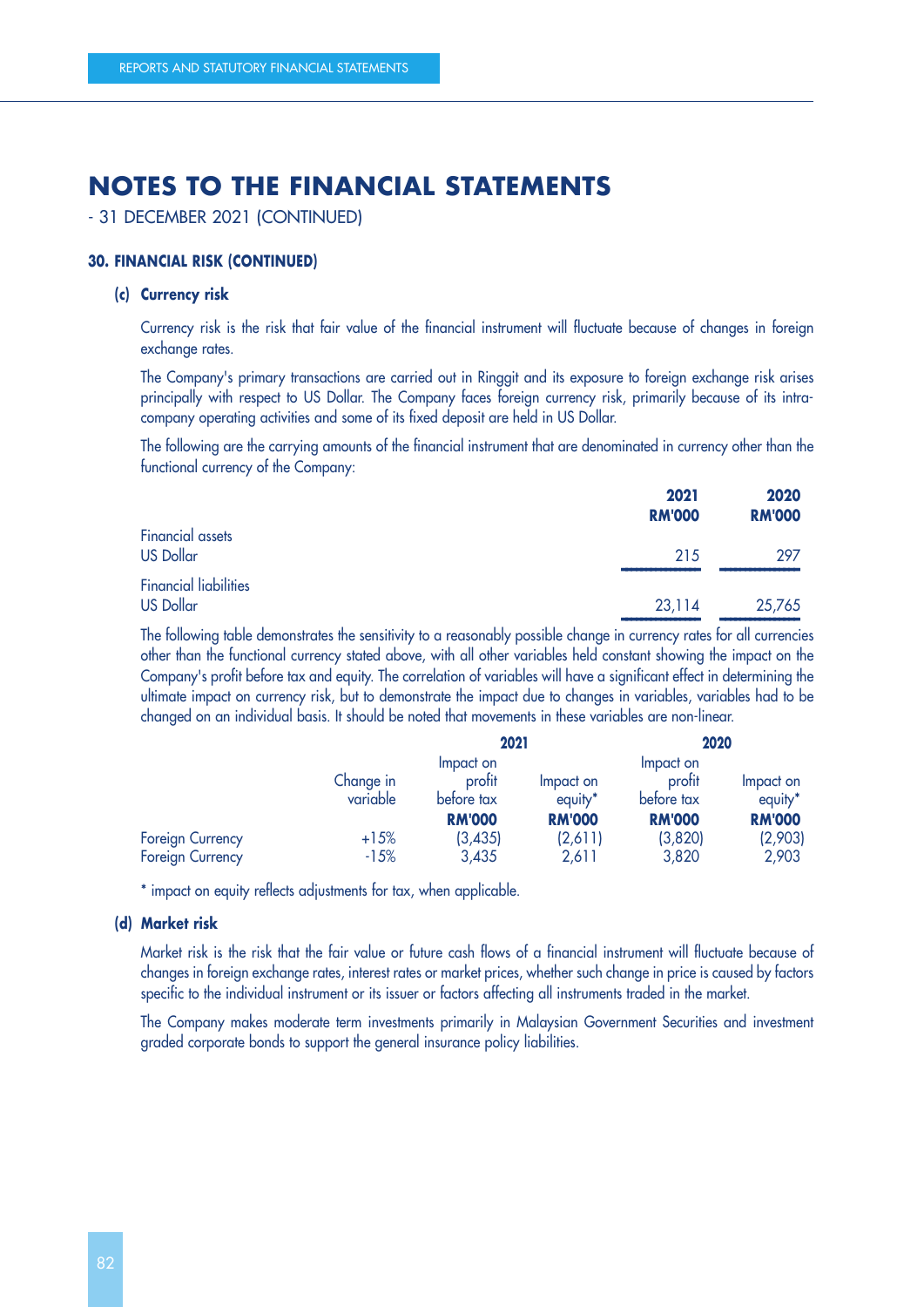# NOTES TO THE FINANCIAL STATEMENTS

- 31 DECEMBER 2021 (CONTINUED)

### 30. FINANCIAL RISK (CONTINUED)

#### (c) Currency risk

Currency risk is the risk that fair value of the financial instrument will fluctuate because of changes in foreign exchange rates.

The Company's primary transactions are carried out in Ringgit and its exposure to foreign exchange risk arises principally with respect to US Dollar. The Company faces foreign currency risk, primarily because of its intra-company operating activities and some of its fixed deposit are held in US Dollar.

The following are the carrying amounts of the financial instrument that are denominated in currency other than the functional currency of the Company:

| | 2021<br>RM'000 | 2020<br>RM'000 |
|---|---|---|
| Financial assets | | |
| US Dollar | 215 | 297 |
| Financial liabilities | | |
| US Dollar | 23,114 | 25,765 |

The following table demonstrates the sensitivity to a reasonably possible change in currency rates for all currencies other than the functional currency stated above, with all other variables held constant showing the impact on the Company's profit before tax and equity. The correlation of variables will have a significant effect in determining the ultimate impact on currency risk, but to demonstrate the impact due to changes in variables, variables had to be changed on an individual basis. It should be noted that movements in these variables are non-linear.

| | | 2021 | | 2020 | |
|---|---|---|---|---|---|
| | Change in variable | Impact on profit before tax<br>RM'000 | Impact on equity*<br>RM'000 | Impact on profit before tax<br>RM'000 | Impact on equity*<br>RM'000 |
| Foreign Currency | +15% | (3,435) | (2,611) | (3,820) | (2,903) |
| Foreign Currency | -15% | 3,435 | 2,611 | 3,820 | 2,903 |

* impact on equity reflects adjustments for tax, when applicable.

#### (d) Market risk

Market risk is the risk that the fair value or future cash flows of a financial instrument will fluctuate because of changes in foreign exchange rates, interest rates or market prices, whether such change in price is caused by factors specific to the individual instrument or its issuer or factors affecting all instruments traded in the market.

The Company makes moderate term investments primarily in Malaysian Government Securities and investment graded corporate bonds to support the general insurance policy liabilities.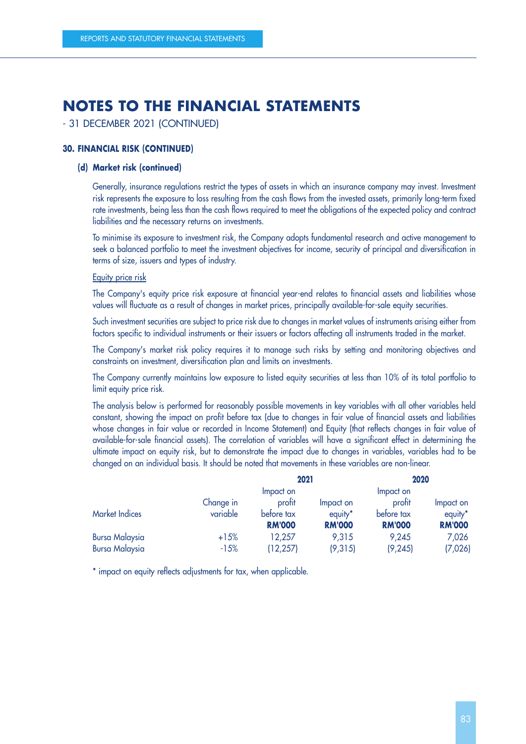# NOTES TO THE FINANCIAL STATEMENTS

- 31 DECEMBER 2021 (CONTINUED)

### 30. FINANCIAL RISK (CONTINUED)

#### (d) Market risk (continued)

Generally, insurance regulations restrict the types of assets in which an insurance company may invest. Investment risk represents the exposure to loss resulting from the cash flows from the invested assets, primarily long-term fixed rate investments, being less than the cash flows required to meet the obligations of the expected policy and contract liabilities and the necessary returns on investments.

To minimise its exposure to investment risk, the Company adopts fundamental research and active management to seek a balanced portfolio to meet the investment objectives for income, security of principal and diversification in terms of size, issuers and types of industry.

Equity price risk

The Company's equity price risk exposure at financial year-end relates to financial assets and liabilities whose values will fluctuate as a result of changes in market prices, principally available-for-sale equity securities.

Such investment securities are subject to price risk due to changes in market values of instruments arising either from factors specific to individual instruments or their issuers or factors affecting all instruments traded in the market.

The Company's market risk policy requires it to manage such risks by setting and monitoring objectives and constraints on investment, diversification plan and limits on investments.

The Company currently maintains low exposure to listed equity securities at less than 10% of its total portfolio to limit equity price risk.

The analysis below is performed for reasonably possible movements in key variables with all other variables held constant, showing the impact on profit before tax (due to changes in fair value of financial assets and liabilities whose changes in fair value or recorded in Income Statement) and Equity (that reflects changes in fair value of available-for-sale financial assets). The correlation of variables will have a significant effect in determining the ultimate impact on equity risk, but to demonstrate the impact due to changes in variables, variables had to be changed on an individual basis. It should be noted that movements in these variables are non-linear.

| | | 2021 | | 2020 | |
|---|---|---|---|---|---|
| Market Indices | Change in variable | Impact on profit before tax RM'000 | Impact on equity* RM'000 | Impact on profit before tax RM'000 | Impact on equity* RM'000 |
| Bursa Malaysia | +15% | 12,257 | 9,315 | 9,245 | 7,026 |
| Bursa Malaysia | -15% | (12,257) | (9,315) | (9,245) | (7,026) |

* impact on equity reflects adjustments for tax, when applicable.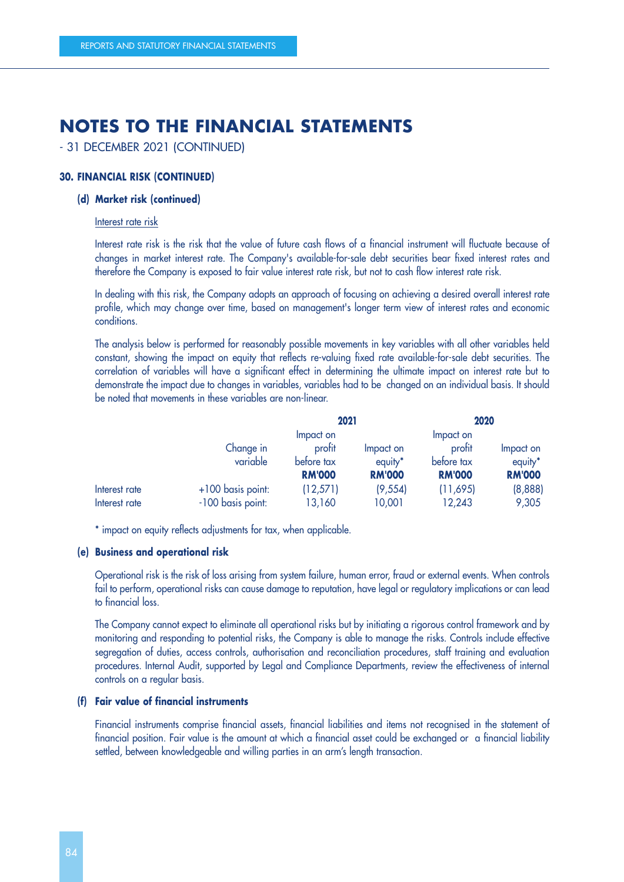# NOTES TO THE FINANCIAL STATEMENTS

- 31 DECEMBER 2021 (CONTINUED)

### 30. FINANCIAL RISK (CONTINUED)

#### (d) Market risk (continued)

Interest rate risk

Interest rate risk is the risk that the value of future cash flows of a financial instrument will fluctuate because of changes in market interest rate. The Company's available-for-sale debt securities bear fixed interest rates and therefore the Company is exposed to fair value interest rate risk, but not to cash flow interest rate risk.

In dealing with this risk, the Company adopts an approach of focusing on achieving a desired overall interest rate profile, which may change over time, based on management's longer term view of interest rates and economic conditions.

The analysis below is performed for reasonably possible movements in key variables with all other variables held constant, showing the impact on equity that reflects re-valuing fixed rate available-for-sale debt securities. The correlation of variables will have a significant effect in determining the ultimate impact on interest rate but to demonstrate the impact due to changes in variables, variables had to be changed on an individual basis. It should be noted that movements in these variables are non-linear.

| | | 2021 | | 2020 | |
|---|---|---|---|---|---|
| | Change in variable | Impact on profit before tax RM'000 | Impact on equity* RM'000 | Impact on profit before tax RM'000 | Impact on equity* RM'000 |
| Interest rate | +100 basis point: | (12,571) | (9,554) | (11,695) | (8,888) |
| Interest rate | -100 basis point: | 13,160 | 10,001 | 12,243 | 9,305 |

* impact on equity reflects adjustments for tax, when applicable.

#### (e) Business and operational risk

Operational risk is the risk of loss arising from system failure, human error, fraud or external events. When controls fail to perform, operational risks can cause damage to reputation, have legal or regulatory implications or can lead to financial loss.

The Company cannot expect to eliminate all operational risks but by initiating a rigorous control framework and by monitoring and responding to potential risks, the Company is able to manage the risks. Controls include effective segregation of duties, access controls, authorisation and reconciliation procedures, staff training and evaluation procedures. Internal Audit, supported by Legal and Compliance Departments, review the effectiveness of internal controls on a regular basis.

#### (f) Fair value of financial instruments

Financial instruments comprise financial assets, financial liabilities and items not recognised in the statement of financial position. Fair value is the amount at which a financial asset could be exchanged or a financial liability settled, between knowledgeable and willing parties in an arm's length transaction.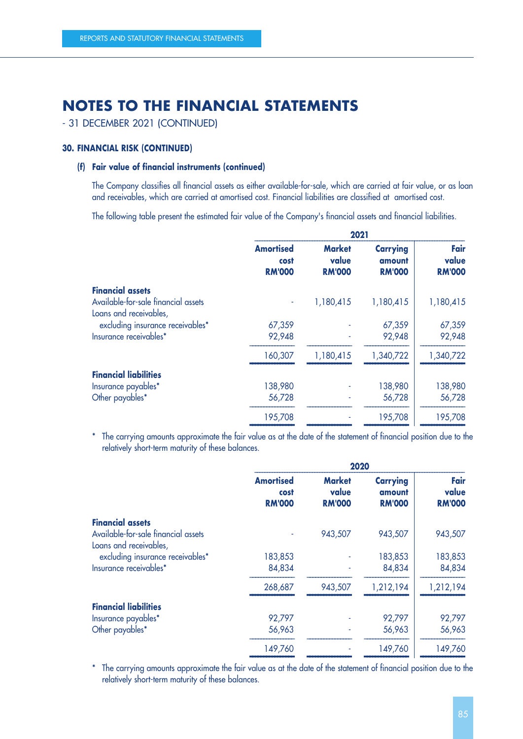# NOTES TO THE FINANCIAL STATEMENTS

- 31 DECEMBER 2021 (CONTINUED)

### 30. FINANCIAL RISK (CONTINUED)

#### (f) Fair value of financial instruments (continued)

The Company classifies all financial assets as either available-for-sale, which are carried at fair value, or as loan and receivables, which are carried at amortised cost. Financial liabilities are classified at amortised cost.

The following table present the estimated fair value of the Company's financial assets and financial liabilities.

| | 2021 | | | |
|---|---|---|---|---|
| | **Amortised cost RM'000** | **Market value RM'000** | **Carrying amount RM'000** | **Fair value RM'000** |
| **Financial assets** | | | | |
| Available-for-sale financial assets | - | 1,180,415 | 1,180,415 | 1,180,415 |
| Loans and receivables, excluding insurance receivables* | 67,359 | - | 67,359 | 67,359 |
| Insurance receivables* | 92,948 | - | 92,948 | 92,948 |
| | 160,307 | 1,180,415 | 1,340,722 | 1,340,722 |
| **Financial liabilities** | | | | |
| Insurance payables* | 138,980 | - | 138,980 | 138,980 |
| Other payables* | 56,728 | - | 56,728 | 56,728 |
| | 195,708 | - | 195,708 | 195,708 |

\* The carrying amounts approximate the fair value as at the date of the statement of financial position due to the relatively short-term maturity of these balances.

| | 2020 | | | |
|---|---|---|---|---|
| | **Amortised cost RM'000** | **Market value RM'000** | **Carrying amount RM'000** | **Fair value RM'000** |
| **Financial assets** | | | | |
| Available-for-sale financial assets | - | 943,507 | 943,507 | 943,507 |
| Loans and receivables, excluding insurance receivables* | 183,853 | - | 183,853 | 183,853 |
| Insurance receivables* | 84,834 | - | 84,834 | 84,834 |
| | 268,687 | 943,507 | 1,212,194 | 1,212,194 |
| **Financial liabilities** | | | | |
| Insurance payables* | 92,797 | - | 92,797 | 92,797 |
| Other payables* | 56,963 | - | 56,963 | 56,963 |
| | 149,760 | - | 149,760 | 149,760 |

\* The carrying amounts approximate the fair value as at the date of the statement of financial position due to the relatively short-term maturity of these balances.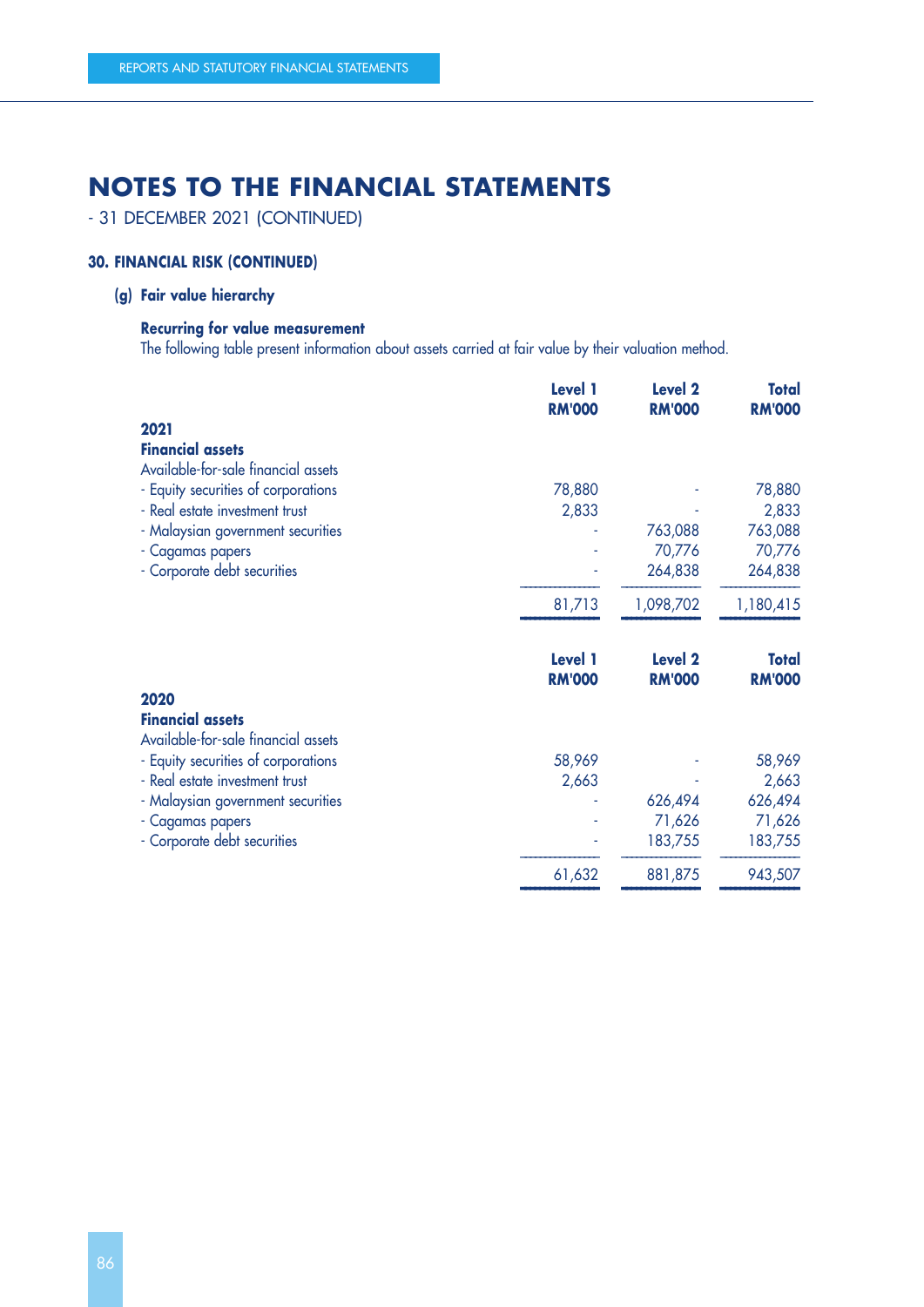# NOTES TO THE FINANCIAL STATEMENTS

- 31 DECEMBER 2021 (CONTINUED)

### 30. FINANCIAL RISK (CONTINUED)

#### (g) Fair value hierarchy

**Recurring for value measurement**

The following table present information about assets carried at fair value by their valuation method.

| | Level 1 RM'000 | Level 2 RM'000 | Total RM'000 |
|---|---|---|---|
| **2021** | | | |
| **Financial assets** | | | |
| Available-for-sale financial assets | | | |
| - Equity securities of corporations | 78,880 | - | 78,880 |
| - Real estate investment trust | 2,833 | - | 2,833 |
| - Malaysian government securities | - | 763,088 | 763,088 |
| - Cagamas papers | - | 70,776 | 70,776 |
| - Corporate debt securities | - | 264,838 | 264,838 |
| | 81,713 | 1,098,702 | 1,180,415 |

| | Level 1 RM'000 | Level 2 RM'000 | Total RM'000 |
|---|---|---|---|
| **2020** | | | |
| **Financial assets** | | | |
| Available-for-sale financial assets | | | |
| - Equity securities of corporations | 58,969 | - | 58,969 |
| - Real estate investment trust | 2,663 | - | 2,663 |
| - Malaysian government securities | - | 626,494 | 626,494 |
| - Cagamas papers | - | 71,626 | 71,626 |
| - Corporate debt securities | - | 183,755 | 183,755 |
| | 61,632 | 881,875 | 943,507 |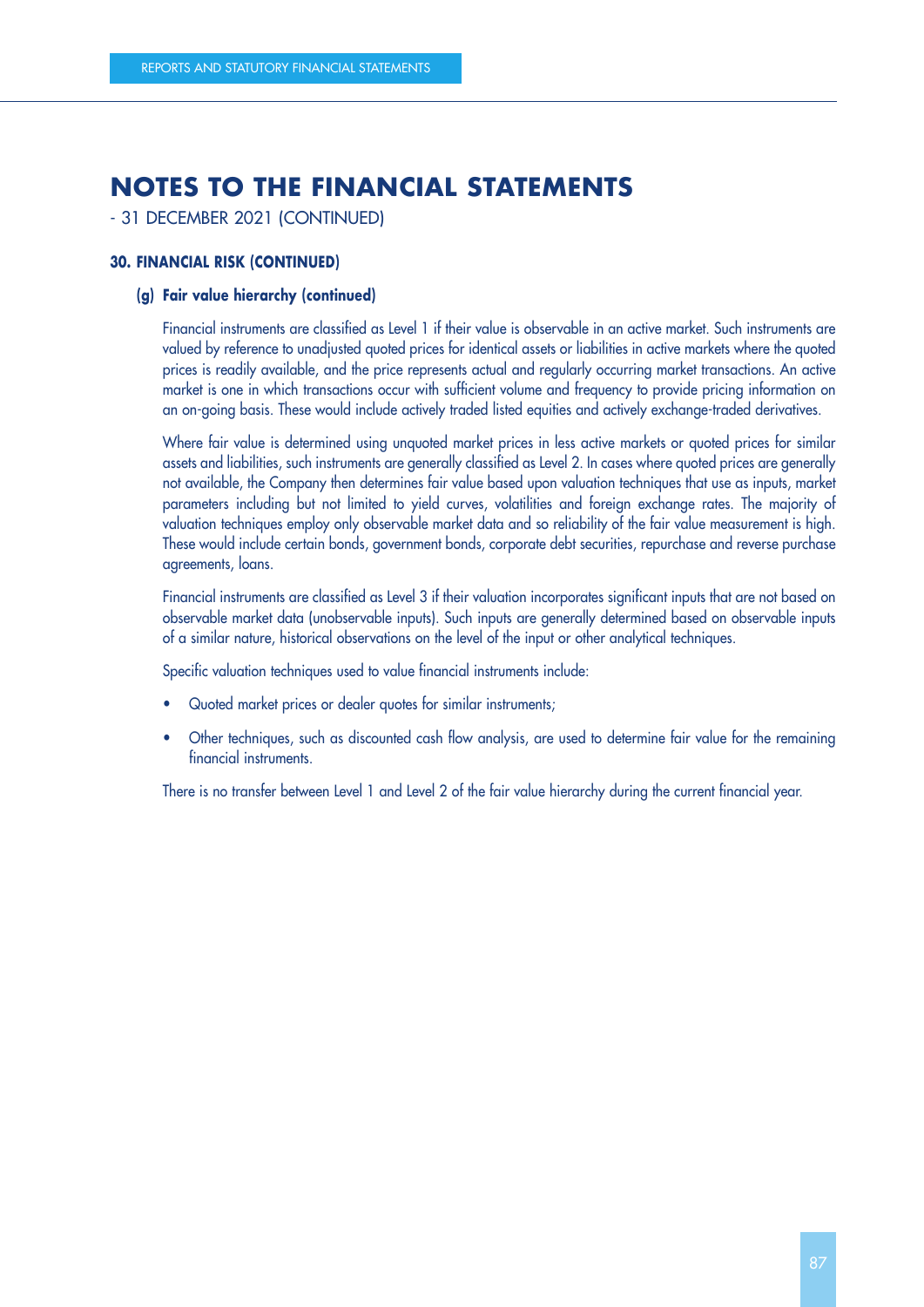# NOTES TO THE FINANCIAL STATEMENTS

- 31 DECEMBER 2021 (CONTINUED)

### 30. FINANCIAL RISK (CONTINUED)

#### (g) Fair value hierarchy (continued)

Financial instruments are classified as Level 1 if their value is observable in an active market. Such instruments are valued by reference to unadjusted quoted prices for identical assets or liabilities in active markets where the quoted prices is readily available, and the price represents actual and regularly occurring market transactions. An active market is one in which transactions occur with sufficient volume and frequency to provide pricing information on an on-going basis. These would include actively traded listed equities and actively exchange-traded derivatives.

Where fair value is determined using unquoted market prices in less active markets or quoted prices for similar assets and liabilities, such instruments are generally classified as Level 2. In cases where quoted prices are generally not available, the Company then determines fair value based upon valuation techniques that use as inputs, market parameters including but not limited to yield curves, volatilities and foreign exchange rates. The majority of valuation techniques employ only observable market data and so reliability of the fair value measurement is high. These would include certain bonds, government bonds, corporate debt securities, repurchase and reverse purchase agreements, loans.

Financial instruments are classified as Level 3 if their valuation incorporates significant inputs that are not based on observable market data (unobservable inputs). Such inputs are generally determined based on observable inputs of a similar nature, historical observations on the level of the input or other analytical techniques.

Specific valuation techniques used to value financial instruments include:

- Quoted market prices or dealer quotes for similar instruments;
- Other techniques, such as discounted cash flow analysis, are used to determine fair value for the remaining financial instruments.

There is no transfer between Level 1 and Level 2 of the fair value hierarchy during the current financial year.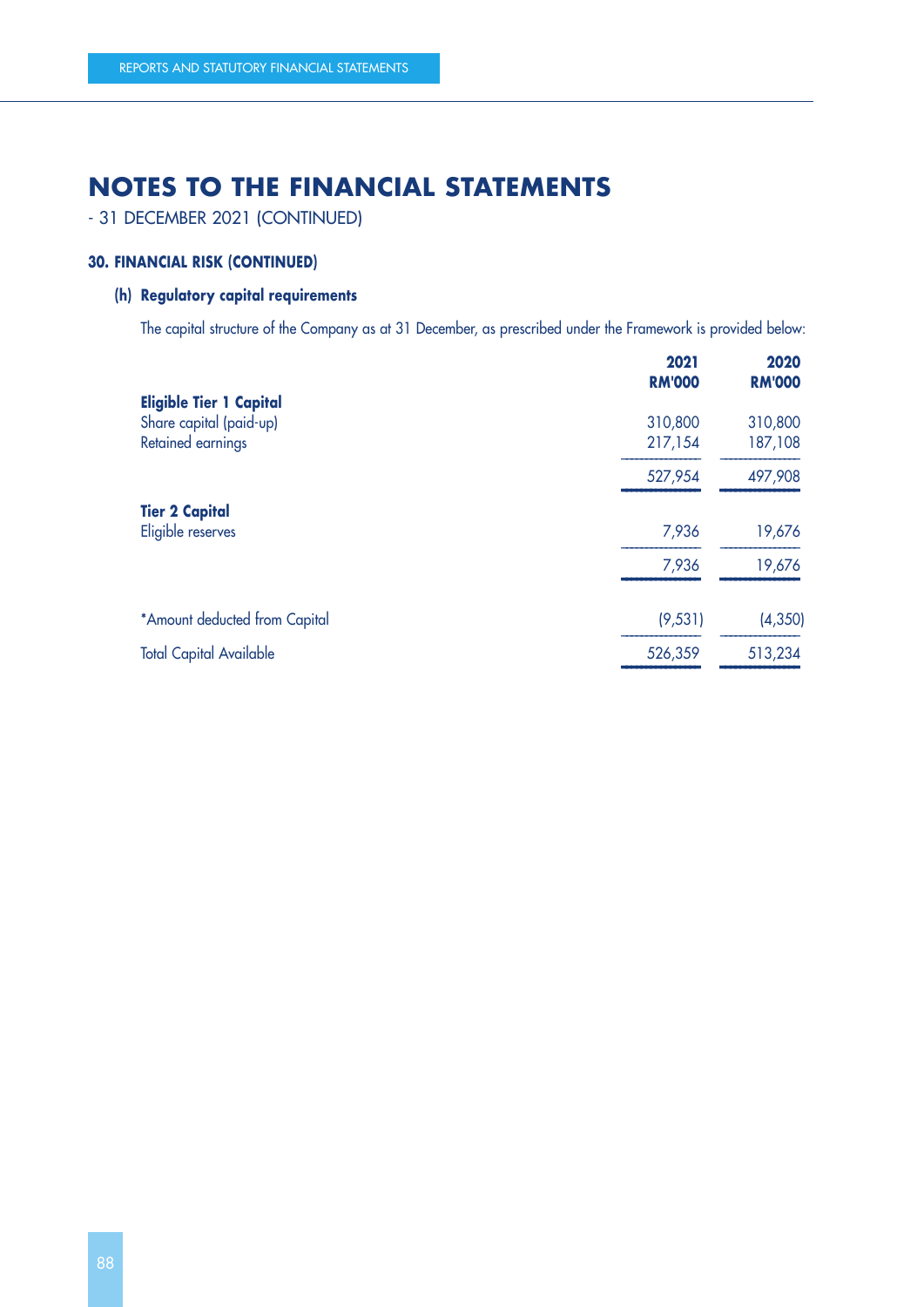# NOTES TO THE FINANCIAL STATEMENTS

- 31 DECEMBER 2021 (CONTINUED)

### 30. FINANCIAL RISK (CONTINUED)

#### (h) Regulatory capital requirements

The capital structure of the Company as at 31 December, as prescribed under the Framework is provided below:

| | 2021 RM'000 | 2020 RM'000 |
|---|---|---|
| **Eligible Tier 1 Capital** | | |
| Share capital (paid-up) | 310,800 | 310,800 |
| Retained earnings | 217,154 | 187,108 |
| | 527,954 | 497,908 |
| **Tier 2 Capital** | | |
| Eligible reserves | 7,936 | 19,676 |
| | 7,936 | 19,676 |
| *Amount deducted from Capital | (9,531) | (4,350) |
| Total Capital Available | 526,359 | 513,234 |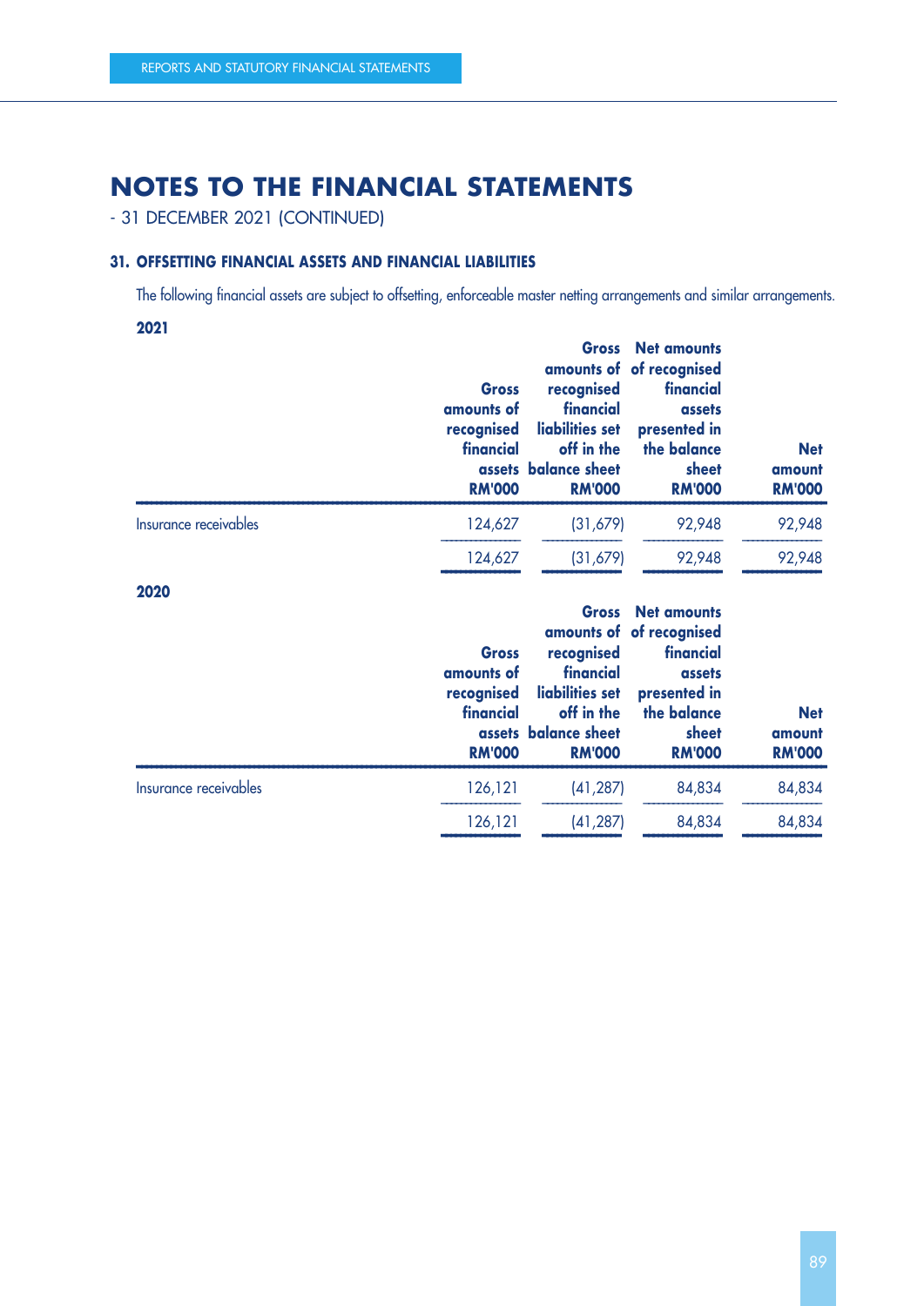# NOTES TO THE FINANCIAL STATEMENTS

- 31 DECEMBER 2021 (CONTINUED)

### 31. OFFSETTING FINANCIAL ASSETS AND FINANCIAL LIABILITIES

The following financial assets are subject to offsetting, enforceable master netting arrangements and similar arrangements.

**2021**

| | Gross amounts of recognised financial assets RM'000 | Gross amounts of recognised financial liabilities set off in the balance sheet RM'000 | Net amounts of recognised financial assets presented in the balance sheet RM'000 | Net amount RM'000 |
|---|---|---|---|---|
| Insurance receivables | 124,627 | (31,679) | 92,948 | 92,948 |
| | 124,627 | (31,679) | 92,948 | 92,948 |

**2020**

| | Gross amounts of recognised financial assets RM'000 | Gross amounts of recognised financial liabilities set off in the balance sheet RM'000 | Net amounts of recognised financial assets presented in the balance sheet RM'000 | Net amount RM'000 |
|---|---|---|---|---|
| Insurance receivables | 126,121 | (41,287) | 84,834 | 84,834 |
| | 126,121 | (41,287) | 84,834 | 84,834 |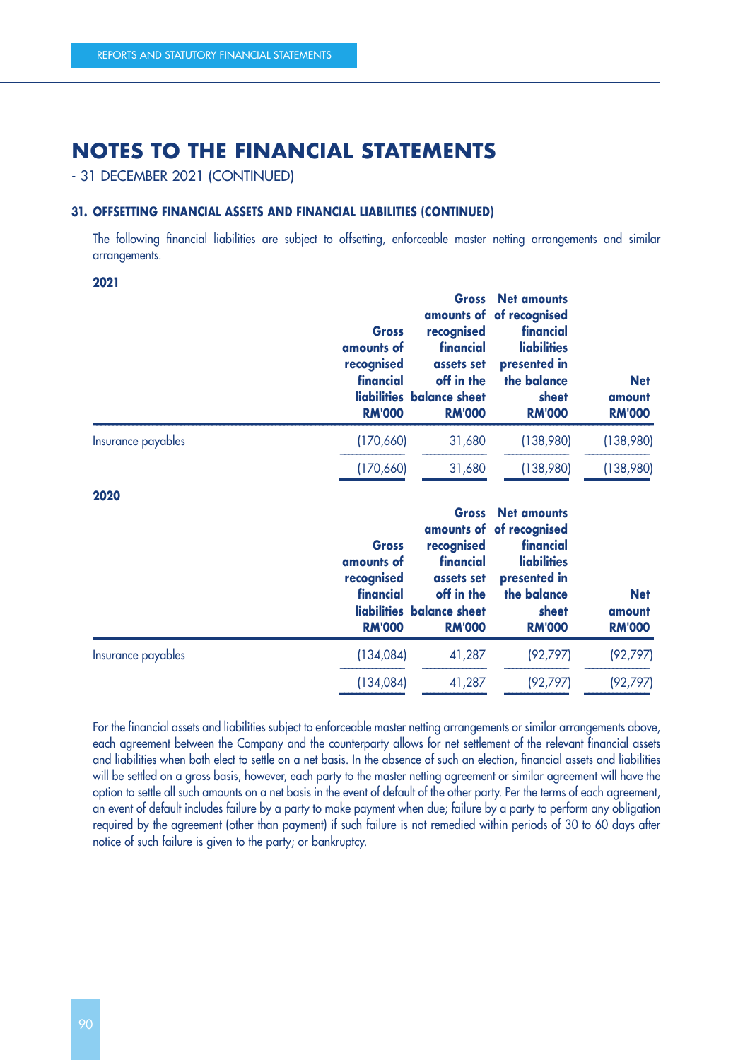# NOTES TO THE FINANCIAL STATEMENTS

- 31 DECEMBER 2021 (CONTINUED)

### 31. OFFSETTING FINANCIAL ASSETS AND FINANCIAL LIABILITIES (CONTINUED)

The following financial liabilities are subject to offsetting, enforceable master netting arrangements and similar arrangements.

**2021**

| | Gross amounts of recognised financial liabilities RM'000 | Gross amounts of recognised financial assets set off in the balance sheet RM'000 | Net amounts of recognised financial liabilities presented in the balance sheet RM'000 | Net amount RM'000 |
|---|---|---|---|---|
| Insurance payables | (170,660) | 31,680 | (138,980) | (138,980) |
| | (170,660) | 31,680 | (138,980) | (138,980) |

**2020**

| | Gross amounts of recognised financial liabilities RM'000 | Gross amounts of recognised financial assets set off in the balance sheet RM'000 | Net amounts of recognised financial liabilities presented in the balance sheet RM'000 | Net amount RM'000 |
|---|---|---|---|---|
| Insurance payables | (134,084) | 41,287 | (92,797) | (92,797) |
| | (134,084) | 41,287 | (92,797) | (92,797) |

For the financial assets and liabilities subject to enforceable master netting arrangements or similar arrangements above, each agreement between the Company and the counterparty allows for net settlement of the relevant financial assets and liabilities when both elect to settle on a net basis. In the absence of such an election, financial assets and liabilities will be settled on a gross basis, however, each party to the master netting agreement or similar agreement will have the option to settle all such amounts on a net basis in the event of default of the other party. Per the terms of each agreement, an event of default includes failure by a party to make payment when due; failure by a party to perform any obligation required by the agreement (other than payment) if such failure is not remedied within periods of 30 to 60 days after notice of such failure is given to the party; or bankruptcy.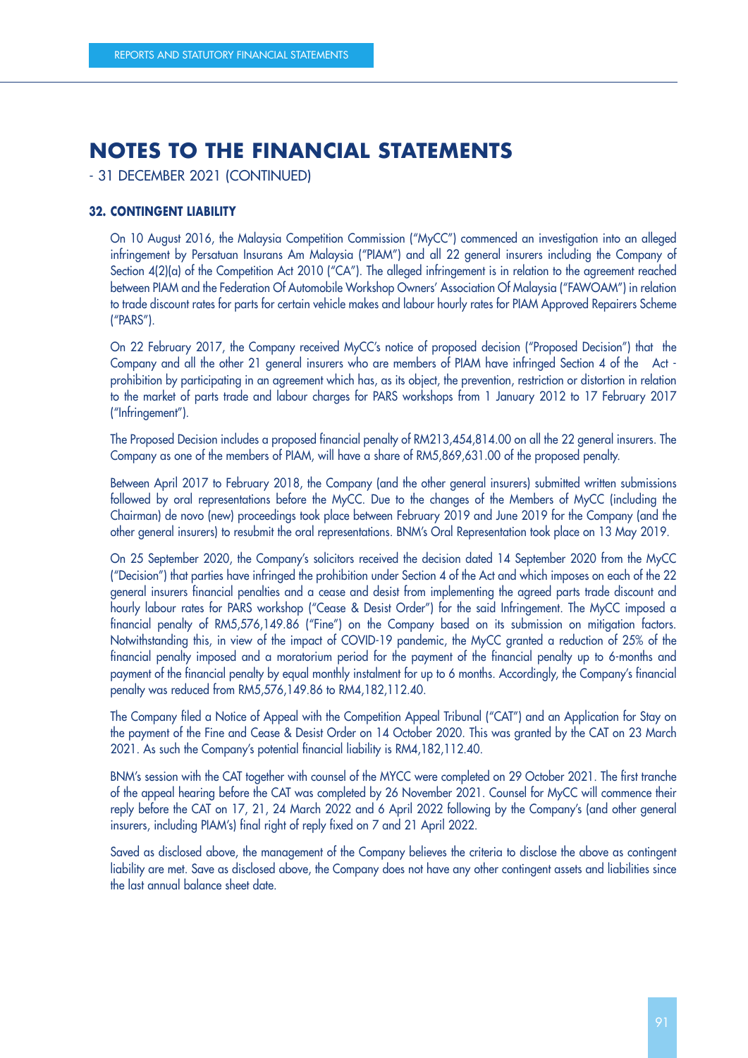# NOTES TO THE FINANCIAL STATEMENTS

- 31 DECEMBER 2021 (CONTINUED)

### 32. CONTINGENT LIABILITY

On 10 August 2016, the Malaysia Competition Commission ("MyCC") commenced an investigation into an alleged infringement by Persatuan Insurans Am Malaysia ("PIAM") and all 22 general insurers including the Company of Section 4(2)(a) of the Competition Act 2010 ("CA"). The alleged infringement is in relation to the agreement reached between PIAM and the Federation Of Automobile Workshop Owners' Association Of Malaysia ("FAWOAM") in relation to trade discount rates for parts for certain vehicle makes and labour hourly rates for PIAM Approved Repairers Scheme ("PARS").

On 22 February 2017, the Company received MyCC's notice of proposed decision ("Proposed Decision") that the Company and all the other 21 general insurers who are members of PIAM have infringed Section 4 of the Act - prohibition by participating in an agreement which has, as its object, the prevention, restriction or distortion in relation to the market of parts trade and labour charges for PARS workshops from 1 January 2012 to 17 February 2017 ("Infringement").

The Proposed Decision includes a proposed financial penalty of RM213,454,814.00 on all the 22 general insurers. The Company as one of the members of PIAM, will have a share of RM5,869,631.00 of the proposed penalty.

Between April 2017 to February 2018, the Company (and the other general insurers) submitted written submissions followed by oral representations before the MyCC. Due to the changes of the Members of MyCC (including the Chairman) de novo (new) proceedings took place between February 2019 and June 2019 for the Company (and the other general insurers) to resubmit the oral representations. BNM's Oral Representation took place on 13 May 2019.

On 25 September 2020, the Company's solicitors received the decision dated 14 September 2020 from the MyCC ("Decision") that parties have infringed the prohibition under Section 4 of the Act and which imposes on each of the 22 general insurers financial penalties and a cease and desist from implementing the agreed parts trade discount and hourly labour rates for PARS workshop ("Cease & Desist Order") for the said Infringement. The MyCC imposed a financial penalty of RM5,576,149.86 ("Fine") on the Company based on its submission on mitigation factors. Notwithstanding this, in view of the impact of COVID-19 pandemic, the MyCC granted a reduction of 25% of the financial penalty imposed and a moratorium period for the payment of the financial penalty up to 6-months and payment of the financial penalty by equal monthly instalment for up to 6 months. Accordingly, the Company's financial penalty was reduced from RM5,576,149.86 to RM4,182,112.40.

The Company filed a Notice of Appeal with the Competition Appeal Tribunal ("CAT") and an Application for Stay on the payment of the Fine and Cease & Desist Order on 14 October 2020. This was granted by the CAT on 23 March 2021. As such the Company's potential financial liability is RM4,182,112.40.

BNM's session with the CAT together with counsel of the MYCC were completed on 29 October 2021. The first tranche of the appeal hearing before the CAT was completed by 26 November 2021. Counsel for MyCC will commence their reply before the CAT on 17, 21, 24 March 2022 and 6 April 2022 following by the Company's (and other general insurers, including PIAM's) final right of reply fixed on 7 and 21 April 2022.

Saved as disclosed above, the management of the Company believes the criteria to disclose the above as contingent liability are met. Save as disclosed above, the Company does not have any other contingent assets and liabilities since the last annual balance sheet date.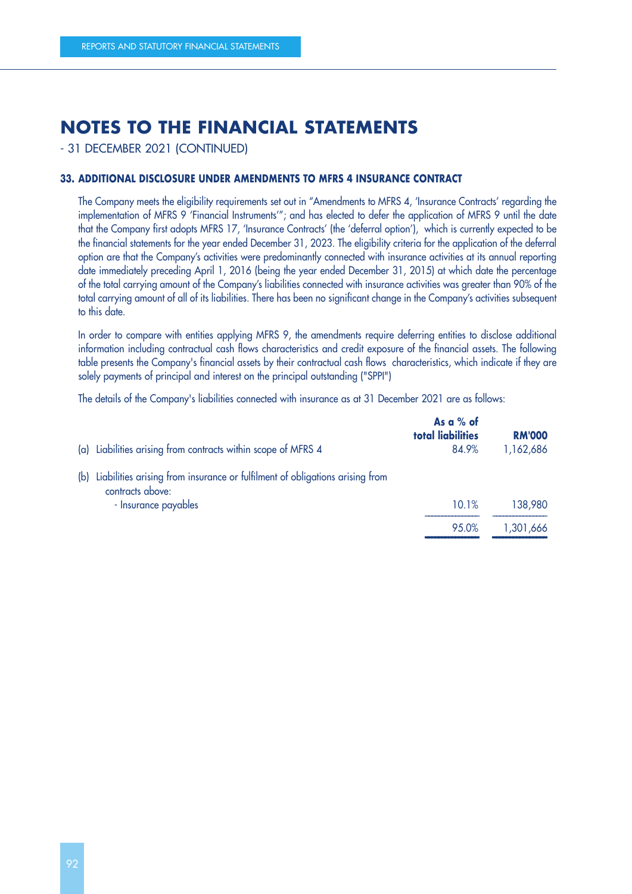# NOTES TO THE FINANCIAL STATEMENTS

- 31 DECEMBER 2021 (CONTINUED)

## 33. ADDITIONAL DISCLOSURE UNDER AMENDMENTS TO MFRS 4 INSURANCE CONTRACT

The Company meets the eligibility requirements set out in "Amendments to MFRS 4, 'Insurance Contracts' regarding the implementation of MFRS 9 'Financial Instruments'"; and has elected to defer the application of MFRS 9 until the date that the Company first adopts MFRS 17, 'Insurance Contracts' (the 'deferral option'), which is currently expected to be the financial statements for the year ended December 31, 2023. The eligibility criteria for the application of the deferral option are that the Company's activities were predominantly connected with insurance activities at its annual reporting date immediately preceding April 1, 2016 (being the year ended December 31, 2015) at which date the percentage of the total carrying amount of the Company's liabilities connected with insurance activities was greater than 90% of the total carrying amount of all of its liabilities. There has been no significant change in the Company's activities subsequent to this date.

In order to compare with entities applying MFRS 9, the amendments require deferring entities to disclose additional information including contractual cash flows characteristics and credit exposure of the financial assets. The following table presents the Company's financial assets by their contractual cash flows characteristics, which indicate if they are solely payments of principal and interest on the principal outstanding ("SPPI")

The details of the Company's liabilities connected with insurance as at 31 December 2021 are as follows:

| | As a % of total liabilities | RM'000 |
|---|---|---|
| (a) Liabilities arising from contracts within scope of MFRS 4 | 84.9% | 1,162,686 |
| (b) Liabilities arising from insurance or fulfilment of obligations arising from contracts above: | | |
| - Insurance payables | 10.1% | 138,980 |
| | 95.0% | 1,301,666 |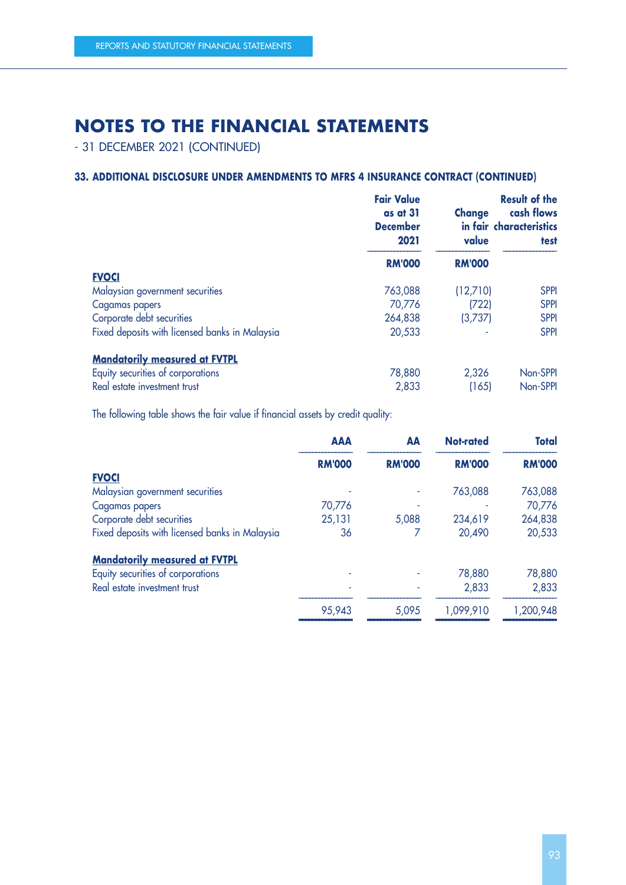# NOTES TO THE FINANCIAL STATEMENTS

- 31 DECEMBER 2021 (CONTINUED)

## 33. ADDITIONAL DISCLOSURE UNDER AMENDMENTS TO MFRS 4 INSURANCE CONTRACT (CONTINUED)

| | Fair Value as at 31 December 2021 | Change in fair value | Result of the cash flows characteristics test |
|---|---|---|---|
| | RM'000 | RM'000 | |
| **FVOCI** | | | |
| Malaysian government securities | 763,088 | (12,710) | SPPI |
| Cagamas papers | 70,776 | (722) | SPPI |
| Corporate debt securities | 264,838 | (3,737) | SPPI |
| Fixed deposits with licensed banks in Malaysia | 20,533 | - | SPPI |
| **Mandatorily measured at FVTPL** | | | |
| Equity securities of corporations | 78,880 | 2,326 | Non-SPPI |
| Real estate investment trust | 2,833 | (165) | Non-SPPI |

The following table shows the fair value if financial assets by credit quality:

| | AAA | AA | Not-rated | Total |
|---|---|---|---|---|
| | RM'000 | RM'000 | RM'000 | RM'000 |
| **FVOCI** | | | | |
| Malaysian government securities | - | - | 763,088 | 763,088 |
| Cagamas papers | 70,776 | - | - | 70,776 |
| Corporate debt securities | 25,131 | 5,088 | 234,619 | 264,838 |
| Fixed deposits with licensed banks in Malaysia | 36 | 7 | 20,490 | 20,533 |
| **Mandatorily measured at FVTPL** | | | | |
| Equity securities of corporations | - | - | 78,880 | 78,880 |
| Real estate investment trust | - | - | 2,833 | 2,833 |
| | 95,943 | 5,095 | 1,099,910 | 1,200,948 |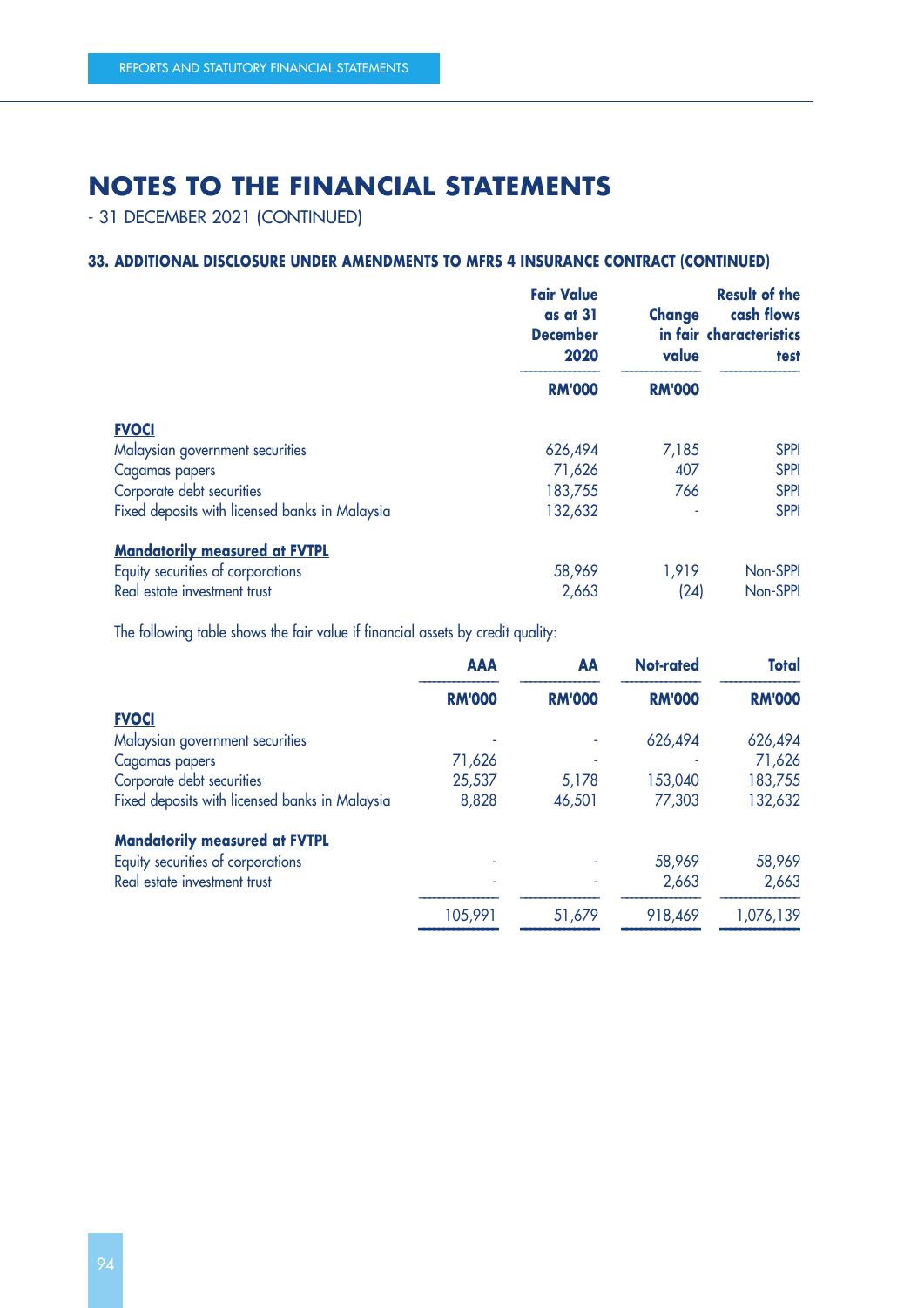# NOTES TO THE FINANCIAL STATEMENTS

- 31 DECEMBER 2021 (CONTINUED)

### 33. ADDITIONAL DISCLOSURE UNDER AMENDMENTS TO MFRS 4 INSURANCE CONTRACT (CONTINUED)

| | Fair Value as at 31 December 2020 | Change in fair value | Result of the cash flows characteristics test |
|---|---|---|---|
| | RM'000 | RM'000 | |
| **FVOCI** | | | |
| Malaysian government securities | 626,494 | 7,185 | SPPI |
| Cagamas papers | 71,626 | 407 | SPPI |
| Corporate debt securities | 183,755 | 766 | SPPI |
| Fixed deposits with licensed banks in Malaysia | 132,632 | - | SPPI |
| **Mandatorily measured at FVTPL** | | | |
| Equity securities of corporations | 58,969 | 1,919 | Non-SPPI |
| Real estate investment trust | 2,663 | (24) | Non-SPPI |

The following table shows the fair value if financial assets by credit quality:

| | AAA | AA | Not-rated | Total |
|---|---|---|---|---|
| | RM'000 | RM'000 | RM'000 | RM'000 |
| **FVOCI** | | | | |
| Malaysian government securities | - | - | 626,494 | 626,494 |
| Cagamas papers | 71,626 | - | - | 71,626 |
| Corporate debt securities | 25,537 | 5,178 | 153,040 | 183,755 |
| Fixed deposits with licensed banks in Malaysia | 8,828 | 46,501 | 77,303 | 132,632 |
| **Mandatorily measured at FVTPL** | | | | |
| Equity securities of corporations | - | - | 58,969 | 58,969 |
| Real estate investment trust | - | - | 2,663 | 2,663 |
| | 105,991 | 51,679 | 918,469 | 1,076,139 |